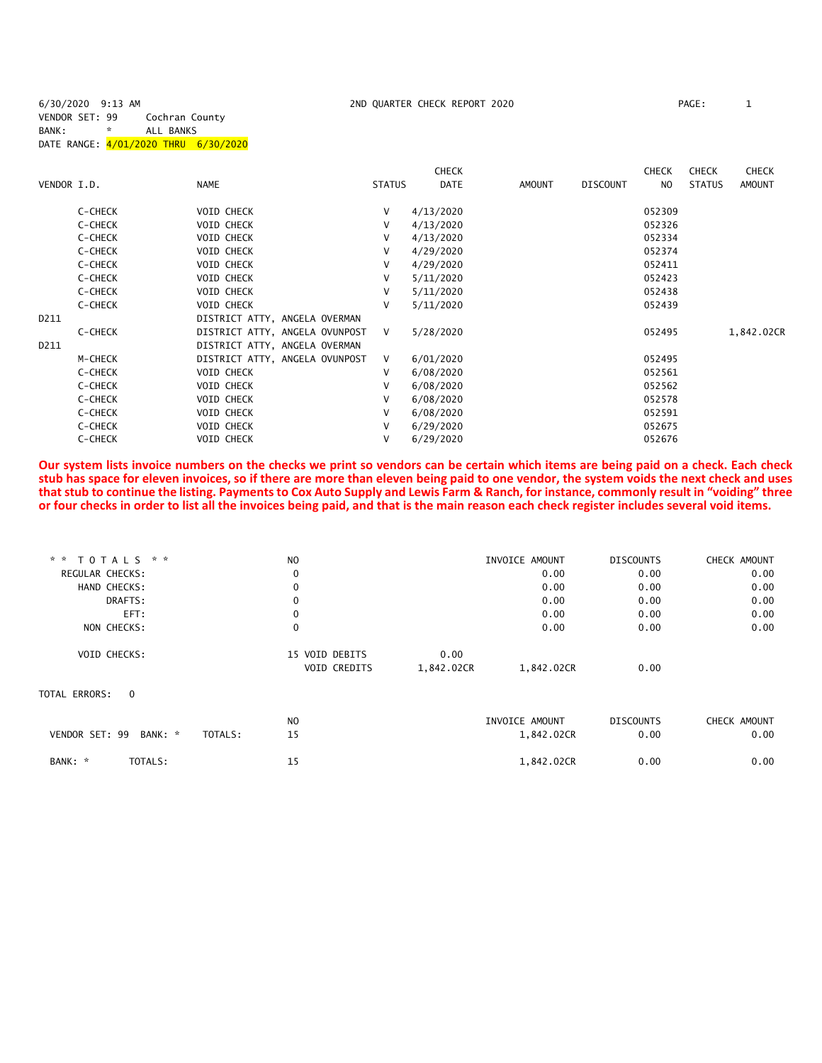6/30/2020 9:13 AM — 2ND QUARTER CHECK REPORT 2020

VENDOR SET: 99 Cochran County
BANK: * ALL BANKS
DATE RANGE: 4/01/2020 THRU 6/30/2020

| VENDOR I.D. | NAME | STATUS | CHECK DATE | AMOUNT | DISCOUNT | CHECK NO | CHECK STATUS | CHECK AMOUNT |
|---|---|---|---|---|---|---|---|---|
| C-CHECK | VOID CHECK | V | 4/13/2020 | | | 052309 | | |
| C-CHECK | VOID CHECK | V | 4/13/2020 | | | 052326 | | |
| C-CHECK | VOID CHECK | V | 4/13/2020 | | | 052334 | | |
| C-CHECK | VOID CHECK | V | 4/29/2020 | | | 052374 | | |
| C-CHECK | VOID CHECK | V | 4/29/2020 | | | 052411 | | |
| C-CHECK | VOID CHECK | V | 5/11/2020 | | | 052423 | | |
| C-CHECK | VOID CHECK | V | 5/11/2020 | | | 052438 | | |
| C-CHECK | VOID CHECK | V | 5/11/2020 | | | 052439 | | |
| D211 | DISTRICT ATTY, ANGELA OVERMAN | | | | | | | |
| C-CHECK | DISTRICT ATTY, ANGELA OVUNPOST | V | 5/28/2020 | | | 052495 | | 1,842.02CR |
| D211 | DISTRICT ATTY, ANGELA OVERMAN | | | | | | | |
| M-CHECK | DISTRICT ATTY, ANGELA OVUNPOST | V | 6/01/2020 | | | 052495 | | |
| C-CHECK | VOID CHECK | V | 6/08/2020 | | | 052561 | | |
| C-CHECK | VOID CHECK | V | 6/08/2020 | | | 052562 | | |
| C-CHECK | VOID CHECK | V | 6/08/2020 | | | 052578 | | |
| C-CHECK | VOID CHECK | V | 6/08/2020 | | | 052591 | | |
| C-CHECK | VOID CHECK | V | 6/29/2020 | | | 052675 | | |
| C-CHECK | VOID CHECK | V | 6/29/2020 | | | 052676 | | |

**Our system lists invoice numbers on the checks we print so vendors can be certain which items are being paid on a check. Each check stub has space for eleven invoices, so if there are more than eleven being paid to one vendor, the system voids the next check and uses that stub to continue the listing. Payments to Cox Auto Supply and Lewis Farm & Ranch, for instance, commonly result in "voiding" three or four checks in order to list all the invoices being paid, and that is the main reason each check register includes several void items.**

| * * TOTALS * * | NO | | | INVOICE AMOUNT | DISCOUNTS | CHECK AMOUNT |
|---|---|---|---|---|---|---|
| REGULAR CHECKS: | 0 | | | 0.00 | 0.00 | 0.00 |
| HAND CHECKS: | 0 | | | 0.00 | 0.00 | 0.00 |
| DRAFTS: | 0 | | | 0.00 | 0.00 | 0.00 |
| EFT: | 0 | | | 0.00 | 0.00 | 0.00 |
| NON CHECKS: | 0 | | | 0.00 | 0.00 | 0.00 |
| VOID CHECKS: | 15 | VOID DEBITS | 0.00 | | | |
| | | VOID CREDITS | 1,842.02CR | 1,842.02CR | 0.00 | |

TOTAL ERRORS: 0

| | | NO | INVOICE AMOUNT | DISCOUNTS | CHECK AMOUNT |
|---|---|---|---|---|---|
| VENDOR SET: 99 BANK: * | TOTALS: | 15 | 1,842.02CR | 0.00 | 0.00 |
| BANK: * | TOTALS: | 15 | 1,842.02CR | 0.00 | 0.00 |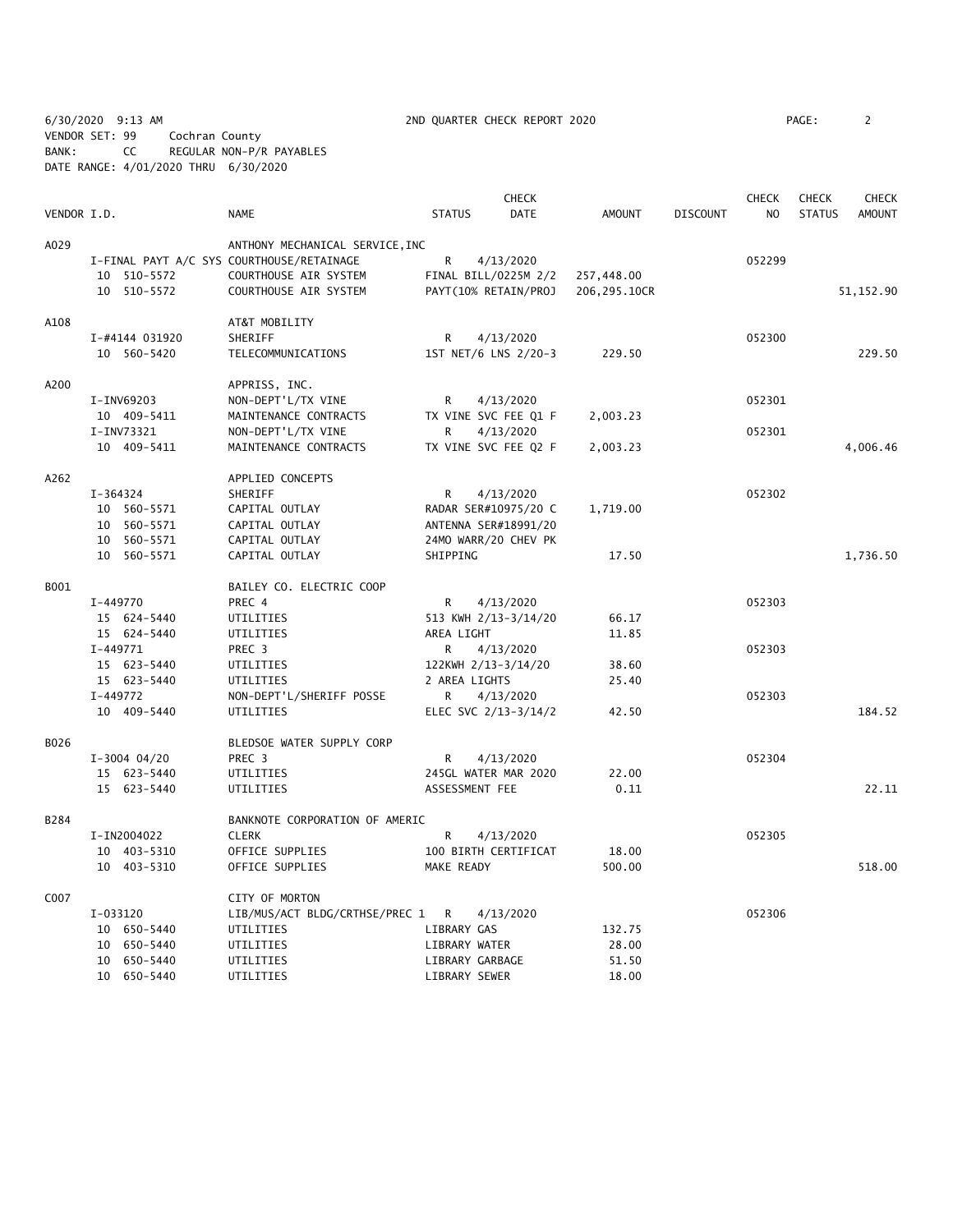6/30/2020 9:13 AM 2ND QUARTER CHECK REPORT 2020

VENDOR SET: 99 Cochran County
BANK: CC REGULAR NON-P/R PAYABLES
DATE RANGE: 4/01/2020 THRU 6/30/2020

| VENDOR I.D. | NAME | STATUS | CHECK DATE | AMOUNT | DISCOUNT | CHECK NO | CHECK STATUS | CHECK AMOUNT |
|---|---|---|---|---|---|---|---|---|
| A029 | ANTHONY MECHANICAL SERVICE,INC | | | | | | | |
| I-FINAL PAYT A/C SYS | COURTHOUSE/RETAINAGE | R | 4/13/2020 | | | 052299 | | |
| 10 510-5572 | COURTHOUSE AIR SYSTEM | FINAL BILL/0225M 2/2 | | 257,448.00 | | | | |
| 10 510-5572 | COURTHOUSE AIR SYSTEM | PAYT(10% RETAIN/PROJ | | 206,295.10CR | | | | 51,152.90 |
| A108 | AT&T MOBILITY | | | | | | | |
| I-#4144 031920 | SHERIFF | R | 4/13/2020 | | | 052300 | | |
| 10 560-5420 | TELECOMMUNICATIONS | 1ST NET/6 LNS 2/20-3 | | 229.50 | | | | 229.50 |
| A200 | APPRISS, INC. | | | | | | | |
| I-INV69203 | NON-DEPT'L/TX VINE | R | 4/13/2020 | | | 052301 | | |
| 10 409-5411 | MAINTENANCE CONTRACTS | TX VINE SVC FEE Q1 F | | 2,003.23 | | | | |
| I-INV73321 | NON-DEPT'L/TX VINE | R | 4/13/2020 | | | 052301 | | |
| 10 409-5411 | MAINTENANCE CONTRACTS | TX VINE SVC FEE Q2 F | | 2,003.23 | | | | 4,006.46 |
| A262 | APPLIED CONCEPTS | | | | | | | |
| I-364324 | SHERIFF | R | 4/13/2020 | | | 052302 | | |
| 10 560-5571 | CAPITAL OUTLAY | RADAR SER#10975/20 C | | 1,719.00 | | | | |
| 10 560-5571 | CAPITAL OUTLAY | ANTENNA SER#18991/20 | | | | | | |
| 10 560-5571 | CAPITAL OUTLAY | 24MO WARR/20 CHEV PK | | | | | | |
| 10 560-5571 | CAPITAL OUTLAY | SHIPPING | | 17.50 | | | | 1,736.50 |
| B001 | BAILEY CO. ELECTRIC COOP | | | | | | | |
| I-449770 | PREC 4 | R | 4/13/2020 | | | 052303 | | |
| 15 624-5440 | UTILITIES | 513 KWH 2/13-3/14/20 | | 66.17 | | | | |
| 15 624-5440 | UTILITIES | AREA LIGHT | | 11.85 | | | | |
| I-449771 | PREC 3 | R | 4/13/2020 | | | 052303 | | |
| 15 623-5440 | UTILITIES | 122KWH 2/13-3/14/20 | | 38.60 | | | | |
| 15 623-5440 | UTILITIES | 2 AREA LIGHTS | | 25.40 | | | | |
| I-449772 | NON-DEPT'L/SHERIFF POSSE | R | 4/13/2020 | | | 052303 | | |
| 10 409-5440 | UTILITIES | ELEC SVC 2/13-3/14/2 | | 42.50 | | | | 184.52 |
| B026 | BLEDSOE WATER SUPPLY CORP | | | | | | | |
| I-3004 04/20 | PREC 3 | R | 4/13/2020 | | | 052304 | | |
| 15 623-5440 | UTILITIES | 245GL WATER MAR 2020 | | 22.00 | | | | |
| 15 623-5440 | UTILITIES | ASSESSMENT FEE | | 0.11 | | | | 22.11 |
| B284 | BANKNOTE CORPORATION OF AMERIC | | | | | | | |
| I-IN2004022 | CLERK | R | 4/13/2020 | | | 052305 | | |
| 10 403-5310 | OFFICE SUPPLIES | 100 BIRTH CERTIFICAT | | 18.00 | | | | |
| 10 403-5310 | OFFICE SUPPLIES | MAKE READY | | 500.00 | | | | 518.00 |
| C007 | CITY OF MORTON | | | | | | | |
| I-033120 | LIB/MUS/ACT BLDG/CRTHSE/PREC 1 | R | 4/13/2020 | | | 052306 | | |
| 10 650-5440 | UTILITIES | LIBRARY GAS | | 132.75 | | | | |
| 10 650-5440 | UTILITIES | LIBRARY WATER | | 28.00 | | | | |
| 10 650-5440 | UTILITIES | LIBRARY GARBAGE | | 51.50 | | | | |
| 10 650-5440 | UTILITIES | LIBRARY SEWER | | 18.00 | | | | |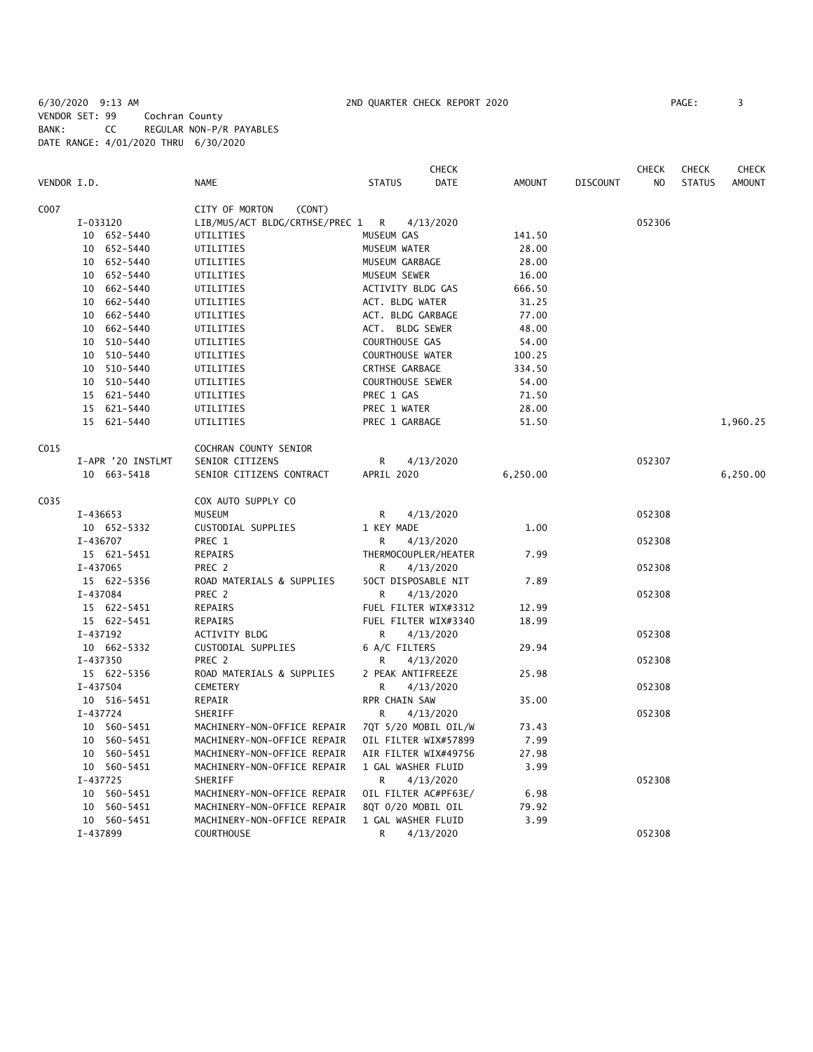6/30/2020 9:13 AM 2ND QUARTER CHECK REPORT 2020
VENDOR SET: 99 Cochran County
BANK: CC REGULAR NON-P/R PAYABLES
DATE RANGE: 4/01/2020 THRU 6/30/2020

| VENDOR I.D. | NAME | STATUS | CHECK DATE | AMOUNT | DISCOUNT | CHECK NO | CHECK STATUS | CHECK AMOUNT |
|---|---|---|---|---|---|---|---|---|
| C007 | CITY OF MORTON (CONT) | | | | | | | |
| I-033120 | LIB/MUS/ACT BLDG/CRTHSE/PREC 1 | R | 4/13/2020 | | | 052306 | | |
| 10 652-5440 | UTILITIES | MUSEUM GAS | | 141.50 | | | | |
| 10 652-5440 | UTILITIES | MUSEUM WATER | | 28.00 | | | | |
| 10 652-5440 | UTILITIES | MUSEUM GARBAGE | | 28.00 | | | | |
| 10 652-5440 | UTILITIES | MUSEUM SEWER | | 16.00 | | | | |
| 10 662-5440 | UTILITIES | ACTIVITY BLDG GAS | | 666.50 | | | | |
| 10 662-5440 | UTILITIES | ACT. BLDG WATER | | 31.25 | | | | |
| 10 662-5440 | UTILITIES | ACT. BLDG GARBAGE | | 77.00 | | | | |
| 10 662-5440 | UTILITIES | ACT. BLDG SEWER | | 48.00 | | | | |
| 10 510-5440 | UTILITIES | COURTHOUSE GAS | | 54.00 | | | | |
| 10 510-5440 | UTILITIES | COURTHOUSE WATER | | 100.25 | | | | |
| 10 510-5440 | UTILITIES | CRTHSE GARBAGE | | 334.50 | | | | |
| 10 510-5440 | UTILITIES | COURTHOUSE SEWER | | 54.00 | | | | |
| 15 621-5440 | UTILITIES | PREC 1 GAS | | 71.50 | | | | |
| 15 621-5440 | UTILITIES | PREC 1 WATER | | 28.00 | | | | |
| 15 621-5440 | UTILITIES | PREC 1 GARBAGE | | 51.50 | | | | 1,960.25 |
| C015 | COCHRAN COUNTY SENIOR | | | | | | | |
| I-APR '20 INSTLMT | SENIOR CITIZENS | R | 4/13/2020 | | | 052307 | | |
| 10 663-5418 | SENIOR CITIZENS CONTRACT | APRIL 2020 | | 6,250.00 | | | | 6,250.00 |
| C035 | COX AUTO SUPPLY CO | | | | | | | |
| I-436653 | MUSEUM | R | 4/13/2020 | | | 052308 | | |
| 10 652-5332 | CUSTODIAL SUPPLIES | 1 KEY MADE | | 1.00 | | | | |
| I-436707 | PREC 1 | R | 4/13/2020 | | | 052308 | | |
| 15 621-5451 | REPAIRS | THERMOCOUPLER/HEATER | | 7.99 | | | | |
| I-437065 | PREC 2 | R | 4/13/2020 | | | 052308 | | |
| 15 622-5356 | ROAD MATERIALS & SUPPLIES | 50CT DISPOSABLE NIT | | 7.89 | | | | |
| I-437084 | PREC 2 | R | 4/13/2020 | | | 052308 | | |
| 15 622-5451 | REPAIRS | FUEL FILTER WIX#3312 | | 12.99 | | | | |
| 15 622-5451 | REPAIRS | FUEL FILTER WIX#3340 | | 18.99 | | | | |
| I-437192 | ACTIVITY BLDG | R | 4/13/2020 | | | 052308 | | |
| 10 662-5332 | CUSTODIAL SUPPLIES | 6 A/C FILTERS | | 29.94 | | | | |
| I-437350 | PREC 2 | R | 4/13/2020 | | | 052308 | | |
| 15 622-5356 | ROAD MATERIALS & SUPPLIES | 2 PEAK ANTIFREEZE | | 25.98 | | | | |
| I-437504 | CEMETERY | R | 4/13/2020 | | | 052308 | | |
| 10 516-5451 | REPAIR | RPR CHAIN SAW | | 35.00 | | | | |
| I-437724 | SHERIFF | R | 4/13/2020 | | | 052308 | | |
| 10 560-5451 | MACHINERY-NON-OFFICE REPAIR | 7QT 5/20 MOBIL OIL/W | | 73.43 | | | | |
| 10 560-5451 | MACHINERY-NON-OFFICE REPAIR | OIL FILTER WIX#57899 | | 7.99 | | | | |
| 10 560-5451 | MACHINERY-NON-OFFICE REPAIR | AIR FILTER WIX#49756 | | 27.98 | | | | |
| 10 560-5451 | MACHINERY-NON-OFFICE REPAIR | 1 GAL WASHER FLUID | | 3.99 | | | | |
| I-437725 | SHERIFF | R | 4/13/2020 | | | 052308 | | |
| 10 560-5451 | MACHINERY-NON-OFFICE REPAIR | OIL FILTER AC#PF63E/ | | 6.98 | | | | |
| 10 560-5451 | MACHINERY-NON-OFFICE REPAIR | 8QT 0/20 MOBIL OIL | | 79.92 | | | | |
| 10 560-5451 | MACHINERY-NON-OFFICE REPAIR | 1 GAL WASHER FLUID | | 3.99 | | | | |
| I-437899 | COURTHOUSE | R | 4/13/2020 | | | 052308 | | |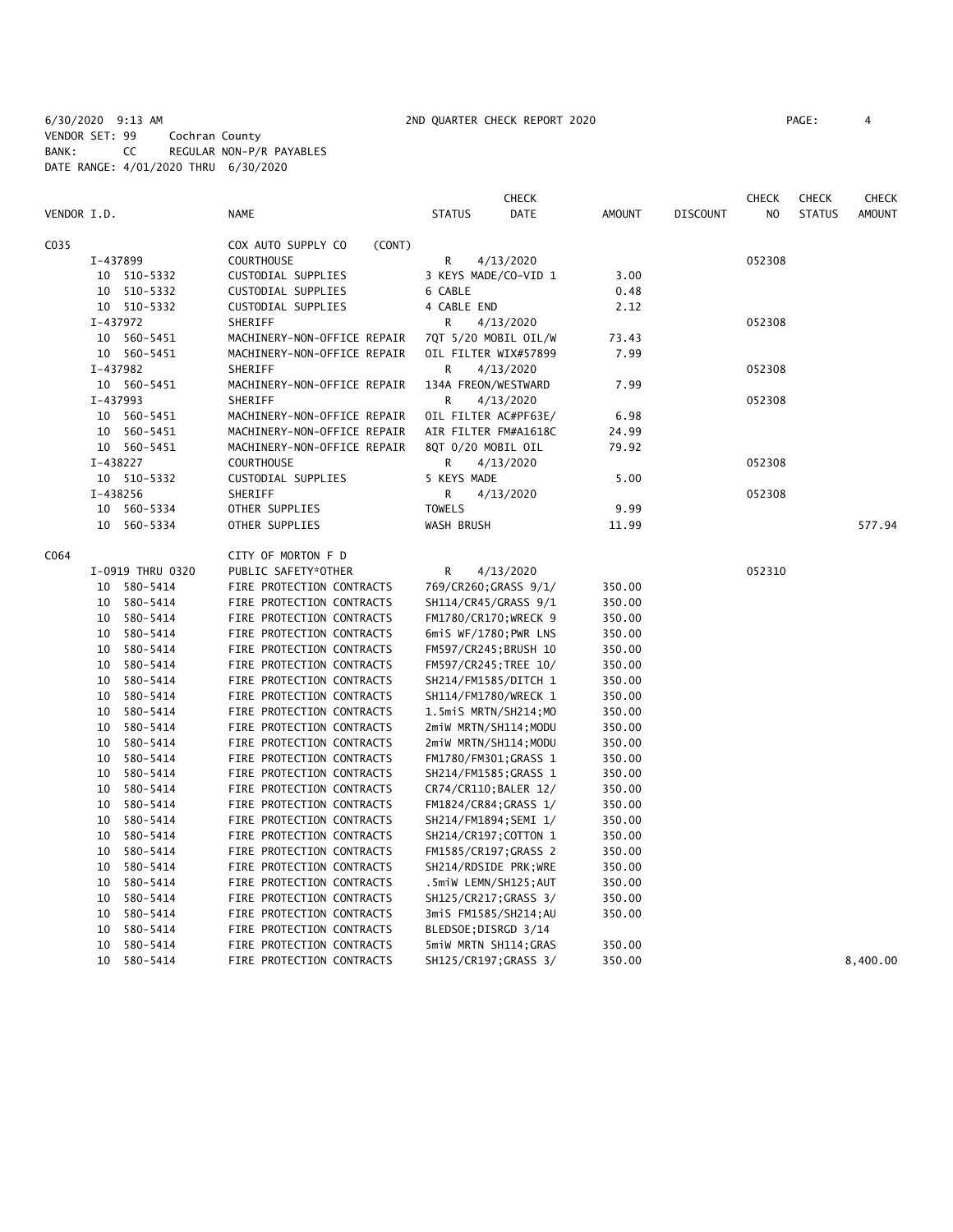6/30/2020 9:13 AM 2ND QUARTER CHECK REPORT 2020

VENDOR SET: 99 Cochran County
BANK: CC REGULAR NON-P/R PAYABLES
DATE RANGE: 4/01/2020 THRU 6/30/2020

| VENDOR I.D. | NAME | STATUS | CHECK DATE | AMOUNT | DISCOUNT | CHECK NO | CHECK STATUS | CHECK AMOUNT |
|---|---|---|---|---|---|---|---|---|
| C035 | COX AUTO SUPPLY CO (CONT) | | | | | | | |
| I-437899 | COURTHOUSE | R | 4/13/2020 | | | 052308 | | |
| 10 510-5332 | CUSTODIAL SUPPLIES | 3 KEYS MADE/CO-VID 1 | | 3.00 | | | | |
| 10 510-5332 | CUSTODIAL SUPPLIES | 6 CABLE | | 0.48 | | | | |
| 10 510-5332 | CUSTODIAL SUPPLIES | 4 CABLE END | | 2.12 | | | | |
| I-437972 | SHERIFF | R | 4/13/2020 | | | 052308 | | |
| 10 560-5451 | MACHINERY-NON-OFFICE REPAIR | 7QT 5/20 MOBIL OIL/W | | 73.43 | | | | |
| 10 560-5451 | MACHINERY-NON-OFFICE REPAIR | OIL FILTER WIX#57899 | | 7.99 | | | | |
| I-437982 | SHERIFF | R | 4/13/2020 | | | 052308 | | |
| 10 560-5451 | MACHINERY-NON-OFFICE REPAIR | 134A FREON/WESTWARD | | 7.99 | | | | |
| I-437993 | SHERIFF | R | 4/13/2020 | | | 052308 | | |
| 10 560-5451 | MACHINERY-NON-OFFICE REPAIR | OIL FILTER AC#PF63E/ | | 6.98 | | | | |
| 10 560-5451 | MACHINERY-NON-OFFICE REPAIR | AIR FILTER FM#A1618C | | 24.99 | | | | |
| 10 560-5451 | MACHINERY-NON-OFFICE REPAIR | 8QT 0/20 MOBIL OIL | | 79.92 | | | | |
| I-438227 | COURTHOUSE | R | 4/13/2020 | | | 052308 | | |
| 10 510-5332 | CUSTODIAL SUPPLIES | 5 KEYS MADE | | 5.00 | | | | |
| I-438256 | SHERIFF | R | 4/13/2020 | | | 052308 | | |
| 10 560-5334 | OTHER SUPPLIES | TOWELS | | 9.99 | | | | |
| 10 560-5334 | OTHER SUPPLIES | WASH BRUSH | | 11.99 | | | | 577.94 |
| C064 | CITY OF MORTON F D | | | | | | | |
| I-0919 THRU 0320 | PUBLIC SAFETY*OTHER | R | 4/13/2020 | | | 052310 | | |
| 10 580-5414 | FIRE PROTECTION CONTRACTS | 769/CR260;GRASS 9/1/ | | 350.00 | | | | |
| 10 580-5414 | FIRE PROTECTION CONTRACTS | SH114/CR45/GRASS 9/1 | | 350.00 | | | | |
| 10 580-5414 | FIRE PROTECTION CONTRACTS | FM1780/CR170;WRECK 9 | | 350.00 | | | | |
| 10 580-5414 | FIRE PROTECTION CONTRACTS | 6miS WF/1780;PWR LNS | | 350.00 | | | | |
| 10 580-5414 | FIRE PROTECTION CONTRACTS | FM597/CR245;BRUSH 10 | | 350.00 | | | | |
| 10 580-5414 | FIRE PROTECTION CONTRACTS | FM597/CR245;TREE 10/ | | 350.00 | | | | |
| 10 580-5414 | FIRE PROTECTION CONTRACTS | SH214/FM1585/DITCH 1 | | 350.00 | | | | |
| 10 580-5414 | FIRE PROTECTION CONTRACTS | SH114/FM1780/WRECK 1 | | 350.00 | | | | |
| 10 580-5414 | FIRE PROTECTION CONTRACTS | 1.5miS MRTN/SH214;MO | | 350.00 | | | | |
| 10 580-5414 | FIRE PROTECTION CONTRACTS | 2miW MRTN/SH114;MODU | | 350.00 | | | | |
| 10 580-5414 | FIRE PROTECTION CONTRACTS | 2miW MRTN/SH114;MODU | | 350.00 | | | | |
| 10 580-5414 | FIRE PROTECTION CONTRACTS | FM1780/FM301;GRASS 1 | | 350.00 | | | | |
| 10 580-5414 | FIRE PROTECTION CONTRACTS | SH214/FM1585;GRASS 1 | | 350.00 | | | | |
| 10 580-5414 | FIRE PROTECTION CONTRACTS | CR74/CR110;BALER 12/ | | 350.00 | | | | |
| 10 580-5414 | FIRE PROTECTION CONTRACTS | FM1824/CR84;GRASS 1/ | | 350.00 | | | | |
| 10 580-5414 | FIRE PROTECTION CONTRACTS | SH214/FM1894;SEMI 1/ | | 350.00 | | | | |
| 10 580-5414 | FIRE PROTECTION CONTRACTS | SH214/CR197;COTTON 1 | | 350.00 | | | | |
| 10 580-5414 | FIRE PROTECTION CONTRACTS | FM1585/CR197;GRASS 2 | | 350.00 | | | | |
| 10 580-5414 | FIRE PROTECTION CONTRACTS | SH214/RDSIDE PRK;WRE | | 350.00 | | | | |
| 10 580-5414 | FIRE PROTECTION CONTRACTS | .5miW LEMN/SH125;AUT | | 350.00 | | | | |
| 10 580-5414 | FIRE PROTECTION CONTRACTS | SH125/CR217;GRASS 3/ | | 350.00 | | | | |
| 10 580-5414 | FIRE PROTECTION CONTRACTS | 3miS FM1585/SH214;AU | | 350.00 | | | | |
| 10 580-5414 | FIRE PROTECTION CONTRACTS | BLEDSOE;DISRGD 3/14 | | | | | | |
| 10 580-5414 | FIRE PROTECTION CONTRACTS | 5miW MRTN SH114;GRAS | | 350.00 | | | | |
| 10 580-5414 | FIRE PROTECTION CONTRACTS | SH125/CR197;GRASS 3/ | | 350.00 | | | | 8,400.00 |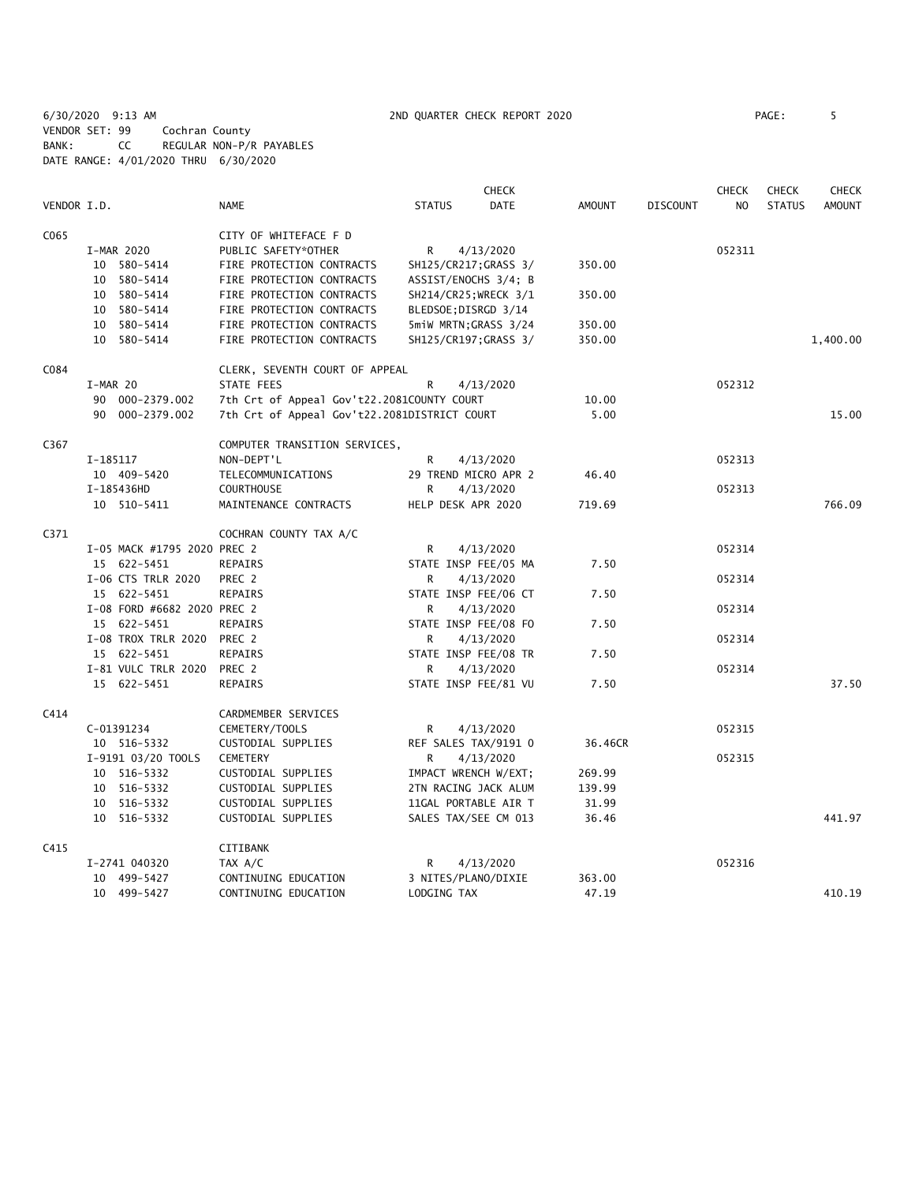6/30/2020 9:13 AM 2ND QUARTER CHECK REPORT 2020 PAGE: 5

VENDOR SET: 99 Cochran County

BANK: CC REGULAR NON-P/R PAYABLES

DATE RANGE: 4/01/2020 THRU 6/30/2020

| VENDOR I.D. | NAME | STATUS | CHECK DATE | AMOUNT | DISCOUNT | CHECK NO | CHECK STATUS | CHECK AMOUNT |
|---|---|---|---|---|---|---|---|---|
| C065 | CITY OF WHITEFACE F D | | | | | | | |
| I-MAR 2020 | PUBLIC SAFETY*OTHER | R | 4/13/2020 | | | 052311 | | |
| 10 580-5414 | FIRE PROTECTION CONTRACTS | SH125/CR217;GRASS 3/ | | 350.00 | | | | |
| 10 580-5414 | FIRE PROTECTION CONTRACTS | ASSIST/ENOCHS 3/4; B | | | | | | |
| 10 580-5414 | FIRE PROTECTION CONTRACTS | SH214/CR25;WRECK 3/1 | | 350.00 | | | | |
| 10 580-5414 | FIRE PROTECTION CONTRACTS | BLEDSOE;DISRGD 3/14 | | | | | | |
| 10 580-5414 | FIRE PROTECTION CONTRACTS | 5miW MRTN;GRASS 3/24 | | 350.00 | | | | |
| 10 580-5414 | FIRE PROTECTION CONTRACTS | SH125/CR197;GRASS 3/ | | 350.00 | | | | 1,400.00 |
| C084 | CLERK, SEVENTH COURT OF APPEAL | | | | | | | |
| I-MAR 20 | STATE FEES | R | 4/13/2020 | | | 052312 | | |
| 90 000-2379.002 | 7th Crt of Appeal Gov't22.2081COUNTY COURT | | | 10.00 | | | | |
| 90 000-2379.002 | 7th Crt of Appeal Gov't22.2081DISTRICT COURT | | | 5.00 | | | | 15.00 |
| C367 | COMPUTER TRANSITION SERVICES, | | | | | | | |
| I-185117 | NON-DEPT'L | R | 4/13/2020 | | | 052313 | | |
| 10 409-5420 | TELECOMMUNICATIONS | 29 TREND MICRO APR 2 | | 46.40 | | | | |
| I-185436HD | COURTHOUSE | R | 4/13/2020 | | | 052313 | | |
| 10 510-5411 | MAINTENANCE CONTRACTS | HELP DESK APR 2020 | | 719.69 | | | | 766.09 |
| C371 | COCHRAN COUNTY TAX A/C | | | | | | | |
| I-05 MACK #1795 2020 PREC 2 | | R | 4/13/2020 | | | 052314 | | |
| 15 622-5451 | REPAIRS | STATE INSP FEE/05 MA | | 7.50 | | | | |
| I-06 CTS TRLR 2020 | PREC 2 | R | 4/13/2020 | | | 052314 | | |
| 15 622-5451 | REPAIRS | STATE INSP FEE/06 CT | | 7.50 | | | | |
| I-08 FORD #6682 2020 PREC 2 | | R | 4/13/2020 | | | 052314 | | |
| 15 622-5451 | REPAIRS | STATE INSP FEE/08 FO | | 7.50 | | | | |
| I-08 TROX TRLR 2020 | PREC 2 | R | 4/13/2020 | | | 052314 | | |
| 15 622-5451 | REPAIRS | STATE INSP FEE/08 TR | | 7.50 | | | | |
| I-81 VULC TRLR 2020 | PREC 2 | R | 4/13/2020 | | | 052314 | | |
| 15 622-5451 | REPAIRS | STATE INSP FEE/81 VU | | 7.50 | | | | 37.50 |
| C414 | CARDMEMBER SERVICES | | | | | | | |
| C-01391234 | CEMETERY/TOOLS | R | 4/13/2020 | | | 052315 | | |
| 10 516-5332 | CUSTODIAL SUPPLIES | REF SALES TAX/9191 0 | | 36.46CR | | | | |
| I-9191 03/20 TOOLS | CEMETERY | R | 4/13/2020 | | | 052315 | | |
| 10 516-5332 | CUSTODIAL SUPPLIES | IMPACT WRENCH W/EXT; | | 269.99 | | | | |
| 10 516-5332 | CUSTODIAL SUPPLIES | 2TN RACING JACK ALUM | | 139.99 | | | | |
| 10 516-5332 | CUSTODIAL SUPPLIES | 11GAL PORTABLE AIR T | | 31.99 | | | | |
| 10 516-5332 | CUSTODIAL SUPPLIES | SALES TAX/SEE CM 013 | | 36.46 | | | | 441.97 |
| C415 | CITIBANK | | | | | | | |
| I-2741 040320 | TAX A/C | R | 4/13/2020 | | | 052316 | | |
| 10 499-5427 | CONTINUING EDUCATION | 3 NITES/PLANO/DIXIE | | 363.00 | | | | |
| 10 499-5427 | CONTINUING EDUCATION | LODGING TAX | | 47.19 | | | | 410.19 |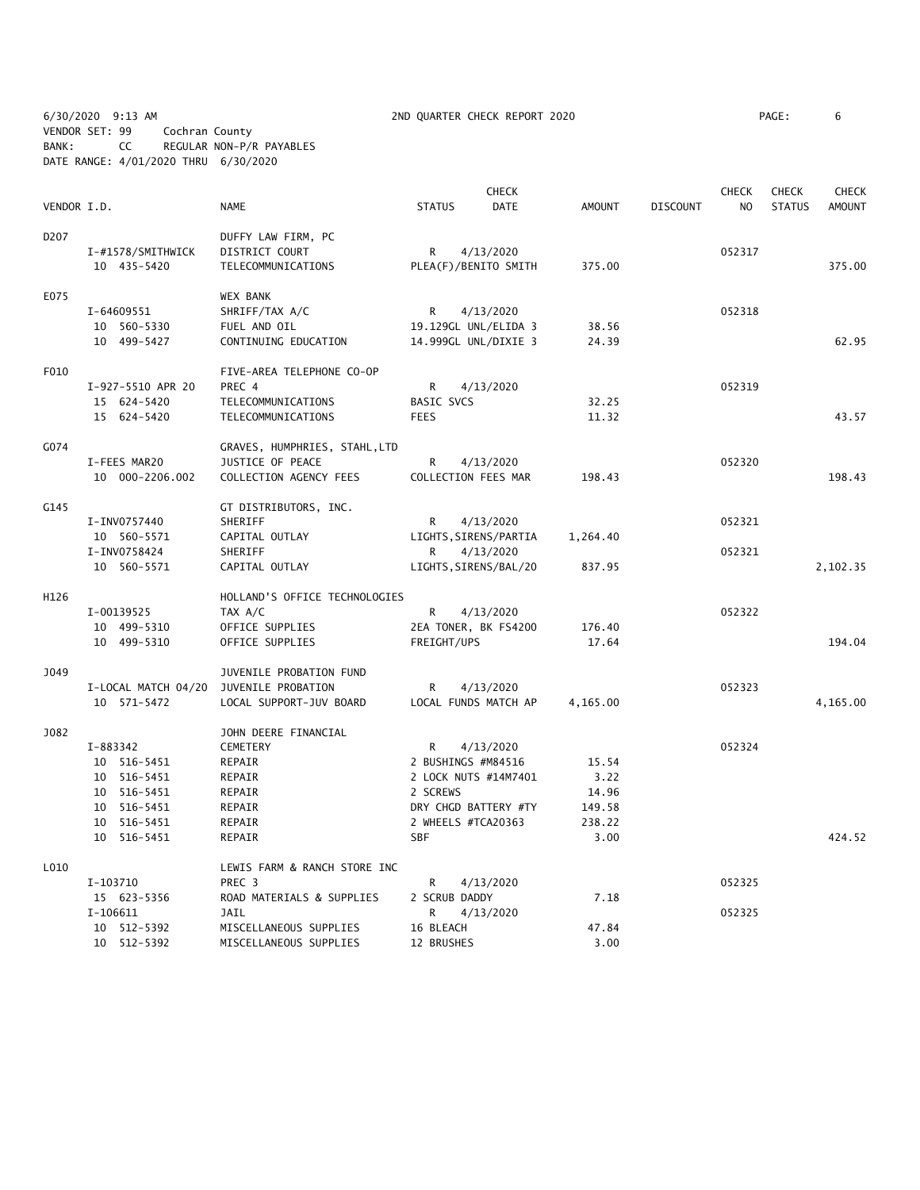6/30/2020 9:13 AM  2ND QUARTER CHECK REPORT 2020  PAGE: 6

VENDOR SET: 99 Cochran County
BANK: CC REGULAR NON-P/R PAYABLES
DATE RANGE: 4/01/2020 THRU 6/30/2020

| VENDOR I.D. | NAME | STATUS | CHECK DATE | AMOUNT | DISCOUNT | CHECK NO | CHECK STATUS | CHECK AMOUNT |
|---|---|---|---|---|---|---|---|---|
| D207 | DUFFY LAW FIRM, PC | | | | | | | |
| I-#1578/SMITHWICK | DISTRICT COURT | R | 4/13/2020 | | | 052317 | | |
| 10 435-5420 | TELECOMMUNICATIONS | PLEA(F)/BENITO SMITH | | 375.00 | | | | 375.00 |
| E075 | WEX BANK | | | | | | | |
| I-64609551 | SHRIFF/TAX A/C | R | 4/13/2020 | | | 052318 | | |
| 10 560-5330 | FUEL AND OIL | 19.129GL UNL/ELIDA 3 | | 38.56 | | | | |
| 10 499-5427 | CONTINUING EDUCATION | 14.999GL UNL/DIXIE 3 | | 24.39 | | | | 62.95 |
| F010 | FIVE-AREA TELEPHONE CO-OP | | | | | | | |
| I-927-5510 APR 20 | PREC 4 | R | 4/13/2020 | | | 052319 | | |
| 15 624-5420 | TELECOMMUNICATIONS | BASIC SVCS | | 32.25 | | | | |
| 15 624-5420 | TELECOMMUNICATIONS | FEES | | 11.32 | | | | 43.57 |
| G074 | GRAVES, HUMPHRIES, STAHL,LTD | | | | | | | |
| I-FEES MAR20 | JUSTICE OF PEACE | R | 4/13/2020 | | | 052320 | | |
| 10 000-2206.002 | COLLECTION AGENCY FEES | COLLECTION FEES MAR | | 198.43 | | | | 198.43 |
| G145 | GT DISTRIBUTORS, INC. | | | | | | | |
| I-INV0757440 | SHERIFF | R | 4/13/2020 | | | 052321 | | |
| 10 560-5571 | CAPITAL OUTLAY | LIGHTS,SIRENS/PARTIA | | 1,264.40 | | | | |
| I-INV0758424 | SHERIFF | R | 4/13/2020 | | | 052321 | | |
| 10 560-5571 | CAPITAL OUTLAY | LIGHTS,SIRENS/BAL/20 | | 837.95 | | | | 2,102.35 |
| H126 | HOLLAND'S OFFICE TECHNOLOGIES | | | | | | | |
| I-00139525 | TAX A/C | R | 4/13/2020 | | | 052322 | | |
| 10 499-5310 | OFFICE SUPPLIES | 2EA TONER, BK FS4200 | | 176.40 | | | | |
| 10 499-5310 | OFFICE SUPPLIES | FREIGHT/UPS | | 17.64 | | | | 194.04 |
| J049 | JUVENILE PROBATION FUND | | | | | | | |
| I-LOCAL MATCH 04/20 | JUVENILE PROBATION | R | 4/13/2020 | | | 052323 | | |
| 10 571-5472 | LOCAL SUPPORT-JUV BOARD | LOCAL FUNDS MATCH AP | | 4,165.00 | | | | 4,165.00 |
| J082 | JOHN DEERE FINANCIAL | | | | | | | |
| I-883342 | CEMETERY | R | 4/13/2020 | | | 052324 | | |
| 10 516-5451 | REPAIR | 2 BUSHINGS #M84516 | | 15.54 | | | | |
| 10 516-5451 | REPAIR | 2 LOCK NUTS #14M7401 | | 3.22 | | | | |
| 10 516-5451 | REPAIR | 2 SCREWS | | 14.96 | | | | |
| 10 516-5451 | REPAIR | DRY CHGD BATTERY #TY | | 149.58 | | | | |
| 10 516-5451 | REPAIR | 2 WHEELS #TCA20363 | | 238.22 | | | | |
| 10 516-5451 | REPAIR | SBF | | 3.00 | | | | 424.52 |
| L010 | LEWIS FARM & RANCH STORE INC | | | | | | | |
| I-103710 | PREC 3 | R | 4/13/2020 | | | 052325 | | |
| 15 623-5356 | ROAD MATERIALS & SUPPLIES | 2 SCRUB DADDY | | 7.18 | | | | |
| I-106611 | JAIL | R | 4/13/2020 | | | 052325 | | |
| 10 512-5392 | MISCELLANEOUS SUPPLIES | 16 BLEACH | | 47.84 | | | | |
| 10 512-5392 | MISCELLANEOUS SUPPLIES | 12 BRUSHES | | 3.00 | | | | |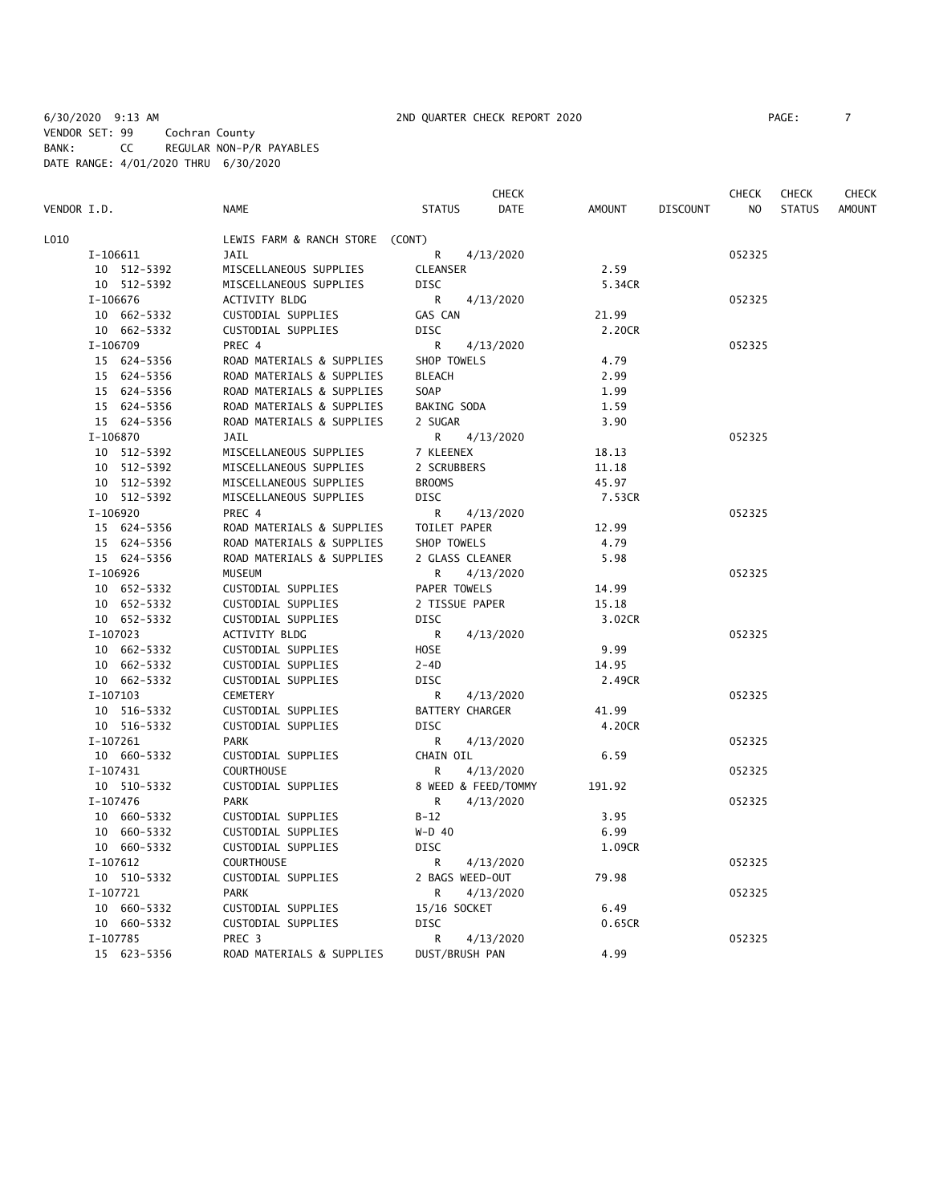6/30/2020 9:13 AM 2ND QUARTER CHECK REPORT 2020
VENDOR SET: 99 Cochran County
BANK: CC REGULAR NON-P/R PAYABLES
DATE RANGE: 4/01/2020 THRU 6/30/2020

| VENDOR I.D. | NAME | STATUS | CHECK DATE | AMOUNT | DISCOUNT | CHECK NO | CHECK STATUS | CHECK AMOUNT |
|---|---|---|---|---|---|---|---|---|
| L010 | LEWIS FARM & RANCH STORE (CONT) | | | | | | | |
| I-106611 | JAIL | R | 4/13/2020 | | | 052325 | | |
| 10 512-5392 | MISCELLANEOUS SUPPLIES | CLEANSER | | 2.59 | | | | |
| 10 512-5392 | MISCELLANEOUS SUPPLIES | DISC | | 5.34CR | | | | |
| I-106676 | ACTIVITY BLDG | R | 4/13/2020 | | | 052325 | | |
| 10 662-5332 | CUSTODIAL SUPPLIES | GAS CAN | | 21.99 | | | | |
| 10 662-5332 | CUSTODIAL SUPPLIES | DISC | | 2.20CR | | | | |
| I-106709 | PREC 4 | R | 4/13/2020 | | | 052325 | | |
| 15 624-5356 | ROAD MATERIALS & SUPPLIES | SHOP TOWELS | | 4.79 | | | | |
| 15 624-5356 | ROAD MATERIALS & SUPPLIES | BLEACH | | 2.99 | | | | |
| 15 624-5356 | ROAD MATERIALS & SUPPLIES | SOAP | | 1.99 | | | | |
| 15 624-5356 | ROAD MATERIALS & SUPPLIES | BAKING SODA | | 1.59 | | | | |
| 15 624-5356 | ROAD MATERIALS & SUPPLIES | 2 SUGAR | | 3.90 | | | | |
| I-106870 | JAIL | R | 4/13/2020 | | | 052325 | | |
| 10 512-5392 | MISCELLANEOUS SUPPLIES | 7 KLEENEX | | 18.13 | | | | |
| 10 512-5392 | MISCELLANEOUS SUPPLIES | 2 SCRUBBERS | | 11.18 | | | | |
| 10 512-5392 | MISCELLANEOUS SUPPLIES | BROOMS | | 45.97 | | | | |
| 10 512-5392 | MISCELLANEOUS SUPPLIES | DISC | | 7.53CR | | | | |
| I-106920 | PREC 4 | R | 4/13/2020 | | | 052325 | | |
| 15 624-5356 | ROAD MATERIALS & SUPPLIES | TOILET PAPER | | 12.99 | | | | |
| 15 624-5356 | ROAD MATERIALS & SUPPLIES | SHOP TOWELS | | 4.79 | | | | |
| 15 624-5356 | ROAD MATERIALS & SUPPLIES | 2 GLASS CLEANER | | 5.98 | | | | |
| I-106926 | MUSEUM | R | 4/13/2020 | | | 052325 | | |
| 10 652-5332 | CUSTODIAL SUPPLIES | PAPER TOWELS | | 14.99 | | | | |
| 10 652-5332 | CUSTODIAL SUPPLIES | 2 TISSUE PAPER | | 15.18 | | | | |
| 10 652-5332 | CUSTODIAL SUPPLIES | DISC | | 3.02CR | | | | |
| I-107023 | ACTIVITY BLDG | R | 4/13/2020 | | | 052325 | | |
| 10 662-5332 | CUSTODIAL SUPPLIES | HOSE | | 9.99 | | | | |
| 10 662-5332 | CUSTODIAL SUPPLIES | 2-4D | | 14.95 | | | | |
| 10 662-5332 | CUSTODIAL SUPPLIES | DISC | | 2.49CR | | | | |
| I-107103 | CEMETERY | R | 4/13/2020 | | | 052325 | | |
| 10 516-5332 | CUSTODIAL SUPPLIES | BATTERY CHARGER | | 41.99 | | | | |
| 10 516-5332 | CUSTODIAL SUPPLIES | DISC | | 4.20CR | | | | |
| I-107261 | PARK | R | 4/13/2020 | | | 052325 | | |
| 10 660-5332 | CUSTODIAL SUPPLIES | CHAIN OIL | | 6.59 | | | | |
| I-107431 | COURTHOUSE | R | 4/13/2020 | | | 052325 | | |
| 10 510-5332 | CUSTODIAL SUPPLIES | 8 WEED & FEED/TOMMY | | 191.92 | | | | |
| I-107476 | PARK | R | 4/13/2020 | | | 052325 | | |
| 10 660-5332 | CUSTODIAL SUPPLIES | B-12 | | 3.95 | | | | |
| 10 660-5332 | CUSTODIAL SUPPLIES | W-D 40 | | 6.99 | | | | |
| 10 660-5332 | CUSTODIAL SUPPLIES | DISC | | 1.09CR | | | | |
| I-107612 | COURTHOUSE | R | 4/13/2020 | | | 052325 | | |
| 10 510-5332 | CUSTODIAL SUPPLIES | 2 BAGS WEED-OUT | | 79.98 | | | | |
| I-107721 | PARK | R | 4/13/2020 | | | 052325 | | |
| 10 660-5332 | CUSTODIAL SUPPLIES | 15/16 SOCKET | | 6.49 | | | | |
| 10 660-5332 | CUSTODIAL SUPPLIES | DISC | | 0.65CR | | | | |
| I-107785 | PREC 3 | R | 4/13/2020 | | | 052325 | | |
| 15 623-5356 | ROAD MATERIALS & SUPPLIES | DUST/BRUSH PAN | | 4.99 | | | | |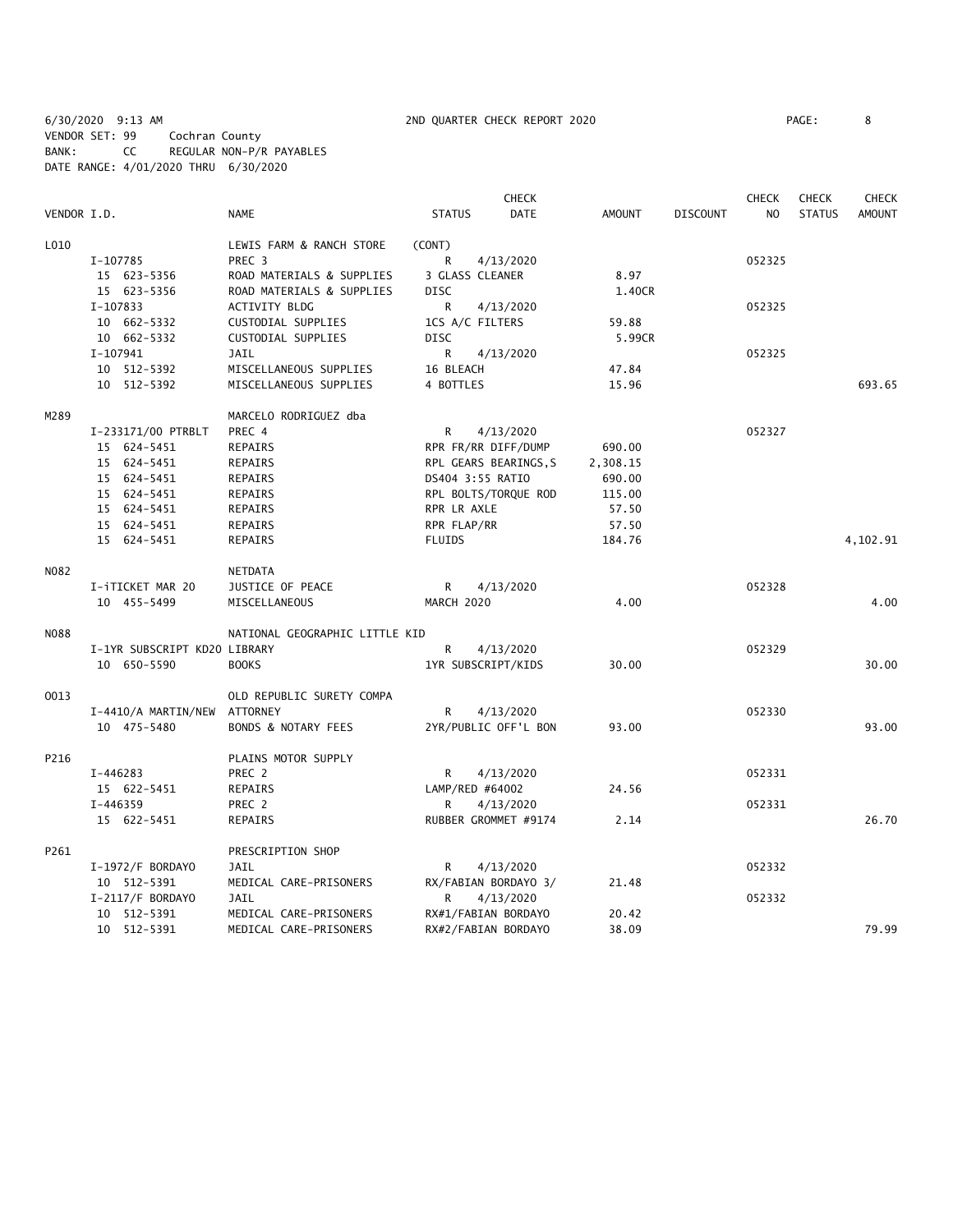6/30/2020 9:13 AM 2ND QUARTER CHECK REPORT 2020 PAGE: 8
VENDOR SET: 99 Cochran County
BANK: CC REGULAR NON-P/R PAYABLES
DATE RANGE: 4/01/2020 THRU 6/30/2020

| VENDOR I.D. | NAME | STATUS | CHECK DATE | AMOUNT | DISCOUNT | CHECK NO | CHECK STATUS | CHECK AMOUNT |
|---|---|---|---|---|---|---|---|---|
| L010 | LEWIS FARM & RANCH STORE | (CONT) | | | | | | |
| I-107785 | PREC 3 | R | 4/13/2020 | | | 052325 | | |
| 15 623-5356 | ROAD MATERIALS & SUPPLIES | 3 GLASS CLEANER | | 8.97 | | | | |
| 15 623-5356 | ROAD MATERIALS & SUPPLIES | DISC | | 1.40CR | | | | |
| I-107833 | ACTIVITY BLDG | R | 4/13/2020 | | | 052325 | | |
| 10 662-5332 | CUSTODIAL SUPPLIES | 1CS A/C FILTERS | | 59.88 | | | | |
| 10 662-5332 | CUSTODIAL SUPPLIES | DISC | | 5.99CR | | | | |
| I-107941 | JAIL | R | 4/13/2020 | | | 052325 | | |
| 10 512-5392 | MISCELLANEOUS SUPPLIES | 16 BLEACH | | 47.84 | | | | |
| 10 512-5392 | MISCELLANEOUS SUPPLIES | 4 BOTTLES | | 15.96 | | | | 693.65 |
| M289 | MARCELO RODRIGUEZ dba | | | | | | | |
| I-233171/00 PTRBLT | PREC 4 | R | 4/13/2020 | | | 052327 | | |
| 15 624-5451 | REPAIRS | RPR FR/RR DIFF/DUMP | | 690.00 | | | | |
| 15 624-5451 | REPAIRS | RPL GEARS BEARINGS,S | | 2,308.15 | | | | |
| 15 624-5451 | REPAIRS | DS404 3:55 RATIO | | 690.00 | | | | |
| 15 624-5451 | REPAIRS | RPL BOLTS/TORQUE ROD | | 115.00 | | | | |
| 15 624-5451 | REPAIRS | RPR LR AXLE | | 57.50 | | | | |
| 15 624-5451 | REPAIRS | RPR FLAP/RR | | 57.50 | | | | |
| 15 624-5451 | REPAIRS | FLUIDS | | 184.76 | | | | 4,102.91 |
| N082 | NETDATA | | | | | | | |
| I-iTICKET MAR 20 | JUSTICE OF PEACE | R | 4/13/2020 | | | 052328 | | |
| 10 455-5499 | MISCELLANEOUS | MARCH 2020 | | 4.00 | | | | 4.00 |
| N088 | NATIONAL GEOGRAPHIC LITTLE KID | | | | | | | |
| I-1YR SUBSCRIPT KD20 | LIBRARY | R | 4/13/2020 | | | 052329 | | |
| 10 650-5590 | BOOKS | 1YR SUBSCRIPT/KIDS | | 30.00 | | | | 30.00 |
| O013 | OLD REPUBLIC SURETY COMPA | | | | | | | |
| I-4410/A MARTIN/NEW | ATTORNEY | R | 4/13/2020 | | | 052330 | | |
| 10 475-5480 | BONDS & NOTARY FEES | 2YR/PUBLIC OFF'L BON | | 93.00 | | | | 93.00 |
| P216 | PLAINS MOTOR SUPPLY | | | | | | | |
| I-446283 | PREC 2 | R | 4/13/2020 | | | 052331 | | |
| 15 622-5451 | REPAIRS | LAMP/RED #64002 | | 24.56 | | | | |
| I-446359 | PREC 2 | R | 4/13/2020 | | | 052331 | | |
| 15 622-5451 | REPAIRS | RUBBER GROMMET #9174 | | 2.14 | | | | 26.70 |
| P261 | PRESCRIPTION SHOP | | | | | | | |
| I-1972/F BORDAYO | JAIL | R | 4/13/2020 | | | 052332 | | |
| 10 512-5391 | MEDICAL CARE-PRISONERS | RX/FABIAN BORDAYO 3/ | | 21.48 | | | | |
| I-2117/F BORDAYO | JAIL | R | 4/13/2020 | | | 052332 | | |
| 10 512-5391 | MEDICAL CARE-PRISONERS | RX#1/FABIAN BORDAYO | | 20.42 | | | | |
| 10 512-5391 | MEDICAL CARE-PRISONERS | RX#2/FABIAN BORDAYO | | 38.09 | | | | 79.99 |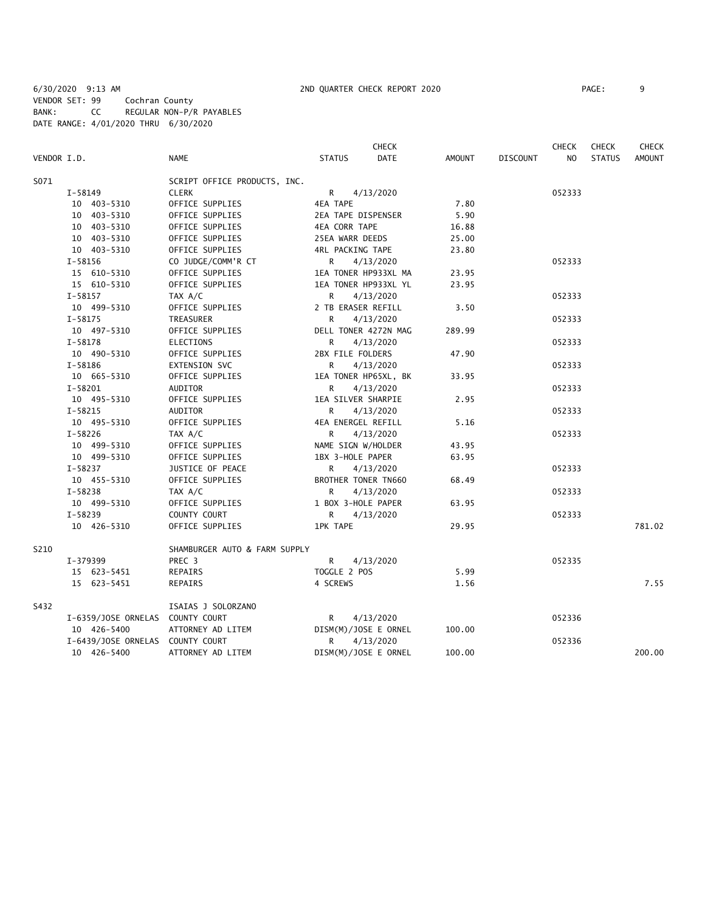6/30/2020 9:13 AM 2ND QUARTER CHECK REPORT 2020
VENDOR SET: 99 Cochran County
BANK: CC REGULAR NON-P/R PAYABLES
DATE RANGE: 4/01/2020 THRU 6/30/2020

| VENDOR I.D. | NAME | STATUS | CHECK DATE | AMOUNT | DISCOUNT | CHECK NO | CHECK STATUS | CHECK AMOUNT |
|---|---|---|---|---|---|---|---|---|
| S071 | SCRIPT OFFICE PRODUCTS, INC. | | | | | | | |
| I-58149 | CLERK | R | 4/13/2020 | | | 052333 | | |
| 10 403-5310 | OFFICE SUPPLIES | 4EA TAPE | | 7.80 | | | | |
| 10 403-5310 | OFFICE SUPPLIES | 2EA TAPE DISPENSER | | 5.90 | | | | |
| 10 403-5310 | OFFICE SUPPLIES | 4EA CORR TAPE | | 16.88 | | | | |
| 10 403-5310 | OFFICE SUPPLIES | 25EA WARR DEEDS | | 25.00 | | | | |
| 10 403-5310 | OFFICE SUPPLIES | 4RL PACKING TAPE | | 23.80 | | | | |
| I-58156 | CO JUDGE/COMM'R CT | R | 4/13/2020 | | | 052333 | | |
| 15 610-5310 | OFFICE SUPPLIES | 1EA TONER HP933XL MA | | 23.95 | | | | |
| 15 610-5310 | OFFICE SUPPLIES | 1EA TONER HP933XL YL | | 23.95 | | | | |
| I-58157 | TAX A/C | R | 4/13/2020 | | | 052333 | | |
| 10 499-5310 | OFFICE SUPPLIES | 2 TB ERASER REFILL | | 3.50 | | | | |
| I-58175 | TREASURER | R | 4/13/2020 | | | 052333 | | |
| 10 497-5310 | OFFICE SUPPLIES | DELL TONER 4272N MAG | | 289.99 | | | | |
| I-58178 | ELECTIONS | R | 4/13/2020 | | | 052333 | | |
| 10 490-5310 | OFFICE SUPPLIES | 2BX FILE FOLDERS | | 47.90 | | | | |
| I-58186 | EXTENSION SVC | R | 4/13/2020 | | | 052333 | | |
| 10 665-5310 | OFFICE SUPPLIES | 1EA TONER HP65XL, BK | | 33.95 | | | | |
| I-58201 | AUDITOR | R | 4/13/2020 | | | 052333 | | |
| 10 495-5310 | OFFICE SUPPLIES | 1EA SILVER SHARPIE | | 2.95 | | | | |
| I-58215 | AUDITOR | R | 4/13/2020 | | | 052333 | | |
| 10 495-5310 | OFFICE SUPPLIES | 4EA ENERGEL REFILL | | 5.16 | | | | |
| I-58226 | TAX A/C | R | 4/13/2020 | | | 052333 | | |
| 10 499-5310 | OFFICE SUPPLIES | NAME SIGN W/HOLDER | | 43.95 | | | | |
| 10 499-5310 | OFFICE SUPPLIES | 1BX 3-HOLE PAPER | | 63.95 | | | | |
| I-58237 | JUSTICE OF PEACE | R | 4/13/2020 | | | 052333 | | |
| 10 455-5310 | OFFICE SUPPLIES | BROTHER TONER TN660 | | 68.49 | | | | |
| I-58238 | TAX A/C | R | 4/13/2020 | | | 052333 | | |
| 10 499-5310 | OFFICE SUPPLIES | 1 BOX 3-HOLE PAPER | | 63.95 | | | | |
| I-58239 | COUNTY COURT | R | 4/13/2020 | | | 052333 | | |
| 10 426-5310 | OFFICE SUPPLIES | 1PK TAPE | | 29.95 | | | | 781.02 |
| S210 | SHAMBURGER AUTO & FARM SUPPLY | | | | | | | |
| I-379399 | PREC 3 | R | 4/13/2020 | | | 052335 | | |
| 15 623-5451 | REPAIRS | TOGGLE 2 POS | | 5.99 | | | | |
| 15 623-5451 | REPAIRS | 4 SCREWS | | 1.56 | | | | 7.55 |
| S432 | ISAIAS J SOLORZANO | | | | | | | |
| I-6359/JOSE ORNELAS | COUNTY COURT | R | 4/13/2020 | | | 052336 | | |
| 10 426-5400 | ATTORNEY AD LITEM | DISM(M)/JOSE E ORNEL | | 100.00 | | | | |
| I-6439/JOSE ORNELAS | COUNTY COURT | R | 4/13/2020 | | | 052336 | | |
| 10 426-5400 | ATTORNEY AD LITEM | DISM(M)/JOSE E ORNEL | | 100.00 | | | | 200.00 |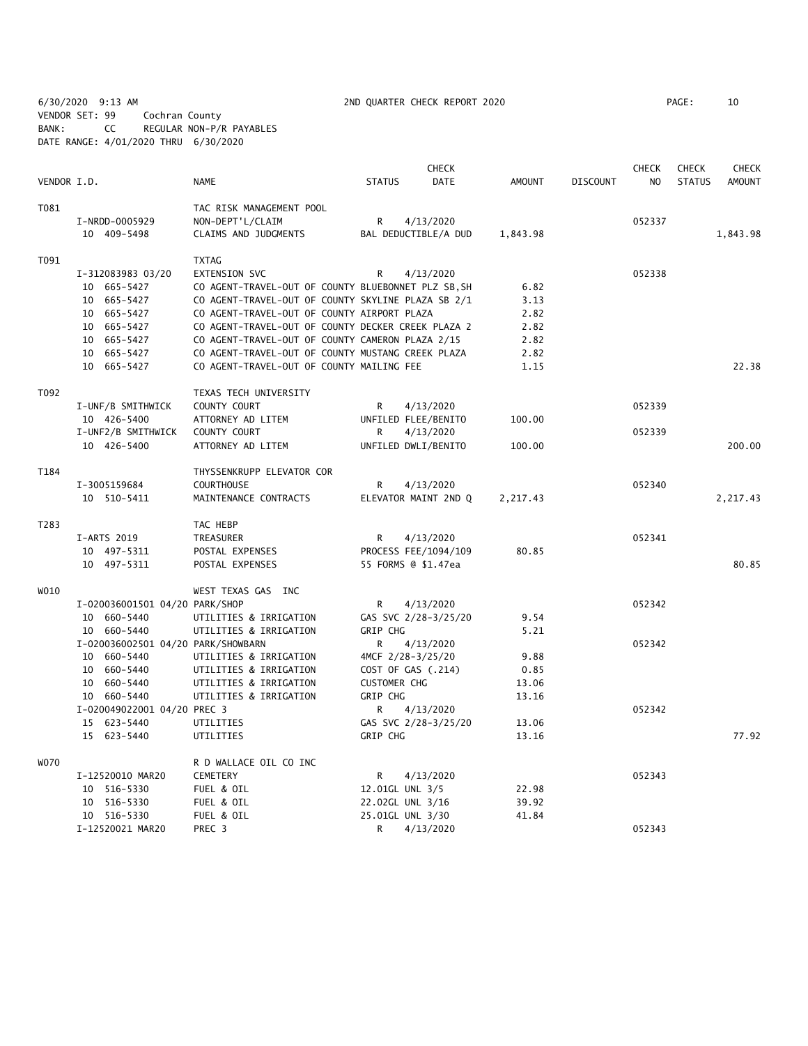6/30/2020 9:13 AM 2ND QUARTER CHECK REPORT 2020
VENDOR SET: 99 Cochran County
BANK: CC REGULAR NON-P/R PAYABLES
DATE RANGE: 4/01/2020 THRU 6/30/2020

| VENDOR I.D. | NAME | STATUS | CHECK DATE | AMOUNT | DISCOUNT | CHECK NO | CHECK STATUS | CHECK AMOUNT |
|---|---|---|---|---|---|---|---|---|
| T081 | TAC RISK MANAGEMENT POOL | | | | | | | |
| I-NRDD-0005929 | NON-DEPT'L/CLAIM | R | 4/13/2020 | | | 052337 | | |
| 10 409-5498 | CLAIMS AND JUDGMENTS | BAL DEDUCTIBLE/A DUD | | 1,843.98 | | | | 1,843.98 |
| T091 | TXTAG | | | | | | | |
| I-312083983 03/20 | EXTENSION SVC | R | 4/13/2020 | | | 052338 | | |
| 10 665-5427 | CO AGENT-TRAVEL-OUT OF COUNTY BLUEBONNET PLZ SB,SH | | | 6.82 | | | | |
| 10 665-5427 | CO AGENT-TRAVEL-OUT OF COUNTY SKYLINE PLAZA SB 2/1 | | | 3.13 | | | | |
| 10 665-5427 | CO AGENT-TRAVEL-OUT OF COUNTY AIRPORT PLAZA | | | 2.82 | | | | |
| 10 665-5427 | CO AGENT-TRAVEL-OUT OF COUNTY DECKER CREEK PLAZA 2 | | | 2.82 | | | | |
| 10 665-5427 | CO AGENT-TRAVEL-OUT OF COUNTY CAMERON PLAZA 2/15 | | | 2.82 | | | | |
| 10 665-5427 | CO AGENT-TRAVEL-OUT OF COUNTY MUSTANG CREEK PLAZA | | | 2.82 | | | | |
| 10 665-5427 | CO AGENT-TRAVEL-OUT OF COUNTY MAILING FEE | | | 1.15 | | | | 22.38 |
| T092 | TEXAS TECH UNIVERSITY | | | | | | | |
| I-UNF/B SMITHWICK | COUNTY COURT | R | 4/13/2020 | | | 052339 | | |
| 10 426-5400 | ATTORNEY AD LITEM | UNFILED FLEE/BENITO | | 100.00 | | | | |
| I-UNF2/B SMITHWICK | COUNTY COURT | R | 4/13/2020 | | | 052339 | | |
| 10 426-5400 | ATTORNEY AD LITEM | UNFILED DWLI/BENITO | | 100.00 | | | | 200.00 |
| T184 | THYSSENKRUPP ELEVATOR COR | | | | | | | |
| I-3005159684 | COURTHOUSE | R | 4/13/2020 | | | 052340 | | |
| 10 510-5411 | MAINTENANCE CONTRACTS | ELEVATOR MAINT 2ND Q | | 2,217.43 | | | | 2,217.43 |
| T283 | TAC HEBP | | | | | | | |
| I-ARTS 2019 | TREASURER | R | 4/13/2020 | | | 052341 | | |
| 10 497-5311 | POSTAL EXPENSES | PROCESS FEE/1094/109 | | 80.85 | | | | |
| 10 497-5311 | POSTAL EXPENSES | 55 FORMS @ $1.47ea | | | | | | 80.85 |
| W010 | WEST TEXAS GAS INC | | | | | | | |
| I-020036001501 04/20 | PARK/SHOP | R | 4/13/2020 | | | 052342 | | |
| 10 660-5440 | UTILITIES & IRRIGATION | GAS SVC 2/28-3/25/20 | | 9.54 | | | | |
| 10 660-5440 | UTILITIES & IRRIGATION | GRIP CHG | | 5.21 | | | | |
| I-020036002501 04/20 | PARK/SHOWBARN | R | 4/13/2020 | | | 052342 | | |
| 10 660-5440 | UTILITIES & IRRIGATION | 4MCF 2/28-3/25/20 | | 9.88 | | | | |
| 10 660-5440 | UTILITIES & IRRIGATION | COST OF GAS (.214) | | 0.85 | | | | |
| 10 660-5440 | UTILITIES & IRRIGATION | CUSTOMER CHG | | 13.06 | | | | |
| 10 660-5440 | UTILITIES & IRRIGATION | GRIP CHG | | 13.16 | | | | |
| I-020049022001 04/20 | PREC 3 | R | 4/13/2020 | | | 052342 | | |
| 15 623-5440 | UTILITIES | GAS SVC 2/28-3/25/20 | | 13.06 | | | | |
| 15 623-5440 | UTILITIES | GRIP CHG | | 13.16 | | | | 77.92 |
| W070 | R D WALLACE OIL CO INC | | | | | | | |
| I-12520010 MAR20 | CEMETERY | R | 4/13/2020 | | | 052343 | | |
| 10 516-5330 | FUEL & OIL | 12.01GL UNL 3/5 | | 22.98 | | | | |
| 10 516-5330 | FUEL & OIL | 22.02GL UNL 3/16 | | 39.92 | | | | |
| 10 516-5330 | FUEL & OIL | 25.01GL UNL 3/30 | | 41.84 | | | | |
| I-12520021 MAR20 | PREC 3 | R | 4/13/2020 | | | 052343 | | |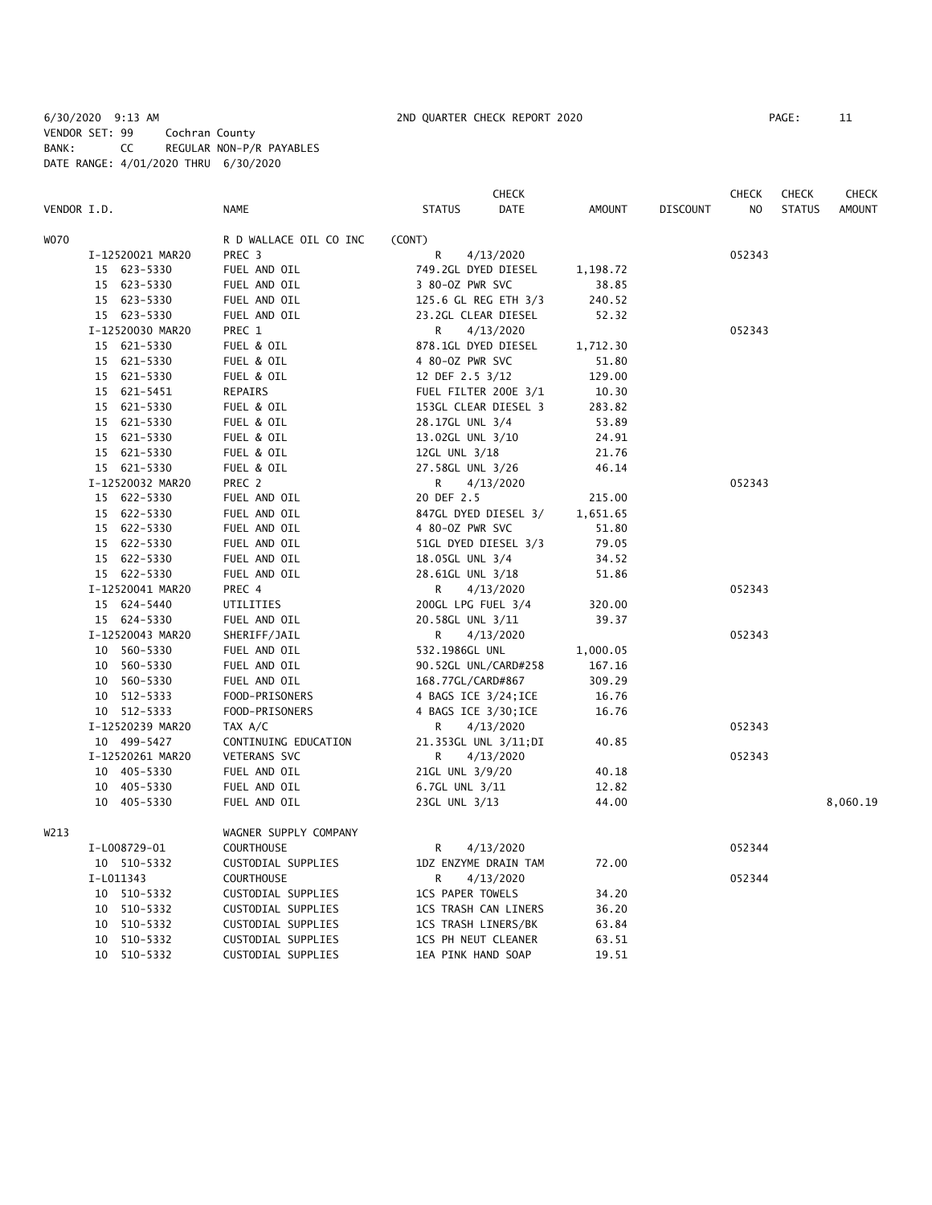6/30/2020 9:13 AM 2ND QUARTER CHECK REPORT 2020
VENDOR SET: 99 Cochran County
BANK: CC REGULAR NON-P/R PAYABLES
DATE RANGE: 4/01/2020 THRU 6/30/2020

| VENDOR I.D. | NAME | STATUS | CHECK DATE | AMOUNT | DISCOUNT | CHECK NO | CHECK STATUS | CHECK AMOUNT |
|---|---|---|---|---|---|---|---|---|
| W070 | R D WALLACE OIL CO INC | (CONT) | | | | | | |
| I-12520021 MAR20 | PREC 3 | R | 4/13/2020 | | | 052343 | | |
| 15 623-5330 | FUEL AND OIL | 749.2GL DYED DIESEL | | 1,198.72 | | | | |
| 15 623-5330 | FUEL AND OIL | 3 80-OZ PWR SVC | | 38.85 | | | | |
| 15 623-5330 | FUEL AND OIL | 125.6 GL REG ETH 3/3 | | 240.52 | | | | |
| 15 623-5330 | FUEL AND OIL | 23.2GL CLEAR DIESEL | | 52.32 | | | | |
| I-12520030 MAR20 | PREC 1 | R | 4/13/2020 | | | 052343 | | |
| 15 621-5330 | FUEL & OIL | 878.1GL DYED DIESEL | | 1,712.30 | | | | |
| 15 621-5330 | FUEL & OIL | 4 80-OZ PWR SVC | | 51.80 | | | | |
| 15 621-5330 | FUEL & OIL | 12 DEF 2.5 3/12 | | 129.00 | | | | |
| 15 621-5451 | REPAIRS | FUEL FILTER 200E 3/1 | | 10.30 | | | | |
| 15 621-5330 | FUEL & OIL | 153GL CLEAR DIESEL 3 | | 283.82 | | | | |
| 15 621-5330 | FUEL & OIL | 28.17GL UNL 3/4 | | 53.89 | | | | |
| 15 621-5330 | FUEL & OIL | 13.02GL UNL 3/10 | | 24.91 | | | | |
| 15 621-5330 | FUEL & OIL | 12GL UNL 3/18 | | 21.76 | | | | |
| 15 621-5330 | FUEL & OIL | 27.58GL UNL 3/26 | | 46.14 | | | | |
| I-12520032 MAR20 | PREC 2 | R | 4/13/2020 | | | 052343 | | |
| 15 622-5330 | FUEL AND OIL | 20 DEF 2.5 | | 215.00 | | | | |
| 15 622-5330 | FUEL AND OIL | 847GL DYED DIESEL 3/ | | 1,651.65 | | | | |
| 15 622-5330 | FUEL AND OIL | 4 80-OZ PWR SVC | | 51.80 | | | | |
| 15 622-5330 | FUEL AND OIL | 51GL DYED DIESEL 3/3 | | 79.05 | | | | |
| 15 622-5330 | FUEL AND OIL | 18.05GL UNL 3/4 | | 34.52 | | | | |
| 15 622-5330 | FUEL AND OIL | 28.61GL UNL 3/18 | | 51.86 | | | | |
| I-12520041 MAR20 | PREC 4 | R | 4/13/2020 | | | 052343 | | |
| 15 624-5440 | UTILITIES | 200GL LPG FUEL 3/4 | | 320.00 | | | | |
| 15 624-5330 | FUEL AND OIL | 20.58GL UNL 3/11 | | 39.37 | | | | |
| I-12520043 MAR20 | SHERIFF/JAIL | R | 4/13/2020 | | | 052343 | | |
| 10 560-5330 | FUEL AND OIL | 532.1986GL UNL | | 1,000.05 | | | | |
| 10 560-5330 | FUEL AND OIL | 90.52GL UNL/CARD#258 | | 167.16 | | | | |
| 10 560-5330 | FUEL AND OIL | 168.77GL/CARD#867 | | 309.29 | | | | |
| 10 512-5333 | FOOD-PRISONERS | 4 BAGS ICE 3/24;ICE | | 16.76 | | | | |
| 10 512-5333 | FOOD-PRISONERS | 4 BAGS ICE 3/30;ICE | | 16.76 | | | | |
| I-12520239 MAR20 | TAX A/C | R | 4/13/2020 | | | 052343 | | |
| 10 499-5427 | CONTINUING EDUCATION | 21.353GL UNL 3/11;DI | | 40.85 | | | | |
| I-12520261 MAR20 | VETERANS SVC | R | 4/13/2020 | | | 052343 | | |
| 10 405-5330 | FUEL AND OIL | 21GL UNL 3/9/20 | | 40.18 | | | | |
| 10 405-5330 | FUEL AND OIL | 6.7GL UNL 3/11 | | 12.82 | | | | |
| 10 405-5330 | FUEL AND OIL | 23GL UNL 3/13 | | 44.00 | | | | 8,060.19 |
| W213 | WAGNER SUPPLY COMPANY | | | | | | | |
| I-L008729-01 | COURTHOUSE | R | 4/13/2020 | | | 052344 | | |
| 10 510-5332 | CUSTODIAL SUPPLIES | 1DZ ENZYME DRAIN TAM | | 72.00 | | | | |
| I-L011343 | COURTHOUSE | R | 4/13/2020 | | | 052344 | | |
| 10 510-5332 | CUSTODIAL SUPPLIES | 1CS PAPER TOWELS | | 34.20 | | | | |
| 10 510-5332 | CUSTODIAL SUPPLIES | 1CS TRASH CAN LINERS | | 36.20 | | | | |
| 10 510-5332 | CUSTODIAL SUPPLIES | 1CS TRASH LINERS/BK | | 63.84 | | | | |
| 10 510-5332 | CUSTODIAL SUPPLIES | 1CS PH NEUT CLEANER | | 63.51 | | | | |
| 10 510-5332 | CUSTODIAL SUPPLIES | 1EA PINK HAND SOAP | | 19.51 | | | | |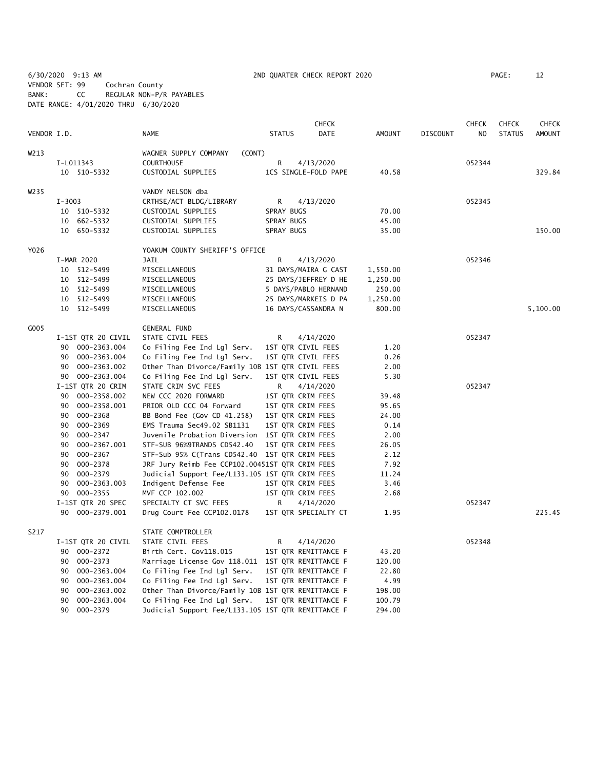6/30/2020 9:13 AM 2ND QUARTER CHECK REPORT 2020

VENDOR SET: 99 Cochran County
BANK: CC REGULAR NON-P/R PAYABLES
DATE RANGE: 4/01/2020 THRU 6/30/2020

| VENDOR I.D. | NAME | STATUS | CHECK DATE | AMOUNT | DISCOUNT | CHECK NO | CHECK STATUS | CHECK AMOUNT |
|---|---|---|---|---|---|---|---|---|
| W213 | WAGNER SUPPLY COMPANY (CONT) | | | | | | | |
| I-L011343 | COURTHOUSE | R | 4/13/2020 | | | 052344 | | |
| 10 510-5332 | CUSTODIAL SUPPLIES | 1CS SINGLE-FOLD PAPE | | 40.58 | | | | 329.84 |
| W235 | VANDY NELSON dba | | | | | | | |
| I-3003 | CRTHSE/ACT BLDG/LIBRARY | R | 4/13/2020 | | | 052345 | | |
| 10 510-5332 | CUSTODIAL SUPPLIES | SPRAY BUGS | | 70.00 | | | | |
| 10 662-5332 | CUSTODIAL SUPPLIES | SPRAY BUGS | | 45.00 | | | | |
| 10 650-5332 | CUSTODIAL SUPPLIES | SPRAY BUGS | | 35.00 | | | | 150.00 |
| Y026 | YOAKUM COUNTY SHERIFF'S OFFICE | | | | | | | |
| I-MAR 2020 | JAIL | R | 4/13/2020 | | | 052346 | | |
| 10 512-5499 | MISCELLANEOUS | 31 DAYS/MAIRA G CAST | | 1,550.00 | | | | |
| 10 512-5499 | MISCELLANEOUS | 25 DAYS/JEFFREY D HE | | 1,250.00 | | | | |
| 10 512-5499 | MISCELLANEOUS | 5 DAYS/PABLO HERNAND | | 250.00 | | | | |
| 10 512-5499 | MISCELLANEOUS | 25 DAYS/MARKEIS D PA | | 1,250.00 | | | | |
| 10 512-5499 | MISCELLANEOUS | 16 DAYS/CASSANDRA N | | 800.00 | | | | 5,100.00 |
| G005 | GENERAL FUND | | | | | | | |
| I-1ST QTR 20 CIVIL | STATE CIVIL FEES | R | 4/14/2020 | | | 052347 | | |
| 90 000-2363.004 | Co Filing Fee Ind Lgl Serv. | 1ST QTR CIVIL FEES | | 1.20 | | | | |
| 90 000-2363.004 | Co Filing Fee Ind Lgl Serv. | 1ST QTR CIVIL FEES | | 0.26 | | | | |
| 90 000-2363.002 | Other Than Divorce/Family 10B | 1ST QTR CIVIL FEES | | 2.00 | | | | |
| 90 000-2363.004 | Co Filing Fee Ind Lgl Serv. | 1ST QTR CIVIL FEES | | 5.30 | | | | |
| I-1ST QTR 20 CRIM | STATE CRIM SVC FEES | R | 4/14/2020 | | | 052347 | | |
| 90 000-2358.002 | NEW CCC 2020 FORWARD | 1ST QTR CRIM FEES | | 39.48 | | | | |
| 90 000-2358.001 | PRIOR OLD CCC 04 Forward | 1ST QTR CRIM FEES | | 95.65 | | | | |
| 90 000-2368 | BB Bond Fee (Gov CD 41.258) | 1ST QTR CRIM FEES | | 24.00 | | | | |
| 90 000-2369 | EMS Trauma Sec49.02 SB1131 | 1ST QTR CRIM FEES | | 0.14 | | | | |
| 90 000-2347 | Juvenile Probation Diversion | 1ST QTR CRIM FEES | | 2.00 | | | | |
| 90 000-2367.001 | STF-SUB 96%9TRANDS CD542.40 | 1ST QTR CRIM FEES | | 26.05 | | | | |
| 90 000-2367 | STF-Sub 95% C(Trans CD542.40 | 1ST QTR CRIM FEES | | 2.12 | | | | |
| 90 000-2378 | JRF Jury Reimb Fee CCP102.0045 | 1ST QTR CRIM FEES | | 7.92 | | | | |
| 90 000-2379 | Judicial Support Fee/L133.105 | 1ST QTR CRIM FEES | | 11.24 | | | | |
| 90 000-2363.003 | Indigent Defense Fee | 1ST QTR CRIM FEES | | 3.46 | | | | |
| 90 000-2355 | MVF CCP 102.002 | 1ST QTR CRIM FEES | | 2.68 | | | | |
| I-1ST QTR 20 SPEC | SPECIALTY CT SVC FEES | R | 4/14/2020 | | | 052347 | | |
| 90 000-2379.001 | Drug Court Fee CCP102.0178 | 1ST QTR SPECIALTY CT | | 1.95 | | | | 225.45 |
| S217 | STATE COMPTROLLER | | | | | | | |
| I-1ST QTR 20 CIVIL | STATE CIVIL FEES | R | 4/14/2020 | | | 052348 | | |
| 90 000-2372 | Birth Cert. Gov118.015 | 1ST QTR REMITTANCE F | | 43.20 | | | | |
| 90 000-2373 | Marriage License Gov 118.011 | 1ST QTR REMITTANCE F | | 120.00 | | | | |
| 90 000-2363.004 | Co Filing Fee Ind Lgl Serv. | 1ST QTR REMITTANCE F | | 22.80 | | | | |
| 90 000-2363.004 | Co Filing Fee Ind Lgl Serv. | 1ST QTR REMITTANCE F | | 4.99 | | | | |
| 90 000-2363.002 | Other Than Divorce/Family 10B | 1ST QTR REMITTANCE F | | 198.00 | | | | |
| 90 000-2363.004 | Co Filing Fee Ind Lgl Serv. | 1ST QTR REMITTANCE F | | 100.79 | | | | |
| 90 000-2379 | Judicial Support Fee/L133.105 | 1ST QTR REMITTANCE F | | 294.00 | | | | |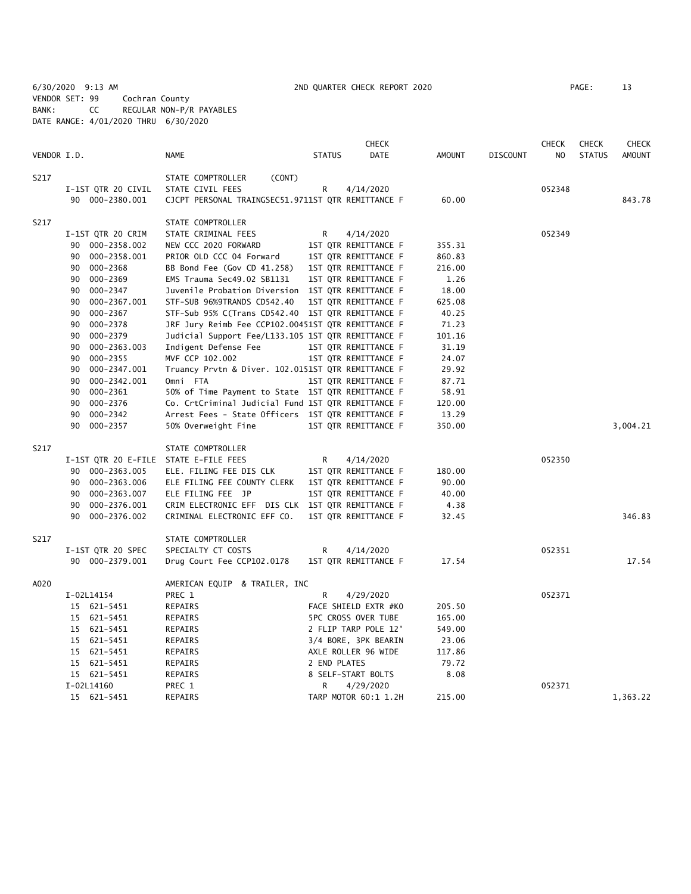6/30/2020 9:13 AM 2ND QUARTER CHECK REPORT 2020

VENDOR SET: 99 Cochran County
BANK: CC REGULAR NON-P/R PAYABLES
DATE RANGE: 4/01/2020 THRU 6/30/2020

| VENDOR I.D. | NAME | STATUS | CHECK DATE | AMOUNT | DISCOUNT | CHECK NO | CHECK STATUS | CHECK AMOUNT |
|---|---|---|---|---|---|---|---|---|
| S217 | STATE COMPTROLLER (CONT) | | | | | | | |
| I-1ST QTR 20 CIVIL | STATE CIVIL FEES | R | 4/14/2020 | | | 052348 | | |
| 90 000-2380.001 | CJCPT PERSONAL TRAINGSEC51.9711ST QTR REMITTANCE F | | | 60.00 | | | | 843.78 |
| S217 | STATE COMPTROLLER | | | | | | | |
| I-1ST QTR 20 CRIM | STATE CRIMINAL FEES | R | 4/14/2020 | | | 052349 | | |
| 90 000-2358.002 | NEW CCC 2020 FORWARD | 1ST QTR REMITTANCE F | | 355.31 | | | | |
| 90 000-2358.001 | PRIOR OLD CCC 04 Forward | 1ST QTR REMITTANCE F | | 860.83 | | | | |
| 90 000-2368 | BB Bond Fee (Gov CD 41.258) | 1ST QTR REMITTANCE F | | 216.00 | | | | |
| 90 000-2369 | EMS Trauma Sec49.02 SB1131 | 1ST QTR REMITTANCE F | | 1.26 | | | | |
| 90 000-2347 | Juvenile Probation Diversion | 1ST QTR REMITTANCE F | | 18.00 | | | | |
| 90 000-2367.001 | STF-SUB 96%9TRANDS CD542.40 | 1ST QTR REMITTANCE F | | 625.08 | | | | |
| 90 000-2367 | STF-Sub 95% C(Trans CD542.40 | 1ST QTR REMITTANCE F | | 40.25 | | | | |
| 90 000-2378 | JRF Jury Reimb Fee CCP102.00451ST QTR REMITTANCE F | | | 71.23 | | | | |
| 90 000-2379 | Judicial Support Fee/L133.105 1ST QTR REMITTANCE F | | | 101.16 | | | | |
| 90 000-2363.003 | Indigent Defense Fee | 1ST QTR REMITTANCE F | | 31.19 | | | | |
| 90 000-2355 | MVF CCP 102.002 | 1ST QTR REMITTANCE F | | 24.07 | | | | |
| 90 000-2347.001 | Truancy Prvtn & Diver. 102.0151ST QTR REMITTANCE F | | | 29.92 | | | | |
| 90 000-2342.001 | Omni FTA | 1ST QTR REMITTANCE F | | 87.71 | | | | |
| 90 000-2361 | 50% of Time Payment to State | 1ST QTR REMITTANCE F | | 58.91 | | | | |
| 90 000-2376 | Co. CrtCriminal Judicial Fund 1ST QTR REMITTANCE F | | | 120.00 | | | | |
| 90 000-2342 | Arrest Fees - State Officers | 1ST QTR REMITTANCE F | | 13.29 | | | | |
| 90 000-2357 | 50% Overweight Fine | 1ST QTR REMITTANCE F | | 350.00 | | | | 3,004.21 |
| S217 | STATE COMPTROLLER | | | | | | | |
| I-1ST QTR 20 E-FILE | STATE E-FILE FEES | R | 4/14/2020 | | | 052350 | | |
| 90 000-2363.005 | ELE. FILING FEE DIS CLK | 1ST QTR REMITTANCE F | | 180.00 | | | | |
| 90 000-2363.006 | ELE FILING FEE COUNTY CLERK | 1ST QTR REMITTANCE F | | 90.00 | | | | |
| 90 000-2363.007 | ELE FILING FEE JP | 1ST QTR REMITTANCE F | | 40.00 | | | | |
| 90 000-2376.001 | CRIM ELECTRONIC EFF DIS CLK | 1ST QTR REMITTANCE F | | 4.38 | | | | |
| 90 000-2376.002 | CRIMINAL ELECTRONIC EFF CO. | 1ST QTR REMITTANCE F | | 32.45 | | | | 346.83 |
| S217 | STATE COMPTROLLER | | | | | | | |
| I-1ST QTR 20 SPEC | SPECIALTY CT COSTS | R | 4/14/2020 | | | 052351 | | |
| 90 000-2379.001 | Drug Court Fee CCP102.0178 | 1ST QTR REMITTANCE F | | 17.54 | | | | 17.54 |
| A020 | AMERICAN EQUIP & TRAILER, INC | | | | | | | |
| I-02L14154 | PREC 1 | R | 4/29/2020 | | | 052371 | | |
| 15 621-5451 | REPAIRS | FACE SHIELD EXTR #KO | | 205.50 | | | | |
| 15 621-5451 | REPAIRS | 5PC CROSS OVER TUBE | | 165.00 | | | | |
| 15 621-5451 | REPAIRS | 2 FLIP TARP POLE 12' | | 549.00 | | | | |
| 15 621-5451 | REPAIRS | 3/4 BORE, 3PK BEARIN | | 23.06 | | | | |
| 15 621-5451 | REPAIRS | AXLE ROLLER 96 WIDE | | 117.86 | | | | |
| 15 621-5451 | REPAIRS | 2 END PLATES | | 79.72 | | | | |
| 15 621-5451 | REPAIRS | 8 SELF-START BOLTS | | 8.08 | | | | |
| I-02L14160 | PREC 1 | R | 4/29/2020 | | | 052371 | | |
| 15 621-5451 | REPAIRS | TARP MOTOR 60:1 1.2H | | 215.00 | | | | 1,363.22 |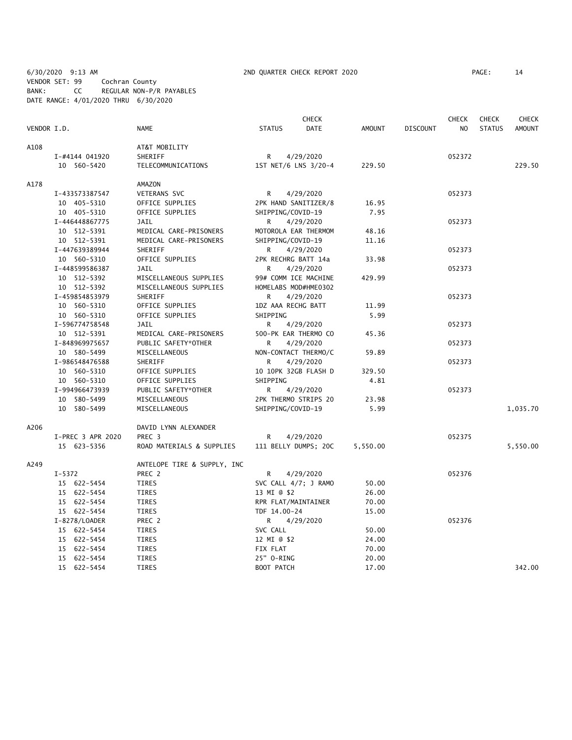6/30/2020 9:13 AM 2ND QUARTER CHECK REPORT 2020
VENDOR SET: 99 Cochran County
BANK: CC REGULAR NON-P/R PAYABLES
DATE RANGE: 4/01/2020 THRU 6/30/2020

| VENDOR I.D. | NAME | STATUS | CHECK DATE | AMOUNT | DISCOUNT | CHECK NO | CHECK STATUS | CHECK AMOUNT |
|---|---|---|---|---|---|---|---|---|
| A108 | AT&T MOBILITY | | | | | | | |
| I-#4144 041920 | SHERIFF | R | 4/29/2020 | | | 052372 | | |
| 10 560-5420 | TELECOMMUNICATIONS | 1ST NET/6 LNS 3/20-4 | | 229.50 | | | | 229.50 |
| A178 | AMAZON | | | | | | | |
| I-433573387547 | VETERANS SVC | R | 4/29/2020 | | | 052373 | | |
| 10 405-5310 | OFFICE SUPPLIES | 2PK HAND SANITIZER/8 | | 16.95 | | | | |
| 10 405-5310 | OFFICE SUPPLIES | SHIPPING/COVID-19 | | 7.95 | | | | |
| I-446448867775 | JAIL | R | 4/29/2020 | | | 052373 | | |
| 10 512-5391 | MEDICAL CARE-PRISONERS | MOTOROLA EAR THERMOM | | 48.16 | | | | |
| 10 512-5391 | MEDICAL CARE-PRISONERS | SHIPPING/COVID-19 | | 11.16 | | | | |
| I-447639389944 | SHERIFF | R | 4/29/2020 | | | 052373 | | |
| 10 560-5310 | OFFICE SUPPLIES | 2PK RECHRG BATT 14a | | 33.98 | | | | |
| I-448599586387 | JAIL | R | 4/29/2020 | | | 052373 | | |
| 10 512-5392 | MISCELLANEOUS SUPPLIES | 99# COMM ICE MACHINE | | 429.99 | | | | |
| 10 512-5392 | MISCELLANEOUS SUPPLIES | HOMELABS MOD#HME0302 | | | | | | |
| I-459854853979 | SHERIFF | R | 4/29/2020 | | | 052373 | | |
| 10 560-5310 | OFFICE SUPPLIES | 1DZ AAA RECHG BATT | | 11.99 | | | | |
| 10 560-5310 | OFFICE SUPPLIES | SHIPPING | | 5.99 | | | | |
| I-596774758548 | JAIL | R | 4/29/2020 | | | 052373 | | |
| 10 512-5391 | MEDICAL CARE-PRISONERS | 500-PK EAR THERMO CO | | 45.36 | | | | |
| I-848969975657 | PUBLIC SAFETY*OTHER | R | 4/29/2020 | | | 052373 | | |
| 10 580-5499 | MISCELLANEOUS | NON-CONTACT THERMO/C | | 59.89 | | | | |
| I-986548476588 | SHERIFF | R | 4/29/2020 | | | 052373 | | |
| 10 560-5310 | OFFICE SUPPLIES | 10 10PK 32GB FLASH D | | 329.50 | | | | |
| 10 560-5310 | OFFICE SUPPLIES | SHIPPING | | 4.81 | | | | |
| I-994966473939 | PUBLIC SAFETY*OTHER | R | 4/29/2020 | | | 052373 | | |
| 10 580-5499 | MISCELLANEOUS | 2PK THERMO STRIPS 20 | | 23.98 | | | | |
| 10 580-5499 | MISCELLANEOUS | SHIPPING/COVID-19 | | 5.99 | | | | 1,035.70 |
| A206 | DAVID LYNN ALEXANDER | | | | | | | |
| I-PREC 3 APR 2020 | PREC 3 | R | 4/29/2020 | | | 052375 | | |
| 15 623-5356 | ROAD MATERIALS & SUPPLIES | 111 BELLY DUMPS; 20C | | 5,550.00 | | | | 5,550.00 |
| A249 | ANTELOPE TIRE & SUPPLY, INC | | | | | | | |
| I-5372 | PREC 2 | R | 4/29/2020 | | | 052376 | | |
| 15 622-5454 | TIRES | SVC CALL 4/7; J RAMO | | 50.00 | | | | |
| 15 622-5454 | TIRES | 13 MI @ $2 | | 26.00 | | | | |
| 15 622-5454 | TIRES | RPR FLAT/MAINTAINER | | 70.00 | | | | |
| 15 622-5454 | TIRES | TDF 14.00-24 | | 15.00 | | | | |
| I-8278/LOADER | PREC 2 | R | 4/29/2020 | | | 052376 | | |
| 15 622-5454 | TIRES | SVC CALL | | 50.00 | | | | |
| 15 622-5454 | TIRES | 12 MI @ $2 | | 24.00 | | | | |
| 15 622-5454 | TIRES | FIX FLAT | | 70.00 | | | | |
| 15 622-5454 | TIRES | 25" O-RING | | 20.00 | | | | |
| 15 622-5454 | TIRES | BOOT PATCH | | 17.00 | | | | 342.00 |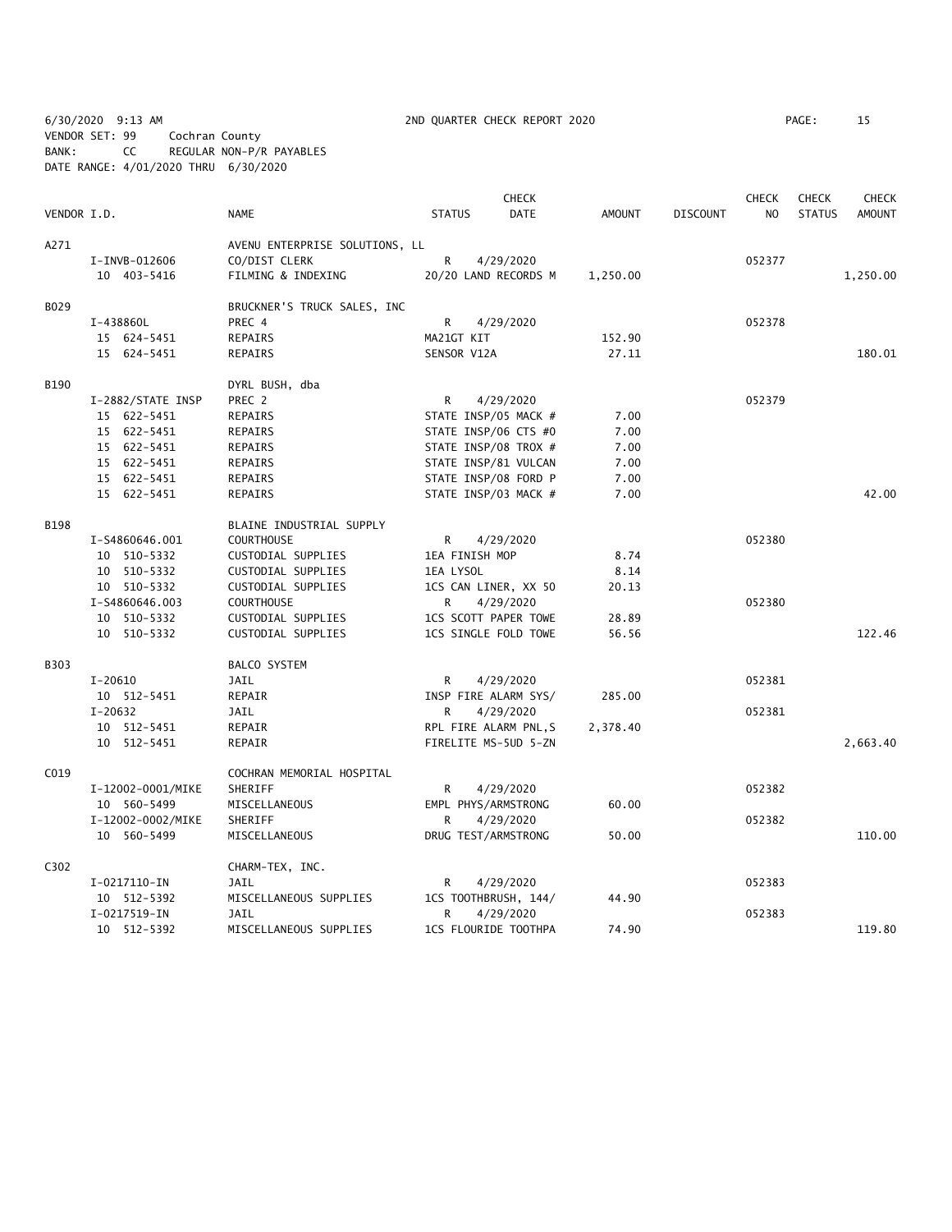6/30/2020 9:13 AM 2ND QUARTER CHECK REPORT 2020
VENDOR SET: 99 Cochran County
BANK: CC REGULAR NON-P/R PAYABLES
DATE RANGE: 4/01/2020 THRU 6/30/2020

| VENDOR I.D. | NAME | STATUS | CHECK DATE | AMOUNT | DISCOUNT | CHECK NO | CHECK STATUS | CHECK AMOUNT |
|---|---|---|---|---|---|---|---|---|
| A271 | AVENU ENTERPRISE SOLUTIONS, LL | | | | | | | |
| I-INVB-012606 | CO/DIST CLERK | R | 4/29/2020 | | | 052377 | | |
| 10 403-5416 | FILMING & INDEXING | 20/20 LAND RECORDS M | | 1,250.00 | | | | 1,250.00 |
| B029 | BRUCKNER'S TRUCK SALES, INC | | | | | | | |
| I-438860L | PREC 4 | R | 4/29/2020 | | | 052378 | | |
| 15 624-5451 | REPAIRS | MA21GT KIT | | 152.90 | | | | |
| 15 624-5451 | REPAIRS | SENSOR V12A | | 27.11 | | | | 180.01 |
| B190 | DYRL BUSH, dba | | | | | | | |
| I-2882/STATE INSP | PREC 2 | R | 4/29/2020 | | | 052379 | | |
| 15 622-5451 | REPAIRS | STATE INSP/05 MACK # | | 7.00 | | | | |
| 15 622-5451 | REPAIRS | STATE INSP/06 CTS #0 | | 7.00 | | | | |
| 15 622-5451 | REPAIRS | STATE INSP/08 TROX # | | 7.00 | | | | |
| 15 622-5451 | REPAIRS | STATE INSP/81 VULCAN | | 7.00 | | | | |
| 15 622-5451 | REPAIRS | STATE INSP/08 FORD P | | 7.00 | | | | |
| 15 622-5451 | REPAIRS | STATE INSP/03 MACK # | | 7.00 | | | | 42.00 |
| B198 | BLAINE INDUSTRIAL SUPPLY | | | | | | | |
| I-S4860646.001 | COURTHOUSE | R | 4/29/2020 | | | 052380 | | |
| 10 510-5332 | CUSTODIAL SUPPLIES | 1EA FINISH MOP | | 8.74 | | | | |
| 10 510-5332 | CUSTODIAL SUPPLIES | 1EA LYSOL | | 8.14 | | | | |
| 10 510-5332 | CUSTODIAL SUPPLIES | 1CS CAN LINER, XX 50 | | 20.13 | | | | |
| I-S4860646.003 | COURTHOUSE | R | 4/29/2020 | | | 052380 | | |
| 10 510-5332 | CUSTODIAL SUPPLIES | 1CS SCOTT PAPER TOWE | | 28.89 | | | | |
| 10 510-5332 | CUSTODIAL SUPPLIES | 1CS SINGLE FOLD TOWE | | 56.56 | | | | 122.46 |
| B303 | BALCO SYSTEM | | | | | | | |
| I-20610 | JAIL | R | 4/29/2020 | | | 052381 | | |
| 10 512-5451 | REPAIR | INSP FIRE ALARM SYS/ | | 285.00 | | | | |
| I-20632 | JAIL | R | 4/29/2020 | | | 052381 | | |
| 10 512-5451 | REPAIR | RPL FIRE ALARM PNL,S | | 2,378.40 | | | | |
| 10 512-5451 | REPAIR | FIRELITE MS-5UD 5-ZN | | | | | | 2,663.40 |
| C019 | COCHRAN MEMORIAL HOSPITAL | | | | | | | |
| I-12002-0001/MIKE | SHERIFF | R | 4/29/2020 | | | 052382 | | |
| 10 560-5499 | MISCELLANEOUS | EMPL PHYS/ARMSTRONG | | 60.00 | | | | |
| I-12002-0002/MIKE | SHERIFF | R | 4/29/2020 | | | 052382 | | |
| 10 560-5499 | MISCELLANEOUS | DRUG TEST/ARMSTRONG | | 50.00 | | | | 110.00 |
| C302 | CHARM-TEX, INC. | | | | | | | |
| I-0217110-IN | JAIL | R | 4/29/2020 | | | 052383 | | |
| 10 512-5392 | MISCELLANEOUS SUPPLIES | 1CS TOOTHBRUSH, 144/ | | 44.90 | | | | |
| I-0217519-IN | JAIL | R | 4/29/2020 | | | 052383 | | |
| 10 512-5392 | MISCELLANEOUS SUPPLIES | 1CS FLOURIDE TOOTHPA | | 74.90 | | | | 119.80 |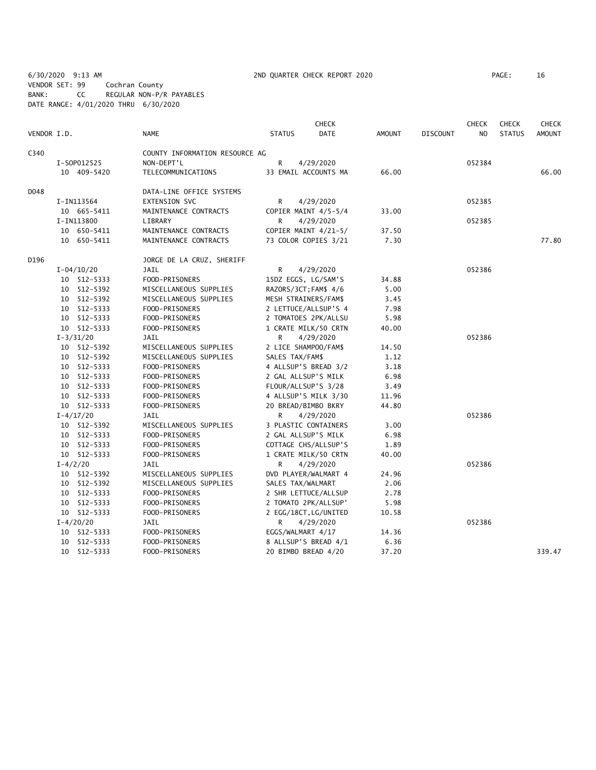6/30/2020 9:13 AM 2ND QUARTER CHECK REPORT 2020
VENDOR SET: 99 Cochran County
BANK: CC REGULAR NON-P/R PAYABLES
DATE RANGE: 4/01/2020 THRU 6/30/2020

| VENDOR I.D. | NAME | STATUS | CHECK DATE | AMOUNT | DISCOUNT | CHECK NO | CHECK STATUS | CHECK AMOUNT |
|---|---|---|---|---|---|---|---|---|
| C340 | COUNTY INFORMATION RESOURCE AG | | | | | | | |
| I-SOP012525 | NON-DEPT'L | R | 4/29/2020 | | | 052384 | | |
| 10 409-5420 | TELECOMMUNICATIONS | 33 EMAIL ACCOUNTS MA | | 66.00 | | | | 66.00 |
| D048 | DATA-LINE OFFICE SYSTEMS | | | | | | | |
| I-IN113564 | EXTENSION SVC | R | 4/29/2020 | | | 052385 | | |
| 10 665-5411 | MAINTENANCE CONTRACTS | COPIER MAINT 4/5-5/4 | | 33.00 | | | | |
| I-IN113800 | LIBRARY | R | 4/29/2020 | | | 052385 | | |
| 10 650-5411 | MAINTENANCE CONTRACTS | COPIER MAINT 4/21-5/ | | 37.50 | | | | |
| 10 650-5411 | MAINTENANCE CONTRACTS | 73 COLOR COPIES 3/21 | | 7.30 | | | | 77.80 |
| D196 | JORGE DE LA CRUZ, SHERIFF | | | | | | | |
| I-04/10/20 | JAIL | R | 4/29/2020 | | | 052386 | | |
| 10 512-5333 | FOOD-PRISONERS | 15DZ EGGS, LG/SAM'S | | 34.88 | | | | |
| 10 512-5392 | MISCELLANEOUS SUPPLIES | RAZORS/3CT;FAM$ 4/6 | | 5.00 | | | | |
| 10 512-5392 | MISCELLANEOUS SUPPLIES | MESH STRAINERS/FAM$ | | 3.45 | | | | |
| 10 512-5333 | FOOD-PRISONERS | 2 LETTUCE/ALLSUP'S 4 | | 7.98 | | | | |
| 10 512-5333 | FOOD-PRISONERS | 2 TOMATOES 2PK/ALLSU | | 5.98 | | | | |
| 10 512-5333 | FOOD-PRISONERS | 1 CRATE MILK/50 CRTN | | 40.00 | | | | |
| I-3/31/20 | JAIL | R | 4/29/2020 | | | 052386 | | |
| 10 512-5392 | MISCELLANEOUS SUPPLIES | 2 LICE SHAMPOO/FAM$ | | 14.50 | | | | |
| 10 512-5392 | MISCELLANEOUS SUPPLIES | SALES TAX/FAM$ | | 1.12 | | | | |
| 10 512-5333 | FOOD-PRISONERS | 4 ALLSUP'S BREAD 3/2 | | 3.18 | | | | |
| 10 512-5333 | FOOD-PRISONERS | 2 GAL ALLSUP'S MILK | | 6.98 | | | | |
| 10 512-5333 | FOOD-PRISONERS | FLOUR/ALLSUP'S 3/28 | | 3.49 | | | | |
| 10 512-5333 | FOOD-PRISONERS | 4 ALLSUP'S MILK 3/30 | | 11.96 | | | | |
| 10 512-5333 | FOOD-PRISONERS | 20 BREAD/BIMBO BKRY | | 44.80 | | | | |
| I-4/17/20 | JAIL | R | 4/29/2020 | | | 052386 | | |
| 10 512-5392 | MISCELLANEOUS SUPPLIES | 3 PLASTIC CONTAINERS | | 3.00 | | | | |
| 10 512-5333 | FOOD-PRISONERS | 2 GAL ALLSUP'S MILK | | 6.98 | | | | |
| 10 512-5333 | FOOD-PRISONERS | COTTAGE CHS/ALLSUP'S | | 1.89 | | | | |
| 10 512-5333 | FOOD-PRISONERS | 1 CRATE MILK/50 CRTN | | 40.00 | | | | |
| I-4/2/20 | JAIL | R | 4/29/2020 | | | 052386 | | |
| 10 512-5392 | MISCELLANEOUS SUPPLIES | DVD PLAYER/WALMART 4 | | 24.96 | | | | |
| 10 512-5392 | MISCELLANEOUS SUPPLIES | SALES TAX/WALMART | | 2.06 | | | | |
| 10 512-5333 | FOOD-PRISONERS | 2 SHR LETTUCE/ALLSUP | | 2.78 | | | | |
| 10 512-5333 | FOOD-PRISONERS | 2 TOMATO 2PK/ALLSUP' | | 5.98 | | | | |
| 10 512-5333 | FOOD-PRISONERS | 2 EGG/18CT,LG/UNITED | | 10.58 | | | | |
| I-4/20/20 | JAIL | R | 4/29/2020 | | | 052386 | | |
| 10 512-5333 | FOOD-PRISONERS | EGGS/WALMART 4/17 | | 14.36 | | | | |
| 10 512-5333 | FOOD-PRISONERS | 8 ALLSUP'S BREAD 4/1 | | 6.36 | | | | |
| 10 512-5333 | FOOD-PRISONERS | 20 BIMBO BREAD 4/20 | | 37.20 | | | | 339.47 |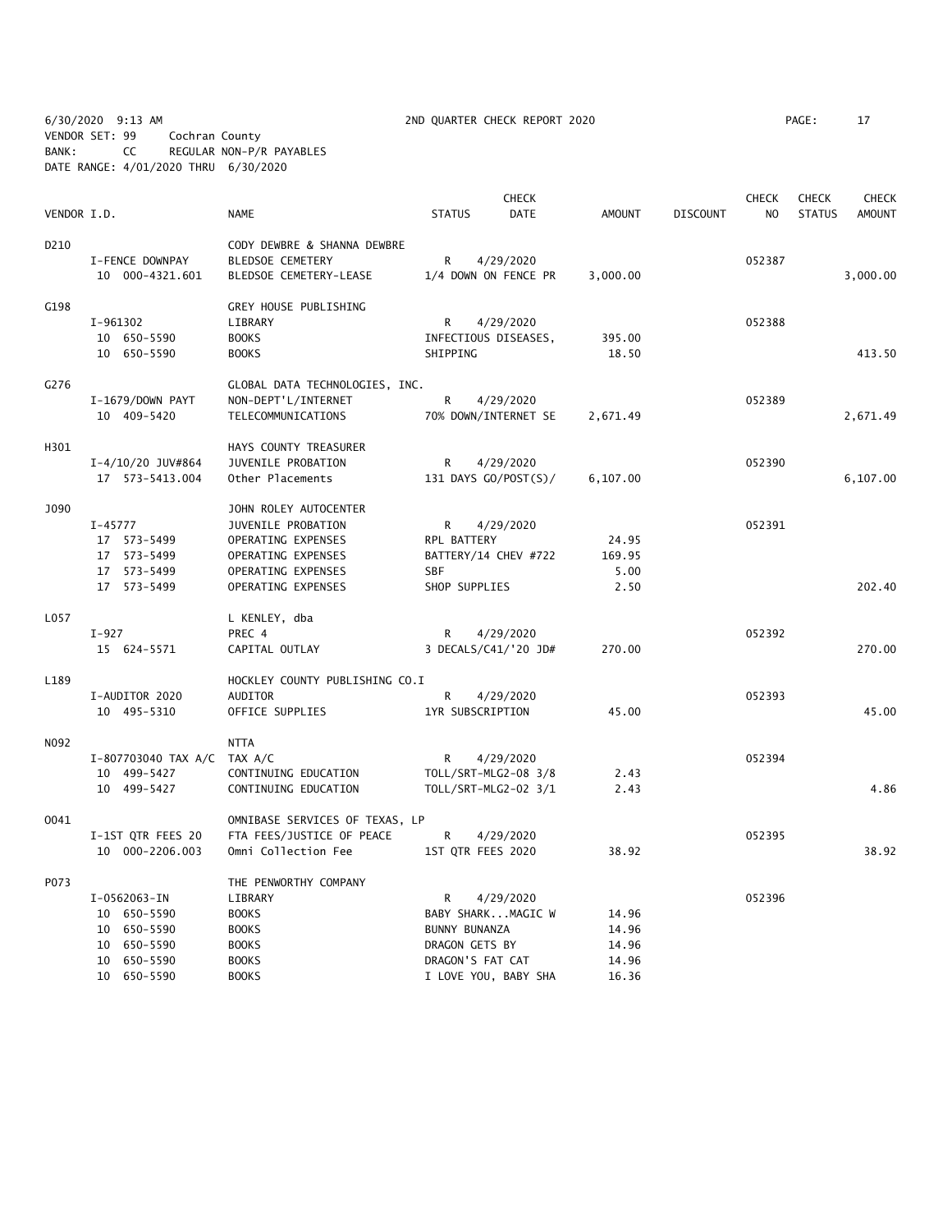6/30/2020 9:13 AM 2ND QUARTER CHECK REPORT 2020
VENDOR SET: 99 Cochran County
BANK: CC REGULAR NON-P/R PAYABLES
DATE RANGE: 4/01/2020 THRU 6/30/2020

| VENDOR I.D. | NAME | STATUS | CHECK DATE | AMOUNT | DISCOUNT | CHECK NO | CHECK STATUS | CHECK AMOUNT |
|---|---|---|---|---|---|---|---|---|
| D210 | CODY DEWBRE & SHANNA DEWBRE | | | | | | | |
| I-FENCE DOWNPAY | BLEDSOE CEMETERY | R | 4/29/2020 | | | 052387 | | |
| 10 000-4321.601 | BLEDSOE CEMETERY-LEASE | 1/4 DOWN ON FENCE PR | | 3,000.00 | | | | 3,000.00 |
| G198 | GREY HOUSE PUBLISHING | | | | | | | |
| I-961302 | LIBRARY | R | 4/29/2020 | | | 052388 | | |
| 10 650-5590 | BOOKS | INFECTIOUS DISEASES, | | 395.00 | | | | |
| 10 650-5590 | BOOKS | SHIPPING | | 18.50 | | | | 413.50 |
| G276 | GLOBAL DATA TECHNOLOGIES, INC. | | | | | | | |
| I-1679/DOWN PAYT | NON-DEPT'L/INTERNET | R | 4/29/2020 | | | 052389 | | |
| 10 409-5420 | TELECOMMUNICATIONS | 70% DOWN/INTERNET SE | | 2,671.49 | | | | 2,671.49 |
| H301 | HAYS COUNTY TREASURER | | | | | | | |
| I-4/10/20 JUV#864 | JUVENILE PROBATION | R | 4/29/2020 | | | 052390 | | |
| 17 573-5413.004 | Other Placements | 131 DAYS GO/POST(S)/ | | 6,107.00 | | | | 6,107.00 |
| J090 | JOHN ROLEY AUTOCENTER | | | | | | | |
| I-45777 | JUVENILE PROBATION | R | 4/29/2020 | | | 052391 | | |
| 17 573-5499 | OPERATING EXPENSES | RPL BATTERY | | 24.95 | | | | |
| 17 573-5499 | OPERATING EXPENSES | BATTERY/14 CHEV #722 | | 169.95 | | | | |
| 17 573-5499 | OPERATING EXPENSES | SBF | | 5.00 | | | | |
| 17 573-5499 | OPERATING EXPENSES | SHOP SUPPLIES | | 2.50 | | | | 202.40 |
| L057 | L KENLEY, dba | | | | | | | |
| I-927 | PREC 4 | R | 4/29/2020 | | | 052392 | | |
| 15 624-5571 | CAPITAL OUTLAY | 3 DECALS/C41/'20 JD# | | 270.00 | | | | 270.00 |
| L189 | HOCKLEY COUNTY PUBLISHING CO.I | | | | | | | |
| I-AUDITOR 2020 | AUDITOR | R | 4/29/2020 | | | 052393 | | |
| 10 495-5310 | OFFICE SUPPLIES | 1YR SUBSCRIPTION | | 45.00 | | | | 45.00 |
| N092 | NTTA | | | | | | | |
| I-807703040 TAX A/C | TAX A/C | R | 4/29/2020 | | | 052394 | | |
| 10 499-5427 | CONTINUING EDUCATION | TOLL/SRT-MLG2-08 3/8 | | 2.43 | | | | |
| 10 499-5427 | CONTINUING EDUCATION | TOLL/SRT-MLG2-02 3/1 | | 2.43 | | | | 4.86 |
| O041 | OMNIBASE SERVICES OF TEXAS, LP | | | | | | | |
| I-1ST QTR FEES 20 | FTA FEES/JUSTICE OF PEACE | R | 4/29/2020 | | | 052395 | | |
| 10 000-2206.003 | Omni Collection Fee | 1ST QTR FEES 2020 | | 38.92 | | | | 38.92 |
| P073 | THE PENWORTHY COMPANY | | | | | | | |
| I-0562063-IN | LIBRARY | R | 4/29/2020 | | | 052396 | | |
| 10 650-5590 | BOOKS | BABY SHARK...MAGIC W | | 14.96 | | | | |
| 10 650-5590 | BOOKS | BUNNY BUNANZA | | 14.96 | | | | |
| 10 650-5590 | BOOKS | DRAGON GETS BY | | 14.96 | | | | |
| 10 650-5590 | BOOKS | DRAGON'S FAT CAT | | 14.96 | | | | |
| 10 650-5590 | BOOKS | I LOVE YOU, BABY SHA | | 16.36 | | | | |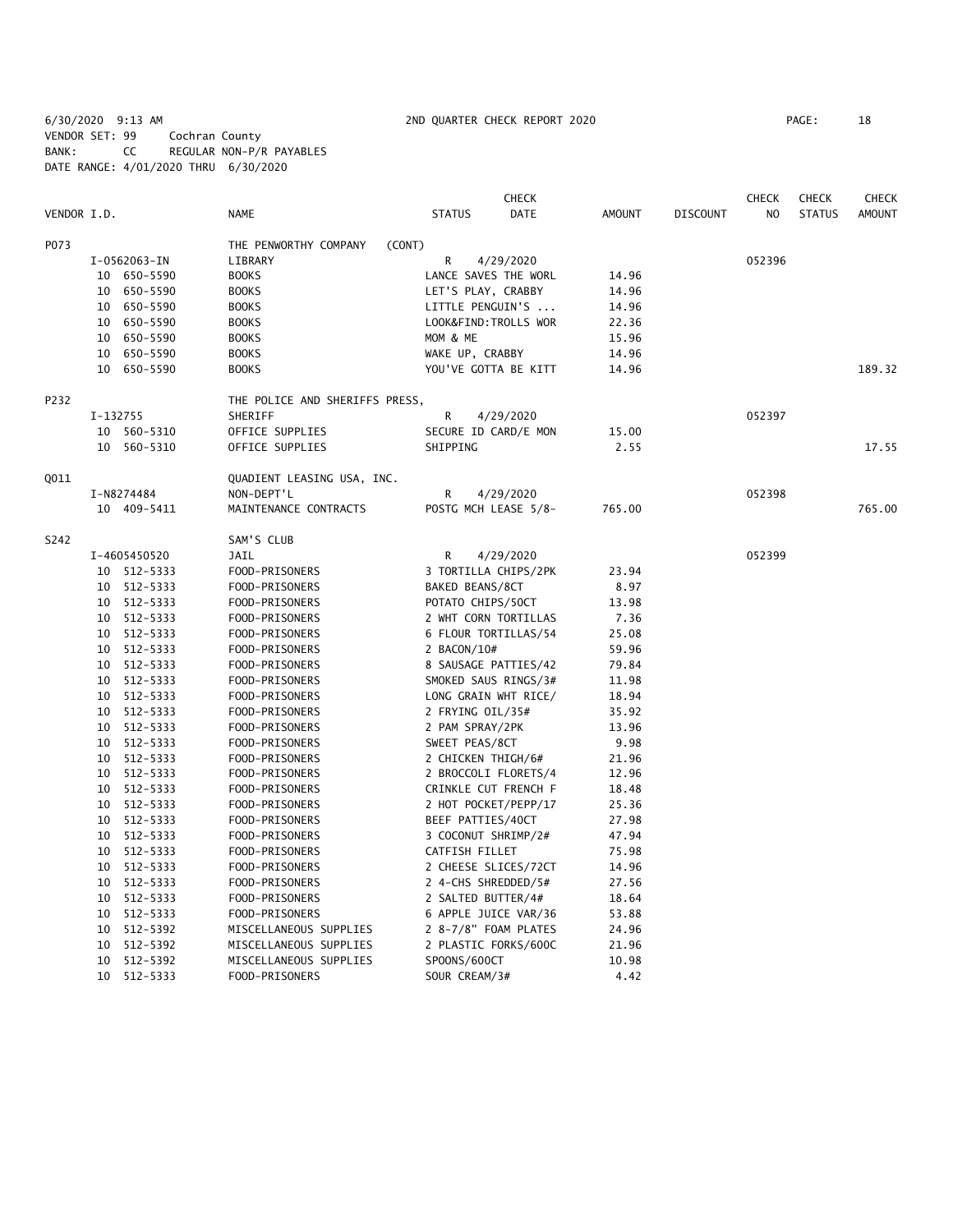6/30/2020 9:13 AM 2ND QUARTER CHECK REPORT 2020

VENDOR SET: 99 Cochran County
BANK: CC REGULAR NON-P/R PAYABLES
DATE RANGE: 4/01/2020 THRU 6/30/2020

| VENDOR I.D. | NAME | STATUS | CHECK DATE | AMOUNT | DISCOUNT | CHECK NO | CHECK STATUS | CHECK AMOUNT |
|---|---|---|---|---|---|---|---|---|
| P073 | THE PENWORTHY COMPANY (CONT) | | | | | | | |
| I-0562063-IN | LIBRARY | R | 4/29/2020 | | | 052396 | | |
| 10 650-5590 | BOOKS | LANCE SAVES THE WORL | | 14.96 | | | | |
| 10 650-5590 | BOOKS | LET'S PLAY, CRABBY | | 14.96 | | | | |
| 10 650-5590 | BOOKS | LITTLE PENGUIN'S ... | | 14.96 | | | | |
| 10 650-5590 | BOOKS | LOOK&FIND:TROLLS WOR | | 22.36 | | | | |
| 10 650-5590 | BOOKS | MOM & ME | | 15.96 | | | | |
| 10 650-5590 | BOOKS | WAKE UP, CRABBY | | 14.96 | | | | |
| 10 650-5590 | BOOKS | YOU'VE GOTTA BE KITT | | 14.96 | | | | 189.32 |
| P232 | THE POLICE AND SHERIFFS PRESS, | | | | | | | |
| I-132755 | SHERIFF | R | 4/29/2020 | | | 052397 | | |
| 10 560-5310 | OFFICE SUPPLIES | SECURE ID CARD/E MON | | 15.00 | | | | |
| 10 560-5310 | OFFICE SUPPLIES | SHIPPING | | 2.55 | | | | 17.55 |
| Q011 | QUADIENT LEASING USA, INC. | | | | | | | |
| I-N8274484 | NON-DEPT'L | R | 4/29/2020 | | | 052398 | | |
| 10 409-5411 | MAINTENANCE CONTRACTS | POSTG MCH LEASE 5/8- | | 765.00 | | | | 765.00 |
| S242 | SAM'S CLUB | | | | | | | |
| I-4605450520 | JAIL | R | 4/29/2020 | | | 052399 | | |
| 10 512-5333 | FOOD-PRISONERS | 3 TORTILLA CHIPS/2PK | | 23.94 | | | | |
| 10 512-5333 | FOOD-PRISONERS | BAKED BEANS/8CT | | 8.97 | | | | |
| 10 512-5333 | FOOD-PRISONERS | POTATO CHIPS/50CT | | 13.98 | | | | |
| 10 512-5333 | FOOD-PRISONERS | 2 WHT CORN TORTILLAS | | 7.36 | | | | |
| 10 512-5333 | FOOD-PRISONERS | 6 FLOUR TORTILLAS/54 | | 25.08 | | | | |
| 10 512-5333 | FOOD-PRISONERS | 2 BACON/10# | | 59.96 | | | | |
| 10 512-5333 | FOOD-PRISONERS | 8 SAUSAGE PATTIES/42 | | 79.84 | | | | |
| 10 512-5333 | FOOD-PRISONERS | SMOKED SAUS RINGS/3# | | 11.98 | | | | |
| 10 512-5333 | FOOD-PRISONERS | LONG GRAIN WHT RICE/ | | 18.94 | | | | |
| 10 512-5333 | FOOD-PRISONERS | 2 FRYING OIL/35# | | 35.92 | | | | |
| 10 512-5333 | FOOD-PRISONERS | 2 PAM SPRAY/2PK | | 13.96 | | | | |
| 10 512-5333 | FOOD-PRISONERS | SWEET PEAS/8CT | | 9.98 | | | | |
| 10 512-5333 | FOOD-PRISONERS | 2 CHICKEN THIGH/6# | | 21.96 | | | | |
| 10 512-5333 | FOOD-PRISONERS | 2 BROCCOLI FLORETS/4 | | 12.96 | | | | |
| 10 512-5333 | FOOD-PRISONERS | CRINKLE CUT FRENCH F | | 18.48 | | | | |
| 10 512-5333 | FOOD-PRISONERS | 2 HOT POCKET/PEPP/17 | | 25.36 | | | | |
| 10 512-5333 | FOOD-PRISONERS | BEEF PATTIES/40CT | | 27.98 | | | | |
| 10 512-5333 | FOOD-PRISONERS | 3 COCONUT SHRIMP/2# | | 47.94 | | | | |
| 10 512-5333 | FOOD-PRISONERS | CATFISH FILLET | | 75.98 | | | | |
| 10 512-5333 | FOOD-PRISONERS | 2 CHEESE SLICES/72CT | | 14.96 | | | | |
| 10 512-5333 | FOOD-PRISONERS | 2 4-CHS SHREDDED/5# | | 27.56 | | | | |
| 10 512-5333 | FOOD-PRISONERS | 2 SALTED BUTTER/4# | | 18.64 | | | | |
| 10 512-5333 | FOOD-PRISONERS | 6 APPLE JUICE VAR/36 | | 53.88 | | | | |
| 10 512-5392 | MISCELLANEOUS SUPPLIES | 2 8-7/8" FOAM PLATES | | 24.96 | | | | |
| 10 512-5392 | MISCELLANEOUS SUPPLIES | 2 PLASTIC FORKS/600C | | 21.96 | | | | |
| 10 512-5392 | MISCELLANEOUS SUPPLIES | SPOONS/600CT | | 10.98 | | | | |
| 10 512-5333 | FOOD-PRISONERS | SOUR CREAM/3# | | 4.42 | | | | |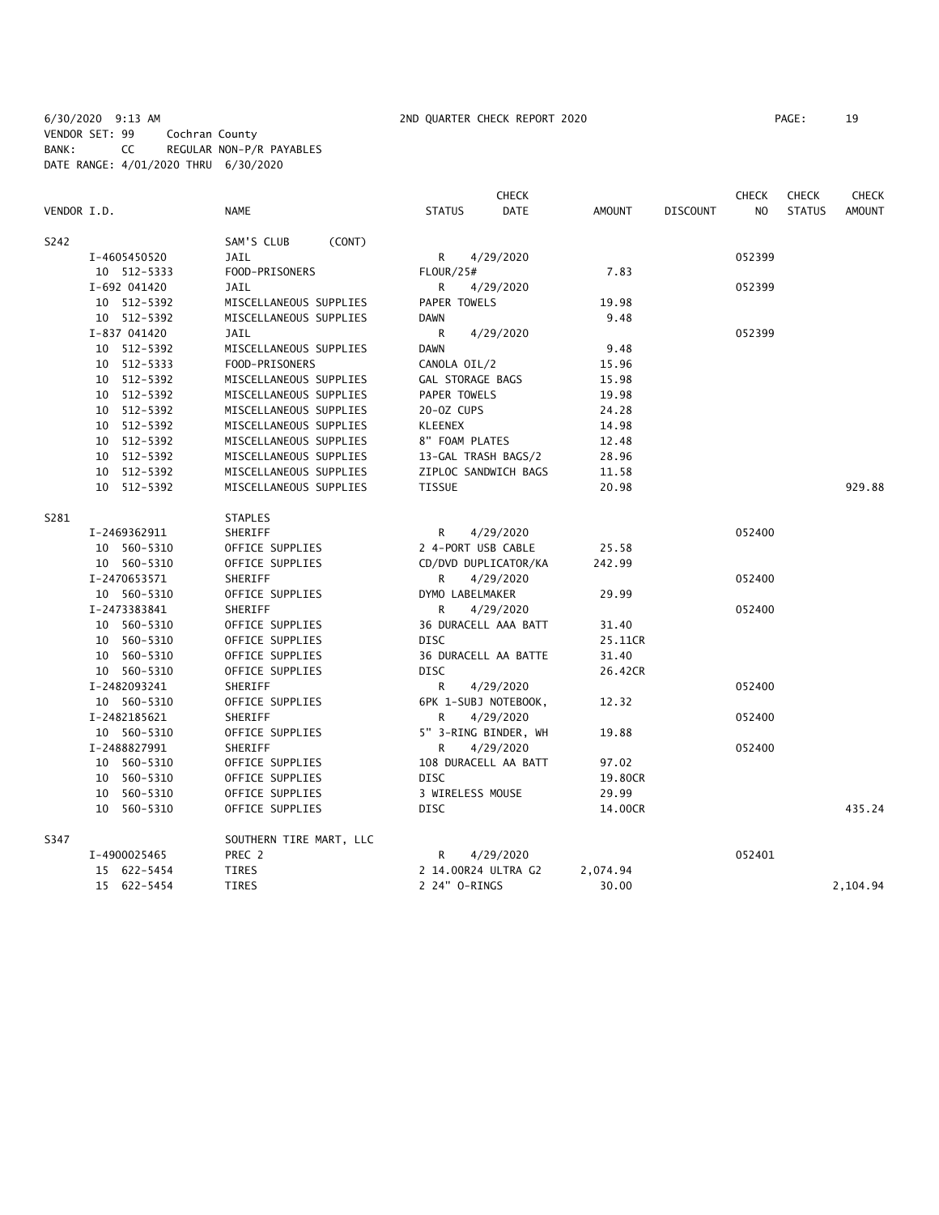6/30/2020 9:13 AM 2ND QUARTER CHECK REPORT 2020
VENDOR SET: 99 Cochran County
BANK: CC REGULAR NON-P/R PAYABLES
DATE RANGE: 4/01/2020 THRU 6/30/2020

| VENDOR I.D. | NAME | STATUS | CHECK DATE | AMOUNT | DISCOUNT | CHECK NO | CHECK STATUS | CHECK AMOUNT |
|---|---|---|---|---|---|---|---|---|
| S242 | SAM'S CLUB (CONT) | | | | | | | |
| I-4605450520 | JAIL | R | 4/29/2020 | | | 052399 | | |
| 10 512-5333 | FOOD-PRISONERS | FLOUR/25# | | 7.83 | | | | |
| I-692 041420 | JAIL | R | 4/29/2020 | | | 052399 | | |
| 10 512-5392 | MISCELLANEOUS SUPPLIES | PAPER TOWELS | | 19.98 | | | | |
| 10 512-5392 | MISCELLANEOUS SUPPLIES | DAWN | | 9.48 | | | | |
| I-837 041420 | JAIL | R | 4/29/2020 | | | 052399 | | |
| 10 512-5392 | MISCELLANEOUS SUPPLIES | DAWN | | 9.48 | | | | |
| 10 512-5333 | FOOD-PRISONERS | CANOLA OIL/2 | | 15.96 | | | | |
| 10 512-5392 | MISCELLANEOUS SUPPLIES | GAL STORAGE BAGS | | 15.98 | | | | |
| 10 512-5392 | MISCELLANEOUS SUPPLIES | PAPER TOWELS | | 19.98 | | | | |
| 10 512-5392 | MISCELLANEOUS SUPPLIES | 20-OZ CUPS | | 24.28 | | | | |
| 10 512-5392 | MISCELLANEOUS SUPPLIES | KLEENEX | | 14.98 | | | | |
| 10 512-5392 | MISCELLANEOUS SUPPLIES | 8" FOAM PLATES | | 12.48 | | | | |
| 10 512-5392 | MISCELLANEOUS SUPPLIES | 13-GAL TRASH BAGS/2 | | 28.96 | | | | |
| 10 512-5392 | MISCELLANEOUS SUPPLIES | ZIPLOC SANDWICH BAGS | | 11.58 | | | | |
| 10 512-5392 | MISCELLANEOUS SUPPLIES | TISSUE | | 20.98 | | | | 929.88 |
| S281 | STAPLES | | | | | | | |
| I-2469362911 | SHERIFF | R | 4/29/2020 | | | 052400 | | |
| 10 560-5310 | OFFICE SUPPLIES | 2 4-PORT USB CABLE | | 25.58 | | | | |
| 10 560-5310 | OFFICE SUPPLIES | CD/DVD DUPLICATOR/KA | | 242.99 | | | | |
| I-2470653571 | SHERIFF | R | 4/29/2020 | | | 052400 | | |
| 10 560-5310 | OFFICE SUPPLIES | DYMO LABELMAKER | | 29.99 | | | | |
| I-2473383841 | SHERIFF | R | 4/29/2020 | | | 052400 | | |
| 10 560-5310 | OFFICE SUPPLIES | 36 DURACELL AAA BATT | | 31.40 | | | | |
| 10 560-5310 | OFFICE SUPPLIES | DISC | | 25.11CR | | | | |
| 10 560-5310 | OFFICE SUPPLIES | 36 DURACELL AA BATTE | | 31.40 | | | | |
| 10 560-5310 | OFFICE SUPPLIES | DISC | | 26.42CR | | | | |
| I-2482093241 | SHERIFF | R | 4/29/2020 | | | 052400 | | |
| 10 560-5310 | OFFICE SUPPLIES | 6PK 1-SUBJ NOTEBOOK, | | 12.32 | | | | |
| I-2482185621 | SHERIFF | R | 4/29/2020 | | | 052400 | | |
| 10 560-5310 | OFFICE SUPPLIES | 5" 3-RING BINDER, WH | | 19.88 | | | | |
| I-2488827991 | SHERIFF | R | 4/29/2020 | | | 052400 | | |
| 10 560-5310 | OFFICE SUPPLIES | 108 DURACELL AA BATT | | 97.02 | | | | |
| 10 560-5310 | OFFICE SUPPLIES | DISC | | 19.80CR | | | | |
| 10 560-5310 | OFFICE SUPPLIES | 3 WIRELESS MOUSE | | 29.99 | | | | |
| 10 560-5310 | OFFICE SUPPLIES | DISC | | 14.00CR | | | | 435.24 |
| S347 | SOUTHERN TIRE MART, LLC | | | | | | | |
| I-4900025465 | PREC 2 | R | 4/29/2020 | | | 052401 | | |
| 15 622-5454 | TIRES | 2 14.00R24 ULTRA G2 | | 2,074.94 | | | | |
| 15 622-5454 | TIRES | 2 24" O-RINGS | | 30.00 | | | | 2,104.94 |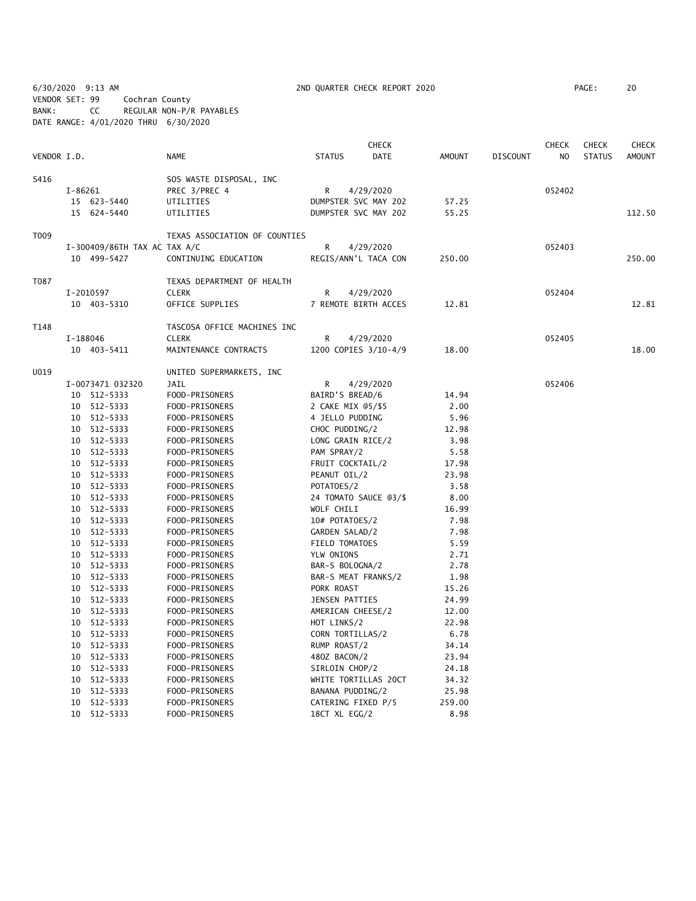6/30/2020 9:13 AM 2ND QUARTER CHECK REPORT 2020 PAGE: 20
VENDOR SET: 99 Cochran County
BANK: CC REGULAR NON-P/R PAYABLES
DATE RANGE: 4/01/2020 THRU 6/30/2020

| VENDOR I.D. | NAME | STATUS | CHECK DATE | AMOUNT | DISCOUNT | CHECK NO | CHECK STATUS | CHECK AMOUNT |
|---|---|---|---|---|---|---|---|---|
| S416 | SOS WASTE DISPOSAL, INC | | | | | | | |
| I-86261 | PREC 3/PREC 4 | R | 4/29/2020 | | | 052402 | | |
| 15 623-5440 | UTILITIES | DUMPSTER SVC MAY 202 | | 57.25 | | | | |
| 15 624-5440 | UTILITIES | DUMPSTER SVC MAY 202 | | 55.25 | | | | 112.50 |
| T009 | TEXAS ASSOCIATION OF COUNTIES | | | | | | | |
| I-300409/86TH TAX AC TAX A/C | | R | 4/29/2020 | | | 052403 | | |
| 10 499-5427 | CONTINUING EDUCATION | REGIS/ANN'L TACA CON | | 250.00 | | | | 250.00 |
| T087 | TEXAS DEPARTMENT OF HEALTH | | | | | | | |
| I-2010597 | CLERK | R | 4/29/2020 | | | 052404 | | |
| 10 403-5310 | OFFICE SUPPLIES | 7 REMOTE BIRTH ACCES | | 12.81 | | | | 12.81 |
| T148 | TASCOSA OFFICE MACHINES INC | | | | | | | |
| I-188046 | CLERK | R | 4/29/2020 | | | 052405 | | |
| 10 403-5411 | MAINTENANCE CONTRACTS | 1200 COPIES 3/10-4/9 | | 18.00 | | | | 18.00 |
| U019 | UNITED SUPERMARKETS, INC | | | | | | | |
| I-0073471 032320 | JAIL | R | 4/29/2020 | | | 052406 | | |
| 10 512-5333 | FOOD-PRISONERS | BAIRD'S BREAD/6 | | 14.94 | | | | |
| 10 512-5333 | FOOD-PRISONERS | 2 CAKE MIX @5/$5 | | 2.00 | | | | |
| 10 512-5333 | FOOD-PRISONERS | 4 JELLO PUDDING | | 5.96 | | | | |
| 10 512-5333 | FOOD-PRISONERS | CHOC PUDDING/2 | | 12.98 | | | | |
| 10 512-5333 | FOOD-PRISONERS | LONG GRAIN RICE/2 | | 3.98 | | | | |
| 10 512-5333 | FOOD-PRISONERS | PAM SPRAY/2 | | 5.58 | | | | |
| 10 512-5333 | FOOD-PRISONERS | FRUIT COCKTAIL/2 | | 17.98 | | | | |
| 10 512-5333 | FOOD-PRISONERS | PEANUT OIL/2 | | 23.98 | | | | |
| 10 512-5333 | FOOD-PRISONERS | POTATOES/2 | | 3.58 | | | | |
| 10 512-5333 | FOOD-PRISONERS | 24 TOMATO SAUCE @3/$ | | 8.00 | | | | |
| 10 512-5333 | FOOD-PRISONERS | WOLF CHILI | | 16.99 | | | | |
| 10 512-5333 | FOOD-PRISONERS | 10# POTATOES/2 | | 7.98 | | | | |
| 10 512-5333 | FOOD-PRISONERS | GARDEN SALAD/2 | | 7.98 | | | | |
| 10 512-5333 | FOOD-PRISONERS | FIELD TOMATOES | | 5.59 | | | | |
| 10 512-5333 | FOOD-PRISONERS | YLW ONIONS | | 2.71 | | | | |
| 10 512-5333 | FOOD-PRISONERS | BAR-S BOLOGNA/2 | | 2.78 | | | | |
| 10 512-5333 | FOOD-PRISONERS | BAR-S MEAT FRANKS/2 | | 1.98 | | | | |
| 10 512-5333 | FOOD-PRISONERS | PORK ROAST | | 15.26 | | | | |
| 10 512-5333 | FOOD-PRISONERS | JENSEN PATTIES | | 24.99 | | | | |
| 10 512-5333 | FOOD-PRISONERS | AMERICAN CHEESE/2 | | 12.00 | | | | |
| 10 512-5333 | FOOD-PRISONERS | HOT LINKS/2 | | 22.98 | | | | |
| 10 512-5333 | FOOD-PRISONERS | CORN TORTILLAS/2 | | 6.78 | | | | |
| 10 512-5333 | FOOD-PRISONERS | RUMP ROAST/2 | | 34.14 | | | | |
| 10 512-5333 | FOOD-PRISONERS | 48OZ BACON/2 | | 23.94 | | | | |
| 10 512-5333 | FOOD-PRISONERS | SIRLOIN CHOP/2 | | 24.18 | | | | |
| 10 512-5333 | FOOD-PRISONERS | WHITE TORTILLAS 20CT | | 34.32 | | | | |
| 10 512-5333 | FOOD-PRISONERS | BANANA PUDDING/2 | | 25.98 | | | | |
| 10 512-5333 | FOOD-PRISONERS | CATERING FIXED P/5 | | 259.00 | | | | |
| 10 512-5333 | FOOD-PRISONERS | 18CT XL EGG/2 | | 8.98 | | | | |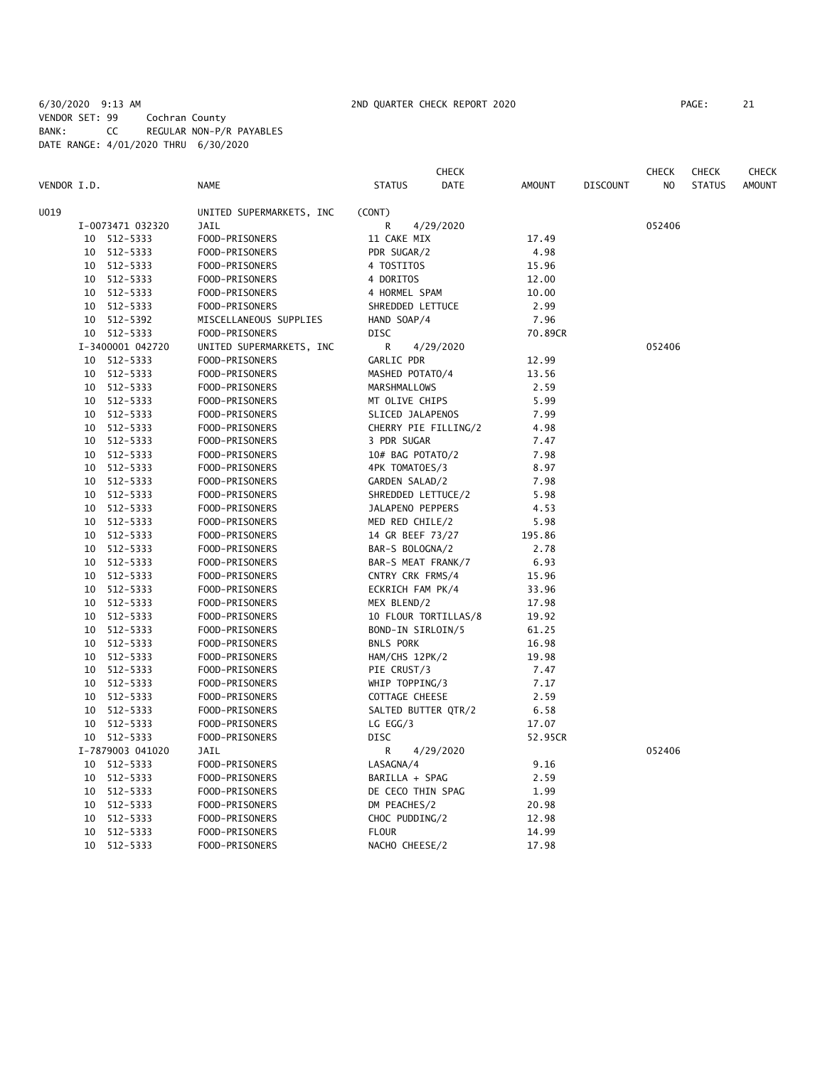6/30/2020 9:13 AM 2ND QUARTER CHECK REPORT 2020 PAGE: 21
VENDOR SET: 99 Cochran County
BANK: CC REGULAR NON-P/R PAYABLES
DATE RANGE: 4/01/2020 THRU 6/30/2020

| VENDOR I.D. | NAME | STATUS | CHECK DATE | AMOUNT | DISCOUNT | CHECK NO | CHECK STATUS | CHECK AMOUNT |
|---|---|---|---|---|---|---|---|---|
| U019 | UNITED SUPERMARKETS, INC | (CONT) | | | | | | |
| I-0073471 032320 | JAIL | R | 4/29/2020 | | | 052406 | | |
| 10 512-5333 | FOOD-PRISONERS | 11 CAKE MIX | | 17.49 | | | | |
| 10 512-5333 | FOOD-PRISONERS | PDR SUGAR/2 | | 4.98 | | | | |
| 10 512-5333 | FOOD-PRISONERS | 4 TOSTITOS | | 15.96 | | | | |
| 10 512-5333 | FOOD-PRISONERS | 4 DORITOS | | 12.00 | | | | |
| 10 512-5333 | FOOD-PRISONERS | 4 HORMEL SPAM | | 10.00 | | | | |
| 10 512-5333 | FOOD-PRISONERS | SHREDDED LETTUCE | | 2.99 | | | | |
| 10 512-5392 | MISCELLANEOUS SUPPLIES | HAND SOAP/4 | | 7.96 | | | | |
| 10 512-5333 | FOOD-PRISONERS | DISC | | 70.89CR | | | | |
| I-3400001 042720 | UNITED SUPERMARKETS, INC | R | 4/29/2020 | | | 052406 | | |
| 10 512-5333 | FOOD-PRISONERS | GARLIC PDR | | 12.99 | | | | |
| 10 512-5333 | FOOD-PRISONERS | MASHED POTATO/4 | | 13.56 | | | | |
| 10 512-5333 | FOOD-PRISONERS | MARSHMALLOWS | | 2.59 | | | | |
| 10 512-5333 | FOOD-PRISONERS | MT OLIVE CHIPS | | 5.99 | | | | |
| 10 512-5333 | FOOD-PRISONERS | SLICED JALAPENOS | | 7.99 | | | | |
| 10 512-5333 | FOOD-PRISONERS | CHERRY PIE FILLING/2 | | 4.98 | | | | |
| 10 512-5333 | FOOD-PRISONERS | 3 PDR SUGAR | | 7.47 | | | | |
| 10 512-5333 | FOOD-PRISONERS | 10# BAG POTATO/2 | | 7.98 | | | | |
| 10 512-5333 | FOOD-PRISONERS | 4PK TOMATOES/3 | | 8.97 | | | | |
| 10 512-5333 | FOOD-PRISONERS | GARDEN SALAD/2 | | 7.98 | | | | |
| 10 512-5333 | FOOD-PRISONERS | SHREDDED LETTUCE/2 | | 5.98 | | | | |
| 10 512-5333 | FOOD-PRISONERS | JALAPENO PEPPERS | | 4.53 | | | | |
| 10 512-5333 | FOOD-PRISONERS | MED RED CHILE/2 | | 5.98 | | | | |
| 10 512-5333 | FOOD-PRISONERS | 14 GR BEEF 73/27 | | 195.86 | | | | |
| 10 512-5333 | FOOD-PRISONERS | BAR-S BOLOGNA/2 | | 2.78 | | | | |
| 10 512-5333 | FOOD-PRISONERS | BAR-S MEAT FRANK/7 | | 6.93 | | | | |
| 10 512-5333 | FOOD-PRISONERS | CNTRY CRK FRMS/4 | | 15.96 | | | | |
| 10 512-5333 | FOOD-PRISONERS | ECKRICH FAM PK/4 | | 33.96 | | | | |
| 10 512-5333 | FOOD-PRISONERS | MEX BLEND/2 | | 17.98 | | | | |
| 10 512-5333 | FOOD-PRISONERS | 10 FLOUR TORTILLAS/8 | | 19.92 | | | | |
| 10 512-5333 | FOOD-PRISONERS | BOND-IN SIRLOIN/5 | | 61.25 | | | | |
| 10 512-5333 | FOOD-PRISONERS | BNLS PORK | | 16.98 | | | | |
| 10 512-5333 | FOOD-PRISONERS | HAM/CHS 12PK/2 | | 19.98 | | | | |
| 10 512-5333 | FOOD-PRISONERS | PIE CRUST/3 | | 7.47 | | | | |
| 10 512-5333 | FOOD-PRISONERS | WHIP TOPPING/3 | | 7.17 | | | | |
| 10 512-5333 | FOOD-PRISONERS | COTTAGE CHEESE | | 2.59 | | | | |
| 10 512-5333 | FOOD-PRISONERS | SALTED BUTTER QTR/2 | | 6.58 | | | | |
| 10 512-5333 | FOOD-PRISONERS | LG EGG/3 | | 17.07 | | | | |
| 10 512-5333 | FOOD-PRISONERS | DISC | | 52.95CR | | | | |
| I-7879003 041020 | JAIL | R | 4/29/2020 | | | 052406 | | |
| 10 512-5333 | FOOD-PRISONERS | LASAGNA/4 | | 9.16 | | | | |
| 10 512-5333 | FOOD-PRISONERS | BARILLA + SPAG | | 2.59 | | | | |
| 10 512-5333 | FOOD-PRISONERS | DE CECO THIN SPAG | | 1.99 | | | | |
| 10 512-5333 | FOOD-PRISONERS | DM PEACHES/2 | | 20.98 | | | | |
| 10 512-5333 | FOOD-PRISONERS | CHOC PUDDING/2 | | 12.98 | | | | |
| 10 512-5333 | FOOD-PRISONERS | FLOUR | | 14.99 | | | | |
| 10 512-5333 | FOOD-PRISONERS | NACHO CHEESE/2 | | 17.98 | | | | |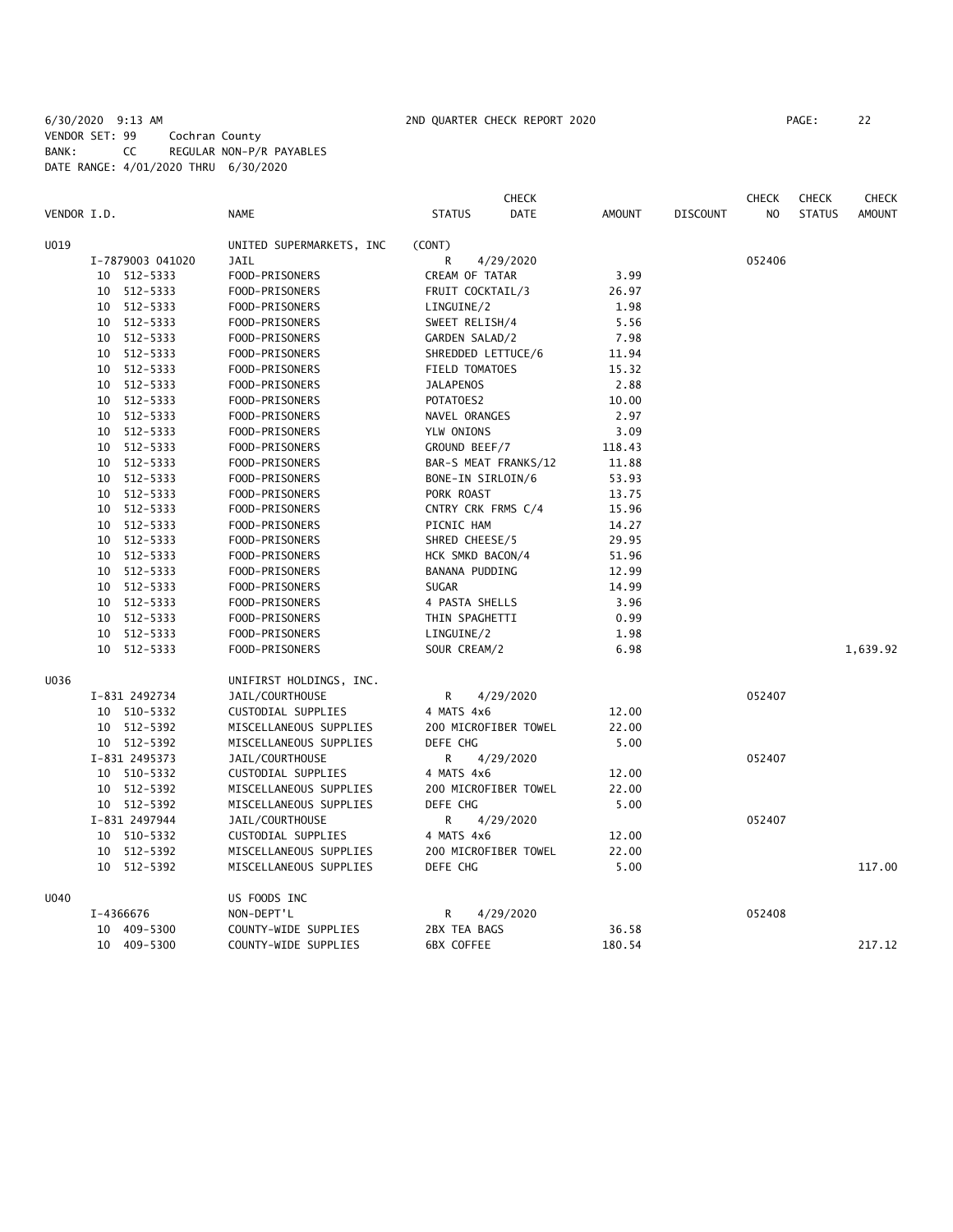6/30/2020 9:13 AM 2ND QUARTER CHECK REPORT 2020 PAGE: 22
VENDOR SET: 99 Cochran County
BANK: CC REGULAR NON-P/R PAYABLES
DATE RANGE: 4/01/2020 THRU 6/30/2020

| VENDOR I.D. | NAME | STATUS | CHECK DATE | AMOUNT | DISCOUNT | CHECK NO | CHECK STATUS | CHECK AMOUNT |
|---|---|---|---|---|---|---|---|---|
| U019 | UNITED SUPERMARKETS, INC | (CONT) | | | | | | |
| I-7879003 041020 | JAIL | R | 4/29/2020 | | | 052406 | | |
| 10 512-5333 | FOOD-PRISONERS | CREAM OF TATAR | | 3.99 | | | | |
| 10 512-5333 | FOOD-PRISONERS | FRUIT COCKTAIL/3 | | 26.97 | | | | |
| 10 512-5333 | FOOD-PRISONERS | LINGUINE/2 | | 1.98 | | | | |
| 10 512-5333 | FOOD-PRISONERS | SWEET RELISH/4 | | 5.56 | | | | |
| 10 512-5333 | FOOD-PRISONERS | GARDEN SALAD/2 | | 7.98 | | | | |
| 10 512-5333 | FOOD-PRISONERS | SHREDDED LETTUCE/6 | | 11.94 | | | | |
| 10 512-5333 | FOOD-PRISONERS | FIELD TOMATOES | | 15.32 | | | | |
| 10 512-5333 | FOOD-PRISONERS | JALAPENOS | | 2.88 | | | | |
| 10 512-5333 | FOOD-PRISONERS | POTATOES2 | | 10.00 | | | | |
| 10 512-5333 | FOOD-PRISONERS | NAVEL ORANGES | | 2.97 | | | | |
| 10 512-5333 | FOOD-PRISONERS | YLW ONIONS | | 3.09 | | | | |
| 10 512-5333 | FOOD-PRISONERS | GROUND BEEF/7 | | 118.43 | | | | |
| 10 512-5333 | FOOD-PRISONERS | BAR-S MEAT FRANKS/12 | | 11.88 | | | | |
| 10 512-5333 | FOOD-PRISONERS | BONE-IN SIRLOIN/6 | | 53.93 | | | | |
| 10 512-5333 | FOOD-PRISONERS | PORK ROAST | | 13.75 | | | | |
| 10 512-5333 | FOOD-PRISONERS | CNTRY CRK FRMS C/4 | | 15.96 | | | | |
| 10 512-5333 | FOOD-PRISONERS | PICNIC HAM | | 14.27 | | | | |
| 10 512-5333 | FOOD-PRISONERS | SHRED CHEESE/5 | | 29.95 | | | | |
| 10 512-5333 | FOOD-PRISONERS | HCK SMKD BACON/4 | | 51.96 | | | | |
| 10 512-5333 | FOOD-PRISONERS | BANANA PUDDING | | 12.99 | | | | |
| 10 512-5333 | FOOD-PRISONERS | SUGAR | | 14.99 | | | | |
| 10 512-5333 | FOOD-PRISONERS | 4 PASTA SHELLS | | 3.96 | | | | |
| 10 512-5333 | FOOD-PRISONERS | THIN SPAGHETTI | | 0.99 | | | | |
| 10 512-5333 | FOOD-PRISONERS | LINGUINE/2 | | 1.98 | | | | |
| 10 512-5333 | FOOD-PRISONERS | SOUR CREAM/2 | | 6.98 | | | | 1,639.92 |
| U036 | UNIFIRST HOLDINGS, INC. | | | | | | | |
| I-831 2492734 | JAIL/COURTHOUSE | R | 4/29/2020 | | | 052407 | | |
| 10 510-5332 | CUSTODIAL SUPPLIES | 4 MATS 4x6 | | 12.00 | | | | |
| 10 512-5392 | MISCELLANEOUS SUPPLIES | 200 MICROFIBER TOWEL | | 22.00 | | | | |
| 10 512-5392 | MISCELLANEOUS SUPPLIES | DEFE CHG | | 5.00 | | | | |
| I-831 2495373 | JAIL/COURTHOUSE | R | 4/29/2020 | | | 052407 | | |
| 10 510-5332 | CUSTODIAL SUPPLIES | 4 MATS 4x6 | | 12.00 | | | | |
| 10 512-5392 | MISCELLANEOUS SUPPLIES | 200 MICROFIBER TOWEL | | 22.00 | | | | |
| 10 512-5392 | MISCELLANEOUS SUPPLIES | DEFE CHG | | 5.00 | | | | |
| I-831 2497944 | JAIL/COURTHOUSE | R | 4/29/2020 | | | 052407 | | |
| 10 510-5332 | CUSTODIAL SUPPLIES | 4 MATS 4x6 | | 12.00 | | | | |
| 10 512-5392 | MISCELLANEOUS SUPPLIES | 200 MICROFIBER TOWEL | | 22.00 | | | | |
| 10 512-5392 | MISCELLANEOUS SUPPLIES | DEFE CHG | | 5.00 | | | | 117.00 |
| U040 | US FOODS INC | | | | | | | |
| I-4366676 | NON-DEPT'L | R | 4/29/2020 | | | 052408 | | |
| 10 409-5300 | COUNTY-WIDE SUPPLIES | 2BX TEA BAGS | | 36.58 | | | | |
| 10 409-5300 | COUNTY-WIDE SUPPLIES | 6BX COFFEE | | 180.54 | | | | 217.12 |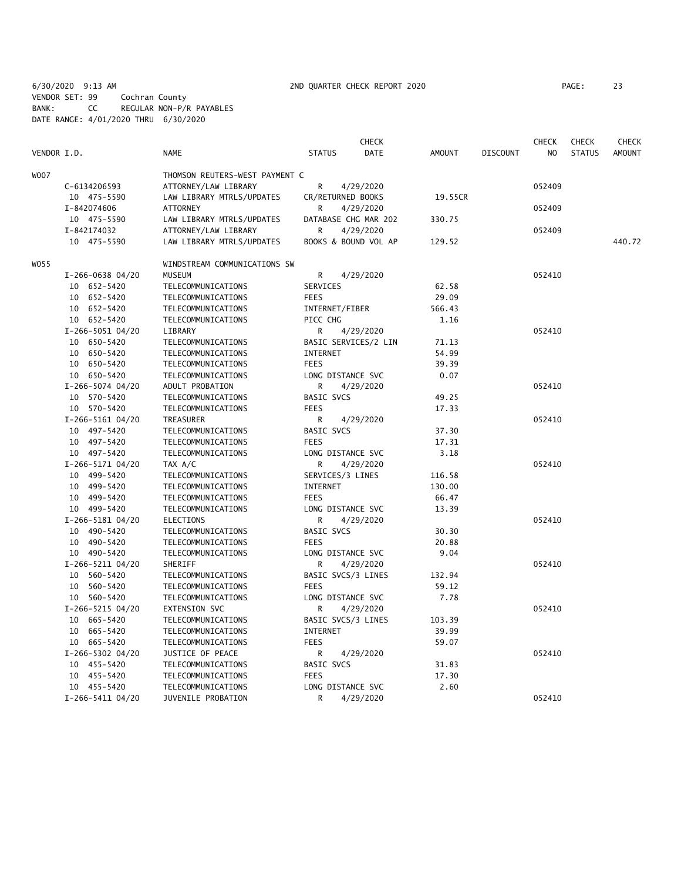6/30/2020 9:13 AM 2ND QUARTER CHECK REPORT 2020

VENDOR SET: 99 Cochran County
BANK: CC REGULAR NON-P/R PAYABLES
DATE RANGE: 4/01/2020 THRU 6/30/2020

| VENDOR I.D. | NAME | STATUS | CHECK DATE | AMOUNT | DISCOUNT | CHECK NO | CHECK STATUS | CHECK AMOUNT |
|---|---|---|---|---|---|---|---|---|
| W007 | THOMSON REUTERS-WEST PAYMENT C | | | | | | | |
| C-6134206593 | ATTORNEY/LAW LIBRARY | R | 4/29/2020 | | | 052409 | | |
| 10 475-5590 | LAW LIBRARY MTRLS/UPDATES | CR/RETURNED BOOKS | | 19.55CR | | | | |
| I-842074606 | ATTORNEY | R | 4/29/2020 | | | 052409 | | |
| 10 475-5590 | LAW LIBRARY MTRLS/UPDATES | DATABASE CHG MAR 202 | | 330.75 | | | | |
| I-842174032 | ATTORNEY/LAW LIBRARY | R | 4/29/2020 | | | 052409 | | |
| 10 475-5590 | LAW LIBRARY MTRLS/UPDATES | BOOKS & BOUND VOL AP | | 129.52 | | | | 440.72 |
| W055 | WINDSTREAM COMMUNICATIONS SW | | | | | | | |
| I-266-0638 04/20 | MUSEUM | R | 4/29/2020 | | | 052410 | | |
| 10 652-5420 | TELECOMMUNICATIONS | SERVICES | | 62.58 | | | | |
| 10 652-5420 | TELECOMMUNICATIONS | FEES | | 29.09 | | | | |
| 10 652-5420 | TELECOMMUNICATIONS | INTERNET/FIBER | | 566.43 | | | | |
| 10 652-5420 | TELECOMMUNICATIONS | PICC CHG | | 1.16 | | | | |
| I-266-5051 04/20 | LIBRARY | R | 4/29/2020 | | | 052410 | | |
| 10 650-5420 | TELECOMMUNICATIONS | BASIC SERVICES/2 LIN | | 71.13 | | | | |
| 10 650-5420 | TELECOMMUNICATIONS | INTERNET | | 54.99 | | | | |
| 10 650-5420 | TELECOMMUNICATIONS | FEES | | 39.39 | | | | |
| 10 650-5420 | TELECOMMUNICATIONS | LONG DISTANCE SVC | | 0.07 | | | | |
| I-266-5074 04/20 | ADULT PROBATION | R | 4/29/2020 | | | 052410 | | |
| 10 570-5420 | TELECOMMUNICATIONS | BASIC SVCS | | 49.25 | | | | |
| 10 570-5420 | TELECOMMUNICATIONS | FEES | | 17.33 | | | | |
| I-266-5161 04/20 | TREASURER | R | 4/29/2020 | | | 052410 | | |
| 10 497-5420 | TELECOMMUNICATIONS | BASIC SVCS | | 37.30 | | | | |
| 10 497-5420 | TELECOMMUNICATIONS | FEES | | 17.31 | | | | |
| 10 497-5420 | TELECOMMUNICATIONS | LONG DISTANCE SVC | | 3.18 | | | | |
| I-266-5171 04/20 | TAX A/C | R | 4/29/2020 | | | 052410 | | |
| 10 499-5420 | TELECOMMUNICATIONS | SERVICES/3 LINES | | 116.58 | | | | |
| 10 499-5420 | TELECOMMUNICATIONS | INTERNET | | 130.00 | | | | |
| 10 499-5420 | TELECOMMUNICATIONS | FEES | | 66.47 | | | | |
| 10 499-5420 | TELECOMMUNICATIONS | LONG DISTANCE SVC | | 13.39 | | | | |
| I-266-5181 04/20 | ELECTIONS | R | 4/29/2020 | | | 052410 | | |
| 10 490-5420 | TELECOMMUNICATIONS | BASIC SVCS | | 30.30 | | | | |
| 10 490-5420 | TELECOMMUNICATIONS | FEES | | 20.88 | | | | |
| 10 490-5420 | TELECOMMUNICATIONS | LONG DISTANCE SVC | | 9.04 | | | | |
| I-266-5211 04/20 | SHERIFF | R | 4/29/2020 | | | 052410 | | |
| 10 560-5420 | TELECOMMUNICATIONS | BASIC SVCS/3 LINES | | 132.94 | | | | |
| 10 560-5420 | TELECOMMUNICATIONS | FEES | | 59.12 | | | | |
| 10 560-5420 | TELECOMMUNICATIONS | LONG DISTANCE SVC | | 7.78 | | | | |
| I-266-5215 04/20 | EXTENSION SVC | R | 4/29/2020 | | | 052410 | | |
| 10 665-5420 | TELECOMMUNICATIONS | BASIC SVCS/3 LINES | | 103.39 | | | | |
| 10 665-5420 | TELECOMMUNICATIONS | INTERNET | | 39.99 | | | | |
| 10 665-5420 | TELECOMMUNICATIONS | FEES | | 59.07 | | | | |
| I-266-5302 04/20 | JUSTICE OF PEACE | R | 4/29/2020 | | | 052410 | | |
| 10 455-5420 | TELECOMMUNICATIONS | BASIC SVCS | | 31.83 | | | | |
| 10 455-5420 | TELECOMMUNICATIONS | FEES | | 17.30 | | | | |
| 10 455-5420 | TELECOMMUNICATIONS | LONG DISTANCE SVC | | 2.60 | | | | |
| I-266-5411 04/20 | JUVENILE PROBATION | R | 4/29/2020 | | | 052410 | | |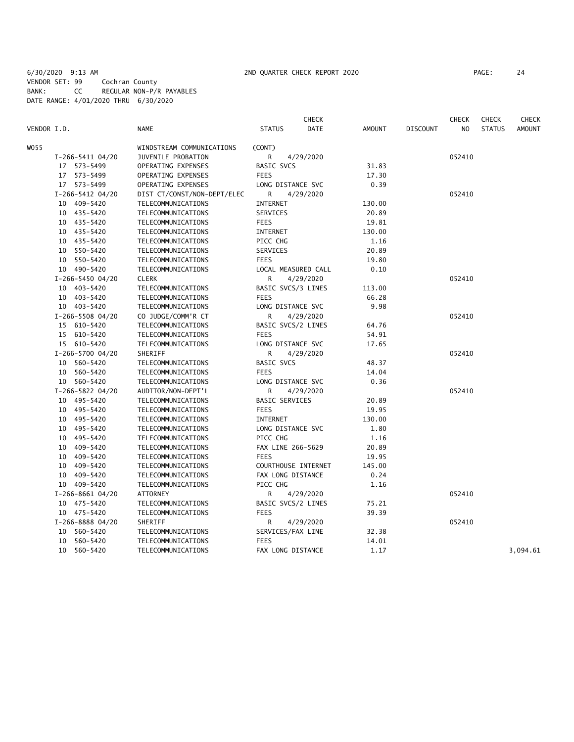6/30/2020 9:13 AM 2ND QUARTER CHECK REPORT 2020
VENDOR SET: 99 Cochran County
BANK: CC REGULAR NON-P/R PAYABLES
DATE RANGE: 4/01/2020 THRU 6/30/2020

| VENDOR I.D. | NAME | STATUS | CHECK DATE | AMOUNT | DISCOUNT | CHECK NO | CHECK STATUS | CHECK AMOUNT |
|---|---|---|---|---|---|---|---|---|
| W055 | WINDSTREAM COMMUNICATIONS | (CONT) | | | | | | |
| I-266-5411 04/20 | JUVENILE PROBATION | R | 4/29/2020 | | | 052410 | | |
| 17 573-5499 | OPERATING EXPENSES | BASIC SVCS | | 31.83 | | | | |
| 17 573-5499 | OPERATING EXPENSES | FEES | | 17.30 | | | | |
| 17 573-5499 | OPERATING EXPENSES | LONG DISTANCE SVC | | 0.39 | | | | |
| I-266-5412 04/20 | DIST CT/CONST/NON-DEPT/ELEC | R | 4/29/2020 | | | 052410 | | |
| 10 409-5420 | TELECOMMUNICATIONS | INTERNET | | 130.00 | | | | |
| 10 435-5420 | TELECOMMUNICATIONS | SERVICES | | 20.89 | | | | |
| 10 435-5420 | TELECOMMUNICATIONS | FEES | | 19.81 | | | | |
| 10 435-5420 | TELECOMMUNICATIONS | INTERNET | | 130.00 | | | | |
| 10 435-5420 | TELECOMMUNICATIONS | PICC CHG | | 1.16 | | | | |
| 10 550-5420 | TELECOMMUNICATIONS | SERVICES | | 20.89 | | | | |
| 10 550-5420 | TELECOMMUNICATIONS | FEES | | 19.80 | | | | |
| 10 490-5420 | TELECOMMUNICATIONS | LOCAL MEASURED CALL | | 0.10 | | | | |
| I-266-5450 04/20 | CLERK | R | 4/29/2020 | | | 052410 | | |
| 10 403-5420 | TELECOMMUNICATIONS | BASIC SVCS/3 LINES | | 113.00 | | | | |
| 10 403-5420 | TELECOMMUNICATIONS | FEES | | 66.28 | | | | |
| 10 403-5420 | TELECOMMUNICATIONS | LONG DISTANCE SVC | | 9.98 | | | | |
| I-266-5508 04/20 | CO JUDGE/COMM'R CT | R | 4/29/2020 | | | 052410 | | |
| 15 610-5420 | TELECOMMUNICATIONS | BASIC SVCS/2 LINES | | 64.76 | | | | |
| 15 610-5420 | TELECOMMUNICATIONS | FEES | | 54.91 | | | | |
| 15 610-5420 | TELECOMMUNICATIONS | LONG DISTANCE SVC | | 17.65 | | | | |
| I-266-5700 04/20 | SHERIFF | R | 4/29/2020 | | | 052410 | | |
| 10 560-5420 | TELECOMMUNICATIONS | BASIC SVCS | | 48.37 | | | | |
| 10 560-5420 | TELECOMMUNICATIONS | FEES | | 14.04 | | | | |
| 10 560-5420 | TELECOMMUNICATIONS | LONG DISTANCE SVC | | 0.36 | | | | |
| I-266-5822 04/20 | AUDITOR/NON-DEPT'L | R | 4/29/2020 | | | 052410 | | |
| 10 495-5420 | TELECOMMUNICATIONS | BASIC SERVICES | | 20.89 | | | | |
| 10 495-5420 | TELECOMMUNICATIONS | FEES | | 19.95 | | | | |
| 10 495-5420 | TELECOMMUNICATIONS | INTERNET | | 130.00 | | | | |
| 10 495-5420 | TELECOMMUNICATIONS | LONG DISTANCE SVC | | 1.80 | | | | |
| 10 495-5420 | TELECOMMUNICATIONS | PICC CHG | | 1.16 | | | | |
| 10 409-5420 | TELECOMMUNICATIONS | FAX LINE 266-5629 | | 20.89 | | | | |
| 10 409-5420 | TELECOMMUNICATIONS | FEES | | 19.95 | | | | |
| 10 409-5420 | TELECOMMUNICATIONS | COURTHOUSE INTERNET | | 145.00 | | | | |
| 10 409-5420 | TELECOMMUNICATIONS | FAX LONG DISTANCE | | 0.24 | | | | |
| 10 409-5420 | TELECOMMUNICATIONS | PICC CHG | | 1.16 | | | | |
| I-266-8661 04/20 | ATTORNEY | R | 4/29/2020 | | | 052410 | | |
| 10 475-5420 | TELECOMMUNICATIONS | BASIC SVCS/2 LINES | | 75.21 | | | | |
| 10 475-5420 | TELECOMMUNICATIONS | FEES | | 39.39 | | | | |
| I-266-8888 04/20 | SHERIFF | R | 4/29/2020 | | | 052410 | | |
| 10 560-5420 | TELECOMMUNICATIONS | SERVICES/FAX LINE | | 32.38 | | | | |
| 10 560-5420 | TELECOMMUNICATIONS | FEES | | 14.01 | | | | |
| 10 560-5420 | TELECOMMUNICATIONS | FAX LONG DISTANCE | | 1.17 | | | | 3,094.61 |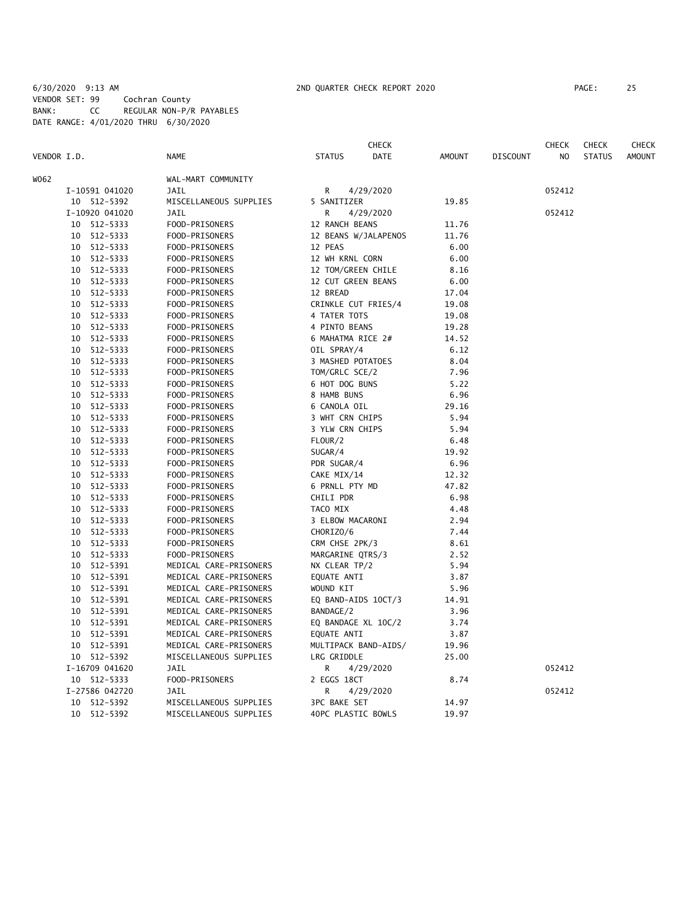6/30/2020 9:13 AM 2ND QUARTER CHECK REPORT 2020

VENDOR SET: 99 Cochran County
BANK: CC REGULAR NON-P/R PAYABLES
DATE RANGE: 4/01/2020 THRU 6/30/2020

| VENDOR I.D. | NAME | STATUS | CHECK DATE | AMOUNT | DISCOUNT | CHECK NO | CHECK STATUS | CHECK AMOUNT |
|---|---|---|---|---|---|---|---|---|
| W062 | WAL-MART COMMUNITY | | | | | | | |
| I-10591 041020 | JAIL | R | 4/29/2020 | | | 052412 | | |
| 10 512-5392 | MISCELLANEOUS SUPPLIES | 5 SANITIZER | | 19.85 | | | | |
| I-10920 041020 | JAIL | R | 4/29/2020 | | | 052412 | | |
| 10 512-5333 | FOOD-PRISONERS | 12 RANCH BEANS | | 11.76 | | | | |
| 10 512-5333 | FOOD-PRISONERS | 12 BEANS W/JALAPENOS | | 11.76 | | | | |
| 10 512-5333 | FOOD-PRISONERS | 12 PEAS | | 6.00 | | | | |
| 10 512-5333 | FOOD-PRISONERS | 12 WH KRNL CORN | | 6.00 | | | | |
| 10 512-5333 | FOOD-PRISONERS | 12 TOM/GREEN CHILE | | 8.16 | | | | |
| 10 512-5333 | FOOD-PRISONERS | 12 CUT GREEN BEANS | | 6.00 | | | | |
| 10 512-5333 | FOOD-PRISONERS | 12 BREAD | | 17.04 | | | | |
| 10 512-5333 | FOOD-PRISONERS | CRINKLE CUT FRIES/4 | | 19.08 | | | | |
| 10 512-5333 | FOOD-PRISONERS | 4 TATER TOTS | | 19.08 | | | | |
| 10 512-5333 | FOOD-PRISONERS | 4 PINTO BEANS | | 19.28 | | | | |
| 10 512-5333 | FOOD-PRISONERS | 6 MAHATMA RICE 2# | | 14.52 | | | | |
| 10 512-5333 | FOOD-PRISONERS | OIL SPRAY/4 | | 6.12 | | | | |
| 10 512-5333 | FOOD-PRISONERS | 3 MASHED POTATOES | | 8.04 | | | | |
| 10 512-5333 | FOOD-PRISONERS | TOM/GRLC SCE/2 | | 7.96 | | | | |
| 10 512-5333 | FOOD-PRISONERS | 6 HOT DOG BUNS | | 5.22 | | | | |
| 10 512-5333 | FOOD-PRISONERS | 8 HAMB BUNS | | 6.96 | | | | |
| 10 512-5333 | FOOD-PRISONERS | 6 CANOLA OIL | | 29.16 | | | | |
| 10 512-5333 | FOOD-PRISONERS | 3 WHT CRN CHIPS | | 5.94 | | | | |
| 10 512-5333 | FOOD-PRISONERS | 3 YLW CRN CHIPS | | 5.94 | | | | |
| 10 512-5333 | FOOD-PRISONERS | FLOUR/2 | | 6.48 | | | | |
| 10 512-5333 | FOOD-PRISONERS | SUGAR/4 | | 19.92 | | | | |
| 10 512-5333 | FOOD-PRISONERS | PDR SUGAR/4 | | 6.96 | | | | |
| 10 512-5333 | FOOD-PRISONERS | CAKE MIX/14 | | 12.32 | | | | |
| 10 512-5333 | FOOD-PRISONERS | 6 PRNLL PTY MD | | 47.82 | | | | |
| 10 512-5333 | FOOD-PRISONERS | CHILI PDR | | 6.98 | | | | |
| 10 512-5333 | FOOD-PRISONERS | TACO MIX | | 4.48 | | | | |
| 10 512-5333 | FOOD-PRISONERS | 3 ELBOW MACARONI | | 2.94 | | | | |
| 10 512-5333 | FOOD-PRISONERS | CHORIZO/6 | | 7.44 | | | | |
| 10 512-5333 | FOOD-PRISONERS | CRM CHSE 2PK/3 | | 8.61 | | | | |
| 10 512-5333 | FOOD-PRISONERS | MARGARINE QTRS/3 | | 2.52 | | | | |
| 10 512-5391 | MEDICAL CARE-PRISONERS | NX CLEAR TP/2 | | 5.94 | | | | |
| 10 512-5391 | MEDICAL CARE-PRISONERS | EQUATE ANTI | | 3.87 | | | | |
| 10 512-5391 | MEDICAL CARE-PRISONERS | WOUND KIT | | 5.96 | | | | |
| 10 512-5391 | MEDICAL CARE-PRISONERS | EQ BAND-AIDS 10CT/3 | | 14.91 | | | | |
| 10 512-5391 | MEDICAL CARE-PRISONERS | BANDAGE/2 | | 3.96 | | | | |
| 10 512-5391 | MEDICAL CARE-PRISONERS | EQ BANDAGE XL 10C/2 | | 3.74 | | | | |
| 10 512-5391 | MEDICAL CARE-PRISONERS | EQUATE ANTI | | 3.87 | | | | |
| 10 512-5391 | MEDICAL CARE-PRISONERS | MULTIPACK BAND-AIDS/ | | 19.96 | | | | |
| 10 512-5392 | MISCELLANEOUS SUPPLIES | LRG GRIDDLE | | 25.00 | | | | |
| I-16709 041620 | JAIL | R | 4/29/2020 | | | 052412 | | |
| 10 512-5333 | FOOD-PRISONERS | 2 EGGS 18CT | | 8.74 | | | | |
| I-27586 042720 | JAIL | R | 4/29/2020 | | | 052412 | | |
| 10 512-5392 | MISCELLANEOUS SUPPLIES | 3PC BAKE SET | | 14.97 | | | | |
| 10 512-5392 | MISCELLANEOUS SUPPLIES | 40PC PLASTIC BOWLS | | 19.97 | | | | |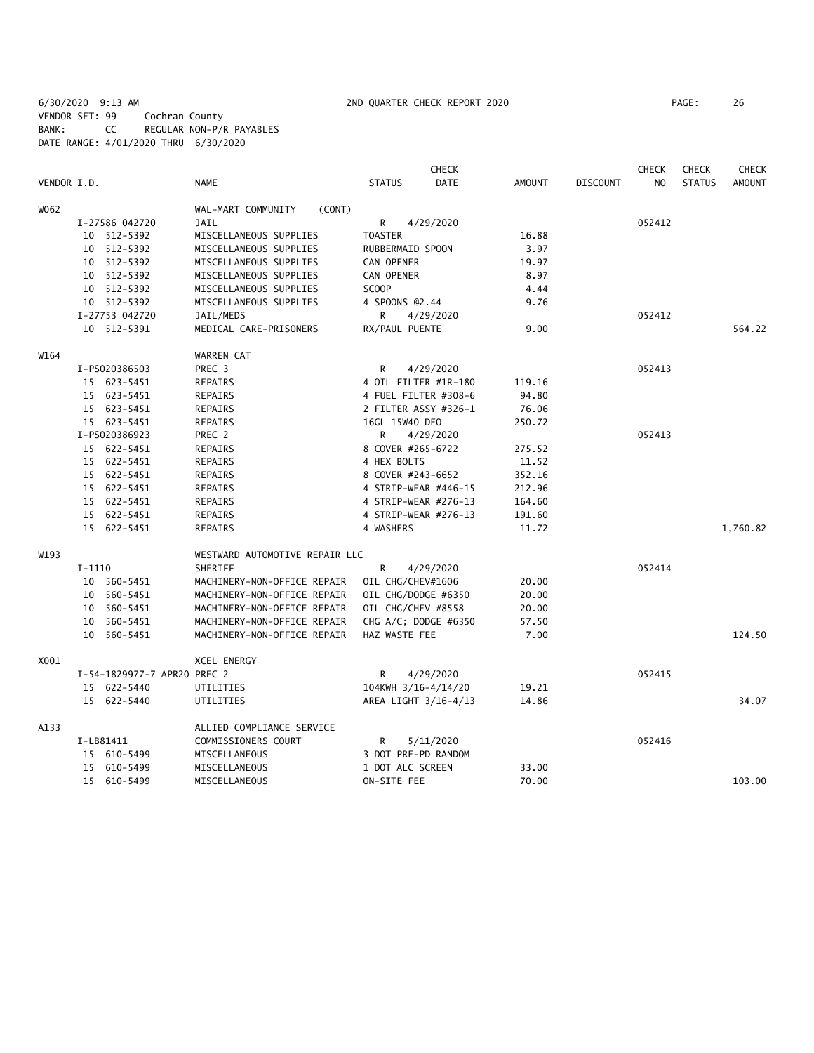6/30/2020 9:13 AM    2ND QUARTER CHECK REPORT 2020    PAGE: 26
VENDOR SET: 99    Cochran County
BANK: CC    REGULAR NON-P/R PAYABLES
DATE RANGE: 4/01/2020 THRU 6/30/2020

| VENDOR I.D. | NAME | STATUS | CHECK DATE | AMOUNT | DISCOUNT | CHECK NO | CHECK STATUS | CHECK AMOUNT |
|---|---|---|---|---|---|---|---|---|
| W062 | WAL-MART COMMUNITY (CONT) | | | | | | | |
| I-27586 042720 | JAIL | R | 4/29/2020 | | | 052412 | | |
| 10 512-5392 | MISCELLANEOUS SUPPLIES | TOASTER | | 16.88 | | | | |
| 10 512-5392 | MISCELLANEOUS SUPPLIES | RUBBERMAID SPOON | | 3.97 | | | | |
| 10 512-5392 | MISCELLANEOUS SUPPLIES | CAN OPENER | | 19.97 | | | | |
| 10 512-5392 | MISCELLANEOUS SUPPLIES | CAN OPENER | | 8.97 | | | | |
| 10 512-5392 | MISCELLANEOUS SUPPLIES | SCOOP | | 4.44 | | | | |
| 10 512-5392 | MISCELLANEOUS SUPPLIES | 4 SPOONS @2.44 | | 9.76 | | | | |
| I-27753 042720 | JAIL/MEDS | R | 4/29/2020 | | | 052412 | | |
| 10 512-5391 | MEDICAL CARE-PRISONERS | RX/PAUL PUENTE | | 9.00 | | | | 564.22 |
| W164 | WARREN CAT | | | | | | | |
| I-PS020386503 | PREC 3 | R | 4/29/2020 | | | 052413 | | |
| 15 623-5451 | REPAIRS | 4 OIL FILTER #1R-180 | | 119.16 | | | | |
| 15 623-5451 | REPAIRS | 4 FUEL FILTER #308-6 | | 94.80 | | | | |
| 15 623-5451 | REPAIRS | 2 FILTER ASSY #326-1 | | 76.06 | | | | |
| 15 623-5451 | REPAIRS | 16GL 15W40 DEO | | 250.72 | | | | |
| I-PS020386923 | PREC 2 | R | 4/29/2020 | | | 052413 | | |
| 15 622-5451 | REPAIRS | 8 COVER #265-6722 | | 275.52 | | | | |
| 15 622-5451 | REPAIRS | 4 HEX BOLTS | | 11.52 | | | | |
| 15 622-5451 | REPAIRS | 8 COVER #243-6652 | | 352.16 | | | | |
| 15 622-5451 | REPAIRS | 4 STRIP-WEAR #446-15 | | 212.96 | | | | |
| 15 622-5451 | REPAIRS | 4 STRIP-WEAR #276-13 | | 164.60 | | | | |
| 15 622-5451 | REPAIRS | 4 STRIP-WEAR #276-13 | | 191.60 | | | | |
| 15 622-5451 | REPAIRS | 4 WASHERS | | 11.72 | | | | 1,760.82 |
| W193 | WESTWARD AUTOMOTIVE REPAIR LLC | | | | | | | |
| I-1110 | SHERIFF | R | 4/29/2020 | | | 052414 | | |
| 10 560-5451 | MACHINERY-NON-OFFICE REPAIR | OIL CHG/CHEV#1606 | | 20.00 | | | | |
| 10 560-5451 | MACHINERY-NON-OFFICE REPAIR | OIL CHG/DODGE #6350 | | 20.00 | | | | |
| 10 560-5451 | MACHINERY-NON-OFFICE REPAIR | OIL CHG/CHEV #8558 | | 20.00 | | | | |
| 10 560-5451 | MACHINERY-NON-OFFICE REPAIR | CHG A/C; DODGE #6350 | | 57.50 | | | | |
| 10 560-5451 | MACHINERY-NON-OFFICE REPAIR | HAZ WASTE FEE | | 7.00 | | | | 124.50 |
| X001 | XCEL ENERGY | | | | | | | |
| I-54-1829977-7 APR20 | PREC 2 | R | 4/29/2020 | | | 052415 | | |
| 15 622-5440 | UTILITIES | 104KWH 3/16-4/14/20 | | 19.21 | | | | |
| 15 622-5440 | UTILITIES | AREA LIGHT 3/16-4/13 | | 14.86 | | | | 34.07 |
| A133 | ALLIED COMPLIANCE SERVICE | | | | | | | |
| I-LB81411 | COMMISSIONERS COURT | R | 5/11/2020 | | | 052416 | | |
| 15 610-5499 | MISCELLANEOUS | 3 DOT PRE-PD RANDOM | | | | | | |
| 15 610-5499 | MISCELLANEOUS | 1 DOT ALC SCREEN | | 33.00 | | | | |
| 15 610-5499 | MISCELLANEOUS | ON-SITE FEE | | 70.00 | | | | 103.00 |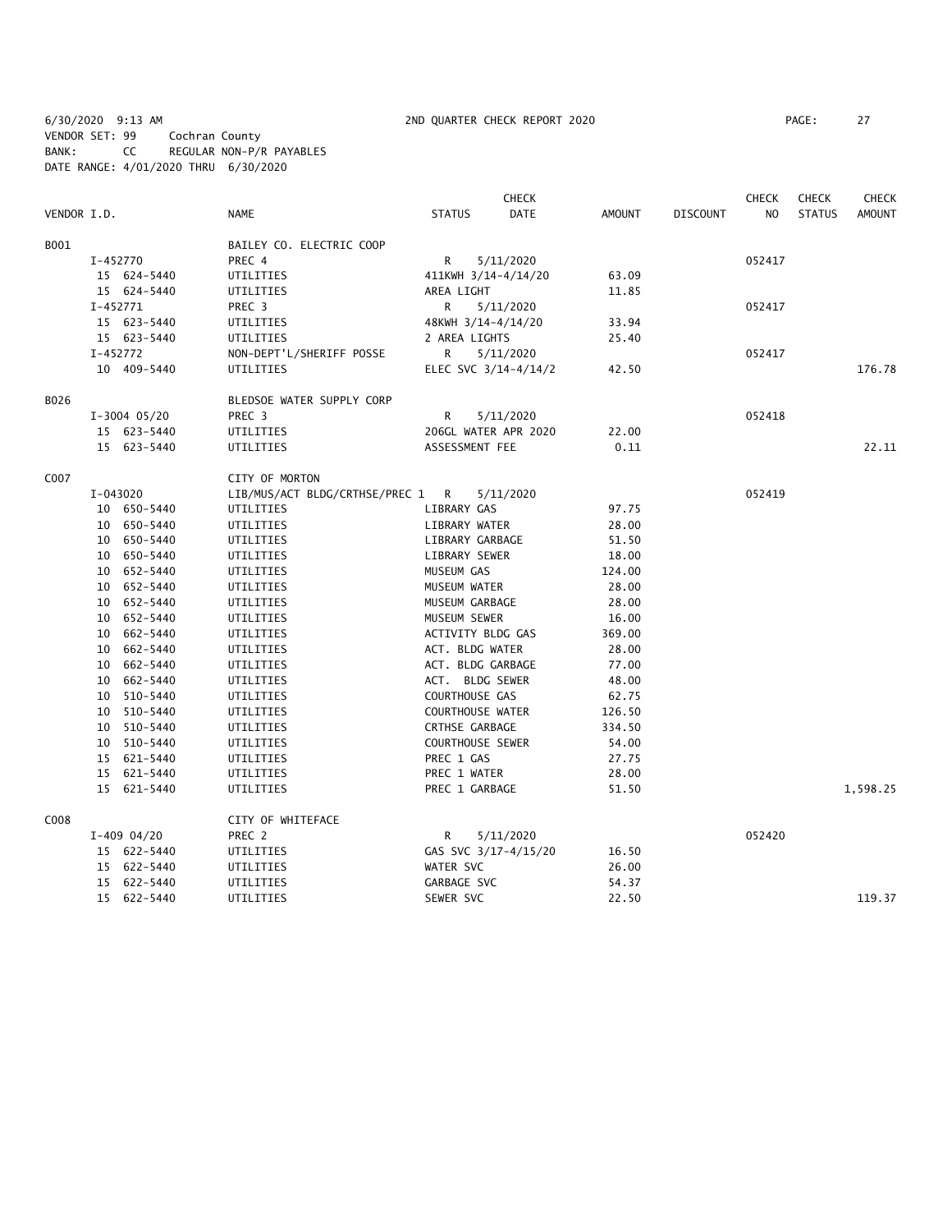6/30/2020 9:13 AM 2ND QUARTER CHECK REPORT 2020

VENDOR SET: 99 Cochran County
BANK: CC REGULAR NON-P/R PAYABLES
DATE RANGE: 4/01/2020 THRU 6/30/2020

| VENDOR I.D. | NAME | STATUS | CHECK DATE | AMOUNT | DISCOUNT | CHECK NO | CHECK STATUS | CHECK AMOUNT |
|---|---|---|---|---|---|---|---|---|
| B001 | BAILEY CO. ELECTRIC COOP | | | | | | | |
| I-452770 | PREC 4 | R | 5/11/2020 | | | 052417 | | |
| 15 624-5440 | UTILITIES | 411KWH 3/14-4/14/20 | | 63.09 | | | | |
| 15 624-5440 | UTILITIES | AREA LIGHT | | 11.85 | | | | |
| I-452771 | PREC 3 | R | 5/11/2020 | | | 052417 | | |
| 15 623-5440 | UTILITIES | 48KWH 3/14-4/14/20 | | 33.94 | | | | |
| 15 623-5440 | UTILITIES | 2 AREA LIGHTS | | 25.40 | | | | |
| I-452772 | NON-DEPT'L/SHERIFF POSSE | R | 5/11/2020 | | | 052417 | | |
| 10 409-5440 | UTILITIES | ELEC SVC 3/14-4/14/2 | | 42.50 | | | | 176.78 |
| B026 | BLEDSOE WATER SUPPLY CORP | | | | | | | |
| I-3004 05/20 | PREC 3 | R | 5/11/2020 | | | 052418 | | |
| 15 623-5440 | UTILITIES | 206GL WATER APR 2020 | | 22.00 | | | | |
| 15 623-5440 | UTILITIES | ASSESSMENT FEE | | 0.11 | | | | 22.11 |
| C007 | CITY OF MORTON | | | | | | | |
| I-043020 | LIB/MUS/ACT BLDG/CRTHSE/PREC 1 | R | 5/11/2020 | | | 052419 | | |
| 10 650-5440 | UTILITIES | LIBRARY GAS | | 97.75 | | | | |
| 10 650-5440 | UTILITIES | LIBRARY WATER | | 28.00 | | | | |
| 10 650-5440 | UTILITIES | LIBRARY GARBAGE | | 51.50 | | | | |
| 10 650-5440 | UTILITIES | LIBRARY SEWER | | 18.00 | | | | |
| 10 652-5440 | UTILITIES | MUSEUM GAS | | 124.00 | | | | |
| 10 652-5440 | UTILITIES | MUSEUM WATER | | 28.00 | | | | |
| 10 652-5440 | UTILITIES | MUSEUM GARBAGE | | 28.00 | | | | |
| 10 652-5440 | UTILITIES | MUSEUM SEWER | | 16.00 | | | | |
| 10 662-5440 | UTILITIES | ACTIVITY BLDG GAS | | 369.00 | | | | |
| 10 662-5440 | UTILITIES | ACT. BLDG WATER | | 28.00 | | | | |
| 10 662-5440 | UTILITIES | ACT. BLDG GARBAGE | | 77.00 | | | | |
| 10 662-5440 | UTILITIES | ACT. BLDG SEWER | | 48.00 | | | | |
| 10 510-5440 | UTILITIES | COURTHOUSE GAS | | 62.75 | | | | |
| 10 510-5440 | UTILITIES | COURTHOUSE WATER | | 126.50 | | | | |
| 10 510-5440 | UTILITIES | CRTHSE GARBAGE | | 334.50 | | | | |
| 10 510-5440 | UTILITIES | COURTHOUSE SEWER | | 54.00 | | | | |
| 15 621-5440 | UTILITIES | PREC 1 GAS | | 27.75 | | | | |
| 15 621-5440 | UTILITIES | PREC 1 WATER | | 28.00 | | | | |
| 15 621-5440 | UTILITIES | PREC 1 GARBAGE | | 51.50 | | | | 1,598.25 |
| C008 | CITY OF WHITEFACE | | | | | | | |
| I-409 04/20 | PREC 2 | R | 5/11/2020 | | | 052420 | | |
| 15 622-5440 | UTILITIES | GAS SVC 3/17-4/15/20 | | 16.50 | | | | |
| 15 622-5440 | UTILITIES | WATER SVC | | 26.00 | | | | |
| 15 622-5440 | UTILITIES | GARBAGE SVC | | 54.37 | | | | |
| 15 622-5440 | UTILITIES | SEWER SVC | | 22.50 | | | | 119.37 |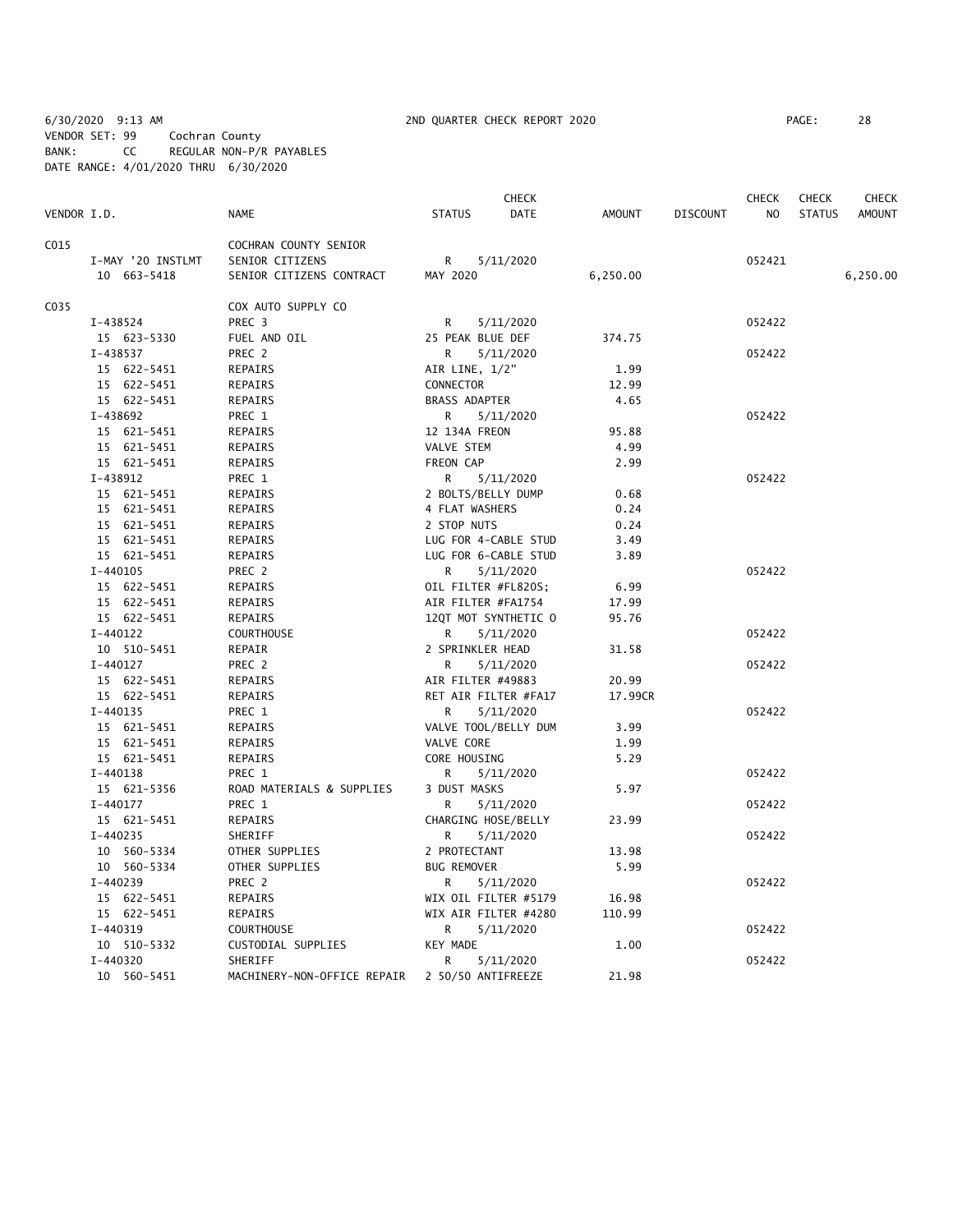6/30/2020 9:13 AM 2ND QUARTER CHECK REPORT 2020
VENDOR SET: 99 Cochran County
BANK: CC REGULAR NON-P/R PAYABLES
DATE RANGE: 4/01/2020 THRU 6/30/2020

| VENDOR I.D. | NAME | STATUS | CHECK DATE | AMOUNT | DISCOUNT | CHECK NO | CHECK STATUS | CHECK AMOUNT |
|---|---|---|---|---|---|---|---|---|
| C015 | COCHRAN COUNTY SENIOR | | | | | | | |
| I-MAY '20 INSTLMT | SENIOR CITIZENS | R | 5/11/2020 | | | 052421 | | |
| 10 663-5418 | SENIOR CITIZENS CONTRACT | MAY 2020 | | 6,250.00 | | | | 6,250.00 |
| C035 | COX AUTO SUPPLY CO | | | | | | | |
| I-438524 | PREC 3 | R | 5/11/2020 | | | 052422 | | |
| 15 623-5330 | FUEL AND OIL | 25 PEAK BLUE DEF | | 374.75 | | | | |
| I-438537 | PREC 2 | R | 5/11/2020 | | | 052422 | | |
| 15 622-5451 | REPAIRS | AIR LINE, 1/2" | | 1.99 | | | | |
| 15 622-5451 | REPAIRS | CONNECTOR | | 12.99 | | | | |
| 15 622-5451 | REPAIRS | BRASS ADAPTER | | 4.65 | | | | |
| I-438692 | PREC 1 | R | 5/11/2020 | | | 052422 | | |
| 15 621-5451 | REPAIRS | 12 134A FREON | | 95.88 | | | | |
| 15 621-5451 | REPAIRS | VALVE STEM | | 4.99 | | | | |
| 15 621-5451 | REPAIRS | FREON CAP | | 2.99 | | | | |
| I-438912 | PREC 1 | R | 5/11/2020 | | | 052422 | | |
| 15 621-5451 | REPAIRS | 2 BOLTS/BELLY DUMP | | 0.68 | | | | |
| 15 621-5451 | REPAIRS | 4 FLAT WASHERS | | 0.24 | | | | |
| 15 621-5451 | REPAIRS | 2 STOP NUTS | | 0.24 | | | | |
| 15 621-5451 | REPAIRS | LUG FOR 4-CABLE STUD | | 3.49 | | | | |
| 15 621-5451 | REPAIRS | LUG FOR 6-CABLE STUD | | 3.89 | | | | |
| I-440105 | PREC 2 | R | 5/11/2020 | | | 052422 | | |
| 15 622-5451 | REPAIRS | OIL FILTER #FL820S; | | 6.99 | | | | |
| 15 622-5451 | REPAIRS | AIR FILTER #FA1754 | | 17.99 | | | | |
| 15 622-5451 | REPAIRS | 12QT MOT SYNTHETIC O | | 95.76 | | | | |
| I-440122 | COURTHOUSE | R | 5/11/2020 | | | 052422 | | |
| 10 510-5451 | REPAIR | 2 SPRINKLER HEAD | | 31.58 | | | | |
| I-440127 | PREC 2 | R | 5/11/2020 | | | 052422 | | |
| 15 622-5451 | REPAIRS | AIR FILTER #49883 | | 20.99 | | | | |
| 15 622-5451 | REPAIRS | RET AIR FILTER #FA17 | | 17.99CR | | | | |
| I-440135 | PREC 1 | R | 5/11/2020 | | | 052422 | | |
| 15 621-5451 | REPAIRS | VALVE TOOL/BELLY DUM | | 3.99 | | | | |
| 15 621-5451 | REPAIRS | VALVE CORE | | 1.99 | | | | |
| 15 621-5451 | REPAIRS | CORE HOUSING | | 5.29 | | | | |
| I-440138 | PREC 1 | R | 5/11/2020 | | | 052422 | | |
| 15 621-5356 | ROAD MATERIALS & SUPPLIES | 3 DUST MASKS | | 5.97 | | | | |
| I-440177 | PREC 1 | R | 5/11/2020 | | | 052422 | | |
| 15 621-5451 | REPAIRS | CHARGING HOSE/BELLY | | 23.99 | | | | |
| I-440235 | SHERIFF | R | 5/11/2020 | | | 052422 | | |
| 10 560-5334 | OTHER SUPPLIES | 2 PROTECTANT | | 13.98 | | | | |
| 10 560-5334 | OTHER SUPPLIES | BUG REMOVER | | 5.99 | | | | |
| I-440239 | PREC 2 | R | 5/11/2020 | | | 052422 | | |
| 15 622-5451 | REPAIRS | WIX OIL FILTER #5179 | | 16.98 | | | | |
| 15 622-5451 | REPAIRS | WIX AIR FILTER #4280 | | 110.99 | | | | |
| I-440319 | COURTHOUSE | R | 5/11/2020 | | | 052422 | | |
| 10 510-5332 | CUSTODIAL SUPPLIES | KEY MADE | | 1.00 | | | | |
| I-440320 | SHERIFF | R | 5/11/2020 | | | 052422 | | |
| 10 560-5451 | MACHINERY-NON-OFFICE REPAIR | 2 50/50 ANTIFREEZE | | 21.98 | | | | |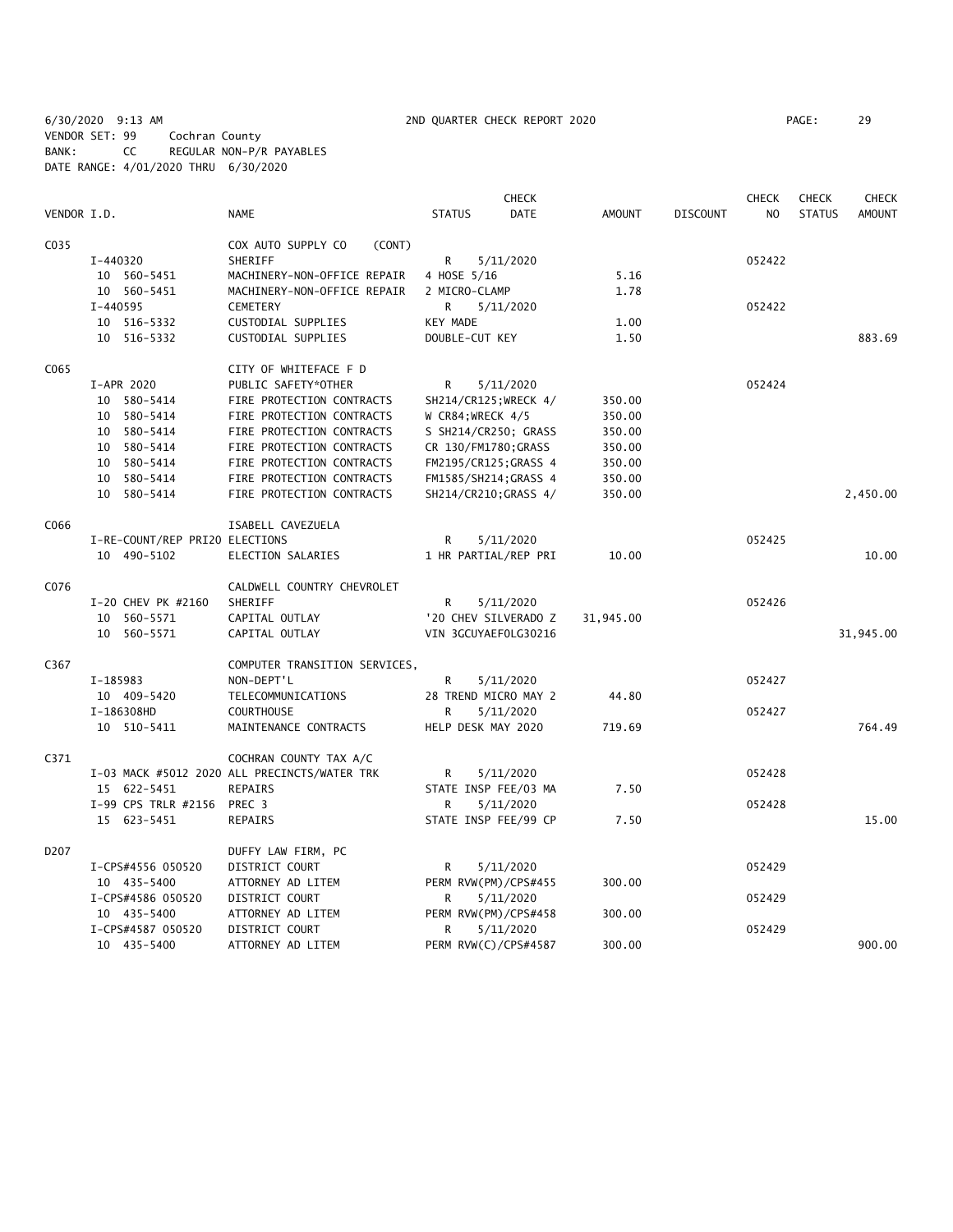6/30/2020 9:13 AM 2ND QUARTER CHECK REPORT 2020
VENDOR SET: 99 Cochran County
BANK: CC REGULAR NON-P/R PAYABLES
DATE RANGE: 4/01/2020 THRU 6/30/2020

| VENDOR I.D. | NAME | STATUS | CHECK DATE | AMOUNT | DISCOUNT | CHECK NO | CHECK STATUS | CHECK AMOUNT |
|---|---|---|---|---|---|---|---|---|
| C035 | COX AUTO SUPPLY CO (CONT) | | | | | | | |
| I-440320 | SHERIFF | R | 5/11/2020 | | | 052422 | | |
| 10 560-5451 | MACHINERY-NON-OFFICE REPAIR | 4 HOSE 5/16 | | 5.16 | | | | |
| 10 560-5451 | MACHINERY-NON-OFFICE REPAIR | 2 MICRO-CLAMP | | 1.78 | | | | |
| I-440595 | CEMETERY | R | 5/11/2020 | | | 052422 | | |
| 10 516-5332 | CUSTODIAL SUPPLIES | KEY MADE | | 1.00 | | | | |
| 10 516-5332 | CUSTODIAL SUPPLIES | DOUBLE-CUT KEY | | 1.50 | | | | 883.69 |
| C065 | CITY OF WHITEFACE F D | | | | | | | |
| I-APR 2020 | PUBLIC SAFETY*OTHER | R | 5/11/2020 | | | 052424 | | |
| 10 580-5414 | FIRE PROTECTION CONTRACTS | SH214/CR125;WRECK 4/ | | 350.00 | | | | |
| 10 580-5414 | FIRE PROTECTION CONTRACTS | W CR84;WRECK 4/5 | | 350.00 | | | | |
| 10 580-5414 | FIRE PROTECTION CONTRACTS | S SH214/CR250; GRASS | | 350.00 | | | | |
| 10 580-5414 | FIRE PROTECTION CONTRACTS | CR 130/FM1780;GRASS | | 350.00 | | | | |
| 10 580-5414 | FIRE PROTECTION CONTRACTS | FM2195/CR125;GRASS 4 | | 350.00 | | | | |
| 10 580-5414 | FIRE PROTECTION CONTRACTS | FM1585/SH214;GRASS 4 | | 350.00 | | | | |
| 10 580-5414 | FIRE PROTECTION CONTRACTS | SH214/CR210;GRASS 4/ | | 350.00 | | | | 2,450.00 |
| C066 | ISABELL CAVEZUELA | | | | | | | |
| I-RE-COUNT/REP PRI20 | ELECTIONS | R | 5/11/2020 | | | 052425 | | |
| 10 490-5102 | ELECTION SALARIES | 1 HR PARTIAL/REP PRI | | 10.00 | | | | 10.00 |
| C076 | CALDWELL COUNTRY CHEVROLET | | | | | | | |
| I-20 CHEV PK #2160 | SHERIFF | R | 5/11/2020 | | | 052426 | | |
| 10 560-5571 | CAPITAL OUTLAY | '20 CHEV SILVERADO Z | | 31,945.00 | | | | |
| 10 560-5571 | CAPITAL OUTLAY | VIN 3GCUYAEF0LG30216 | | | | | | 31,945.00 |
| C367 | COMPUTER TRANSITION SERVICES, | | | | | | | |
| I-185983 | NON-DEPT'L | R | 5/11/2020 | | | 052427 | | |
| 10 409-5420 | TELECOMMUNICATIONS | 28 TREND MICRO MAY 2 | | 44.80 | | | | |
| I-186308HD | COURTHOUSE | R | 5/11/2020 | | | 052427 | | |
| 10 510-5411 | MAINTENANCE CONTRACTS | HELP DESK MAY 2020 | | 719.69 | | | | 764.49 |
| C371 | COCHRAN COUNTY TAX A/C | | | | | | | |
| I-03 MACK #5012 2020 | ALL PRECINCTS/WATER TRK | R | 5/11/2020 | | | 052428 | | |
| 15 622-5451 | REPAIRS | STATE INSP FEE/03 MA | | 7.50 | | | | |
| I-99 CPS TRLR #2156 | PREC 3 | R | 5/11/2020 | | | 052428 | | |
| 15 623-5451 | REPAIRS | STATE INSP FEE/99 CP | | 7.50 | | | | 15.00 |
| D207 | DUFFY LAW FIRM, PC | | | | | | | |
| I-CPS#4556 050520 | DISTRICT COURT | R | 5/11/2020 | | | 052429 | | |
| 10 435-5400 | ATTORNEY AD LITEM | PERM RVW(PM)/CPS#455 | | 300.00 | | | | |
| I-CPS#4586 050520 | DISTRICT COURT | R | 5/11/2020 | | | 052429 | | |
| 10 435-5400 | ATTORNEY AD LITEM | PERM RVW(PM)/CPS#458 | | 300.00 | | | | |
| I-CPS#4587 050520 | DISTRICT COURT | R | 5/11/2020 | | | 052429 | | |
| 10 435-5400 | ATTORNEY AD LITEM | PERM RVW(C)/CPS#4587 | | 300.00 | | | | 900.00 |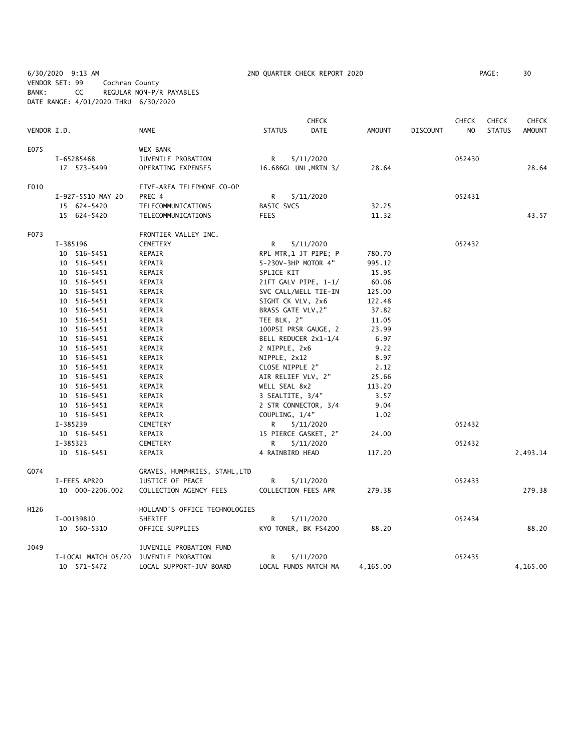6/30/2020 9:13 AM 2ND QUARTER CHECK REPORT 2020

VENDOR SET: 99 Cochran County
BANK: CC REGULAR NON-P/R PAYABLES
DATE RANGE: 4/01/2020 THRU 6/30/2020

| VENDOR I.D. | NAME | STATUS | CHECK DATE | AMOUNT | DISCOUNT | CHECK NO | CHECK STATUS | CHECK AMOUNT |
|---|---|---|---|---|---|---|---|---|
| E075 | WEX BANK | | | | | | | |
| I-65285468 | JUVENILE PROBATION | R | 5/11/2020 | | | 052430 | | |
| 17 573-5499 | OPERATING EXPENSES | 16.686GL UNL,MRTN 3/ | | 28.64 | | | | 28.64 |
| F010 | FIVE-AREA TELEPHONE CO-OP | | | | | | | |
| I-927-5510 MAY 20 | PREC 4 | R | 5/11/2020 | | | 052431 | | |
| 15 624-5420 | TELECOMMUNICATIONS | BASIC SVCS | | 32.25 | | | | |
| 15 624-5420 | TELECOMMUNICATIONS | FEES | | 11.32 | | | | 43.57 |
| F073 | FRONTIER VALLEY INC. | | | | | | | |
| I-385196 | CEMETERY | R | 5/11/2020 | | | 052432 | | |
| 10 516-5451 | REPAIR | RPL MTR,1 JT PIPE; P | | 780.70 | | | | |
| 10 516-5451 | REPAIR | 5-230V-3HP MOTOR 4" | | 995.12 | | | | |
| 10 516-5451 | REPAIR | SPLICE KIT | | 15.95 | | | | |
| 10 516-5451 | REPAIR | 21FT GALV PIPE, 1-1/ | | 60.06 | | | | |
| 10 516-5451 | REPAIR | SVC CALL/WELL TIE-IN | | 125.00 | | | | |
| 10 516-5451 | REPAIR | SIGHT CK VLV, 2x6 | | 122.48 | | | | |
| 10 516-5451 | REPAIR | BRASS GATE VLV,2" | | 37.82 | | | | |
| 10 516-5451 | REPAIR | TEE BLK, 2" | | 11.05 | | | | |
| 10 516-5451 | REPAIR | 100PSI PRSR GAUGE, 2 | | 23.99 | | | | |
| 10 516-5451 | REPAIR | BELL REDUCER 2x1-1/4 | | 6.97 | | | | |
| 10 516-5451 | REPAIR | 2 NIPPLE, 2x6 | | 9.22 | | | | |
| 10 516-5451 | REPAIR | NIPPLE, 2x12 | | 8.97 | | | | |
| 10 516-5451 | REPAIR | CLOSE NIPPLE 2" | | 2.12 | | | | |
| 10 516-5451 | REPAIR | AIR RELIEF VLV, 2" | | 25.66 | | | | |
| 10 516-5451 | REPAIR | WELL SEAL 8x2 | | 113.20 | | | | |
| 10 516-5451 | REPAIR | 3 SEALTITE, 3/4" | | 3.57 | | | | |
| 10 516-5451 | REPAIR | 2 STR CONNECTOR, 3/4 | | 9.04 | | | | |
| 10 516-5451 | REPAIR | COUPLING, 1/4" | | 1.02 | | | | |
| I-385239 | CEMETERY | R | 5/11/2020 | | | 052432 | | |
| 10 516-5451 | REPAIR | 15 PIERCE GASKET, 2" | | 24.00 | | | | |
| I-385323 | CEMETERY | R | 5/11/2020 | | | 052432 | | |
| 10 516-5451 | REPAIR | 4 RAINBIRD HEAD | | 117.20 | | | | 2,493.14 |
| G074 | GRAVES, HUMPHRIES, STAHL,LTD | | | | | | | |
| I-FEES APR20 | JUSTICE OF PEACE | R | 5/11/2020 | | | 052433 | | |
| 10 000-2206.002 | COLLECTION AGENCY FEES | COLLECTION FEES APR | | 279.38 | | | | 279.38 |
| H126 | HOLLAND'S OFFICE TECHNOLOGIES | | | | | | | |
| I-00139810 | SHERIFF | R | 5/11/2020 | | | 052434 | | |
| 10 560-5310 | OFFICE SUPPLIES | KYO TONER, BK FS4200 | | 88.20 | | | | 88.20 |
| J049 | JUVENILE PROBATION FUND | | | | | | | |
| I-LOCAL MATCH 05/20 | JUVENILE PROBATION | R | 5/11/2020 | | | 052435 | | |
| 10 571-5472 | LOCAL SUPPORT-JUV BOARD | LOCAL FUNDS MATCH MA | | 4,165.00 | | | | 4,165.00 |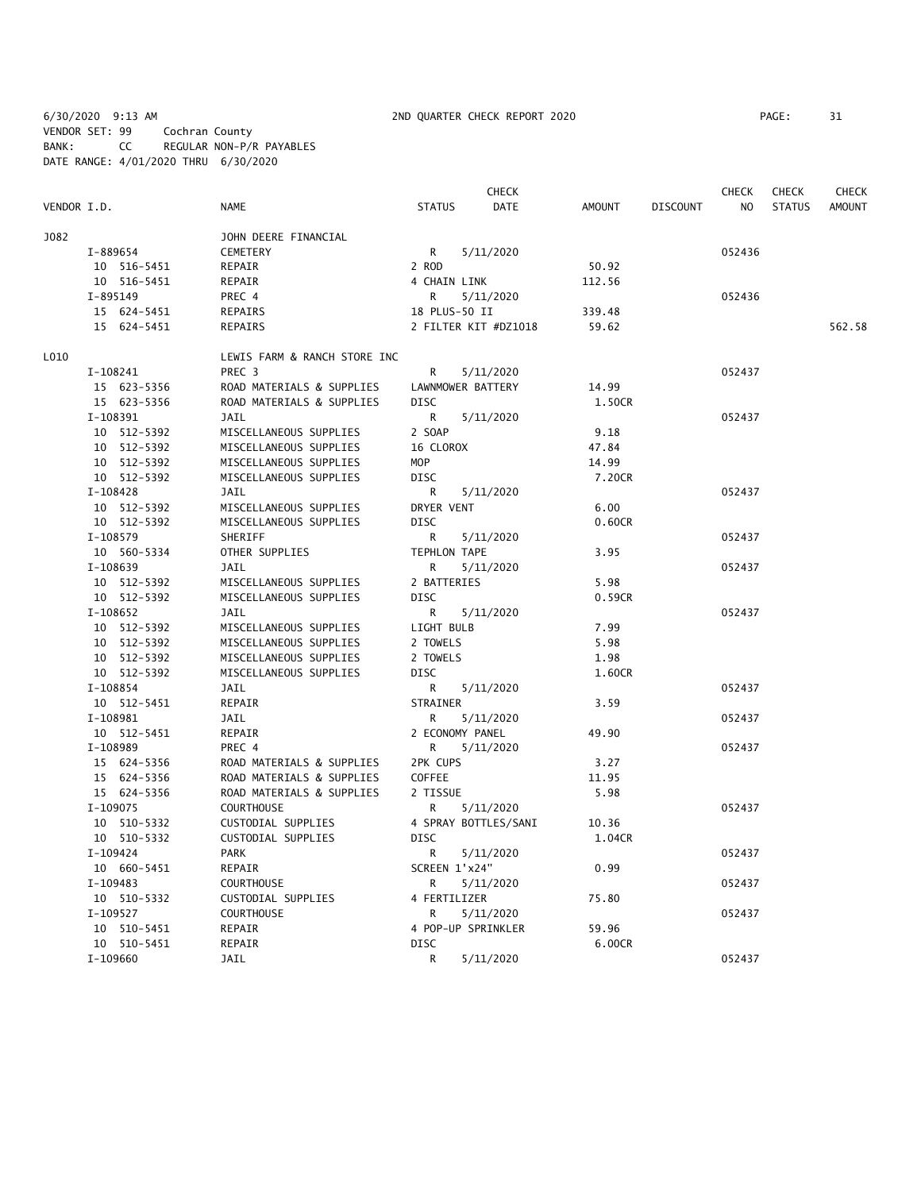6/30/2020 9:13 AM 2ND QUARTER CHECK REPORT 2020
VENDOR SET: 99 Cochran County
BANK: CC REGULAR NON-P/R PAYABLES
DATE RANGE: 4/01/2020 THRU 6/30/2020

| VENDOR I.D. | NAME | STATUS | CHECK DATE | AMOUNT | DISCOUNT | CHECK NO | CHECK STATUS | CHECK AMOUNT |
|---|---|---|---|---|---|---|---|---|
| J082 | JOHN DEERE FINANCIAL | | | | | | | |
| I-889654 | CEMETERY | R | 5/11/2020 | | | 052436 | | |
| 10 516-5451 | REPAIR | 2 ROD | | 50.92 | | | | |
| 10 516-5451 | REPAIR | 4 CHAIN LINK | | 112.56 | | | | |
| I-895149 | PREC 4 | R | 5/11/2020 | | | 052436 | | |
| 15 624-5451 | REPAIRS | 18 PLUS-50 II | | 339.48 | | | | |
| 15 624-5451 | REPAIRS | 2 FILTER KIT #DZ1018 | | 59.62 | | | | 562.58 |
| L010 | LEWIS FARM & RANCH STORE INC | | | | | | | |
| I-108241 | PREC 3 | R | 5/11/2020 | | | 052437 | | |
| 15 623-5356 | ROAD MATERIALS & SUPPLIES | LAWNMOWER BATTERY | | 14.99 | | | | |
| 15 623-5356 | ROAD MATERIALS & SUPPLIES | DISC | | 1.50CR | | | | |
| I-108391 | JAIL | R | 5/11/2020 | | | 052437 | | |
| 10 512-5392 | MISCELLANEOUS SUPPLIES | 2 SOAP | | 9.18 | | | | |
| 10 512-5392 | MISCELLANEOUS SUPPLIES | 16 CLOROX | | 47.84 | | | | |
| 10 512-5392 | MISCELLANEOUS SUPPLIES | MOP | | 14.99 | | | | |
| 10 512-5392 | MISCELLANEOUS SUPPLIES | DISC | | 7.20CR | | | | |
| I-108428 | JAIL | R | 5/11/2020 | | | 052437 | | |
| 10 512-5392 | MISCELLANEOUS SUPPLIES | DRYER VENT | | 6.00 | | | | |
| 10 512-5392 | MISCELLANEOUS SUPPLIES | DISC | | 0.60CR | | | | |
| I-108579 | SHERIFF | R | 5/11/2020 | | | 052437 | | |
| 10 560-5334 | OTHER SUPPLIES | TEPHLON TAPE | | 3.95 | | | | |
| I-108639 | JAIL | R | 5/11/2020 | | | 052437 | | |
| 10 512-5392 | MISCELLANEOUS SUPPLIES | 2 BATTERIES | | 5.98 | | | | |
| 10 512-5392 | MISCELLANEOUS SUPPLIES | DISC | | 0.59CR | | | | |
| I-108652 | JAIL | R | 5/11/2020 | | | 052437 | | |
| 10 512-5392 | MISCELLANEOUS SUPPLIES | LIGHT BULB | | 7.99 | | | | |
| 10 512-5392 | MISCELLANEOUS SUPPLIES | 2 TOWELS | | 5.98 | | | | |
| 10 512-5392 | MISCELLANEOUS SUPPLIES | 2 TOWELS | | 1.98 | | | | |
| 10 512-5392 | MISCELLANEOUS SUPPLIES | DISC | | 1.60CR | | | | |
| I-108854 | JAIL | R | 5/11/2020 | | | 052437 | | |
| 10 512-5451 | REPAIR | STRAINER | | 3.59 | | | | |
| I-108981 | JAIL | R | 5/11/2020 | | | 052437 | | |
| 10 512-5451 | REPAIR | 2 ECONOMY PANEL | | 49.90 | | | | |
| I-108989 | PREC 4 | R | 5/11/2020 | | | 052437 | | |
| 15 624-5356 | ROAD MATERIALS & SUPPLIES | 2PK CUPS | | 3.27 | | | | |
| 15 624-5356 | ROAD MATERIALS & SUPPLIES | COFFEE | | 11.95 | | | | |
| 15 624-5356 | ROAD MATERIALS & SUPPLIES | 2 TISSUE | | 5.98 | | | | |
| I-109075 | COURTHOUSE | R | 5/11/2020 | | | 052437 | | |
| 10 510-5332 | CUSTODIAL SUPPLIES | 4 SPRAY BOTTLES/SANI | | 10.36 | | | | |
| 10 510-5332 | CUSTODIAL SUPPLIES | DISC | | 1.04CR | | | | |
| I-109424 | PARK | R | 5/11/2020 | | | 052437 | | |
| 10 660-5451 | REPAIR | SCREEN 1'x24" | | 0.99 | | | | |
| I-109483 | COURTHOUSE | R | 5/11/2020 | | | 052437 | | |
| 10 510-5332 | CUSTODIAL SUPPLIES | 4 FERTILIZER | | 75.80 | | | | |
| I-109527 | COURTHOUSE | R | 5/11/2020 | | | 052437 | | |
| 10 510-5451 | REPAIR | 4 POP-UP SPRINKLER | | 59.96 | | | | |
| 10 510-5451 | REPAIR | DISC | | 6.00CR | | | | |
| I-109660 | JAIL | R | 5/11/2020 | | | 052437 | | |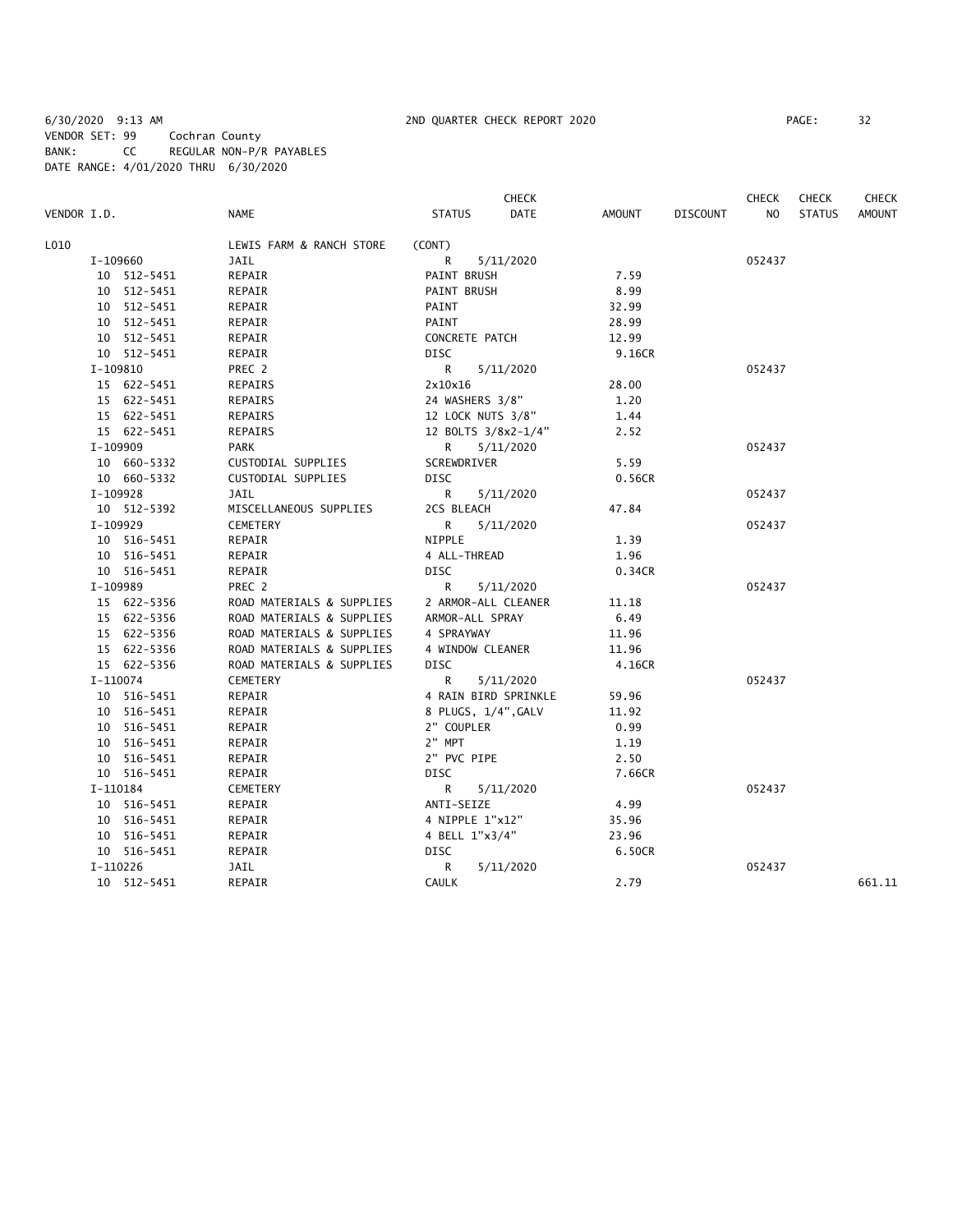6/30/2020 9:13 AM 2ND QUARTER CHECK REPORT 2020

VENDOR SET: 99 Cochran County
BANK: CC REGULAR NON-P/R PAYABLES
DATE RANGE: 4/01/2020 THRU 6/30/2020

| VENDOR I.D. | NAME | STATUS | CHECK DATE | AMOUNT | DISCOUNT | CHECK NO | CHECK STATUS | CHECK AMOUNT |
|---|---|---|---|---|---|---|---|---|
| L010 | LEWIS FARM & RANCH STORE | (CONT) | | | | | | |
| I-109660 | JAIL | R | 5/11/2020 | | | 052437 | | |
| 10 512-5451 | REPAIR | PAINT BRUSH | | 7.59 | | | | |
| 10 512-5451 | REPAIR | PAINT BRUSH | | 8.99 | | | | |
| 10 512-5451 | REPAIR | PAINT | | 32.99 | | | | |
| 10 512-5451 | REPAIR | PAINT | | 28.99 | | | | |
| 10 512-5451 | REPAIR | CONCRETE PATCH | | 12.99 | | | | |
| 10 512-5451 | REPAIR | DISC | | 9.16CR | | | | |
| I-109810 | PREC 2 | R | 5/11/2020 | | | 052437 | | |
| 15 622-5451 | REPAIRS | 2x10x16 | | 28.00 | | | | |
| 15 622-5451 | REPAIRS | 24 WASHERS 3/8" | | 1.20 | | | | |
| 15 622-5451 | REPAIRS | 12 LOCK NUTS 3/8" | | 1.44 | | | | |
| 15 622-5451 | REPAIRS | 12 BOLTS 3/8x2-1/4" | | 2.52 | | | | |
| I-109909 | PARK | R | 5/11/2020 | | | 052437 | | |
| 10 660-5332 | CUSTODIAL SUPPLIES | SCREWDRIVER | | 5.59 | | | | |
| 10 660-5332 | CUSTODIAL SUPPLIES | DISC | | 0.56CR | | | | |
| I-109928 | JAIL | R | 5/11/2020 | | | 052437 | | |
| 10 512-5392 | MISCELLANEOUS SUPPLIES | 2CS BLEACH | | 47.84 | | | | |
| I-109929 | CEMETERY | R | 5/11/2020 | | | 052437 | | |
| 10 516-5451 | REPAIR | NIPPLE | | 1.39 | | | | |
| 10 516-5451 | REPAIR | 4 ALL-THREAD | | 1.96 | | | | |
| 10 516-5451 | REPAIR | DISC | | 0.34CR | | | | |
| I-109989 | PREC 2 | R | 5/11/2020 | | | 052437 | | |
| 15 622-5356 | ROAD MATERIALS & SUPPLIES | 2 ARMOR-ALL CLEANER | | 11.18 | | | | |
| 15 622-5356 | ROAD MATERIALS & SUPPLIES | ARMOR-ALL SPRAY | | 6.49 | | | | |
| 15 622-5356 | ROAD MATERIALS & SUPPLIES | 4 SPRAYWAY | | 11.96 | | | | |
| 15 622-5356 | ROAD MATERIALS & SUPPLIES | 4 WINDOW CLEANER | | 11.96 | | | | |
| 15 622-5356 | ROAD MATERIALS & SUPPLIES | DISC | | 4.16CR | | | | |
| I-110074 | CEMETERY | R | 5/11/2020 | | | 052437 | | |
| 10 516-5451 | REPAIR | 4 RAIN BIRD SPRINKLE | | 59.96 | | | | |
| 10 516-5451 | REPAIR | 8 PLUGS, 1/4",GALV | | 11.92 | | | | |
| 10 516-5451 | REPAIR | 2" COUPLER | | 0.99 | | | | |
| 10 516-5451 | REPAIR | 2" MPT | | 1.19 | | | | |
| 10 516-5451 | REPAIR | 2" PVC PIPE | | 2.50 | | | | |
| 10 516-5451 | REPAIR | DISC | | 7.66CR | | | | |
| I-110184 | CEMETERY | R | 5/11/2020 | | | 052437 | | |
| 10 516-5451 | REPAIR | ANTI-SEIZE | | 4.99 | | | | |
| 10 516-5451 | REPAIR | 4 NIPPLE 1"x12" | | 35.96 | | | | |
| 10 516-5451 | REPAIR | 4 BELL 1"x3/4" | | 23.96 | | | | |
| 10 516-5451 | REPAIR | DISC | | 6.50CR | | | | |
| I-110226 | JAIL | R | 5/11/2020 | | | 052437 | | |
| 10 512-5451 | REPAIR | CAULK | | 2.79 | | | | 661.11 |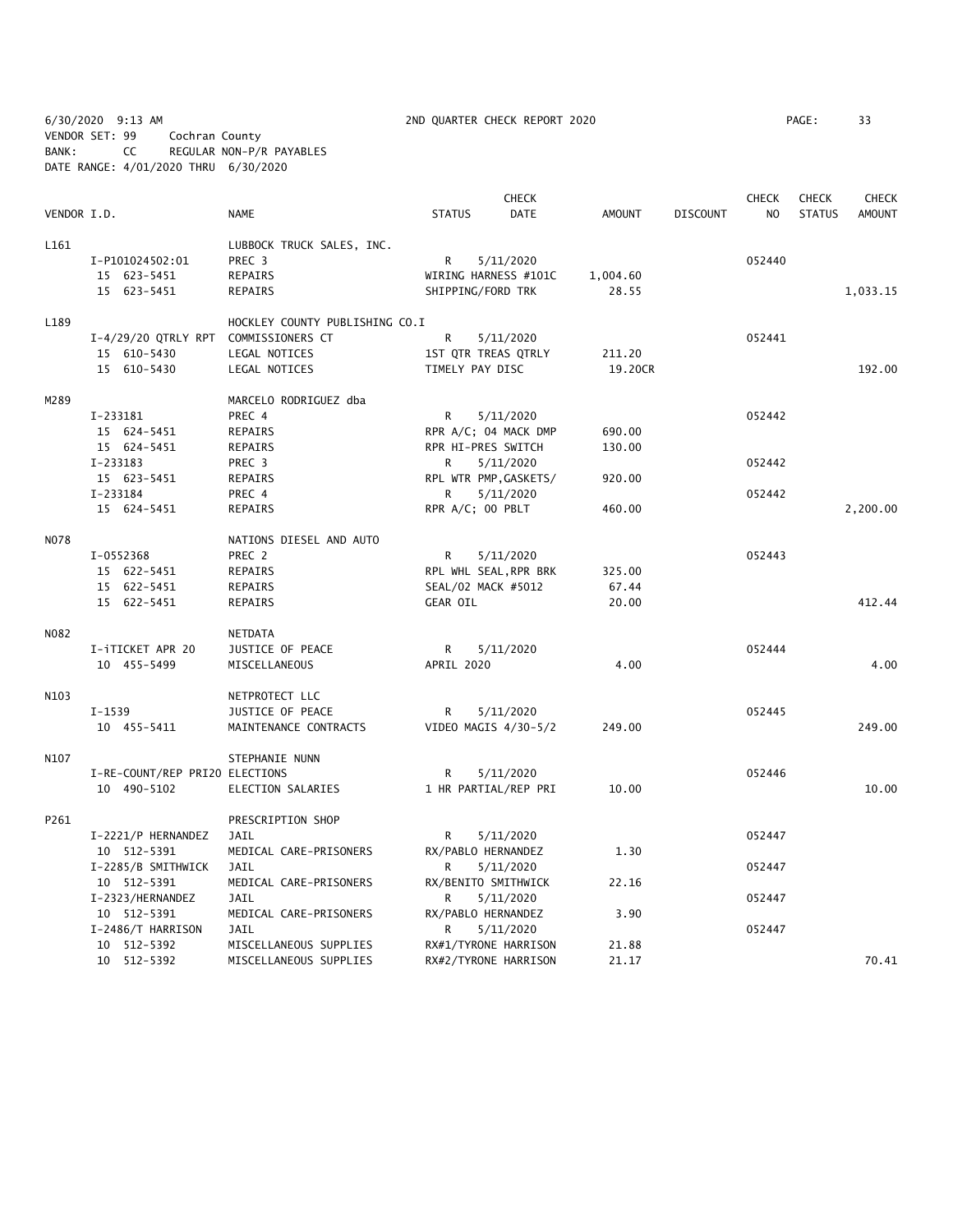6/30/2020 9:13 AM 2ND QUARTER CHECK REPORT 2020

VENDOR SET: 99 Cochran County
BANK: CC REGULAR NON-P/R PAYABLES
DATE RANGE: 4/01/2020 THRU 6/30/2020

| VENDOR I.D. | NAME | STATUS | CHECK DATE | AMOUNT | DISCOUNT | CHECK NO | CHECK STATUS | CHECK AMOUNT |
|---|---|---|---|---|---|---|---|---|
| L161 | LUBBOCK TRUCK SALES, INC. | | | | | | | |
| I-P101024502:01 | PREC 3 | R | 5/11/2020 | | | 052440 | | |
| 15 623-5451 | REPAIRS | WIRING HARNESS #101C | | 1,004.60 | | | | |
| 15 623-5451 | REPAIRS | SHIPPING/FORD TRK | | 28.55 | | | | 1,033.15 |
| L189 | HOCKLEY COUNTY PUBLISHING CO.I | | | | | | | |
| I-4/29/20 QTRLY RPT | COMMISSIONERS CT | R | 5/11/2020 | | | 052441 | | |
| 15 610-5430 | LEGAL NOTICES | 1ST QTR TREAS QTRLY | | 211.20 | | | | |
| 15 610-5430 | LEGAL NOTICES | TIMELY PAY DISC | | 19.20CR | | | | 192.00 |
| M289 | MARCELO RODRIGUEZ dba | | | | | | | |
| I-233181 | PREC 4 | R | 5/11/2020 | | | 052442 | | |
| 15 624-5451 | REPAIRS | RPR A/C; 04 MACK DMP | | 690.00 | | | | |
| 15 624-5451 | REPAIRS | RPR HI-PRES SWITCH | | 130.00 | | | | |
| I-233183 | PREC 3 | R | 5/11/2020 | | | 052442 | | |
| 15 623-5451 | REPAIRS | RPL WTR PMP,GASKETS/ | | 920.00 | | | | |
| I-233184 | PREC 4 | R | 5/11/2020 | | | 052442 | | |
| 15 624-5451 | REPAIRS | RPR A/C; 00 PBLT | | 460.00 | | | | 2,200.00 |
| N078 | NATIONS DIESEL AND AUTO | | | | | | | |
| I-0552368 | PREC 2 | R | 5/11/2020 | | | 052443 | | |
| 15 622-5451 | REPAIRS | RPL WHL SEAL,RPR BRK | | 325.00 | | | | |
| 15 622-5451 | REPAIRS | SEAL/02 MACK #5012 | | 67.44 | | | | |
| 15 622-5451 | REPAIRS | GEAR OIL | | 20.00 | | | | 412.44 |
| N082 | NETDATA | | | | | | | |
| I-iTICKET APR 20 | JUSTICE OF PEACE | R | 5/11/2020 | | | 052444 | | |
| 10 455-5499 | MISCELLANEOUS | APRIL 2020 | | 4.00 | | | | 4.00 |
| N103 | NETPROTECT LLC | | | | | | | |
| I-1539 | JUSTICE OF PEACE | R | 5/11/2020 | | | 052445 | | |
| 10 455-5411 | MAINTENANCE CONTRACTS | VIDEO MAGIS 4/30-5/2 | | 249.00 | | | | 249.00 |
| N107 | STEPHANIE NUNN | | | | | | | |
| I-RE-COUNT/REP PRI20 | ELECTIONS | R | 5/11/2020 | | | 052446 | | |
| 10 490-5102 | ELECTION SALARIES | 1 HR PARTIAL/REP PRI | | 10.00 | | | | 10.00 |
| P261 | PRESCRIPTION SHOP | | | | | | | |
| I-2221/P HERNANDEZ | JAIL | R | 5/11/2020 | | | 052447 | | |
| 10 512-5391 | MEDICAL CARE-PRISONERS | RX/PABLO HERNANDEZ | | 1.30 | | | | |
| I-2285/B SMITHWICK | JAIL | R | 5/11/2020 | | | 052447 | | |
| 10 512-5391 | MEDICAL CARE-PRISONERS | RX/BENITO SMITHWICK | | 22.16 | | | | |
| I-2323/HERNANDEZ | JAIL | R | 5/11/2020 | | | 052447 | | |
| 10 512-5391 | MEDICAL CARE-PRISONERS | RX/PABLO HERNANDEZ | | 3.90 | | | | |
| I-2486/T HARRISON | JAIL | R | 5/11/2020 | | | 052447 | | |
| 10 512-5392 | MISCELLANEOUS SUPPLIES | RX#1/TYRONE HARRISON | | 21.88 | | | | |
| 10 512-5392 | MISCELLANEOUS SUPPLIES | RX#2/TYRONE HARRISON | | 21.17 | | | | 70.41 |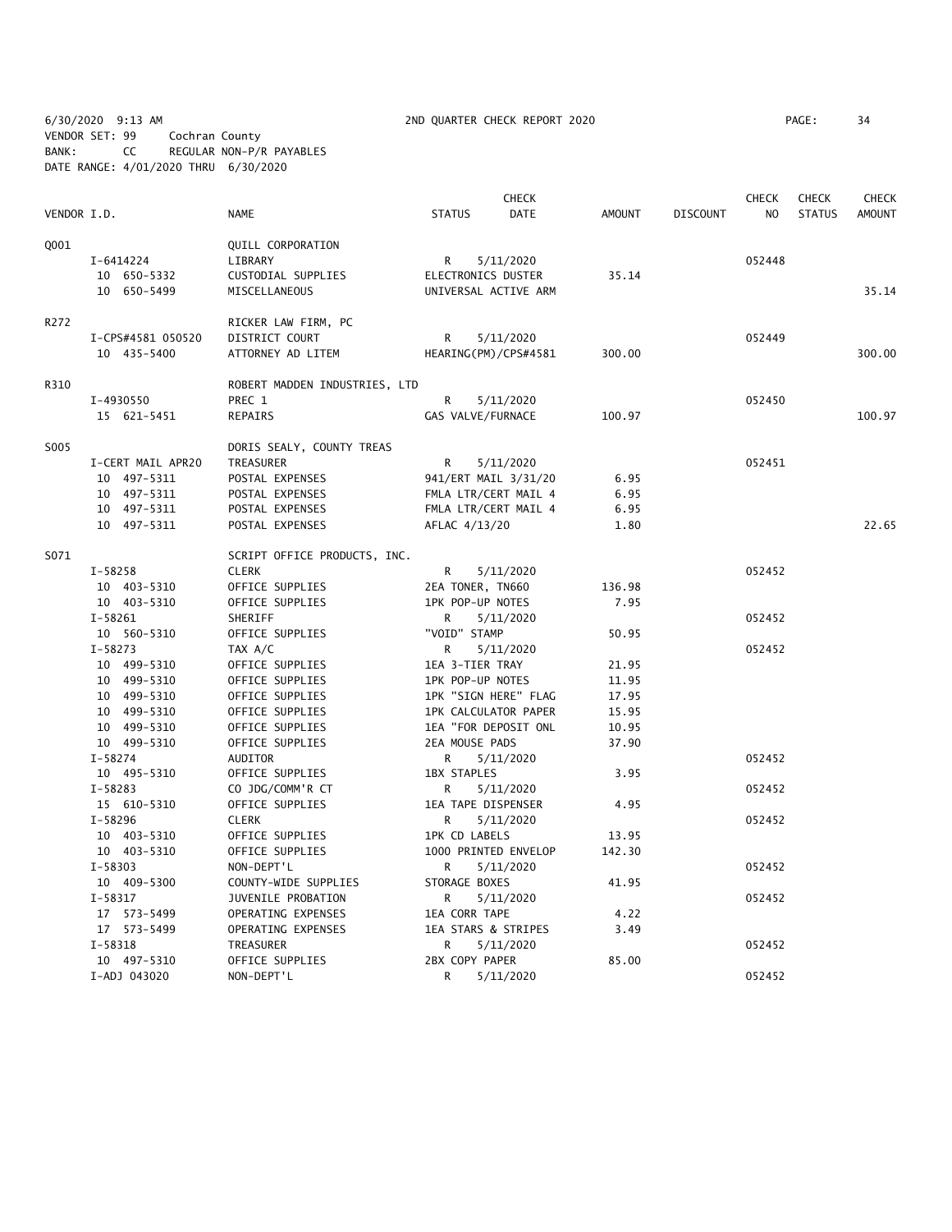6/30/2020 9:13 AM 2ND QUARTER CHECK REPORT 2020 PAGE: 34
VENDOR SET: 99 Cochran County
BANK: CC REGULAR NON-P/R PAYABLES
DATE RANGE: 4/01/2020 THRU 6/30/2020

| VENDOR I.D. | NAME | STATUS | CHECK DATE | AMOUNT | DISCOUNT | CHECK NO | CHECK STATUS | CHECK AMOUNT |
|---|---|---|---|---|---|---|---|---|
| Q001 | QUILL CORPORATION | | | | | | | |
| I-6414224 | LIBRARY | R | 5/11/2020 | | | 052448 | | |
| 10 650-5332 | CUSTODIAL SUPPLIES | ELECTRONICS DUSTER | | 35.14 | | | | |
| 10 650-5499 | MISCELLANEOUS | UNIVERSAL ACTIVE ARM | | | | | | 35.14 |
| R272 | RICKER LAW FIRM, PC | | | | | | | |
| I-CPS#4581 050520 | DISTRICT COURT | R | 5/11/2020 | | | 052449 | | |
| 10 435-5400 | ATTORNEY AD LITEM | HEARING(PM)/CPS#4581 | | 300.00 | | | | 300.00 |
| R310 | ROBERT MADDEN INDUSTRIES, LTD | | | | | | | |
| I-4930550 | PREC 1 | R | 5/11/2020 | | | 052450 | | |
| 15 621-5451 | REPAIRS | GAS VALVE/FURNACE | | 100.97 | | | | 100.97 |
| S005 | DORIS SEALY, COUNTY TREAS | | | | | | | |
| I-CERT MAIL APR20 | TREASURER | R | 5/11/2020 | | | 052451 | | |
| 10 497-5311 | POSTAL EXPENSES | 941/ERT MAIL 3/31/20 | | 6.95 | | | | |
| 10 497-5311 | POSTAL EXPENSES | FMLA LTR/CERT MAIL 4 | | 6.95 | | | | |
| 10 497-5311 | POSTAL EXPENSES | FMLA LTR/CERT MAIL 4 | | 6.95 | | | | |
| 10 497-5311 | POSTAL EXPENSES | AFLAC 4/13/20 | | 1.80 | | | | 22.65 |
| S071 | SCRIPT OFFICE PRODUCTS, INC. | | | | | | | |
| I-58258 | CLERK | R | 5/11/2020 | | | 052452 | | |
| 10 403-5310 | OFFICE SUPPLIES | 2EA TONER, TN660 | | 136.98 | | | | |
| 10 403-5310 | OFFICE SUPPLIES | 1PK POP-UP NOTES | | 7.95 | | | | |
| I-58261 | SHERIFF | R | 5/11/2020 | | | 052452 | | |
| 10 560-5310 | OFFICE SUPPLIES | "VOID" STAMP | | 50.95 | | | | |
| I-58273 | TAX A/C | R | 5/11/2020 | | | 052452 | | |
| 10 499-5310 | OFFICE SUPPLIES | 1EA 3-TIER TRAY | | 21.95 | | | | |
| 10 499-5310 | OFFICE SUPPLIES | 1PK POP-UP NOTES | | 11.95 | | | | |
| 10 499-5310 | OFFICE SUPPLIES | 1PK "SIGN HERE" FLAG | | 17.95 | | | | |
| 10 499-5310 | OFFICE SUPPLIES | 1PK CALCULATOR PAPER | | 15.95 | | | | |
| 10 499-5310 | OFFICE SUPPLIES | 1EA "FOR DEPOSIT ONL | | 10.95 | | | | |
| 10 499-5310 | OFFICE SUPPLIES | 2EA MOUSE PADS | | 37.90 | | | | |
| I-58274 | AUDITOR | R | 5/11/2020 | | | 052452 | | |
| 10 495-5310 | OFFICE SUPPLIES | 1BX STAPLES | | 3.95 | | | | |
| I-58283 | CO JDG/COMM'R CT | R | 5/11/2020 | | | 052452 | | |
| 15 610-5310 | OFFICE SUPPLIES | 1EA TAPE DISPENSER | | 4.95 | | | | |
| I-58296 | CLERK | R | 5/11/2020 | | | 052452 | | |
| 10 403-5310 | OFFICE SUPPLIES | 1PK CD LABELS | | 13.95 | | | | |
| 10 403-5310 | OFFICE SUPPLIES | 1000 PRINTED ENVELOP | | 142.30 | | | | |
| I-58303 | NON-DEPT'L | R | 5/11/2020 | | | 052452 | | |
| 10 409-5300 | COUNTY-WIDE SUPPLIES | STORAGE BOXES | | 41.95 | | | | |
| I-58317 | JUVENILE PROBATION | R | 5/11/2020 | | | 052452 | | |
| 17 573-5499 | OPERATING EXPENSES | 1EA CORR TAPE | | 4.22 | | | | |
| 17 573-5499 | OPERATING EXPENSES | 1EA STARS & STRIPES | | 3.49 | | | | |
| I-58318 | TREASURER | R | 5/11/2020 | | | 052452 | | |
| 10 497-5310 | OFFICE SUPPLIES | 2BX COPY PAPER | | 85.00 | | | | |
| I-ADJ 043020 | NON-DEPT'L | R | 5/11/2020 | | | 052452 | | |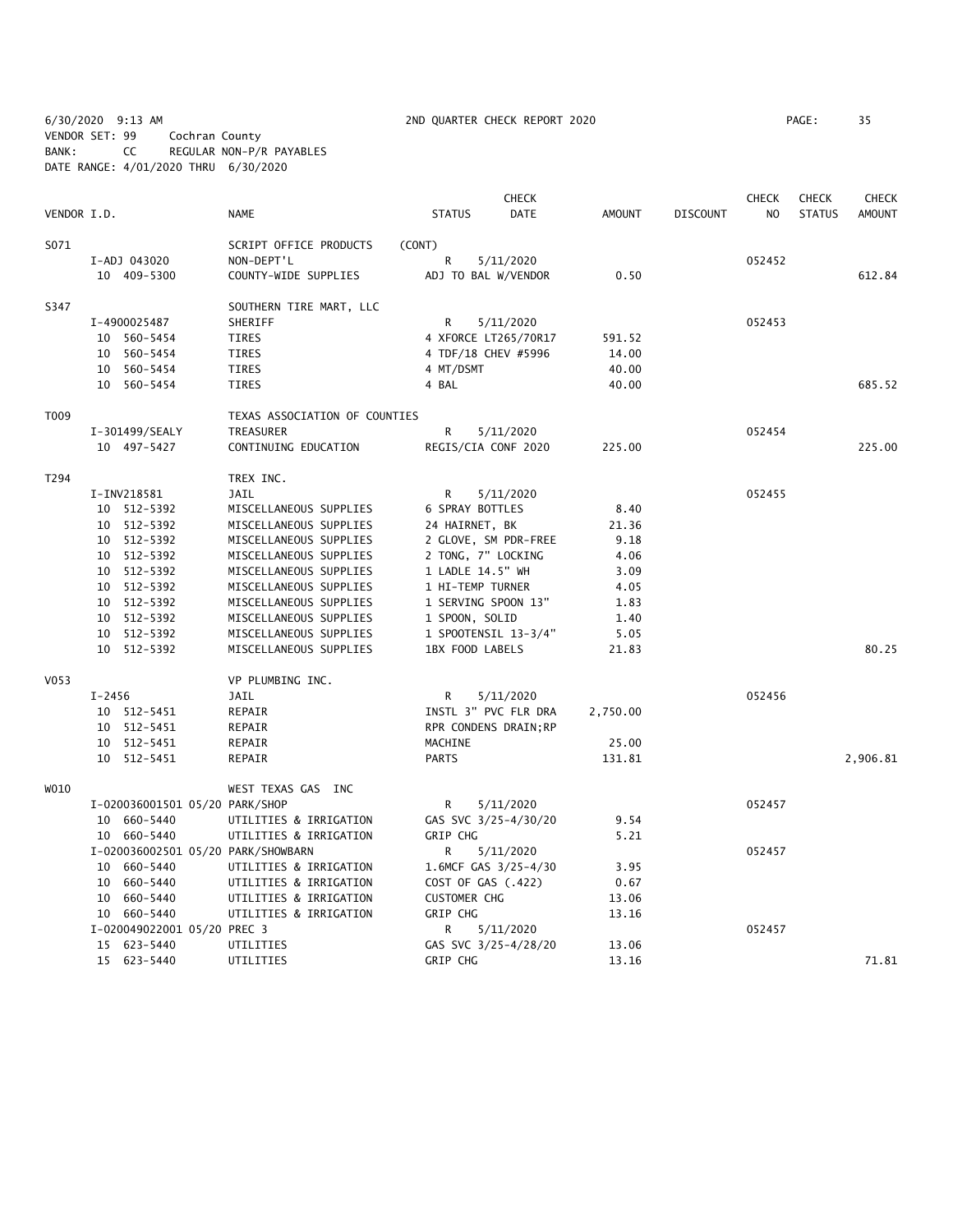6/30/2020 9:13 AM 2ND QUARTER CHECK REPORT 2020
VENDOR SET: 99 Cochran County
BANK: CC REGULAR NON-P/R PAYABLES
DATE RANGE: 4/01/2020 THRU 6/30/2020

| VENDOR I.D. | NAME | STATUS | CHECK DATE | AMOUNT | DISCOUNT | CHECK NO | CHECK STATUS | CHECK AMOUNT |
|---|---|---|---|---|---|---|---|---|
| S071 | SCRIPT OFFICE PRODUCTS | (CONT) | | | | | | |
| I-ADJ 043020 | NON-DEPT'L | R | 5/11/2020 | | | 052452 | | |
| 10 409-5300 | COUNTY-WIDE SUPPLIES | ADJ TO BAL W/VENDOR | | 0.50 | | | | 612.84 |
| S347 | SOUTHERN TIRE MART, LLC | | | | | | | |
| I-4900025487 | SHERIFF | R | 5/11/2020 | | | 052453 | | |
| 10 560-5454 | TIRES | 4 XFORCE LT265/70R17 | | 591.52 | | | | |
| 10 560-5454 | TIRES | 4 TDF/18 CHEV #5996 | | 14.00 | | | | |
| 10 560-5454 | TIRES | 4 MT/DSMT | | 40.00 | | | | |
| 10 560-5454 | TIRES | 4 BAL | | 40.00 | | | | 685.52 |
| T009 | TEXAS ASSOCIATION OF COUNTIES | | | | | | | |
| I-301499/SEALY | TREASURER | R | 5/11/2020 | | | 052454 | | |
| 10 497-5427 | CONTINUING EDUCATION | REGIS/CIA CONF 2020 | | 225.00 | | | | 225.00 |
| T294 | TREX INC. | | | | | | | |
| I-INV218581 | JAIL | R | 5/11/2020 | | | 052455 | | |
| 10 512-5392 | MISCELLANEOUS SUPPLIES | 6 SPRAY BOTTLES | | 8.40 | | | | |
| 10 512-5392 | MISCELLANEOUS SUPPLIES | 24 HAIRNET, BK | | 21.36 | | | | |
| 10 512-5392 | MISCELLANEOUS SUPPLIES | 2 GLOVE, SM PDR-FREE | | 9.18 | | | | |
| 10 512-5392 | MISCELLANEOUS SUPPLIES | 2 TONG, 7" LOCKING | | 4.06 | | | | |
| 10 512-5392 | MISCELLANEOUS SUPPLIES | 1 LADLE 14.5" WH | | 3.09 | | | | |
| 10 512-5392 | MISCELLANEOUS SUPPLIES | 1 HI-TEMP TURNER | | 4.05 | | | | |
| 10 512-5392 | MISCELLANEOUS SUPPLIES | 1 SERVING SPOON 13" | | 1.83 | | | | |
| 10 512-5392 | MISCELLANEOUS SUPPLIES | 1 SPOON, SOLID | | 1.40 | | | | |
| 10 512-5392 | MISCELLANEOUS SUPPLIES | 1 SPOOTENSIL 13-3/4" | | 5.05 | | | | |
| 10 512-5392 | MISCELLANEOUS SUPPLIES | 1BX FOOD LABELS | | 21.83 | | | | 80.25 |
| V053 | VP PLUMBING INC. | | | | | | | |
| I-2456 | JAIL | R | 5/11/2020 | | | 052456 | | |
| 10 512-5451 | REPAIR | INSTL 3" PVC FLR DRA | | 2,750.00 | | | | |
| 10 512-5451 | REPAIR | RPR CONDENS DRAIN;RP | | | | | | |
| 10 512-5451 | REPAIR | MACHINE | | 25.00 | | | | |
| 10 512-5451 | REPAIR | PARTS | | 131.81 | | | | 2,906.81 |
| W010 | WEST TEXAS GAS INC | | | | | | | |
| I-020036001501 05/20 | PARK/SHOP | R | 5/11/2020 | | | 052457 | | |
| 10 660-5440 | UTILITIES & IRRIGATION | GAS SVC 3/25-4/30/20 | | 9.54 | | | | |
| 10 660-5440 | UTILITIES & IRRIGATION | GRIP CHG | | 5.21 | | | | |
| I-020036002501 05/20 | PARK/SHOWBARN | R | 5/11/2020 | | | 052457 | | |
| 10 660-5440 | UTILITIES & IRRIGATION | 1.6MCF GAS 3/25-4/30 | | 3.95 | | | | |
| 10 660-5440 | UTILITIES & IRRIGATION | COST OF GAS (.422) | | 0.67 | | | | |
| 10 660-5440 | UTILITIES & IRRIGATION | CUSTOMER CHG | | 13.06 | | | | |
| 10 660-5440 | UTILITIES & IRRIGATION | GRIP CHG | | 13.16 | | | | |
| I-020049022001 05/20 | PREC 3 | R | 5/11/2020 | | | 052457 | | |
| 15 623-5440 | UTILITIES | GAS SVC 3/25-4/28/20 | | 13.06 | | | | |
| 15 623-5440 | UTILITIES | GRIP CHG | | 13.16 | | | | 71.81 |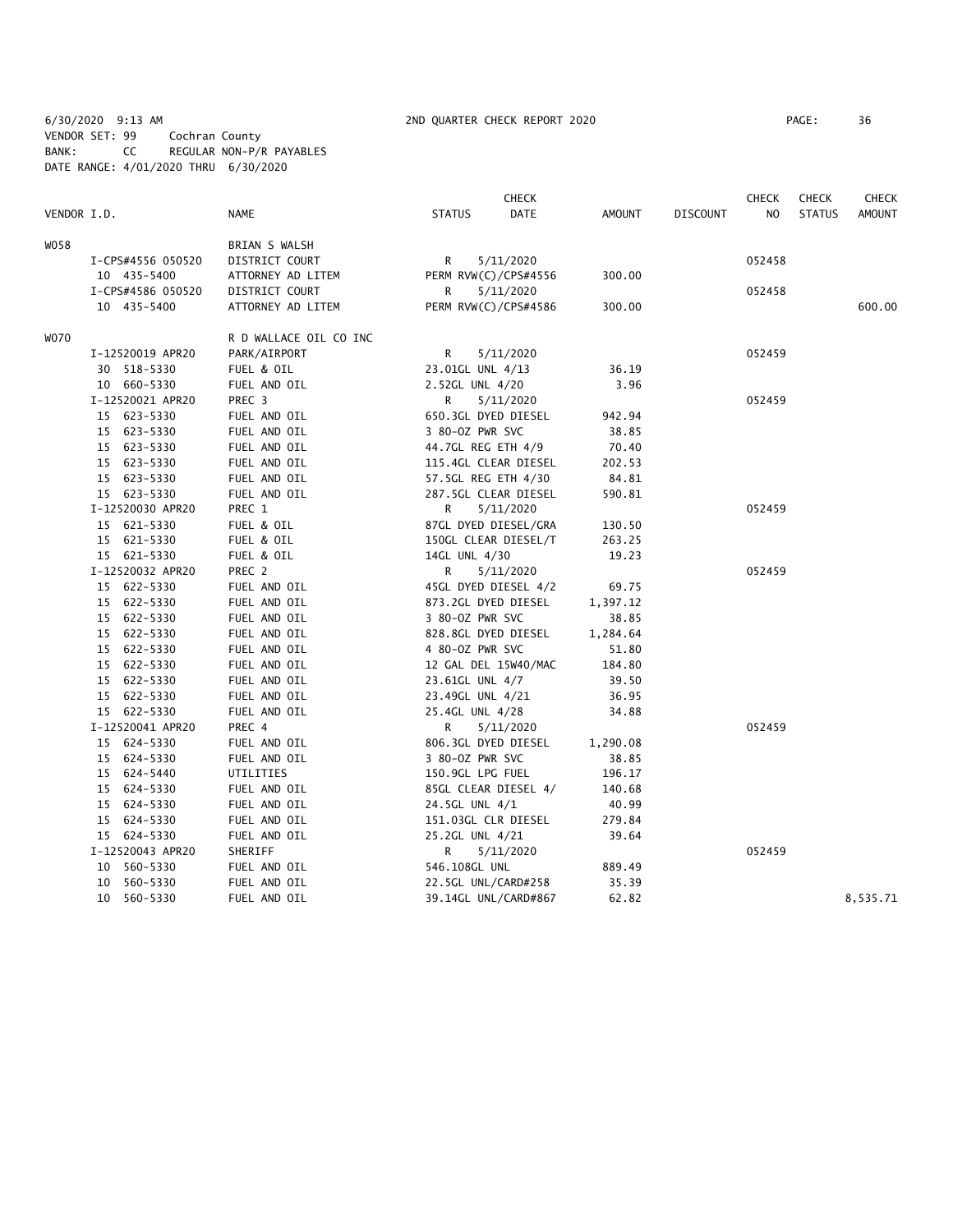6/30/2020 9:13 AM 2ND QUARTER CHECK REPORT 2020
VENDOR SET: 99 Cochran County
BANK: CC REGULAR NON-P/R PAYABLES
DATE RANGE: 4/01/2020 THRU 6/30/2020

| VENDOR I.D. | NAME | STATUS | CHECK DATE | AMOUNT | DISCOUNT | CHECK NO | CHECK STATUS | CHECK AMOUNT |
|---|---|---|---|---|---|---|---|---|
| W058 | BRIAN S WALSH | | | | | | | |
| I-CPS#4556 050520 | DISTRICT COURT | R | 5/11/2020 | | | 052458 | | |
| 10 435-5400 | ATTORNEY AD LITEM | PERM RVW(C)/CPS#4556 | | 300.00 | | | | |
| I-CPS#4586 050520 | DISTRICT COURT | R | 5/11/2020 | | | 052458 | | |
| 10 435-5400 | ATTORNEY AD LITEM | PERM RVW(C)/CPS#4586 | | 300.00 | | | | 600.00 |
| W070 | R D WALLACE OIL CO INC | | | | | | | |
| I-12520019 APR20 | PARK/AIRPORT | R | 5/11/2020 | | | 052459 | | |
| 30 518-5330 | FUEL & OIL | 23.01GL UNL 4/13 | | 36.19 | | | | |
| 10 660-5330 | FUEL AND OIL | 2.52GL UNL 4/20 | | 3.96 | | | | |
| I-12520021 APR20 | PREC 3 | R | 5/11/2020 | | | 052459 | | |
| 15 623-5330 | FUEL AND OIL | 650.3GL DYED DIESEL | | 942.94 | | | | |
| 15 623-5330 | FUEL AND OIL | 3 80-OZ PWR SVC | | 38.85 | | | | |
| 15 623-5330 | FUEL AND OIL | 44.7GL REG ETH 4/9 | | 70.40 | | | | |
| 15 623-5330 | FUEL AND OIL | 115.4GL CLEAR DIESEL | | 202.53 | | | | |
| 15 623-5330 | FUEL AND OIL | 57.5GL REG ETH 4/30 | | 84.81 | | | | |
| 15 623-5330 | FUEL AND OIL | 287.5GL CLEAR DIESEL | | 590.81 | | | | |
| I-12520030 APR20 | PREC 1 | R | 5/11/2020 | | | 052459 | | |
| 15 621-5330 | FUEL & OIL | 87GL DYED DIESEL/GRA | | 130.50 | | | | |
| 15 621-5330 | FUEL & OIL | 150GL CLEAR DIESEL/T | | 263.25 | | | | |
| 15 621-5330 | FUEL & OIL | 14GL UNL 4/30 | | 19.23 | | | | |
| I-12520032 APR20 | PREC 2 | R | 5/11/2020 | | | 052459 | | |
| 15 622-5330 | FUEL AND OIL | 45GL DYED DIESEL 4/2 | | 69.75 | | | | |
| 15 622-5330 | FUEL AND OIL | 873.2GL DYED DIESEL | | 1,397.12 | | | | |
| 15 622-5330 | FUEL AND OIL | 3 80-OZ PWR SVC | | 38.85 | | | | |
| 15 622-5330 | FUEL AND OIL | 828.8GL DYED DIESEL | | 1,284.64 | | | | |
| 15 622-5330 | FUEL AND OIL | 4 80-OZ PWR SVC | | 51.80 | | | | |
| 15 622-5330 | FUEL AND OIL | 12 GAL DEL 15W40/MAC | | 184.80 | | | | |
| 15 622-5330 | FUEL AND OIL | 23.61GL UNL 4/7 | | 39.50 | | | | |
| 15 622-5330 | FUEL AND OIL | 23.49GL UNL 4/21 | | 36.95 | | | | |
| 15 622-5330 | FUEL AND OIL | 25.4GL UNL 4/28 | | 34.88 | | | | |
| I-12520041 APR20 | PREC 4 | R | 5/11/2020 | | | 052459 | | |
| 15 624-5330 | FUEL AND OIL | 806.3GL DYED DIESEL | | 1,290.08 | | | | |
| 15 624-5330 | FUEL AND OIL | 3 80-OZ PWR SVC | | 38.85 | | | | |
| 15 624-5440 | UTILITIES | 150.9GL LPG FUEL | | 196.17 | | | | |
| 15 624-5330 | FUEL AND OIL | 85GL CLEAR DIESEL 4/ | | 140.68 | | | | |
| 15 624-5330 | FUEL AND OIL | 24.5GL UNL 4/1 | | 40.99 | | | | |
| 15 624-5330 | FUEL AND OIL | 151.03GL CLR DIESEL | | 279.84 | | | | |
| 15 624-5330 | FUEL AND OIL | 25.2GL UNL 4/21 | | 39.64 | | | | |
| I-12520043 APR20 | SHERIFF | R | 5/11/2020 | | | 052459 | | |
| 10 560-5330 | FUEL AND OIL | 546.108GL UNL | | 889.49 | | | | |
| 10 560-5330 | FUEL AND OIL | 22.5GL UNL/CARD#258 | | 35.39 | | | | |
| 10 560-5330 | FUEL AND OIL | 39.14GL UNL/CARD#867 | | 62.82 | | | | 8,535.71 |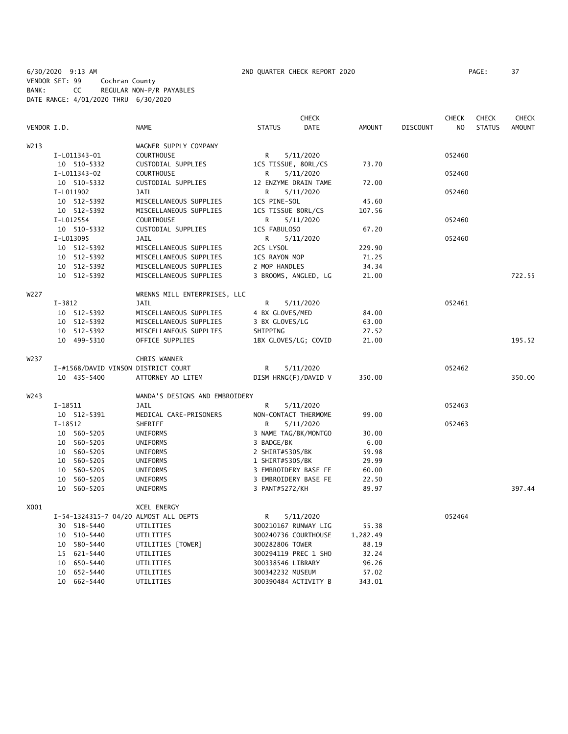6/30/2020 9:13 AM 2ND QUARTER CHECK REPORT 2020
VENDOR SET: 99 Cochran County
BANK: CC REGULAR NON-P/R PAYABLES
DATE RANGE: 4/01/2020 THRU 6/30/2020

| VENDOR I.D. | NAME | STATUS | CHECK DATE | AMOUNT | DISCOUNT | CHECK NO | CHECK STATUS | CHECK AMOUNT |
|---|---|---|---|---|---|---|---|---|
| W213 | WAGNER SUPPLY COMPANY | | | | | | | |
| I-L011343-01 | COURTHOUSE | R | 5/11/2020 | | | 052460 | | |
| 10 510-5332 | CUSTODIAL SUPPLIES | 1CS TISSUE, 80RL/CS | | 73.70 | | | | |
| I-L011343-02 | COURTHOUSE | R | 5/11/2020 | | | 052460 | | |
| 10 510-5332 | CUSTODIAL SUPPLIES | 12 ENZYME DRAIN TAME | | 72.00 | | | | |
| I-L011902 | JAIL | R | 5/11/2020 | | | 052460 | | |
| 10 512-5392 | MISCELLANEOUS SUPPLIES | 1CS PINE-SOL | | 45.60 | | | | |
| 10 512-5392 | MISCELLANEOUS SUPPLIES | 1CS TISSUE 80RL/CS | | 107.56 | | | | |
| I-L012554 | COURTHOUSE | R | 5/11/2020 | | | 052460 | | |
| 10 510-5332 | CUSTODIAL SUPPLIES | 1CS FABULOSO | | 67.20 | | | | |
| I-L013095 | JAIL | R | 5/11/2020 | | | 052460 | | |
| 10 512-5392 | MISCELLANEOUS SUPPLIES | 2CS LYSOL | | 229.90 | | | | |
| 10 512-5392 | MISCELLANEOUS SUPPLIES | 1CS RAYON MOP | | 71.25 | | | | |
| 10 512-5392 | MISCELLANEOUS SUPPLIES | 2 MOP HANDLES | | 34.34 | | | | |
| 10 512-5392 | MISCELLANEOUS SUPPLIES | 3 BROOMS, ANGLED, LG | | 21.00 | | | | 722.55 |
| W227 | WRENNS MILL ENTERPRISES, LLC | | | | | | | |
| I-3812 | JAIL | R | 5/11/2020 | | | 052461 | | |
| 10 512-5392 | MISCELLANEOUS SUPPLIES | 4 BX GLOVES/MED | | 84.00 | | | | |
| 10 512-5392 | MISCELLANEOUS SUPPLIES | 3 BX GLOVES/LG | | 63.00 | | | | |
| 10 512-5392 | MISCELLANEOUS SUPPLIES | SHIPPING | | 27.52 | | | | |
| 10 499-5310 | OFFICE SUPPLIES | 1BX GLOVES/LG; COVID | | 21.00 | | | | 195.52 |
| W237 | CHRIS WANNER | | | | | | | |
| I-#1568/DAVID VINSON | DISTRICT COURT | R | 5/11/2020 | | | 052462 | | |
| 10 435-5400 | ATTORNEY AD LITEM | DISM HRNG(F)/DAVID V | | 350.00 | | | | 350.00 |
| W243 | WANDA'S DESIGNS AND EMBROIDERY | | | | | | | |
| I-18511 | JAIL | R | 5/11/2020 | | | 052463 | | |
| 10 512-5391 | MEDICAL CARE-PRISONERS | NON-CONTACT THERMOME | | 99.00 | | | | |
| I-18512 | SHERIFF | R | 5/11/2020 | | | 052463 | | |
| 10 560-5205 | UNIFORMS | 3 NAME TAG/BK/MONTGO | | 30.00 | | | | |
| 10 560-5205 | UNIFORMS | 3 BADGE/BK | | 6.00 | | | | |
| 10 560-5205 | UNIFORMS | 2 SHIRT#5305/BK | | 59.98 | | | | |
| 10 560-5205 | UNIFORMS | 1 SHIRT#5305/BK | | 29.99 | | | | |
| 10 560-5205 | UNIFORMS | 3 EMBROIDERY BASE FE | | 60.00 | | | | |
| 10 560-5205 | UNIFORMS | 3 EMBROIDERY BASE FE | | 22.50 | | | | |
| 10 560-5205 | UNIFORMS | 3 PANT#5272/KH | | 89.97 | | | | 397.44 |
| X001 | XCEL ENERGY | | | | | | | |
| I-54-1324315-7 04/20 | ALMOST ALL DEPTS | R | 5/11/2020 | | | 052464 | | |
| 30 518-5440 | UTILITIES | 300210167 RUNWAY LIG | | 55.38 | | | | |
| 10 510-5440 | UTILITIES | 300240736 COURTHOUSE | | 1,282.49 | | | | |
| 10 580-5440 | UTILITIES [TOWER] | 300282806 TOWER | | 88.19 | | | | |
| 15 621-5440 | UTILITIES | 300294119 PREC 1 SHO | | 32.24 | | | | |
| 10 650-5440 | UTILITIES | 300338546 LIBRARY | | 96.26 | | | | |
| 10 652-5440 | UTILITIES | 300342232 MUSEUM | | 57.02 | | | | |
| 10 662-5440 | UTILITIES | 300390484 ACTIVITY B | | 343.01 | | | | |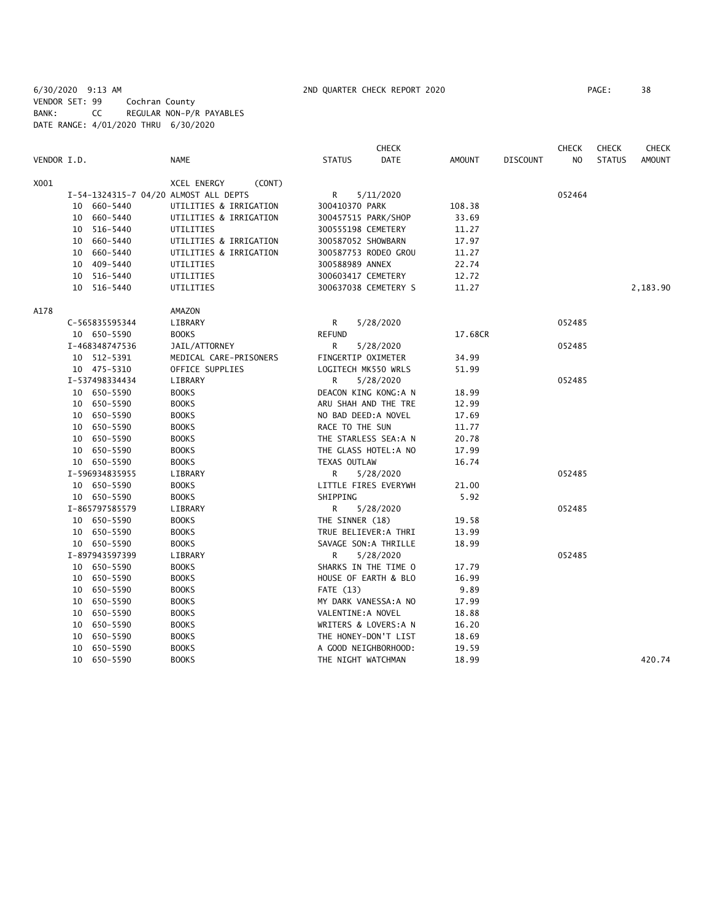6/30/2020 9:13 AM 2ND QUARTER CHECK REPORT 2020 PAGE: 38
VENDOR SET: 99 Cochran County
BANK: CC REGULAR NON-P/R PAYABLES
DATE RANGE: 4/01/2020 THRU 6/30/2020

| VENDOR I.D. | NAME | STATUS | CHECK DATE | AMOUNT | DISCOUNT | CHECK NO | CHECK STATUS | CHECK AMOUNT |
|---|---|---|---|---|---|---|---|---|
| X001 | XCEL ENERGY (CONT) | | | | | | | |
| I-54-1324315-7 04/20 ALMOST ALL DEPTS | | R | 5/11/2020 | | | 052464 | | |
| 10 660-5440 | UTILITIES & IRRIGATION | 300410370 PARK | | 108.38 | | | | |
| 10 660-5440 | UTILITIES & IRRIGATION | 300457515 PARK/SHOP | | 33.69 | | | | |
| 10 516-5440 | UTILITIES | 300555198 CEMETERY | | 11.27 | | | | |
| 10 660-5440 | UTILITIES & IRRIGATION | 300587052 SHOWBARN | | 17.97 | | | | |
| 10 660-5440 | UTILITIES & IRRIGATION | 300587753 RODEO GROU | | 11.27 | | | | |
| 10 409-5440 | UTILITIES | 300588989 ANNEX | | 22.74 | | | | |
| 10 516-5440 | UTILITIES | 300603417 CEMETERY | | 12.72 | | | | |
| 10 516-5440 | UTILITIES | 300637038 CEMETERY S | | 11.27 | | | | 2,183.90 |
| A178 | AMAZON | | | | | | | |
| C-565835595344 | LIBRARY | R | 5/28/2020 | | | 052485 | | |
| 10 650-5590 | BOOKS | REFUND | | 17.68CR | | | | |
| I-468348747536 | JAIL/ATTORNEY | R | 5/28/2020 | | | 052485 | | |
| 10 512-5391 | MEDICAL CARE-PRISONERS | FINGERTIP OXIMETER | | 34.99 | | | | |
| 10 475-5310 | OFFICE SUPPLIES | LOGITECH MK550 WRLS | | 51.99 | | | | |
| I-537498334434 | LIBRARY | R | 5/28/2020 | | | 052485 | | |
| 10 650-5590 | BOOKS | DEACON KING KONG:A N | | 18.99 | | | | |
| 10 650-5590 | BOOKS | ARU SHAH AND THE TRE | | 12.99 | | | | |
| 10 650-5590 | BOOKS | NO BAD DEED:A NOVEL | | 17.69 | | | | |
| 10 650-5590 | BOOKS | RACE TO THE SUN | | 11.77 | | | | |
| 10 650-5590 | BOOKS | THE STARLESS SEA:A N | | 20.78 | | | | |
| 10 650-5590 | BOOKS | THE GLASS HOTEL:A NO | | 17.99 | | | | |
| 10 650-5590 | BOOKS | TEXAS OUTLAW | | 16.74 | | | | |
| I-596934835955 | LIBRARY | R | 5/28/2020 | | | 052485 | | |
| 10 650-5590 | BOOKS | LITTLE FIRES EVERYWH | | 21.00 | | | | |
| 10 650-5590 | BOOKS | SHIPPING | | 5.92 | | | | |
| I-865797585579 | LIBRARY | R | 5/28/2020 | | | 052485 | | |
| 10 650-5590 | BOOKS | THE SINNER (18) | | 19.58 | | | | |
| 10 650-5590 | BOOKS | TRUE BELIEVER:A THRI | | 13.99 | | | | |
| 10 650-5590 | BOOKS | SAVAGE SON:A THRILLE | | 18.99 | | | | |
| I-897943597399 | LIBRARY | R | 5/28/2020 | | | 052485 | | |
| 10 650-5590 | BOOKS | SHARKS IN THE TIME O | | 17.79 | | | | |
| 10 650-5590 | BOOKS | HOUSE OF EARTH & BLO | | 16.99 | | | | |
| 10 650-5590 | BOOKS | FATE (13) | | 9.89 | | | | |
| 10 650-5590 | BOOKS | MY DARK VANESSA:A NO | | 17.99 | | | | |
| 10 650-5590 | BOOKS | VALENTINE:A NOVEL | | 18.88 | | | | |
| 10 650-5590 | BOOKS | WRITERS & LOVERS:A N | | 16.20 | | | | |
| 10 650-5590 | BOOKS | THE HONEY-DON'T LIST | | 18.69 | | | | |
| 10 650-5590 | BOOKS | A GOOD NEIGHBORHOOD: | | 19.59 | | | | |
| 10 650-5590 | BOOKS | THE NIGHT WATCHMAN | | 18.99 | | | | 420.74 |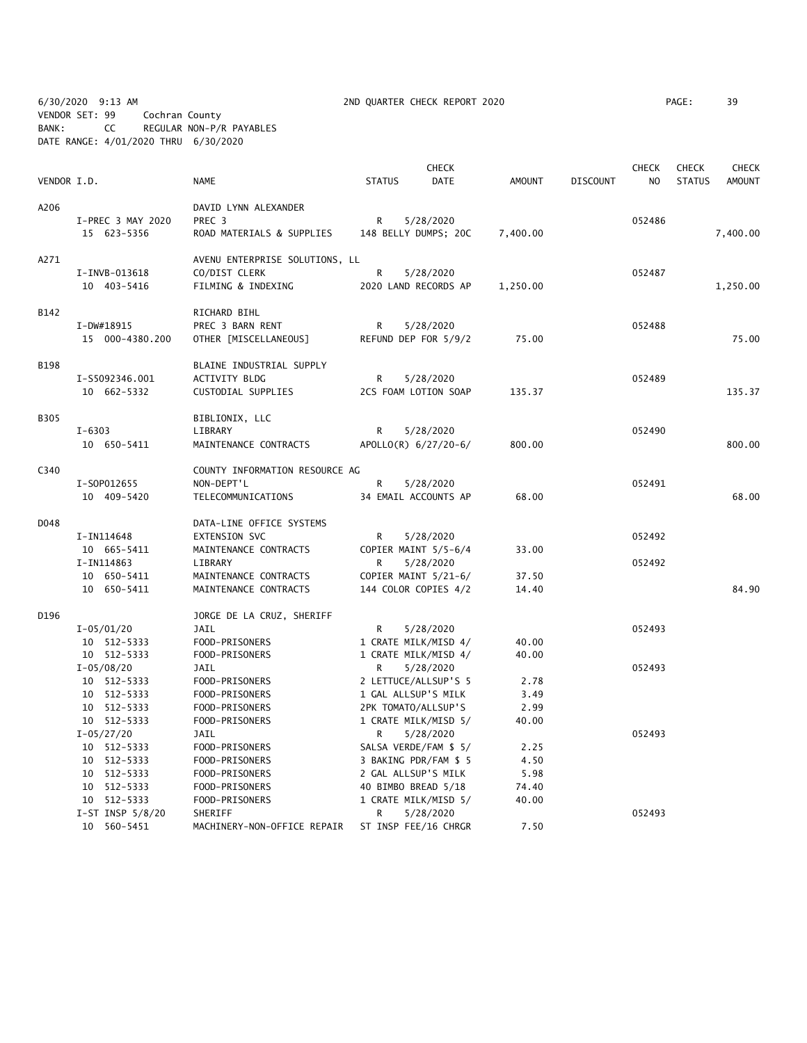6/30/2020 9:13 AM 2ND QUARTER CHECK REPORT 2020
VENDOR SET: 99 Cochran County
BANK: CC REGULAR NON-P/R PAYABLES
DATE RANGE: 4/01/2020 THRU 6/30/2020

| VENDOR I.D. | NAME | STATUS | CHECK DATE | AMOUNT | DISCOUNT | CHECK NO | CHECK STATUS | CHECK AMOUNT |
|---|---|---|---|---|---|---|---|---|
| A206 | DAVID LYNN ALEXANDER | | | | | | | |
| I-PREC 3 MAY 2020 | PREC 3 | R | 5/28/2020 | | | 052486 | | |
| 15 623-5356 | ROAD MATERIALS & SUPPLIES | 148 BELLY DUMPS; 20C | | 7,400.00 | | | | 7,400.00 |
| A271 | AVENU ENTERPRISE SOLUTIONS, LL | | | | | | | |
| I-INVB-013618 | CO/DIST CLERK | R | 5/28/2020 | | | 052487 | | |
| 10 403-5416 | FILMING & INDEXING | 2020 LAND RECORDS AP | | 1,250.00 | | | | 1,250.00 |
| B142 | RICHARD BIHL | | | | | | | |
| I-DW#18915 | PREC 3 BARN RENT | R | 5/28/2020 | | | 052488 | | |
| 15 000-4380.200 | OTHER [MISCELLANEOUS] | REFUND DEP FOR 5/9/2 | | 75.00 | | | | 75.00 |
| B198 | BLAINE INDUSTRIAL SUPPLY | | | | | | | |
| I-S5092346.001 | ACTIVITY BLDG | R | 5/28/2020 | | | 052489 | | |
| 10 662-5332 | CUSTODIAL SUPPLIES | 2CS FOAM LOTION SOAP | | 135.37 | | | | 135.37 |
| B305 | BIBLIONIX, LLC | | | | | | | |
| I-6303 | LIBRARY | R | 5/28/2020 | | | 052490 | | |
| 10 650-5411 | MAINTENANCE CONTRACTS | APOLLO(R) 6/27/20-6/ | | 800.00 | | | | 800.00 |
| C340 | COUNTY INFORMATION RESOURCE AG | | | | | | | |
| I-SOP012655 | NON-DEPT'L | R | 5/28/2020 | | | 052491 | | |
| 10 409-5420 | TELECOMMUNICATIONS | 34 EMAIL ACCOUNTS AP | | 68.00 | | | | 68.00 |
| D048 | DATA-LINE OFFICE SYSTEMS | | | | | | | |
| I-IN114648 | EXTENSION SVC | R | 5/28/2020 | | | 052492 | | |
| 10 665-5411 | MAINTENANCE CONTRACTS | COPIER MAINT 5/5-6/4 | | 33.00 | | | | |
| I-IN114863 | LIBRARY | R | 5/28/2020 | | | 052492 | | |
| 10 650-5411 | MAINTENANCE CONTRACTS | COPIER MAINT 5/21-6/ | | 37.50 | | | | |
| 10 650-5411 | MAINTENANCE CONTRACTS | 144 COLOR COPIES 4/2 | | 14.40 | | | | 84.90 |
| D196 | JORGE DE LA CRUZ, SHERIFF | | | | | | | |
| I-05/01/20 | JAIL | R | 5/28/2020 | | | 052493 | | |
| 10 512-5333 | FOOD-PRISONERS | 1 CRATE MILK/MISD 4/ | | 40.00 | | | | |
| 10 512-5333 | FOOD-PRISONERS | 1 CRATE MILK/MISD 4/ | | 40.00 | | | | |
| I-05/08/20 | JAIL | R | 5/28/2020 | | | 052493 | | |
| 10 512-5333 | FOOD-PRISONERS | 2 LETTUCE/ALLSUP'S 5 | | 2.78 | | | | |
| 10 512-5333 | FOOD-PRISONERS | 1 GAL ALLSUP'S MILK | | 3.49 | | | | |
| 10 512-5333 | FOOD-PRISONERS | 2PK TOMATO/ALLSUP'S | | 2.99 | | | | |
| 10 512-5333 | FOOD-PRISONERS | 1 CRATE MILK/MISD 5/ | | 40.00 | | | | |
| I-05/27/20 | JAIL | R | 5/28/2020 | | | 052493 | | |
| 10 512-5333 | FOOD-PRISONERS | SALSA VERDE/FAM $ 5/ | | 2.25 | | | | |
| 10 512-5333 | FOOD-PRISONERS | 3 BAKING PDR/FAM $ 5 | | 4.50 | | | | |
| 10 512-5333 | FOOD-PRISONERS | 2 GAL ALLSUP'S MILK | | 5.98 | | | | |
| 10 512-5333 | FOOD-PRISONERS | 40 BIMBO BREAD 5/18 | | 74.40 | | | | |
| 10 512-5333 | FOOD-PRISONERS | 1 CRATE MILK/MISD 5/ | | 40.00 | | | | |
| I-ST INSP 5/8/20 | SHERIFF | R | 5/28/2020 | | | 052493 | | |
| 10 560-5451 | MACHINERY-NON-OFFICE REPAIR | ST INSP FEE/16 CHRGR | | 7.50 | | | | |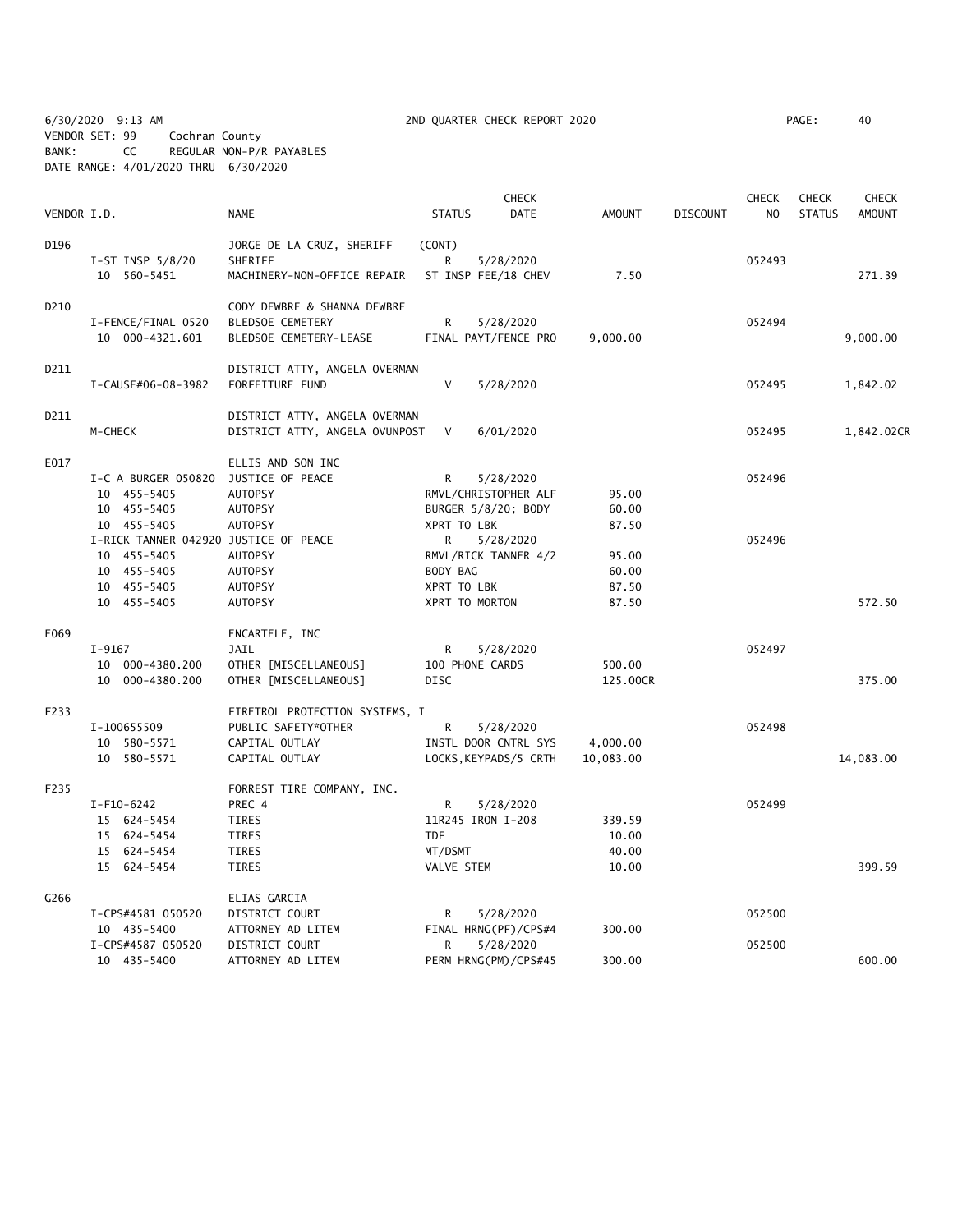6/30/2020 9:13 AM 2ND QUARTER CHECK REPORT 2020

VENDOR SET: 99 Cochran County
BANK: CC REGULAR NON-P/R PAYABLES
DATE RANGE: 4/01/2020 THRU 6/30/2020

| VENDOR I.D. | | NAME | STATUS | CHECK DATE | AMOUNT | DISCOUNT | CHECK NO | CHECK STATUS | CHECK AMOUNT |
|---|---|---|---|---|---|---|---|---|---|
| D196 | | JORGE DE LA CRUZ, SHERIFF | (CONT) | | | | | | |
| | I-ST INSP 5/8/20 | SHERIFF | R | 5/28/2020 | | | 052493 | | |
| | 10 560-5451 | MACHINERY-NON-OFFICE REPAIR | ST INSP FEE/18 CHEV | | 7.50 | | | | 271.39 |
| D210 | | CODY DEWBRE & SHANNA DEWBRE | | | | | | | |
| | I-FENCE/FINAL 0520 | BLEDSOE CEMETERY | R | 5/28/2020 | | | 052494 | | |
| | 10 000-4321.601 | BLEDSOE CEMETERY-LEASE | FINAL PAYT/FENCE PRO | | 9,000.00 | | | | 9,000.00 |
| D211 | | DISTRICT ATTY, ANGELA OVERMAN | | | | | | | |
| | I-CAUSE#06-08-3982 | FORFEITURE FUND | V | 5/28/2020 | | | 052495 | | 1,842.02 |
| D211 | | DISTRICT ATTY, ANGELA OVERMAN | | | | | | | |
| | M-CHECK | DISTRICT ATTY, ANGELA OVUNPOST | V | 6/01/2020 | | | 052495 | | 1,842.02CR |
| E017 | | ELLIS AND SON INC | | | | | | | |
| | I-C A BURGER 050820 | JUSTICE OF PEACE | R | 5/28/2020 | | | 052496 | | |
| | 10 455-5405 | AUTOPSY | RMVL/CHRISTOPHER ALF | | 95.00 | | | | |
| | 10 455-5405 | AUTOPSY | BURGER 5/8/20; BODY | | 60.00 | | | | |
| | 10 455-5405 | AUTOPSY | XPRT TO LBK | | 87.50 | | | | |
| | I-RICK TANNER 042920 | JUSTICE OF PEACE | R | 5/28/2020 | | | 052496 | | |
| | 10 455-5405 | AUTOPSY | RMVL/RICK TANNER 4/2 | | 95.00 | | | | |
| | 10 455-5405 | AUTOPSY | BODY BAG | | 60.00 | | | | |
| | 10 455-5405 | AUTOPSY | XPRT TO LBK | | 87.50 | | | | |
| | 10 455-5405 | AUTOPSY | XPRT TO MORTON | | 87.50 | | | | 572.50 |
| E069 | | ENCARTELE, INC | | | | | | | |
| | I-9167 | JAIL | R | 5/28/2020 | | | 052497 | | |
| | 10 000-4380.200 | OTHER [MISCELLANEOUS] | 100 PHONE CARDS | | 500.00 | | | | |
| | 10 000-4380.200 | OTHER [MISCELLANEOUS] | DISC | | 125.00CR | | | | 375.00 |
| F233 | | FIRETROL PROTECTION SYSTEMS, I | | | | | | | |
| | I-100655509 | PUBLIC SAFETY*OTHER | R | 5/28/2020 | | | 052498 | | |
| | 10 580-5571 | CAPITAL OUTLAY | INSTL DOOR CNTRL SYS | | 4,000.00 | | | | |
| | 10 580-5571 | CAPITAL OUTLAY | LOCKS,KEYPADS/5 CRTH | | 10,083.00 | | | | 14,083.00 |
| F235 | | FORREST TIRE COMPANY, INC. | | | | | | | |
| | I-F10-6242 | PREC 4 | R | 5/28/2020 | | | 052499 | | |
| | 15 624-5454 | TIRES | 11R245 IRON I-208 | | 339.59 | | | | |
| | 15 624-5454 | TIRES | TDF | | 10.00 | | | | |
| | 15 624-5454 | TIRES | MT/DSMT | | 40.00 | | | | |
| | 15 624-5454 | TIRES | VALVE STEM | | 10.00 | | | | 399.59 |
| G266 | | ELIAS GARCIA | | | | | | | |
| | I-CPS#4581 050520 | DISTRICT COURT | R | 5/28/2020 | | | 052500 | | |
| | 10 435-5400 | ATTORNEY AD LITEM | FINAL HRNG(PF)/CPS#4 | | 300.00 | | | | |
| | I-CPS#4587 050520 | DISTRICT COURT | R | 5/28/2020 | | | 052500 | | |
| | 10 435-5400 | ATTORNEY AD LITEM | PERM HRNG(PM)/CPS#45 | | 300.00 | | | | 600.00 |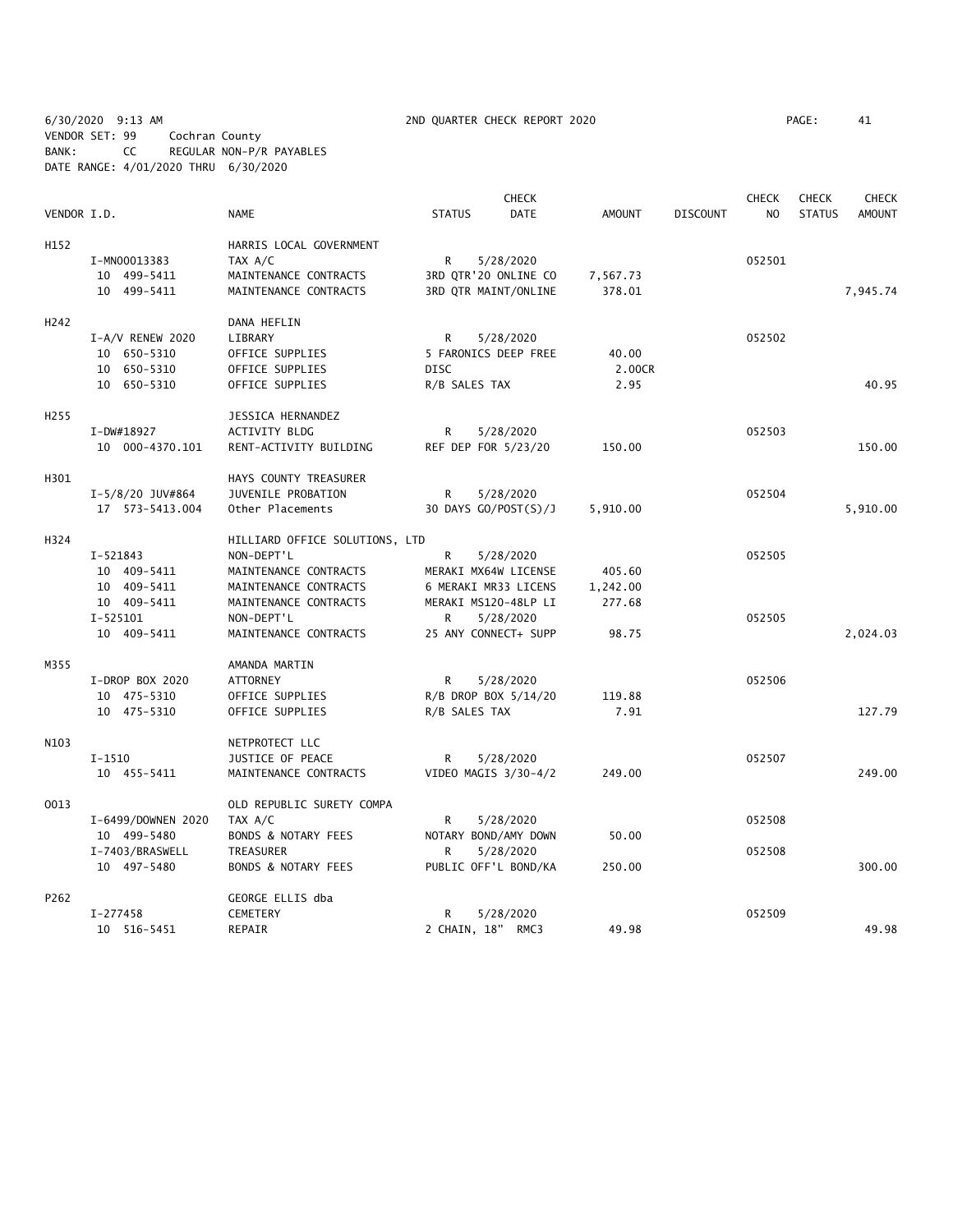6/30/2020 9:13 AM 2ND QUARTER CHECK REPORT 2020 PAGE: 41
VENDOR SET: 99 Cochran County
BANK: CC REGULAR NON-P/R PAYABLES
DATE RANGE: 4/01/2020 THRU 6/30/2020

| VENDOR I.D. | NAME | STATUS | CHECK DATE | AMOUNT | DISCOUNT | CHECK NO | CHECK STATUS | CHECK AMOUNT |
|---|---|---|---|---|---|---|---|---|
| H152 | HARRIS LOCAL GOVERNMENT | | | | | | | |
| I-MN00013383 | TAX A/C | R | 5/28/2020 | | | 052501 | | |
| 10 499-5411 | MAINTENANCE CONTRACTS | 3RD QTR'20 ONLINE CO | | 7,567.73 | | | | |
| 10 499-5411 | MAINTENANCE CONTRACTS | 3RD QTR MAINT/ONLINE | | 378.01 | | | | 7,945.74 |
| H242 | DANA HEFLIN | | | | | | | |
| I-A/V RENEW 2020 | LIBRARY | R | 5/28/2020 | | | 052502 | | |
| 10 650-5310 | OFFICE SUPPLIES | 5 FARONICS DEEP FREE | | 40.00 | | | | |
| 10 650-5310 | OFFICE SUPPLIES | DISC | | 2.00CR | | | | |
| 10 650-5310 | OFFICE SUPPLIES | R/B SALES TAX | | 2.95 | | | | 40.95 |
| H255 | JESSICA HERNANDEZ | | | | | | | |
| I-DW#18927 | ACTIVITY BLDG | R | 5/28/2020 | | | 052503 | | |
| 10 000-4370.101 | RENT-ACTIVITY BUILDING | REF DEP FOR 5/23/20 | | 150.00 | | | | 150.00 |
| H301 | HAYS COUNTY TREASURER | | | | | | | |
| I-5/8/20 JUV#864 | JUVENILE PROBATION | R | 5/28/2020 | | | 052504 | | |
| 17 573-5413.004 | Other Placements | 30 DAYS GO/POST(S)/J | | 5,910.00 | | | | 5,910.00 |
| H324 | HILLIARD OFFICE SOLUTIONS, LTD | | | | | | | |
| I-521843 | NON-DEPT'L | R | 5/28/2020 | | | 052505 | | |
| 10 409-5411 | MAINTENANCE CONTRACTS | MERAKI MX64W LICENSE | | 405.60 | | | | |
| 10 409-5411 | MAINTENANCE CONTRACTS | 6 MERAKI MR33 LICENS | | 1,242.00 | | | | |
| 10 409-5411 | MAINTENANCE CONTRACTS | MERAKI MS120-48LP LI | | 277.68 | | | | |
| I-525101 | NON-DEPT'L | R | 5/28/2020 | | | 052505 | | |
| 10 409-5411 | MAINTENANCE CONTRACTS | 25 ANY CONNECT+ SUPP | | 98.75 | | | | 2,024.03 |
| M355 | AMANDA MARTIN | | | | | | | |
| I-DROP BOX 2020 | ATTORNEY | R | 5/28/2020 | | | 052506 | | |
| 10 475-5310 | OFFICE SUPPLIES | R/B DROP BOX 5/14/20 | | 119.88 | | | | |
| 10 475-5310 | OFFICE SUPPLIES | R/B SALES TAX | | 7.91 | | | | 127.79 |
| N103 | NETPROTECT LLC | | | | | | | |
| I-1510 | JUSTICE OF PEACE | R | 5/28/2020 | | | 052507 | | |
| 10 455-5411 | MAINTENANCE CONTRACTS | VIDEO MAGIS 3/30-4/2 | | 249.00 | | | | 249.00 |
| O013 | OLD REPUBLIC SURETY COMPA | | | | | | | |
| I-6499/DOWNEN 2020 | TAX A/C | R | 5/28/2020 | | | 052508 | | |
| 10 499-5480 | BONDS & NOTARY FEES | NOTARY BOND/AMY DOWN | | 50.00 | | | | |
| I-7403/BRASWELL | TREASURER | R | 5/28/2020 | | | 052508 | | |
| 10 497-5480 | BONDS & NOTARY FEES | PUBLIC OFF'L BOND/KA | | 250.00 | | | | 300.00 |
| P262 | GEORGE ELLIS dba | | | | | | | |
| I-277458 | CEMETERY | R | 5/28/2020 | | | 052509 | | |
| 10 516-5451 | REPAIR | 2 CHAIN, 18" RMC3 | | 49.98 | | | | 49.98 |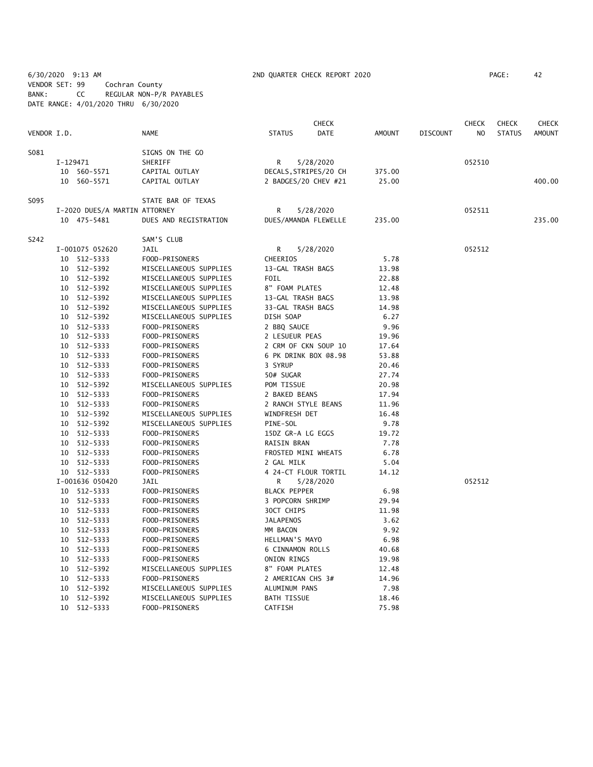6/30/2020 9:13 AM 2ND QUARTER CHECK REPORT 2020

VENDOR SET: 99 Cochran County
BANK: CC REGULAR NON-P/R PAYABLES
DATE RANGE: 4/01/2020 THRU 6/30/2020

| VENDOR I.D. | NAME | STATUS | CHECK DATE | AMOUNT | DISCOUNT | CHECK NO | CHECK STATUS | CHECK AMOUNT |
|---|---|---|---|---|---|---|---|---|
| S081 | SIGNS ON THE GO | | | | | | | |
| I-129471 | SHERIFF | R | 5/28/2020 | | | 052510 | | |
| 10 560-5571 | CAPITAL OUTLAY | DECALS,STRIPES/20 CH | | 375.00 | | | | |
| 10 560-5571 | CAPITAL OUTLAY | 2 BADGES/20 CHEV #21 | | 25.00 | | | | 400.00 |
| S095 | STATE BAR OF TEXAS | | | | | | | |
| I-2020 DUES/A MARTIN ATTORNEY | | R | 5/28/2020 | | | 052511 | | |
| 10 475-5481 | DUES AND REGISTRATION | DUES/AMANDA FLEWELLE | | 235.00 | | | | 235.00 |
| S242 | SAM'S CLUB | | | | | | | |
| I-001075 052620 | JAIL | R | 5/28/2020 | | | 052512 | | |
| 10 512-5333 | FOOD-PRISONERS | CHEERIOS | | 5.78 | | | | |
| 10 512-5392 | MISCELLANEOUS SUPPLIES | 13-GAL TRASH BAGS | | 13.98 | | | | |
| 10 512-5392 | MISCELLANEOUS SUPPLIES | FOIL | | 22.88 | | | | |
| 10 512-5392 | MISCELLANEOUS SUPPLIES | 8" FOAM PLATES | | 12.48 | | | | |
| 10 512-5392 | MISCELLANEOUS SUPPLIES | 13-GAL TRASH BAGS | | 13.98 | | | | |
| 10 512-5392 | MISCELLANEOUS SUPPLIES | 33-GAL TRASH BAGS | | 14.98 | | | | |
| 10 512-5392 | MISCELLANEOUS SUPPLIES | DISH SOAP | | 6.27 | | | | |
| 10 512-5333 | FOOD-PRISONERS | 2 BBQ SAUCE | | 9.96 | | | | |
| 10 512-5333 | FOOD-PRISONERS | 2 LESUEUR PEAS | | 19.96 | | | | |
| 10 512-5333 | FOOD-PRISONERS | 2 CRM OF CKN SOUP 10 | | 17.64 | | | | |
| 10 512-5333 | FOOD-PRISONERS | 6 PK DRINK BOX @8.98 | | 53.88 | | | | |
| 10 512-5333 | FOOD-PRISONERS | 3 SYRUP | | 20.46 | | | | |
| 10 512-5333 | FOOD-PRISONERS | 50# SUGAR | | 27.74 | | | | |
| 10 512-5392 | MISCELLANEOUS SUPPLIES | POM TISSUE | | 20.98 | | | | |
| 10 512-5333 | FOOD-PRISONERS | 2 BAKED BEANS | | 17.94 | | | | |
| 10 512-5333 | FOOD-PRISONERS | 2 RANCH STYLE BEANS | | 11.96 | | | | |
| 10 512-5392 | MISCELLANEOUS SUPPLIES | WINDFRESH DET | | 16.48 | | | | |
| 10 512-5392 | MISCELLANEOUS SUPPLIES | PINE-SOL | | 9.78 | | | | |
| 10 512-5333 | FOOD-PRISONERS | 15DZ GR-A LG EGGS | | 19.72 | | | | |
| 10 512-5333 | FOOD-PRISONERS | RAISIN BRAN | | 7.78 | | | | |
| 10 512-5333 | FOOD-PRISONERS | FROSTED MINI WHEATS | | 6.78 | | | | |
| 10 512-5333 | FOOD-PRISONERS | 2 GAL MILK | | 5.04 | | | | |
| 10 512-5333 | FOOD-PRISONERS | 4 24-CT FLOUR TORTIL | | 14.12 | | | | |
| I-001636 050420 | JAIL | R | 5/28/2020 | | | 052512 | | |
| 10 512-5333 | FOOD-PRISONERS | BLACK PEPPER | | 6.98 | | | | |
| 10 512-5333 | FOOD-PRISONERS | 3 POPCORN SHRIMP | | 29.94 | | | | |
| 10 512-5333 | FOOD-PRISONERS | 30CT CHIPS | | 11.98 | | | | |
| 10 512-5333 | FOOD-PRISONERS | JALAPENOS | | 3.62 | | | | |
| 10 512-5333 | FOOD-PRISONERS | MM BACON | | 9.92 | | | | |
| 10 512-5333 | FOOD-PRISONERS | HELLMAN'S MAYO | | 6.98 | | | | |
| 10 512-5333 | FOOD-PRISONERS | 6 CINNAMON ROLLS | | 40.68 | | | | |
| 10 512-5333 | FOOD-PRISONERS | ONION RINGS | | 19.98 | | | | |
| 10 512-5392 | MISCELLANEOUS SUPPLIES | 8" FOAM PLATES | | 12.48 | | | | |
| 10 512-5333 | FOOD-PRISONERS | 2 AMERICAN CHS 3# | | 14.96 | | | | |
| 10 512-5392 | MISCELLANEOUS SUPPLIES | ALUMINUM PANS | | 7.98 | | | | |
| 10 512-5392 | MISCELLANEOUS SUPPLIES | BATH TISSUE | | 18.46 | | | | |
| 10 512-5333 | FOOD-PRISONERS | CATFISH | | 75.98 | | | | |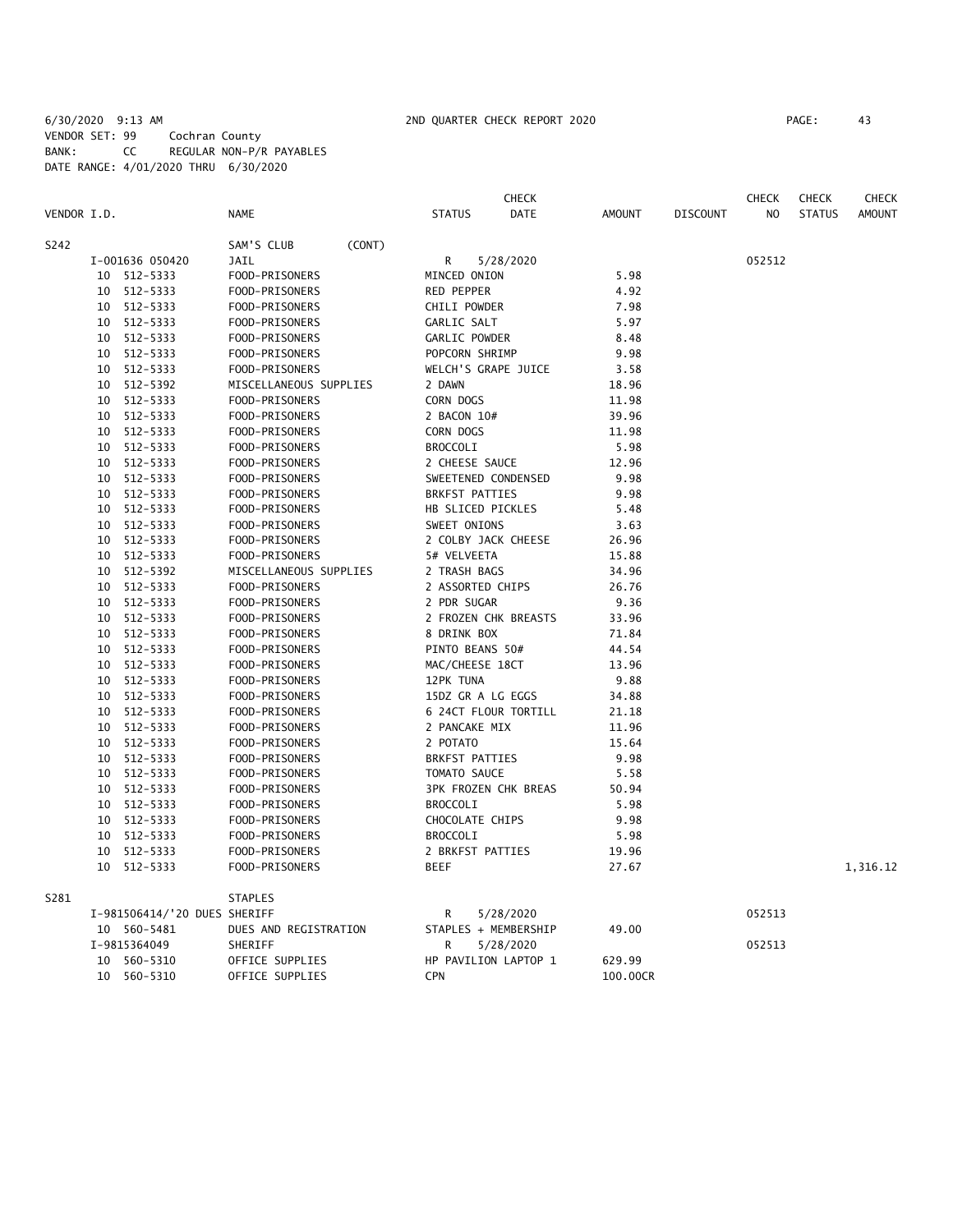6/30/2020 9:13 AM 2ND QUARTER CHECK REPORT 2020

VENDOR SET: 99 Cochran County
BANK: CC REGULAR NON-P/R PAYABLES
DATE RANGE: 4/01/2020 THRU 6/30/2020

| VENDOR I.D. | NAME | STATUS | CHECK DATE | AMOUNT | DISCOUNT | CHECK NO | CHECK STATUS | CHECK AMOUNT |
|---|---|---|---|---|---|---|---|---|
| S242 | SAM'S CLUB (CONT) | | | | | | | |
| I-001636 050420 | JAIL | R | 5/28/2020 | | | 052512 | | |
| 10 512-5333 | FOOD-PRISONERS | MINCED ONION | | 5.98 | | | | |
| 10 512-5333 | FOOD-PRISONERS | RED PEPPER | | 4.92 | | | | |
| 10 512-5333 | FOOD-PRISONERS | CHILI POWDER | | 7.98 | | | | |
| 10 512-5333 | FOOD-PRISONERS | GARLIC SALT | | 5.97 | | | | |
| 10 512-5333 | FOOD-PRISONERS | GARLIC POWDER | | 8.48 | | | | |
| 10 512-5333 | FOOD-PRISONERS | POPCORN SHRIMP | | 9.98 | | | | |
| 10 512-5333 | FOOD-PRISONERS | WELCH'S GRAPE JUICE | | 3.58 | | | | |
| 10 512-5392 | MISCELLANEOUS SUPPLIES | 2 DAWN | | 18.96 | | | | |
| 10 512-5333 | FOOD-PRISONERS | CORN DOGS | | 11.98 | | | | |
| 10 512-5333 | FOOD-PRISONERS | 2 BACON 10# | | 39.96 | | | | |
| 10 512-5333 | FOOD-PRISONERS | CORN DOGS | | 11.98 | | | | |
| 10 512-5333 | FOOD-PRISONERS | BROCCOLI | | 5.98 | | | | |
| 10 512-5333 | FOOD-PRISONERS | 2 CHEESE SAUCE | | 12.96 | | | | |
| 10 512-5333 | FOOD-PRISONERS | SWEETENED CONDENSED | | 9.98 | | | | |
| 10 512-5333 | FOOD-PRISONERS | BRKFST PATTIES | | 9.98 | | | | |
| 10 512-5333 | FOOD-PRISONERS | HB SLICED PICKLES | | 5.48 | | | | |
| 10 512-5333 | FOOD-PRISONERS | SWEET ONIONS | | 3.63 | | | | |
| 10 512-5333 | FOOD-PRISONERS | 2 COLBY JACK CHEESE | | 26.96 | | | | |
| 10 512-5333 | FOOD-PRISONERS | 5# VELVEETA | | 15.88 | | | | |
| 10 512-5392 | MISCELLANEOUS SUPPLIES | 2 TRASH BAGS | | 34.96 | | | | |
| 10 512-5333 | FOOD-PRISONERS | 2 ASSORTED CHIPS | | 26.76 | | | | |
| 10 512-5333 | FOOD-PRISONERS | 2 PDR SUGAR | | 9.36 | | | | |
| 10 512-5333 | FOOD-PRISONERS | 2 FROZEN CHK BREASTS | | 33.96 | | | | |
| 10 512-5333 | FOOD-PRISONERS | 8 DRINK BOX | | 71.84 | | | | |
| 10 512-5333 | FOOD-PRISONERS | PINTO BEANS 50# | | 44.54 | | | | |
| 10 512-5333 | FOOD-PRISONERS | MAC/CHEESE 18CT | | 13.96 | | | | |
| 10 512-5333 | FOOD-PRISONERS | 12PK TUNA | | 9.88 | | | | |
| 10 512-5333 | FOOD-PRISONERS | 15DZ GR A LG EGGS | | 34.88 | | | | |
| 10 512-5333 | FOOD-PRISONERS | 6 24CT FLOUR TORTILL | | 21.18 | | | | |
| 10 512-5333 | FOOD-PRISONERS | 2 PANCAKE MIX | | 11.96 | | | | |
| 10 512-5333 | FOOD-PRISONERS | 2 POTATO | | 15.64 | | | | |
| 10 512-5333 | FOOD-PRISONERS | BRKFST PATTIES | | 9.98 | | | | |
| 10 512-5333 | FOOD-PRISONERS | TOMATO SAUCE | | 5.58 | | | | |
| 10 512-5333 | FOOD-PRISONERS | 3PK FROZEN CHK BREAS | | 50.94 | | | | |
| 10 512-5333 | FOOD-PRISONERS | BROCCOLI | | 5.98 | | | | |
| 10 512-5333 | FOOD-PRISONERS | CHOCOLATE CHIPS | | 9.98 | | | | |
| 10 512-5333 | FOOD-PRISONERS | BROCCOLI | | 5.98 | | | | |
| 10 512-5333 | FOOD-PRISONERS | 2 BRKFST PATTIES | | 19.96 | | | | |
| 10 512-5333 | FOOD-PRISONERS | BEEF | | 27.67 | | | | 1,316.12 |
| S281 | STAPLES | | | | | | | |
| I-981506414/'20 DUES | SHERIFF | R | 5/28/2020 | | | 052513 | | |
| 10 560-5481 | DUES AND REGISTRATION | STAPLES + MEMBERSHIP | | 49.00 | | | | |
| I-9815364049 | SHERIFF | R | 5/28/2020 | | | 052513 | | |
| 10 560-5310 | OFFICE SUPPLIES | HP PAVILION LAPTOP 1 | | 629.99 | | | | |
| 10 560-5310 | OFFICE SUPPLIES | CPN | | 100.00CR | | | | |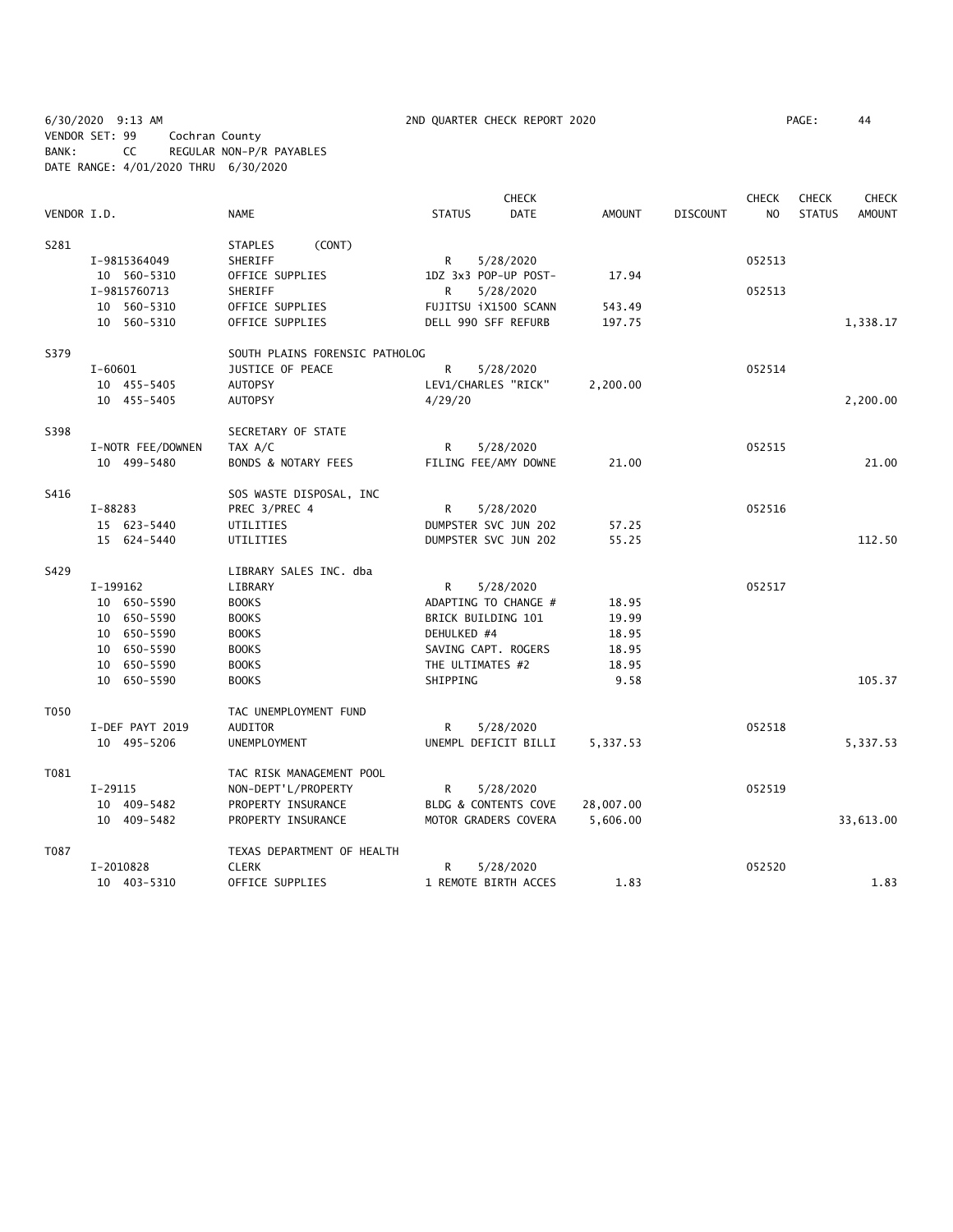6/30/2020 9:13 AM 2ND QUARTER CHECK REPORT 2020

VENDOR SET: 99 Cochran County
BANK: CC REGULAR NON-P/R PAYABLES
DATE RANGE: 4/01/2020 THRU 6/30/2020

| VENDOR I.D. | NAME | STATUS | CHECK DATE | AMOUNT | DISCOUNT | CHECK NO | CHECK STATUS | CHECK AMOUNT |
|---|---|---|---|---|---|---|---|---|
| S281 | STAPLES (CONT) | | | | | | | |
| I-9815364049 | SHERIFF | R | 5/28/2020 | | | 052513 | | |
| 10 560-5310 | OFFICE SUPPLIES | 1DZ 3x3 POP-UP POST- | | 17.94 | | | | |
| I-9815760713 | SHERIFF | R | 5/28/2020 | | | 052513 | | |
| 10 560-5310 | OFFICE SUPPLIES | FUJITSU iX1500 SCANN | | 543.49 | | | | |
| 10 560-5310 | OFFICE SUPPLIES | DELL 990 SFF REFURB | | 197.75 | | | | 1,338.17 |
| S379 | SOUTH PLAINS FORENSIC PATHOLOG | | | | | | | |
| I-60601 | JUSTICE OF PEACE | R | 5/28/2020 | | | 052514 | | |
| 10 455-5405 | AUTOPSY | LEV1/CHARLES "RICK" | | 2,200.00 | | | | |
| 10 455-5405 | AUTOPSY | 4/29/20 | | | | | | 2,200.00 |
| S398 | SECRETARY OF STATE | | | | | | | |
| I-NOTR FEE/DOWNEN | TAX A/C | R | 5/28/2020 | | | 052515 | | |
| 10 499-5480 | BONDS & NOTARY FEES | FILING FEE/AMY DOWNE | | 21.00 | | | | 21.00 |
| S416 | SOS WASTE DISPOSAL, INC | | | | | | | |
| I-88283 | PREC 3/PREC 4 | R | 5/28/2020 | | | 052516 | | |
| 15 623-5440 | UTILITIES | DUMPSTER SVC JUN 202 | | 57.25 | | | | |
| 15 624-5440 | UTILITIES | DUMPSTER SVC JUN 202 | | 55.25 | | | | 112.50 |
| S429 | LIBRARY SALES INC. dba | | | | | | | |
| I-199162 | LIBRARY | R | 5/28/2020 | | | 052517 | | |
| 10 650-5590 | BOOKS | ADAPTING TO CHANGE # | | 18.95 | | | | |
| 10 650-5590 | BOOKS | BRICK BUILDING 101 | | 19.99 | | | | |
| 10 650-5590 | BOOKS | DEHULKED #4 | | 18.95 | | | | |
| 10 650-5590 | BOOKS | SAVING CAPT. ROGERS | | 18.95 | | | | |
| 10 650-5590 | BOOKS | THE ULTIMATES #2 | | 18.95 | | | | |
| 10 650-5590 | BOOKS | SHIPPING | | 9.58 | | | | 105.37 |
| T050 | TAC UNEMPLOYMENT FUND | | | | | | | |
| I-DEF PAYT 2019 | AUDITOR | R | 5/28/2020 | | | 052518 | | |
| 10 495-5206 | UNEMPLOYMENT | UNEMPL DEFICIT BILLI | | 5,337.53 | | | | 5,337.53 |
| T081 | TAC RISK MANAGEMENT POOL | | | | | | | |
| I-29115 | NON-DEPT'L/PROPERTY | R | 5/28/2020 | | | 052519 | | |
| 10 409-5482 | PROPERTY INSURANCE | BLDG & CONTENTS COVE | | 28,007.00 | | | | |
| 10 409-5482 | PROPERTY INSURANCE | MOTOR GRADERS COVERA | | 5,606.00 | | | | 33,613.00 |
| T087 | TEXAS DEPARTMENT OF HEALTH | | | | | | | |
| I-2010828 | CLERK | R | 5/28/2020 | | | 052520 | | |
| 10 403-5310 | OFFICE SUPPLIES | 1 REMOTE BIRTH ACCES | | 1.83 | | | | 1.83 |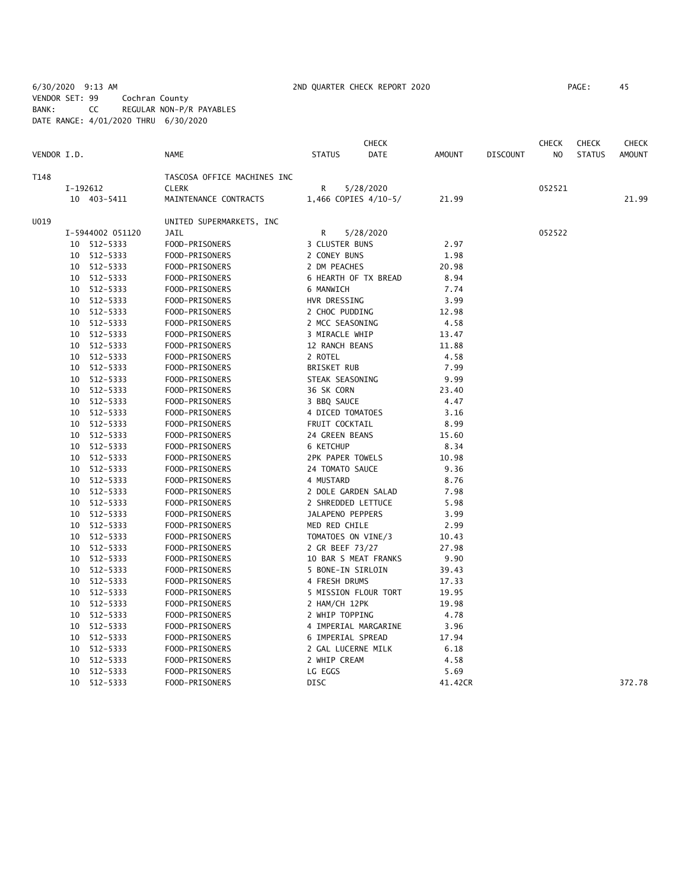6/30/2020 9:13 AM 2ND QUARTER CHECK REPORT 2020
VENDOR SET: 99 Cochran County
BANK: CC REGULAR NON-P/R PAYABLES
DATE RANGE: 4/01/2020 THRU 6/30/2020

| VENDOR I.D. | NAME | STATUS | CHECK DATE | AMOUNT | DISCOUNT | CHECK NO | CHECK STATUS | CHECK AMOUNT |
|---|---|---|---|---|---|---|---|---|
| T148 | TASCOSA OFFICE MACHINES INC | | | | | | | |
| I-192612 | CLERK | R | 5/28/2020 | | | 052521 | | |
| 10 403-5411 | MAINTENANCE CONTRACTS | 1,466 COPIES 4/10-5/ | | 21.99 | | | | 21.99 |
| U019 | UNITED SUPERMARKETS, INC | | | | | | | |
| I-5944002 051120 | JAIL | R | 5/28/2020 | | | 052522 | | |
| 10 512-5333 | FOOD-PRISONERS | 3 CLUSTER BUNS | | 2.97 | | | | |
| 10 512-5333 | FOOD-PRISONERS | 2 CONEY BUNS | | 1.98 | | | | |
| 10 512-5333 | FOOD-PRISONERS | 2 DM PEACHES | | 20.98 | | | | |
| 10 512-5333 | FOOD-PRISONERS | 6 HEARTH OF TX BREAD | | 8.94 | | | | |
| 10 512-5333 | FOOD-PRISONERS | 6 MANWICH | | 7.74 | | | | |
| 10 512-5333 | FOOD-PRISONERS | HVR DRESSING | | 3.99 | | | | |
| 10 512-5333 | FOOD-PRISONERS | 2 CHOC PUDDING | | 12.98 | | | | |
| 10 512-5333 | FOOD-PRISONERS | 2 MCC SEASONING | | 4.58 | | | | |
| 10 512-5333 | FOOD-PRISONERS | 3 MIRACLE WHIP | | 13.47 | | | | |
| 10 512-5333 | FOOD-PRISONERS | 12 RANCH BEANS | | 11.88 | | | | |
| 10 512-5333 | FOOD-PRISONERS | 2 ROTEL | | 4.58 | | | | |
| 10 512-5333 | FOOD-PRISONERS | BRISKET RUB | | 7.99 | | | | |
| 10 512-5333 | FOOD-PRISONERS | STEAK SEASONING | | 9.99 | | | | |
| 10 512-5333 | FOOD-PRISONERS | 36 SK CORN | | 23.40 | | | | |
| 10 512-5333 | FOOD-PRISONERS | 3 BBQ SAUCE | | 4.47 | | | | |
| 10 512-5333 | FOOD-PRISONERS | 4 DICED TOMATOES | | 3.16 | | | | |
| 10 512-5333 | FOOD-PRISONERS | FRUIT COCKTAIL | | 8.99 | | | | |
| 10 512-5333 | FOOD-PRISONERS | 24 GREEN BEANS | | 15.60 | | | | |
| 10 512-5333 | FOOD-PRISONERS | 6 KETCHUP | | 8.34 | | | | |
| 10 512-5333 | FOOD-PRISONERS | 2PK PAPER TOWELS | | 10.98 | | | | |
| 10 512-5333 | FOOD-PRISONERS | 24 TOMATO SAUCE | | 9.36 | | | | |
| 10 512-5333 | FOOD-PRISONERS | 4 MUSTARD | | 8.76 | | | | |
| 10 512-5333 | FOOD-PRISONERS | 2 DOLE GARDEN SALAD | | 7.98 | | | | |
| 10 512-5333 | FOOD-PRISONERS | 2 SHREDDED LETTUCE | | 5.98 | | | | |
| 10 512-5333 | FOOD-PRISONERS | JALAPENO PEPPERS | | 3.99 | | | | |
| 10 512-5333 | FOOD-PRISONERS | MED RED CHILE | | 2.99 | | | | |
| 10 512-5333 | FOOD-PRISONERS | TOMATOES ON VINE/3 | | 10.43 | | | | |
| 10 512-5333 | FOOD-PRISONERS | 2 GR BEEF 73/27 | | 27.98 | | | | |
| 10 512-5333 | FOOD-PRISONERS | 10 BAR S MEAT FRANKS | | 9.90 | | | | |
| 10 512-5333 | FOOD-PRISONERS | 5 BONE-IN SIRLOIN | | 39.43 | | | | |
| 10 512-5333 | FOOD-PRISONERS | 4 FRESH DRUMS | | 17.33 | | | | |
| 10 512-5333 | FOOD-PRISONERS | 5 MISSION FLOUR TORT | | 19.95 | | | | |
| 10 512-5333 | FOOD-PRISONERS | 2 HAM/CH 12PK | | 19.98 | | | | |
| 10 512-5333 | FOOD-PRISONERS | 2 WHIP TOPPING | | 4.78 | | | | |
| 10 512-5333 | FOOD-PRISONERS | 4 IMPERIAL MARGARINE | | 3.96 | | | | |
| 10 512-5333 | FOOD-PRISONERS | 6 IMPERIAL SPREAD | | 17.94 | | | | |
| 10 512-5333 | FOOD-PRISONERS | 2 GAL LUCERNE MILK | | 6.18 | | | | |
| 10 512-5333 | FOOD-PRISONERS | 2 WHIP CREAM | | 4.58 | | | | |
| 10 512-5333 | FOOD-PRISONERS | LG EGGS | | 5.69 | | | | |
| 10 512-5333 | FOOD-PRISONERS | DISC | | 41.42CR | | | | 372.78 |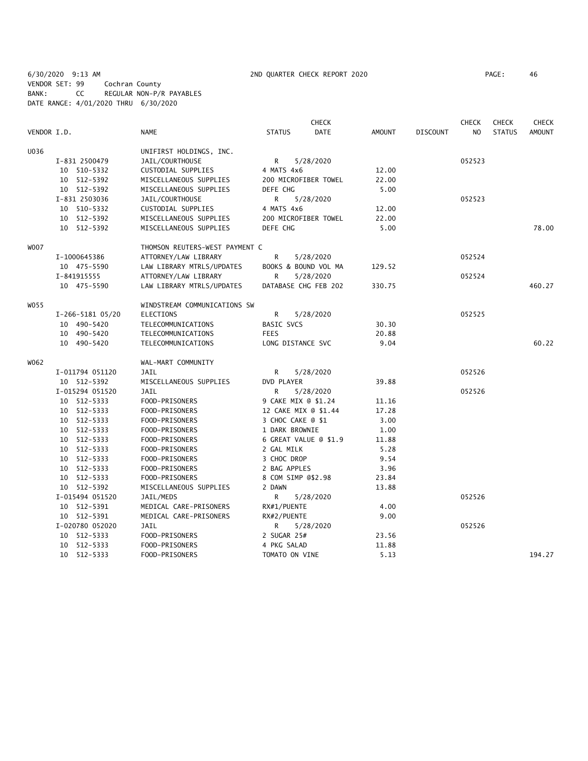6/30/2020 9:13 AM 2ND QUARTER CHECK REPORT 2020
VENDOR SET: 99 Cochran County
BANK: CC REGULAR NON-P/R PAYABLES
DATE RANGE: 4/01/2020 THRU 6/30/2020

| VENDOR I.D. | NAME | STATUS | CHECK DATE | AMOUNT | DISCOUNT | CHECK NO | CHECK STATUS | CHECK AMOUNT |
|---|---|---|---|---|---|---|---|---|
| U036 | UNIFIRST HOLDINGS, INC. | | | | | | | |
| I-831 2500479 | JAIL/COURTHOUSE | R | 5/28/2020 | | | 052523 | | |
| 10 510-5332 | CUSTODIAL SUPPLIES | 4 MATS 4x6 | | 12.00 | | | | |
| 10 512-5392 | MISCELLANEOUS SUPPLIES | 200 MICROFIBER TOWEL | | 22.00 | | | | |
| 10 512-5392 | MISCELLANEOUS SUPPLIES | DEFE CHG | | 5.00 | | | | |
| I-831 2503036 | JAIL/COURTHOUSE | R | 5/28/2020 | | | 052523 | | |
| 10 510-5332 | CUSTODIAL SUPPLIES | 4 MATS 4x6 | | 12.00 | | | | |
| 10 512-5392 | MISCELLANEOUS SUPPLIES | 200 MICROFIBER TOWEL | | 22.00 | | | | |
| 10 512-5392 | MISCELLANEOUS SUPPLIES | DEFE CHG | | 5.00 | | | | 78.00 |
| W007 | THOMSON REUTERS-WEST PAYMENT C | | | | | | | |
| I-1000645386 | ATTORNEY/LAW LIBRARY | R | 5/28/2020 | | | 052524 | | |
| 10 475-5590 | LAW LIBRARY MTRLS/UPDATES | BOOKS & BOUND VOL MA | | 129.52 | | | | |
| I-841915555 | ATTORNEY/LAW LIBRARY | R | 5/28/2020 | | | 052524 | | |
| 10 475-5590 | LAW LIBRARY MTRLS/UPDATES | DATABASE CHG FEB 202 | | 330.75 | | | | 460.27 |
| W055 | WINDSTREAM COMMUNICATIONS SW | | | | | | | |
| I-266-5181 05/20 | ELECTIONS | R | 5/28/2020 | | | 052525 | | |
| 10 490-5420 | TELECOMMUNICATIONS | BASIC SVCS | | 30.30 | | | | |
| 10 490-5420 | TELECOMMUNICATIONS | FEES | | 20.88 | | | | |
| 10 490-5420 | TELECOMMUNICATIONS | LONG DISTANCE SVC | | 9.04 | | | | 60.22 |
| W062 | WAL-MART COMMUNITY | | | | | | | |
| I-011794 051120 | JAIL | R | 5/28/2020 | | | 052526 | | |
| 10 512-5392 | MISCELLANEOUS SUPPLIES | DVD PLAYER | | 39.88 | | | | |
| I-015294 051520 | JAIL | R | 5/28/2020 | | | 052526 | | |
| 10 512-5333 | FOOD-PRISONERS | 9 CAKE MIX @ $1.24 | | 11.16 | | | | |
| 10 512-5333 | FOOD-PRISONERS | 12 CAKE MIX @ $1.44 | | 17.28 | | | | |
| 10 512-5333 | FOOD-PRISONERS | 3 CHOC CAKE @ $1 | | 3.00 | | | | |
| 10 512-5333 | FOOD-PRISONERS | 1 DARK BROWNIE | | 1.00 | | | | |
| 10 512-5333 | FOOD-PRISONERS | 6 GREAT VALUE @ $1.9 | | 11.88 | | | | |
| 10 512-5333 | FOOD-PRISONERS | 2 GAL MILK | | 5.28 | | | | |
| 10 512-5333 | FOOD-PRISONERS | 3 CHOC DROP | | 9.54 | | | | |
| 10 512-5333 | FOOD-PRISONERS | 2 BAG APPLES | | 3.96 | | | | |
| 10 512-5333 | FOOD-PRISONERS | 8 COM SIMP @$2.98 | | 23.84 | | | | |
| 10 512-5392 | MISCELLANEOUS SUPPLIES | 2 DAWN | | 13.88 | | | | |
| I-015494 051520 | JAIL/MEDS | R | 5/28/2020 | | | 052526 | | |
| 10 512-5391 | MEDICAL CARE-PRISONERS | RX#1/PUENTE | | 4.00 | | | | |
| 10 512-5391 | MEDICAL CARE-PRISONERS | RX#2/PUENTE | | 9.00 | | | | |
| I-020780 052020 | JAIL | R | 5/28/2020 | | | 052526 | | |
| 10 512-5333 | FOOD-PRISONERS | 2 SUGAR 25# | | 23.56 | | | | |
| 10 512-5333 | FOOD-PRISONERS | 4 PKG SALAD | | 11.88 | | | | |
| 10 512-5333 | FOOD-PRISONERS | TOMATO ON VINE | | 5.13 | | | | 194.27 |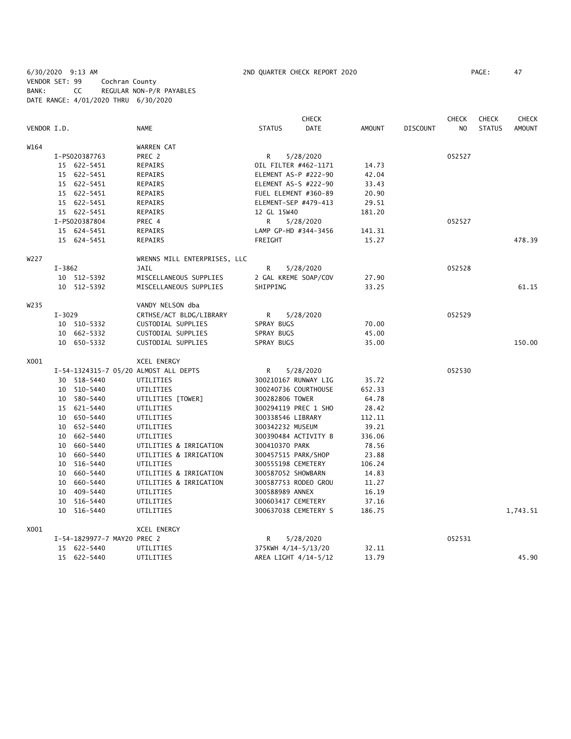6/30/2020 9:13 AM 2ND QUARTER CHECK REPORT 2020
VENDOR SET: 99 Cochran County
BANK: CC REGULAR NON-P/R PAYABLES
DATE RANGE: 4/01/2020 THRU 6/30/2020

| VENDOR I.D. | | NAME | STATUS | CHECK DATE | AMOUNT | DISCOUNT | CHECK NO | CHECK STATUS | CHECK AMOUNT |
|---|---|---|---|---|---|---|---|---|---|
| W164 | | WARREN CAT | | | | | | | |
| | I-PS020387763 | PREC 2 | R | 5/28/2020 | | | 052527 | | |
| | 15 622-5451 | REPAIRS | OIL FILTER #462-1171 | | 14.73 | | | | |
| | 15 622-5451 | REPAIRS | ELEMENT AS-P #222-90 | | 42.04 | | | | |
| | 15 622-5451 | REPAIRS | ELEMENT AS-S #222-90 | | 33.43 | | | | |
| | 15 622-5451 | REPAIRS | FUEL ELEMENT #360-89 | | 20.90 | | | | |
| | 15 622-5451 | REPAIRS | ELEMENT-SEP #479-413 | | 29.51 | | | | |
| | 15 622-5451 | REPAIRS | 12 GL 15W40 | | 181.20 | | | | |
| | I-PS020387804 | PREC 4 | R | 5/28/2020 | | | 052527 | | |
| | 15 624-5451 | REPAIRS | LAMP GP-HD #344-3456 | | 141.31 | | | | |
| | 15 624-5451 | REPAIRS | FREIGHT | | 15.27 | | | | 478.39 |
| W227 | | WRENNS MILL ENTERPRISES, LLC | | | | | | | |
| | I-3862 | JAIL | R | 5/28/2020 | | | 052528 | | |
| | 10 512-5392 | MISCELLANEOUS SUPPLIES | 2 GAL KREME SOAP/COV | | 27.90 | | | | |
| | 10 512-5392 | MISCELLANEOUS SUPPLIES | SHIPPING | | 33.25 | | | | 61.15 |
| W235 | | VANDY NELSON dba | | | | | | | |
| | I-3029 | CRTHSE/ACT BLDG/LIBRARY | R | 5/28/2020 | | | 052529 | | |
| | 10 510-5332 | CUSTODIAL SUPPLIES | SPRAY BUGS | | 70.00 | | | | |
| | 10 662-5332 | CUSTODIAL SUPPLIES | SPRAY BUGS | | 45.00 | | | | |
| | 10 650-5332 | CUSTODIAL SUPPLIES | SPRAY BUGS | | 35.00 | | | | 150.00 |
| X001 | | XCEL ENERGY | | | | | | | |
| | I-54-1324315-7 05/20 | ALMOST ALL DEPTS | R | 5/28/2020 | | | 052530 | | |
| | 30 518-5440 | UTILITIES | 300210167 RUNWAY LIG | | 35.72 | | | | |
| | 10 510-5440 | UTILITIES | 300240736 COURTHOUSE | | 652.33 | | | | |
| | 10 580-5440 | UTILITIES [TOWER] | 300282806 TOWER | | 64.78 | | | | |
| | 15 621-5440 | UTILITIES | 300294119 PREC 1 SHO | | 28.42 | | | | |
| | 10 650-5440 | UTILITIES | 300338546 LIBRARY | | 112.11 | | | | |
| | 10 652-5440 | UTILITIES | 300342232 MUSEUM | | 39.21 | | | | |
| | 10 662-5440 | UTILITIES | 300390484 ACTIVITY B | | 336.06 | | | | |
| | 10 660-5440 | UTILITIES & IRRIGATION | 300410370 PARK | | 78.56 | | | | |
| | 10 660-5440 | UTILITIES & IRRIGATION | 300457515 PARK/SHOP | | 23.88 | | | | |
| | 10 516-5440 | UTILITIES | 300555198 CEMETERY | | 106.24 | | | | |
| | 10 660-5440 | UTILITIES & IRRIGATION | 300587052 SHOWBARN | | 14.83 | | | | |
| | 10 660-5440 | UTILITIES & IRRIGATION | 300587753 RODEO GROU | | 11.27 | | | | |
| | 10 409-5440 | UTILITIES | 300588989 ANNEX | | 16.19 | | | | |
| | 10 516-5440 | UTILITIES | 300603417 CEMETERY | | 37.16 | | | | |
| | 10 516-5440 | UTILITIES | 300637038 CEMETERY S | | 186.75 | | | | 1,743.51 |
| X001 | | XCEL ENERGY | | | | | | | |
| | I-54-1829977-7 MAY20 | PREC 2 | R | 5/28/2020 | | | 052531 | | |
| | 15 622-5440 | UTILITIES | 375KWH 4/14-5/13/20 | | 32.11 | | | | |
| | 15 622-5440 | UTILITIES | AREA LIGHT 4/14-5/12 | | 13.79 | | | | 45.90 |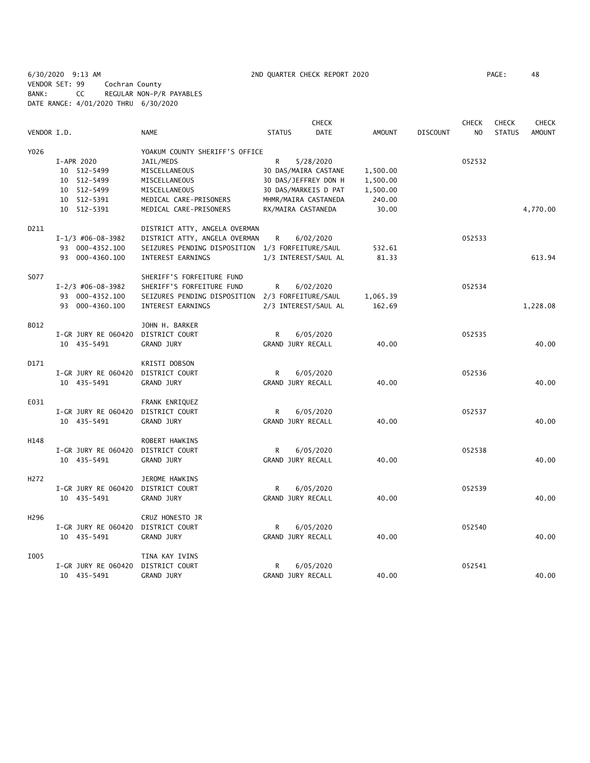6/30/2020 9:13 AM 2ND QUARTER CHECK REPORT 2020 PAGE: 48
VENDOR SET: 99 Cochran County
BANK: CC REGULAR NON-P/R PAYABLES
DATE RANGE: 4/01/2020 THRU 6/30/2020

| VENDOR I.D. | | NAME | STATUS | CHECK DATE | AMOUNT | DISCOUNT | CHECK NO | CHECK STATUS | CHECK AMOUNT |
|---|---|---|---|---|---|---|---|---|---|
| Y026 | | YOAKUM COUNTY SHERIFF'S OFFICE | | | | | | | |
| | I-APR 2020 | JAIL/MEDS | R | 5/28/2020 | | | 052532 | | |
| | 10 512-5499 | MISCELLANEOUS | 30 DAS/MAIRA CASTANE | | 1,500.00 | | | | |
| | 10 512-5499 | MISCELLANEOUS | 30 DAS/JEFFREY DON H | | 1,500.00 | | | | |
| | 10 512-5499 | MISCELLANEOUS | 30 DAS/MARKEIS D PAT | | 1,500.00 | | | | |
| | 10 512-5391 | MEDICAL CARE-PRISONERS | MHMR/MAIRA CASTANEDA | | 240.00 | | | | |
| | 10 512-5391 | MEDICAL CARE-PRISONERS | RX/MAIRA CASTANEDA | | 30.00 | | | | 4,770.00 |
| D211 | | DISTRICT ATTY, ANGELA OVERMAN | | | | | | | |
| | I-1/3 #06-08-3982 | DISTRICT ATTY, ANGELA OVERMAN | R | 6/02/2020 | | | 052533 | | |
| | 93 000-4352.100 | SEIZURES PENDING DISPOSITION | 1/3 FORFEITURE/SAUL | | 532.61 | | | | |
| | 93 000-4360.100 | INTEREST EARNINGS | 1/3 INTEREST/SAUL AL | | 81.33 | | | | 613.94 |
| S077 | | SHERIFF'S FORFEITURE FUND | | | | | | | |
| | I-2/3 #06-08-3982 | SHERIFF'S FORFEITURE FUND | R | 6/02/2020 | | | 052534 | | |
| | 93 000-4352.100 | SEIZURES PENDING DISPOSITION | 2/3 FORFEITURE/SAUL | | 1,065.39 | | | | |
| | 93 000-4360.100 | INTEREST EARNINGS | 2/3 INTEREST/SAUL AL | | 162.69 | | | | 1,228.08 |
| B012 | | JOHN H. BARKER | | | | | | | |
| | I-GR JURY RE 060420 | DISTRICT COURT | R | 6/05/2020 | | | 052535 | | |
| | 10 435-5491 | GRAND JURY | GRAND JURY RECALL | | 40.00 | | | | 40.00 |
| D171 | | KRISTI DOBSON | | | | | | | |
| | I-GR JURY RE 060420 | DISTRICT COURT | R | 6/05/2020 | | | 052536 | | |
| | 10 435-5491 | GRAND JURY | GRAND JURY RECALL | | 40.00 | | | | 40.00 |
| E031 | | FRANK ENRIQUEZ | | | | | | | |
| | I-GR JURY RE 060420 | DISTRICT COURT | R | 6/05/2020 | | | 052537 | | |
| | 10 435-5491 | GRAND JURY | GRAND JURY RECALL | | 40.00 | | | | 40.00 |
| H148 | | ROBERT HAWKINS | | | | | | | |
| | I-GR JURY RE 060420 | DISTRICT COURT | R | 6/05/2020 | | | 052538 | | |
| | 10 435-5491 | GRAND JURY | GRAND JURY RECALL | | 40.00 | | | | 40.00 |
| H272 | | JEROME HAWKINS | | | | | | | |
| | I-GR JURY RE 060420 | DISTRICT COURT | R | 6/05/2020 | | | 052539 | | |
| | 10 435-5491 | GRAND JURY | GRAND JURY RECALL | | 40.00 | | | | 40.00 |
| H296 | | CRUZ HONESTO JR | | | | | | | |
| | I-GR JURY RE 060420 | DISTRICT COURT | R | 6/05/2020 | | | 052540 | | |
| | 10 435-5491 | GRAND JURY | GRAND JURY RECALL | | 40.00 | | | | 40.00 |
| I005 | | TINA KAY IVINS | | | | | | | |
| | I-GR JURY RE 060420 | DISTRICT COURT | R | 6/05/2020 | | | 052541 | | |
| | 10 435-5491 | GRAND JURY | GRAND JURY RECALL | | 40.00 | | | | 40.00 |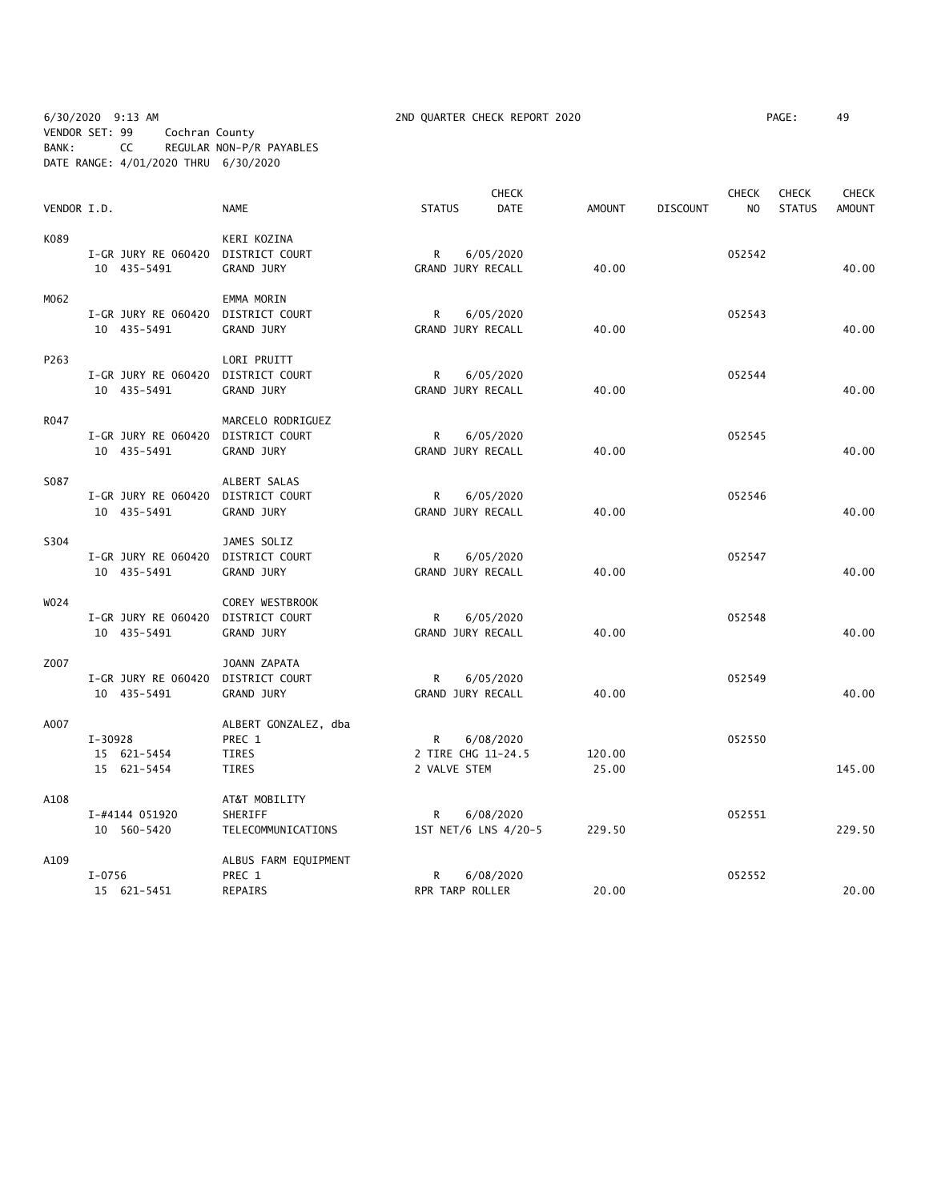6/30/2020 9:13 AM 2ND QUARTER CHECK REPORT 2020 PAGE: 49
VENDOR SET: 99 Cochran County
BANK: CC REGULAR NON-P/R PAYABLES
DATE RANGE: 4/01/2020 THRU 6/30/2020

| VENDOR I.D. | | NAME | STATUS | CHECK DATE | AMOUNT | DISCOUNT | CHECK NO | CHECK STATUS | CHECK AMOUNT |
|---|---|---|---|---|---|---|---|---|---|
| K089 | | KERI KOZINA | | | | | | | |
| | I-GR JURY RE 060420 | DISTRICT COURT | R | 6/05/2020 | | | 052542 | | |
| | 10 435-5491 | GRAND JURY | GRAND JURY RECALL | | 40.00 | | | | 40.00 |
| M062 | | EMMA MORIN | | | | | | | |
| | I-GR JURY RE 060420 | DISTRICT COURT | R | 6/05/2020 | | | 052543 | | |
| | 10 435-5491 | GRAND JURY | GRAND JURY RECALL | | 40.00 | | | | 40.00 |
| P263 | | LORI PRUITT | | | | | | | |
| | I-GR JURY RE 060420 | DISTRICT COURT | R | 6/05/2020 | | | 052544 | | |
| | 10 435-5491 | GRAND JURY | GRAND JURY RECALL | | 40.00 | | | | 40.00 |
| R047 | | MARCELO RODRIGUEZ | | | | | | | |
| | I-GR JURY RE 060420 | DISTRICT COURT | R | 6/05/2020 | | | 052545 | | |
| | 10 435-5491 | GRAND JURY | GRAND JURY RECALL | | 40.00 | | | | 40.00 |
| S087 | | ALBERT SALAS | | | | | | | |
| | I-GR JURY RE 060420 | DISTRICT COURT | R | 6/05/2020 | | | 052546 | | |
| | 10 435-5491 | GRAND JURY | GRAND JURY RECALL | | 40.00 | | | | 40.00 |
| S304 | | JAMES SOLIZ | | | | | | | |
| | I-GR JURY RE 060420 | DISTRICT COURT | R | 6/05/2020 | | | 052547 | | |
| | 10 435-5491 | GRAND JURY | GRAND JURY RECALL | | 40.00 | | | | 40.00 |
| W024 | | COREY WESTBROOK | | | | | | | |
| | I-GR JURY RE 060420 | DISTRICT COURT | R | 6/05/2020 | | | 052548 | | |
| | 10 435-5491 | GRAND JURY | GRAND JURY RECALL | | 40.00 | | | | 40.00 |
| Z007 | | JOANN ZAPATA | | | | | | | |
| | I-GR JURY RE 060420 | DISTRICT COURT | R | 6/05/2020 | | | 052549 | | |
| | 10 435-5491 | GRAND JURY | GRAND JURY RECALL | | 40.00 | | | | 40.00 |
| A007 | | ALBERT GONZALEZ, dba | | | | | | | |
| | I-30928 | PREC 1 | R | 6/08/2020 | | | 052550 | | |
| | 15 621-5454 | TIRES | 2 TIRE CHG 11-24.5 | | 120.00 | | | | |
| | 15 621-5454 | TIRES | 2 VALVE STEM | | 25.00 | | | | 145.00 |
| A108 | | AT&T MOBILITY | | | | | | | |
| | I-#4144 051920 | SHERIFF | R | 6/08/2020 | | | 052551 | | |
| | 10 560-5420 | TELECOMMUNICATIONS | 1ST NET/6 LNS 4/20-5 | | 229.50 | | | | 229.50 |
| A109 | | ALBUS FARM EQUIPMENT | | | | | | | |
| | I-0756 | PREC 1 | R | 6/08/2020 | | | 052552 | | |
| | 15 621-5451 | REPAIRS | RPR TARP ROLLER | | 20.00 | | | | 20.00 |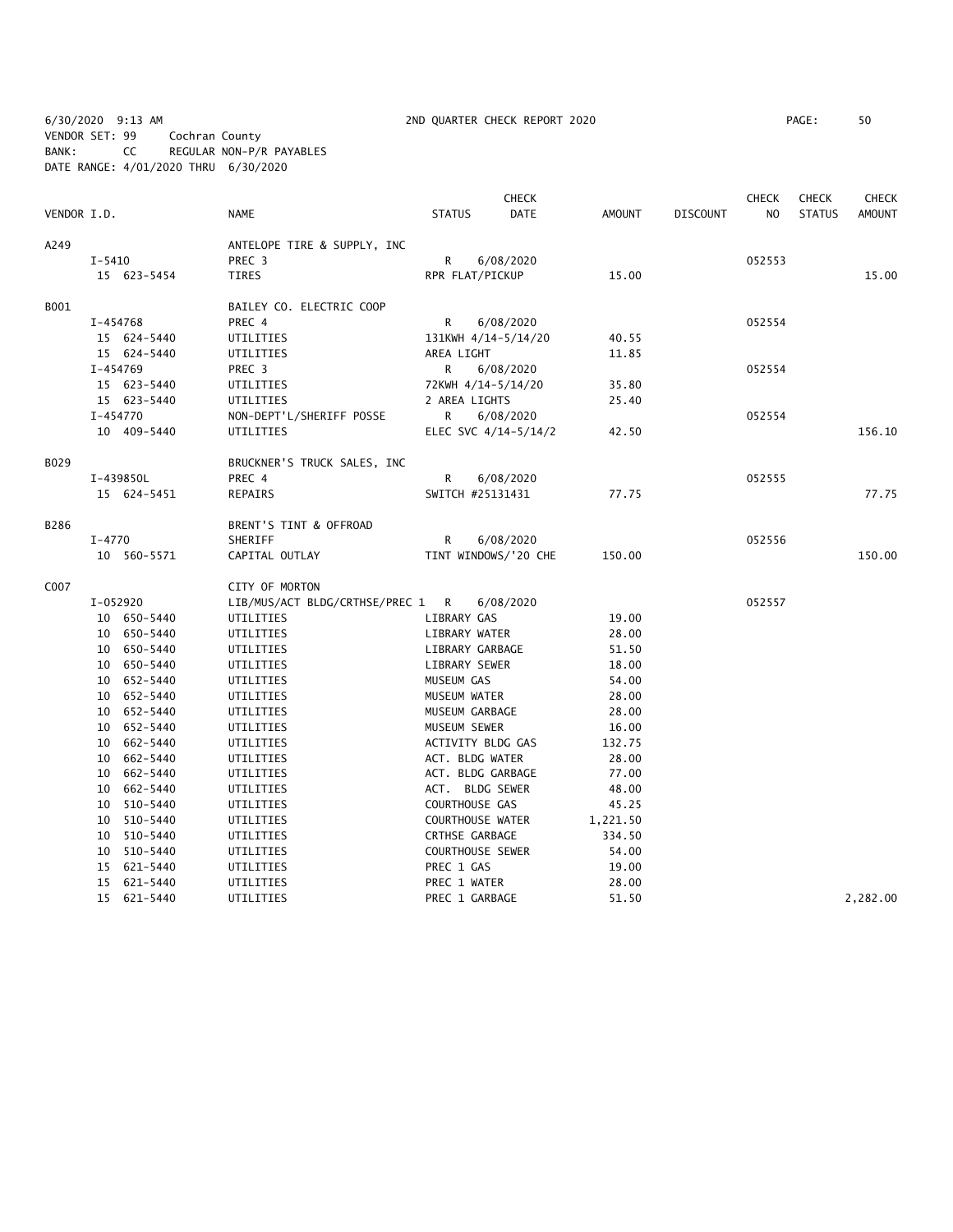6/30/2020 9:13 AM 2ND QUARTER CHECK REPORT 2020

VENDOR SET: 99 Cochran County
BANK: CC REGULAR NON-P/R PAYABLES
DATE RANGE: 4/01/2020 THRU 6/30/2020

| VENDOR I.D. | NAME | STATUS | CHECK DATE | AMOUNT | DISCOUNT | CHECK NO | CHECK STATUS | CHECK AMOUNT |
|---|---|---|---|---|---|---|---|---|
| A249 | ANTELOPE TIRE & SUPPLY, INC | | | | | | | |
| I-5410 | PREC 3 | R | 6/08/2020 | | | 052553 | | |
| 15 623-5454 | TIRES | RPR FLAT/PICKUP | | 15.00 | | | | 15.00 |
| B001 | BAILEY CO. ELECTRIC COOP | | | | | | | |
| I-454768 | PREC 4 | R | 6/08/2020 | | | 052554 | | |
| 15 624-5440 | UTILITIES | 131KWH 4/14-5/14/20 | | 40.55 | | | | |
| 15 624-5440 | UTILITIES | AREA LIGHT | | 11.85 | | | | |
| I-454769 | PREC 3 | R | 6/08/2020 | | | 052554 | | |
| 15 623-5440 | UTILITIES | 72KWH 4/14-5/14/20 | | 35.80 | | | | |
| 15 623-5440 | UTILITIES | 2 AREA LIGHTS | | 25.40 | | | | |
| I-454770 | NON-DEPT'L/SHERIFF POSSE | R | 6/08/2020 | | | 052554 | | |
| 10 409-5440 | UTILITIES | ELEC SVC 4/14-5/14/2 | | 42.50 | | | | 156.10 |
| B029 | BRUCKNER'S TRUCK SALES, INC | | | | | | | |
| I-439850L | PREC 4 | R | 6/08/2020 | | | 052555 | | |
| 15 624-5451 | REPAIRS | SWITCH #25131431 | | 77.75 | | | | 77.75 |
| B286 | BRENT'S TINT & OFFROAD | | | | | | | |
| I-4770 | SHERIFF | R | 6/08/2020 | | | 052556 | | |
| 10 560-5571 | CAPITAL OUTLAY | TINT WINDOWS/'20 CHE | | 150.00 | | | | 150.00 |
| C007 | CITY OF MORTON | | | | | | | |
| I-052920 | LIB/MUS/ACT BLDG/CRTHSE/PREC 1 | R | 6/08/2020 | | | 052557 | | |
| 10 650-5440 | UTILITIES | LIBRARY GAS | | 19.00 | | | | |
| 10 650-5440 | UTILITIES | LIBRARY WATER | | 28.00 | | | | |
| 10 650-5440 | UTILITIES | LIBRARY GARBAGE | | 51.50 | | | | |
| 10 650-5440 | UTILITIES | LIBRARY SEWER | | 18.00 | | | | |
| 10 652-5440 | UTILITIES | MUSEUM GAS | | 54.00 | | | | |
| 10 652-5440 | UTILITIES | MUSEUM WATER | | 28.00 | | | | |
| 10 652-5440 | UTILITIES | MUSEUM GARBAGE | | 28.00 | | | | |
| 10 652-5440 | UTILITIES | MUSEUM SEWER | | 16.00 | | | | |
| 10 662-5440 | UTILITIES | ACTIVITY BLDG GAS | | 132.75 | | | | |
| 10 662-5440 | UTILITIES | ACT. BLDG WATER | | 28.00 | | | | |
| 10 662-5440 | UTILITIES | ACT. BLDG GARBAGE | | 77.00 | | | | |
| 10 662-5440 | UTILITIES | ACT. BLDG SEWER | | 48.00 | | | | |
| 10 510-5440 | UTILITIES | COURTHOUSE GAS | | 45.25 | | | | |
| 10 510-5440 | UTILITIES | COURTHOUSE WATER | | 1,221.50 | | | | |
| 10 510-5440 | UTILITIES | CRTHSE GARBAGE | | 334.50 | | | | |
| 10 510-5440 | UTILITIES | COURTHOUSE SEWER | | 54.00 | | | | |
| 15 621-5440 | UTILITIES | PREC 1 GAS | | 19.00 | | | | |
| 15 621-5440 | UTILITIES | PREC 1 WATER | | 28.00 | | | | |
| 15 621-5440 | UTILITIES | PREC 1 GARBAGE | | 51.50 | | | | 2,282.00 |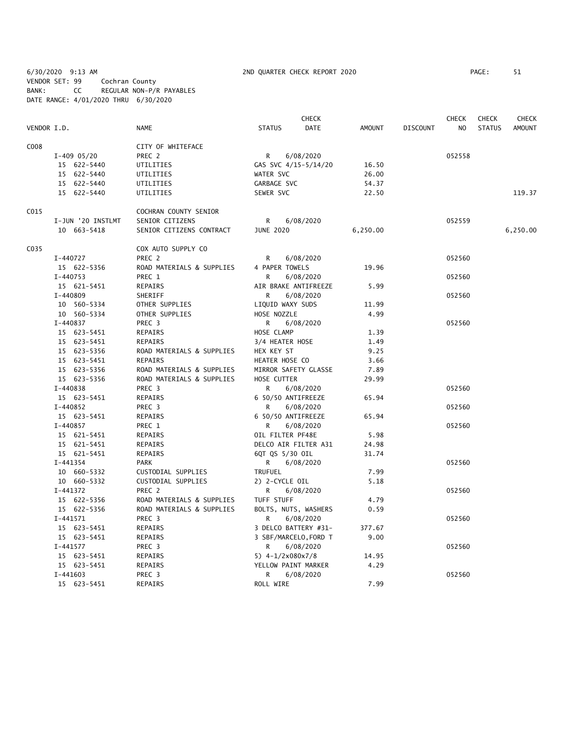6/30/2020 9:13 AM 2ND QUARTER CHECK REPORT 2020
VENDOR SET: 99 Cochran County
BANK: CC REGULAR NON-P/R PAYABLES
DATE RANGE: 4/01/2020 THRU 6/30/2020

| VENDOR I.D. | NAME | STATUS | CHECK DATE | AMOUNT | DISCOUNT | CHECK NO | CHECK STATUS | CHECK AMOUNT |
|---|---|---|---|---|---|---|---|---|
| C008 | CITY OF WHITEFACE | | | | | | | |
| I-409 05/20 | PREC 2 | R | 6/08/2020 | | | 052558 | | |
| 15 622-5440 | UTILITIES | GAS SVC 4/15-5/14/20 | | 16.50 | | | | |
| 15 622-5440 | UTILITIES | WATER SVC | | 26.00 | | | | |
| 15 622-5440 | UTILITIES | GARBAGE SVC | | 54.37 | | | | |
| 15 622-5440 | UTILITIES | SEWER SVC | | 22.50 | | | | 119.37 |
| C015 | COCHRAN COUNTY SENIOR | | | | | | | |
| I-JUN '20 INSTLMT | SENIOR CITIZENS | R | 6/08/2020 | | | 052559 | | |
| 10 663-5418 | SENIOR CITIZENS CONTRACT | JUNE 2020 | | 6,250.00 | | | | 6,250.00 |
| C035 | COX AUTO SUPPLY CO | | | | | | | |
| I-440727 | PREC 2 | R | 6/08/2020 | | | 052560 | | |
| 15 622-5356 | ROAD MATERIALS & SUPPLIES | 4 PAPER TOWELS | | 19.96 | | | | |
| I-440753 | PREC 1 | R | 6/08/2020 | | | 052560 | | |
| 15 621-5451 | REPAIRS | AIR BRAKE ANTIFREEZE | | 5.99 | | | | |
| I-440809 | SHERIFF | R | 6/08/2020 | | | 052560 | | |
| 10 560-5334 | OTHER SUPPLIES | LIQUID WAXY SUDS | | 11.99 | | | | |
| 10 560-5334 | OTHER SUPPLIES | HOSE NOZZLE | | 4.99 | | | | |
| I-440837 | PREC 3 | R | 6/08/2020 | | | 052560 | | |
| 15 623-5451 | REPAIRS | HOSE CLAMP | | 1.39 | | | | |
| 15 623-5451 | REPAIRS | 3/4 HEATER HOSE | | 1.49 | | | | |
| 15 623-5356 | ROAD MATERIALS & SUPPLIES | HEX KEY ST | | 9.25 | | | | |
| 15 623-5451 | REPAIRS | HEATER HOSE CO | | 3.66 | | | | |
| 15 623-5356 | ROAD MATERIALS & SUPPLIES | MIRROR SAFETY GLASSE | | 7.89 | | | | |
| 15 623-5356 | ROAD MATERIALS & SUPPLIES | HOSE CUTTER | | 29.99 | | | | |
| I-440838 | PREC 3 | R | 6/08/2020 | | | 052560 | | |
| 15 623-5451 | REPAIRS | 6 50/50 ANTIFREEZE | | 65.94 | | | | |
| I-440852 | PREC 3 | R | 6/08/2020 | | | 052560 | | |
| 15 623-5451 | REPAIRS | 6 50/50 ANTIFREEZE | | 65.94 | | | | |
| I-440857 | PREC 1 | R | 6/08/2020 | | | 052560 | | |
| 15 621-5451 | REPAIRS | OIL FILTER PF48E | | 5.98 | | | | |
| 15 621-5451 | REPAIRS | DELCO AIR FILTER A31 | | 24.98 | | | | |
| 15 621-5451 | REPAIRS | 6QT QS 5/30 OIL | | 31.74 | | | | |
| I-441354 | PARK | R | 6/08/2020 | | | 052560 | | |
| 10 660-5332 | CUSTODIAL SUPPLIES | TRUFUEL | | 7.99 | | | | |
| 10 660-5332 | CUSTODIAL SUPPLIES | 2) 2-CYCLE OIL | | 5.18 | | | | |
| I-441372 | PREC 2 | R | 6/08/2020 | | | 052560 | | |
| 15 622-5356 | ROAD MATERIALS & SUPPLIES | TUFF STUFF | | 4.79 | | | | |
| 15 622-5356 | ROAD MATERIALS & SUPPLIES | BOLTS, NUTS, WASHERS | | 0.59 | | | | |
| I-441571 | PREC 3 | R | 6/08/2020 | | | 052560 | | |
| 15 623-5451 | REPAIRS | 3 DELCO BATTERY #31- | | 377.67 | | | | |
| 15 623-5451 | REPAIRS | 3 SBF/MARCELO,FORD T | | 9.00 | | | | |
| I-441577 | PREC 3 | R | 6/08/2020 | | | 052560 | | |
| 15 623-5451 | REPAIRS | 5) 4-1/2x080x7/8 | | 14.95 | | | | |
| 15 623-5451 | REPAIRS | YELLOW PAINT MARKER | | 4.29 | | | | |
| I-441603 | PREC 3 | R | 6/08/2020 | | | 052560 | | |
| 15 623-5451 | REPAIRS | ROLL WIRE | | 7.99 | | | | |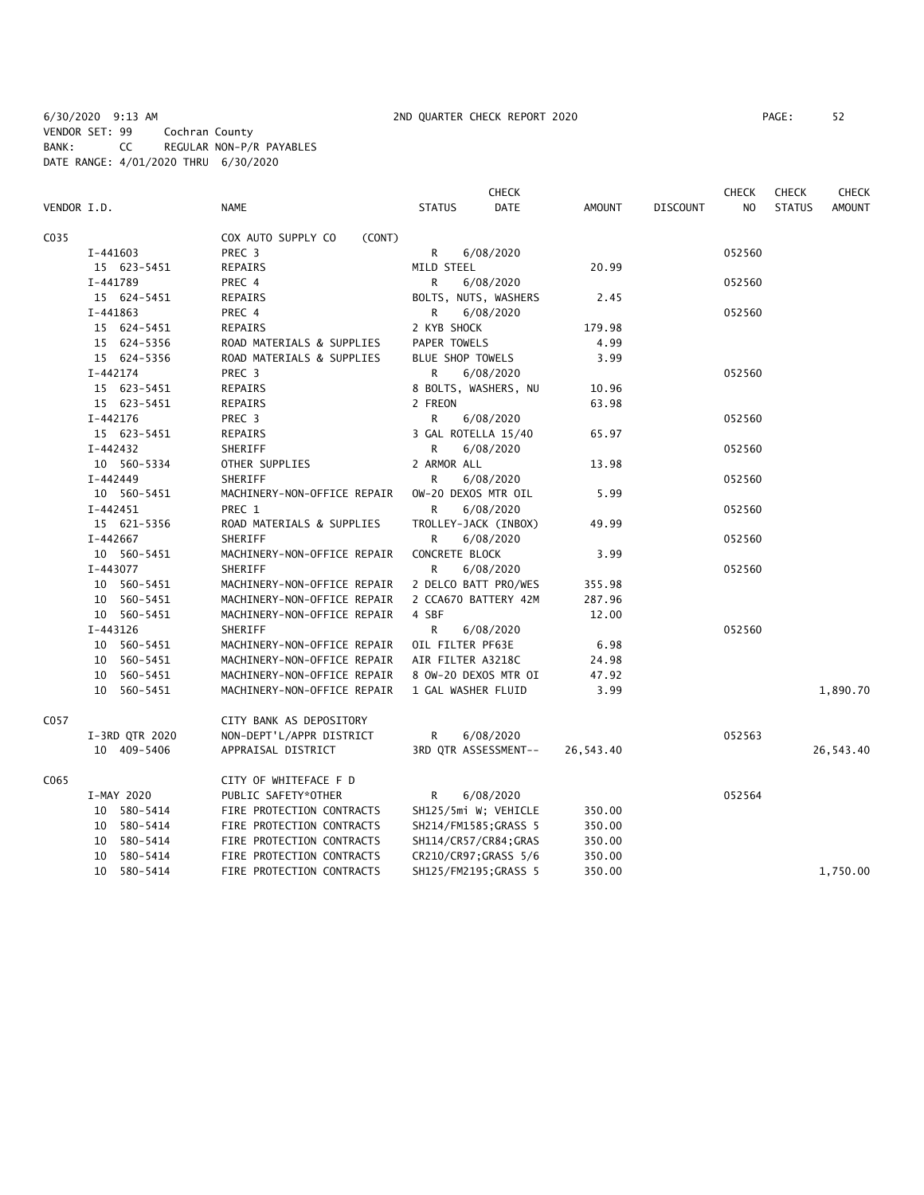6/30/2020 9:13 AM 2ND QUARTER CHECK REPORT 2020 PAGE: 52
VENDOR SET: 99 Cochran County
BANK: CC REGULAR NON-P/R PAYABLES
DATE RANGE: 4/01/2020 THRU 6/30/2020

| VENDOR I.D. | NAME | STATUS | CHECK DATE | AMOUNT | DISCOUNT | CHECK NO | CHECK STATUS | CHECK AMOUNT |
|---|---|---|---|---|---|---|---|---|
| C035 | COX AUTO SUPPLY CO (CONT) | | | | | | | |
| I-441603 | PREC 3 | R | 6/08/2020 | | | 052560 | | |
| 15 623-5451 | REPAIRS | MILD STEEL | | 20.99 | | | | |
| I-441789 | PREC 4 | R | 6/08/2020 | | | 052560 | | |
| 15 624-5451 | REPAIRS | BOLTS, NUTS, WASHERS | | 2.45 | | | | |
| I-441863 | PREC 4 | R | 6/08/2020 | | | 052560 | | |
| 15 624-5451 | REPAIRS | 2 KYB SHOCK | | 179.98 | | | | |
| 15 624-5356 | ROAD MATERIALS & SUPPLIES | PAPER TOWELS | | 4.99 | | | | |
| 15 624-5356 | ROAD MATERIALS & SUPPLIES | BLUE SHOP TOWELS | | 3.99 | | | | |
| I-442174 | PREC 3 | R | 6/08/2020 | | | 052560 | | |
| 15 623-5451 | REPAIRS | 8 BOLTS, WASHERS, NU | | 10.96 | | | | |
| 15 623-5451 | REPAIRS | 2 FREON | | 63.98 | | | | |
| I-442176 | PREC 3 | R | 6/08/2020 | | | 052560 | | |
| 15 623-5451 | REPAIRS | 3 GAL ROTELLA 15/40 | | 65.97 | | | | |
| I-442432 | SHERIFF | R | 6/08/2020 | | | 052560 | | |
| 10 560-5334 | OTHER SUPPLIES | 2 ARMOR ALL | | 13.98 | | | | |
| I-442449 | SHERIFF | R | 6/08/2020 | | | 052560 | | |
| 10 560-5451 | MACHINERY-NON-OFFICE REPAIR | OW-20 DEXOS MTR OIL | | 5.99 | | | | |
| I-442451 | PREC 1 | R | 6/08/2020 | | | 052560 | | |
| 15 621-5356 | ROAD MATERIALS & SUPPLIES | TROLLEY-JACK (INBOX) | | 49.99 | | | | |
| I-442667 | SHERIFF | R | 6/08/2020 | | | 052560 | | |
| 10 560-5451 | MACHINERY-NON-OFFICE REPAIR | CONCRETE BLOCK | | 3.99 | | | | |
| I-443077 | SHERIFF | R | 6/08/2020 | | | 052560 | | |
| 10 560-5451 | MACHINERY-NON-OFFICE REPAIR | 2 DELCO BATT PRO/WES | | 355.98 | | | | |
| 10 560-5451 | MACHINERY-NON-OFFICE REPAIR | 2 CCA670 BATTERY 42M | | 287.96 | | | | |
| 10 560-5451 | MACHINERY-NON-OFFICE REPAIR | 4 SBF | | 12.00 | | | | |
| I-443126 | SHERIFF | R | 6/08/2020 | | | 052560 | | |
| 10 560-5451 | MACHINERY-NON-OFFICE REPAIR | OIL FILTER PF63E | | 6.98 | | | | |
| 10 560-5451 | MACHINERY-NON-OFFICE REPAIR | AIR FILTER A3218C | | 24.98 | | | | |
| 10 560-5451 | MACHINERY-NON-OFFICE REPAIR | 8 OW-20 DEXOS MTR OI | | 47.92 | | | | |
| 10 560-5451 | MACHINERY-NON-OFFICE REPAIR | 1 GAL WASHER FLUID | | 3.99 | | | | 1,890.70 |
| C057 | CITY BANK AS DEPOSITORY | | | | | | | |
| I-3RD QTR 2020 | NON-DEPT'L/APPR DISTRICT | R | 6/08/2020 | | | 052563 | | |
| 10 409-5406 | APPRAISAL DISTRICT | 3RD QTR ASSESSMENT-- | | 26,543.40 | | | | 26,543.40 |
| C065 | CITY OF WHITEFACE F D | | | | | | | |
| I-MAY 2020 | PUBLIC SAFETY*OTHER | R | 6/08/2020 | | | 052564 | | |
| 10 580-5414 | FIRE PROTECTION CONTRACTS | SH125/5mi W; VEHICLE | | 350.00 | | | | |
| 10 580-5414 | FIRE PROTECTION CONTRACTS | SH214/FM1585;GRASS 5 | | 350.00 | | | | |
| 10 580-5414 | FIRE PROTECTION CONTRACTS | SH114/CR57/CR84;GRAS | | 350.00 | | | | |
| 10 580-5414 | FIRE PROTECTION CONTRACTS | CR210/CR97;GRASS 5/6 | | 350.00 | | | | |
| 10 580-5414 | FIRE PROTECTION CONTRACTS | SH125/FM2195;GRASS 5 | | 350.00 | | | | 1,750.00 |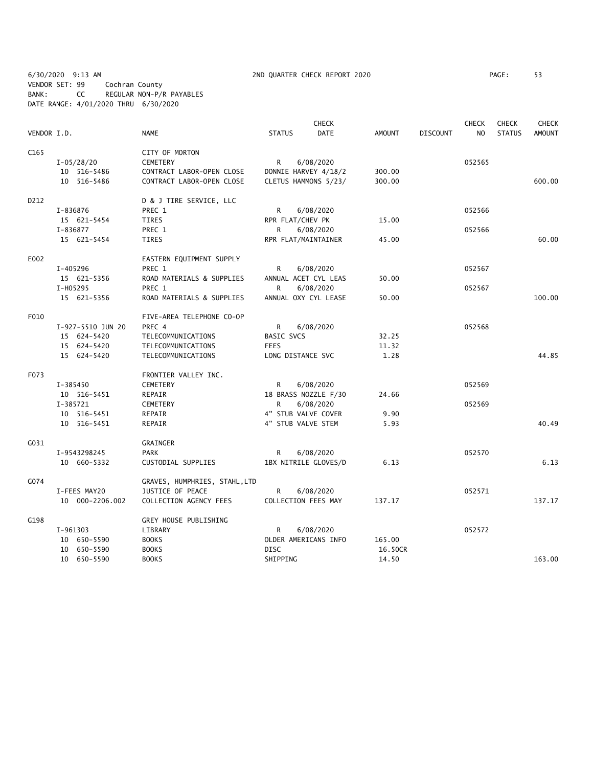6/30/2020 9:13 AM 2ND QUARTER CHECK REPORT 2020 PAGE: 53

VENDOR SET: 99 Cochran County

BANK: CC REGULAR NON-P/R PAYABLES

DATE RANGE: 4/01/2020 THRU 6/30/2020

| VENDOR I.D. | NAME | STATUS | CHECK DATE | AMOUNT | DISCOUNT | CHECK NO | CHECK STATUS | CHECK AMOUNT |
|---|---|---|---|---|---|---|---|---|
| C165 | CITY OF MORTON | | | | | | | |
| I-05/28/20 | CEMETERY | R | 6/08/2020 | | | 052565 | | |
| 10 516-5486 | CONTRACT LABOR-OPEN CLOSE | DONNIE HARVEY 4/18/2 | | 300.00 | | | | |
| 10 516-5486 | CONTRACT LABOR-OPEN CLOSE | CLETUS HAMMONS 5/23/ | | 300.00 | | | | 600.00 |
| D212 | D & J TIRE SERVICE, LLC | | | | | | | |
| I-836876 | PREC 1 | R | 6/08/2020 | | | 052566 | | |
| 15 621-5454 | TIRES | RPR FLAT/CHEV PK | | 15.00 | | | | |
| I-836877 | PREC 1 | R | 6/08/2020 | | | 052566 | | |
| 15 621-5454 | TIRES | RPR FLAT/MAINTAINER | | 45.00 | | | | 60.00 |
| E002 | EASTERN EQUIPMENT SUPPLY | | | | | | | |
| I-405296 | PREC 1 | R | 6/08/2020 | | | 052567 | | |
| 15 621-5356 | ROAD MATERIALS & SUPPLIES | ANNUAL ACET CYL LEAS | | 50.00 | | | | |
| I-H05295 | PREC 1 | R | 6/08/2020 | | | 052567 | | |
| 15 621-5356 | ROAD MATERIALS & SUPPLIES | ANNUAL OXY CYL LEASE | | 50.00 | | | | 100.00 |
| F010 | FIVE-AREA TELEPHONE CO-OP | | | | | | | |
| I-927-5510 JUN 20 | PREC 4 | R | 6/08/2020 | | | 052568 | | |
| 15 624-5420 | TELECOMMUNICATIONS | BASIC SVCS | | 32.25 | | | | |
| 15 624-5420 | TELECOMMUNICATIONS | FEES | | 11.32 | | | | |
| 15 624-5420 | TELECOMMUNICATIONS | LONG DISTANCE SVC | | 1.28 | | | | 44.85 |
| F073 | FRONTIER VALLEY INC. | | | | | | | |
| I-385450 | CEMETERY | R | 6/08/2020 | | | 052569 | | |
| 10 516-5451 | REPAIR | 18 BRASS NOZZLE F/30 | | 24.66 | | | | |
| I-385721 | CEMETERY | R | 6/08/2020 | | | 052569 | | |
| 10 516-5451 | REPAIR | 4" STUB VALVE COVER | | 9.90 | | | | |
| 10 516-5451 | REPAIR | 4" STUB VALVE STEM | | 5.93 | | | | 40.49 |
| G031 | GRAINGER | | | | | | | |
| I-9543298245 | PARK | R | 6/08/2020 | | | 052570 | | |
| 10 660-5332 | CUSTODIAL SUPPLIES | 1BX NITRILE GLOVES/D | | 6.13 | | | | 6.13 |
| G074 | GRAVES, HUMPHRIES, STAHL,LTD | | | | | | | |
| I-FEES MAY20 | JUSTICE OF PEACE | R | 6/08/2020 | | | 052571 | | |
| 10 000-2206.002 | COLLECTION AGENCY FEES | COLLECTION FEES MAY | | 137.17 | | | | 137.17 |
| G198 | GREY HOUSE PUBLISHING | | | | | | | |
| I-961303 | LIBRARY | R | 6/08/2020 | | | 052572 | | |
| 10 650-5590 | BOOKS | OLDER AMERICANS INFO | | 165.00 | | | | |
| 10 650-5590 | BOOKS | DISC | | 16.50CR | | | | |
| 10 650-5590 | BOOKS | SHIPPING | | 14.50 | | | | 163.00 |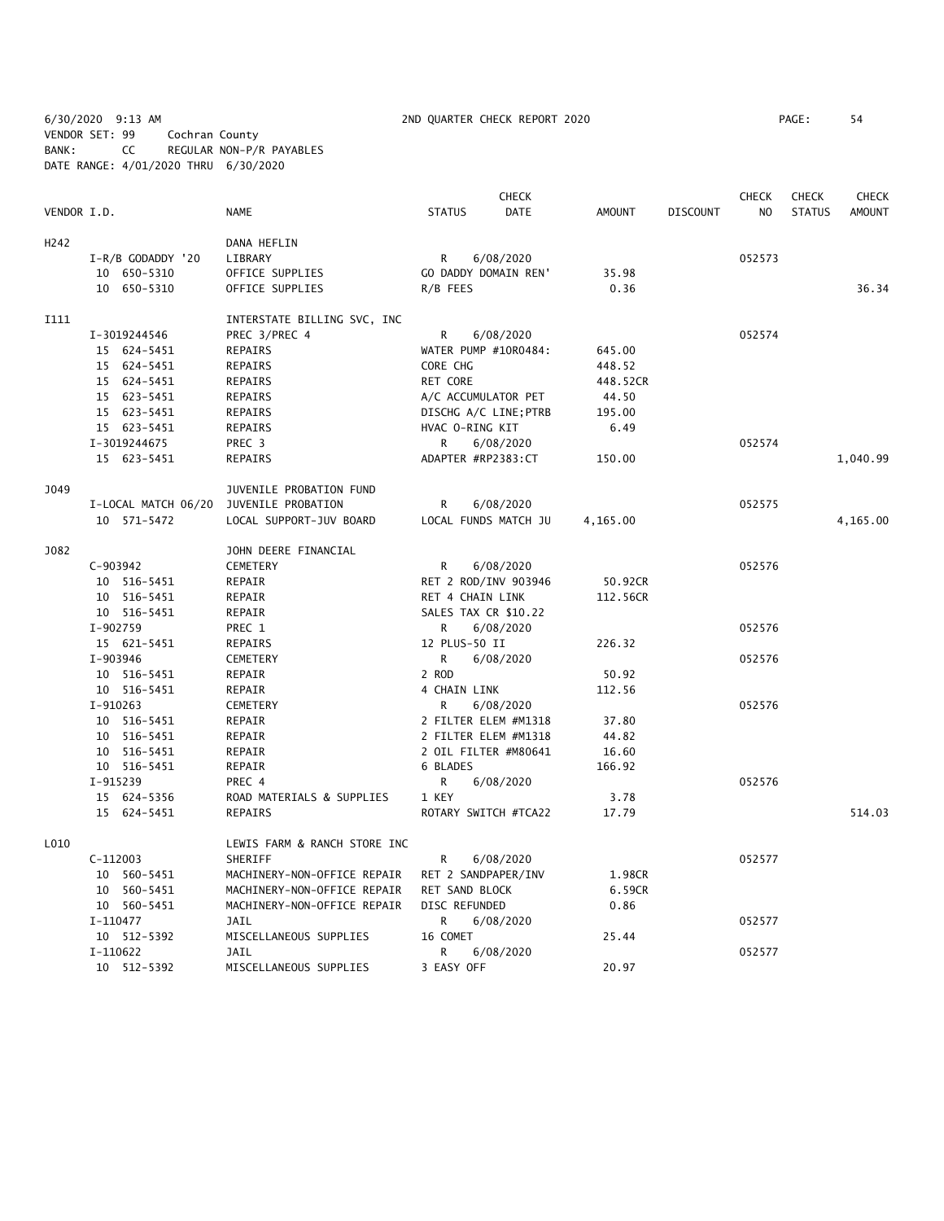6/30/2020 9:13 AM 2ND QUARTER CHECK REPORT 2020 PAGE: 54
VENDOR SET: 99 Cochran County
BANK: CC REGULAR NON-P/R PAYABLES
DATE RANGE: 4/01/2020 THRU 6/30/2020

| VENDOR I.D. | NAME | STATUS | CHECK DATE | AMOUNT | DISCOUNT | CHECK NO | CHECK STATUS | CHECK AMOUNT |
|---|---|---|---|---|---|---|---|---|
| H242 | DANA HEFLIN | | | | | | | |
| I-R/B GODADDY '20 | LIBRARY | R | 6/08/2020 | | | 052573 | | |
| 10 650-5310 | OFFICE SUPPLIES | GO DADDY DOMAIN REN' | | 35.98 | | | | |
| 10 650-5310 | OFFICE SUPPLIES | R/B FEES | | 0.36 | | | | 36.34 |
| I111 | INTERSTATE BILLING SVC, INC | | | | | | | |
| I-3019244546 | PREC 3/PREC 4 | R | 6/08/2020 | | | 052574 | | |
| 15 624-5451 | REPAIRS | WATER PUMP #10R0484: | | 645.00 | | | | |
| 15 624-5451 | REPAIRS | CORE CHG | | 448.52 | | | | |
| 15 624-5451 | REPAIRS | RET CORE | | 448.52CR | | | | |
| 15 623-5451 | REPAIRS | A/C ACCUMULATOR PET | | 44.50 | | | | |
| 15 623-5451 | REPAIRS | DISCHG A/C LINE;PTRB | | 195.00 | | | | |
| 15 623-5451 | REPAIRS | HVAC O-RING KIT | | 6.49 | | | | |
| I-3019244675 | PREC 3 | R | 6/08/2020 | | | 052574 | | |
| 15 623-5451 | REPAIRS | ADAPTER #RP2383:CT | | 150.00 | | | | 1,040.99 |
| J049 | JUVENILE PROBATION FUND | | | | | | | |
| I-LOCAL MATCH 06/20 | JUVENILE PROBATION | R | 6/08/2020 | | | 052575 | | |
| 10 571-5472 | LOCAL SUPPORT-JUV BOARD | LOCAL FUNDS MATCH JU | | 4,165.00 | | | | 4,165.00 |
| J082 | JOHN DEERE FINANCIAL | | | | | | | |
| C-903942 | CEMETERY | R | 6/08/2020 | | | 052576 | | |
| 10 516-5451 | REPAIR | RET 2 ROD/INV 903946 | | 50.92CR | | | | |
| 10 516-5451 | REPAIR | RET 4 CHAIN LINK | | 112.56CR | | | | |
| 10 516-5451 | REPAIR | SALES TAX CR $10.22 | | | | | | |
| I-902759 | PREC 1 | R | 6/08/2020 | | | 052576 | | |
| 15 621-5451 | REPAIRS | 12 PLUS-50 II | | 226.32 | | | | |
| I-903946 | CEMETERY | R | 6/08/2020 | | | 052576 | | |
| 10 516-5451 | REPAIR | 2 ROD | | 50.92 | | | | |
| 10 516-5451 | REPAIR | 4 CHAIN LINK | | 112.56 | | | | |
| I-910263 | CEMETERY | R | 6/08/2020 | | | 052576 | | |
| 10 516-5451 | REPAIR | 2 FILTER ELEM #M1318 | | 37.80 | | | | |
| 10 516-5451 | REPAIR | 2 FILTER ELEM #M1318 | | 44.82 | | | | |
| 10 516-5451 | REPAIR | 2 OIL FILTER #M80641 | | 16.60 | | | | |
| 10 516-5451 | REPAIR | 6 BLADES | | 166.92 | | | | |
| I-915239 | PREC 4 | R | 6/08/2020 | | | 052576 | | |
| 15 624-5356 | ROAD MATERIALS & SUPPLIES | 1 KEY | | 3.78 | | | | |
| 15 624-5451 | REPAIRS | ROTARY SWITCH #TCA22 | | 17.79 | | | | 514.03 |
| L010 | LEWIS FARM & RANCH STORE INC | | | | | | | |
| C-112003 | SHERIFF | R | 6/08/2020 | | | 052577 | | |
| 10 560-5451 | MACHINERY-NON-OFFICE REPAIR | RET 2 SANDPAPER/INV | | 1.98CR | | | | |
| 10 560-5451 | MACHINERY-NON-OFFICE REPAIR | RET SAND BLOCK | | 6.59CR | | | | |
| 10 560-5451 | MACHINERY-NON-OFFICE REPAIR | DISC REFUNDED | | 0.86 | | | | |
| I-110477 | JAIL | R | 6/08/2020 | | | 052577 | | |
| 10 512-5392 | MISCELLANEOUS SUPPLIES | 16 COMET | | 25.44 | | | | |
| I-110622 | JAIL | R | 6/08/2020 | | | 052577 | | |
| 10 512-5392 | MISCELLANEOUS SUPPLIES | 3 EASY OFF | | 20.97 | | | | |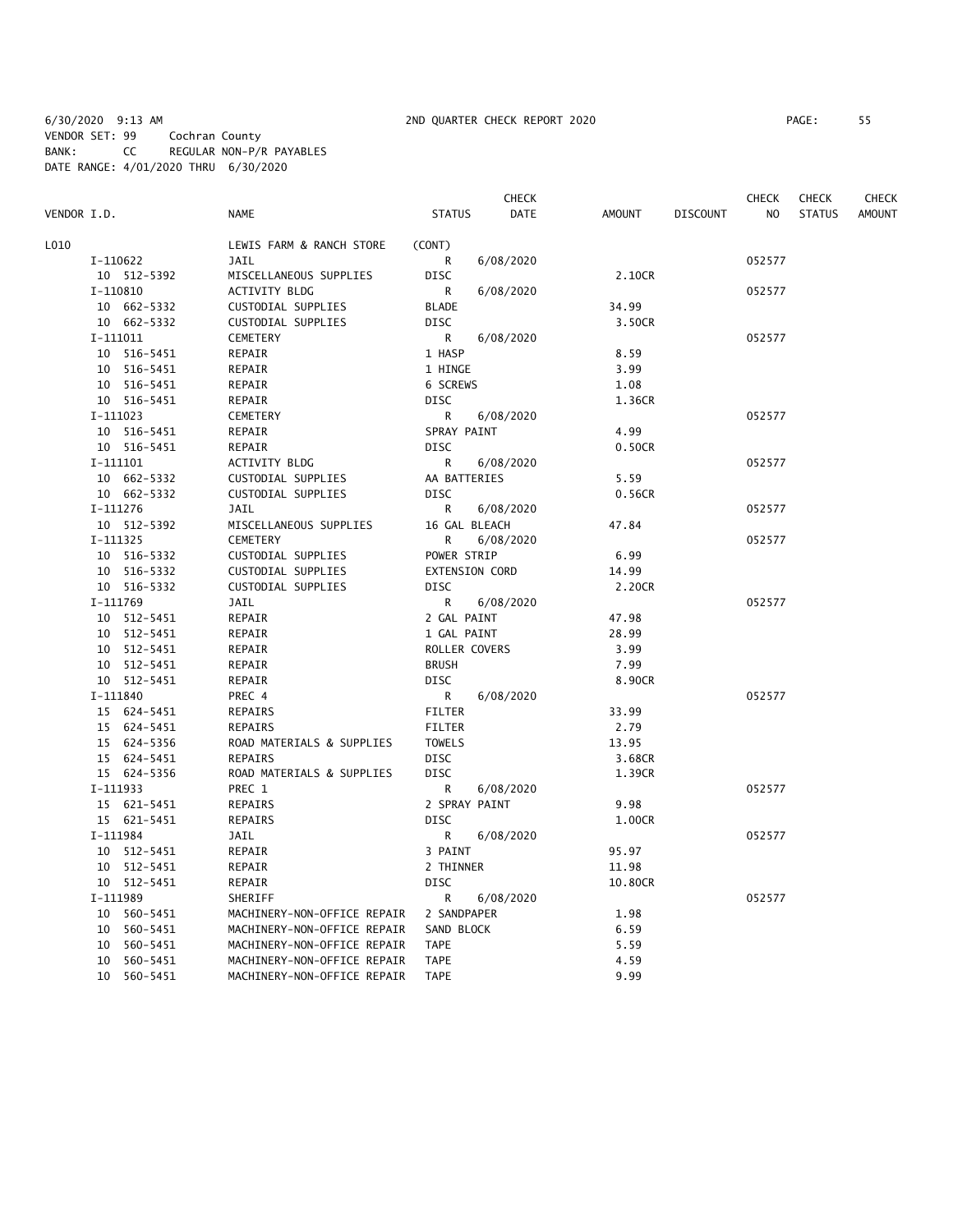6/30/2020 9:13 AM 2ND QUARTER CHECK REPORT 2020
VENDOR SET: 99 Cochran County
BANK: CC REGULAR NON-P/R PAYABLES
DATE RANGE: 4/01/2020 THRU 6/30/2020

| VENDOR I.D. | NAME | STATUS | CHECK DATE | AMOUNT | DISCOUNT | CHECK NO | CHECK STATUS | CHECK AMOUNT |
|---|---|---|---|---|---|---|---|---|
| L010 | LEWIS FARM & RANCH STORE | (CONT) | | | | | | |
| I-110622 | JAIL | R | 6/08/2020 | | | 052577 | | |
| 10 512-5392 | MISCELLANEOUS SUPPLIES | DISC | | 2.10CR | | | | |
| I-110810 | ACTIVITY BLDG | R | 6/08/2020 | | | 052577 | | |
| 10 662-5332 | CUSTODIAL SUPPLIES | BLADE | | 34.99 | | | | |
| 10 662-5332 | CUSTODIAL SUPPLIES | DISC | | 3.50CR | | | | |
| I-111011 | CEMETERY | R | 6/08/2020 | | | 052577 | | |
| 10 516-5451 | REPAIR | 1 HASP | | 8.59 | | | | |
| 10 516-5451 | REPAIR | 1 HINGE | | 3.99 | | | | |
| 10 516-5451 | REPAIR | 6 SCREWS | | 1.08 | | | | |
| 10 516-5451 | REPAIR | DISC | | 1.36CR | | | | |
| I-111023 | CEMETERY | R | 6/08/2020 | | | 052577 | | |
| 10 516-5451 | REPAIR | SPRAY PAINT | | 4.99 | | | | |
| 10 516-5451 | REPAIR | DISC | | 0.50CR | | | | |
| I-111101 | ACTIVITY BLDG | R | 6/08/2020 | | | 052577 | | |
| 10 662-5332 | CUSTODIAL SUPPLIES | AA BATTERIES | | 5.59 | | | | |
| 10 662-5332 | CUSTODIAL SUPPLIES | DISC | | 0.56CR | | | | |
| I-111276 | JAIL | R | 6/08/2020 | | | 052577 | | |
| 10 512-5392 | MISCELLANEOUS SUPPLIES | 16 GAL BLEACH | | 47.84 | | | | |
| I-111325 | CEMETERY | R | 6/08/2020 | | | 052577 | | |
| 10 516-5332 | CUSTODIAL SUPPLIES | POWER STRIP | | 6.99 | | | | |
| 10 516-5332 | CUSTODIAL SUPPLIES | EXTENSION CORD | | 14.99 | | | | |
| 10 516-5332 | CUSTODIAL SUPPLIES | DISC | | 2.20CR | | | | |
| I-111769 | JAIL | R | 6/08/2020 | | | 052577 | | |
| 10 512-5451 | REPAIR | 2 GAL PAINT | | 47.98 | | | | |
| 10 512-5451 | REPAIR | 1 GAL PAINT | | 28.99 | | | | |
| 10 512-5451 | REPAIR | ROLLER COVERS | | 3.99 | | | | |
| 10 512-5451 | REPAIR | BRUSH | | 7.99 | | | | |
| 10 512-5451 | REPAIR | DISC | | 8.90CR | | | | |
| I-111840 | PREC 4 | R | 6/08/2020 | | | 052577 | | |
| 15 624-5451 | REPAIRS | FILTER | | 33.99 | | | | |
| 15 624-5451 | REPAIRS | FILTER | | 2.79 | | | | |
| 15 624-5356 | ROAD MATERIALS & SUPPLIES | TOWELS | | 13.95 | | | | |
| 15 624-5451 | REPAIRS | DISC | | 3.68CR | | | | |
| 15 624-5356 | ROAD MATERIALS & SUPPLIES | DISC | | 1.39CR | | | | |
| I-111933 | PREC 1 | R | 6/08/2020 | | | 052577 | | |
| 15 621-5451 | REPAIRS | 2 SPRAY PAINT | | 9.98 | | | | |
| 15 621-5451 | REPAIRS | DISC | | 1.00CR | | | | |
| I-111984 | JAIL | R | 6/08/2020 | | | 052577 | | |
| 10 512-5451 | REPAIR | 3 PAINT | | 95.97 | | | | |
| 10 512-5451 | REPAIR | 2 THINNER | | 11.98 | | | | |
| 10 512-5451 | REPAIR | DISC | | 10.80CR | | | | |
| I-111989 | SHERIFF | R | 6/08/2020 | | | 052577 | | |
| 10 560-5451 | MACHINERY-NON-OFFICE REPAIR | 2 SANDPAPER | | 1.98 | | | | |
| 10 560-5451 | MACHINERY-NON-OFFICE REPAIR | SAND BLOCK | | 6.59 | | | | |
| 10 560-5451 | MACHINERY-NON-OFFICE REPAIR | TAPE | | 5.59 | | | | |
| 10 560-5451 | MACHINERY-NON-OFFICE REPAIR | TAPE | | 4.59 | | | | |
| 10 560-5451 | MACHINERY-NON-OFFICE REPAIR | TAPE | | 9.99 | | | | |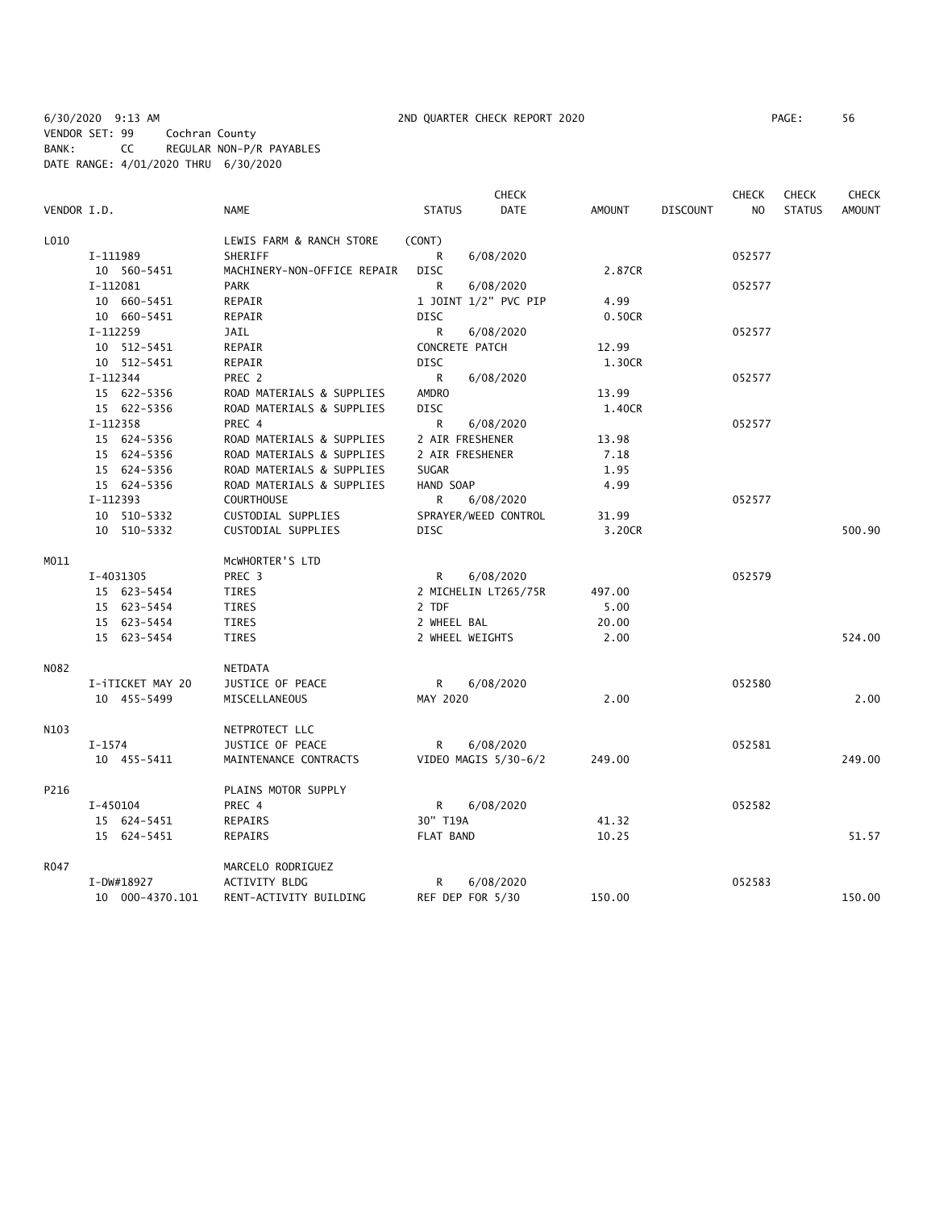6/30/2020 9:13 AM 2ND QUARTER CHECK REPORT 2020
VENDOR SET: 99 Cochran County
BANK: CC REGULAR NON-P/R PAYABLES
DATE RANGE: 4/01/2020 THRU 6/30/2020

| VENDOR I.D. | NAME | STATUS | CHECK DATE | AMOUNT | DISCOUNT | CHECK NO | CHECK STATUS | CHECK AMOUNT |
|---|---|---|---|---|---|---|---|---|
| L010 | LEWIS FARM & RANCH STORE | (CONT) | | | | | | |
| I-111989 | SHERIFF | R | 6/08/2020 | | | 052577 | | |
| 10 560-5451 | MACHINERY-NON-OFFICE REPAIR | DISC | | 2.87CR | | | | |
| I-112081 | PARK | R | 6/08/2020 | | | 052577 | | |
| 10 660-5451 | REPAIR | 1 JOINT 1/2" PVC PIP | | 4.99 | | | | |
| 10 660-5451 | REPAIR | DISC | | 0.50CR | | | | |
| I-112259 | JAIL | R | 6/08/2020 | | | 052577 | | |
| 10 512-5451 | REPAIR | CONCRETE PATCH | | 12.99 | | | | |
| 10 512-5451 | REPAIR | DISC | | 1.30CR | | | | |
| I-112344 | PREC 2 | R | 6/08/2020 | | | 052577 | | |
| 15 622-5356 | ROAD MATERIALS & SUPPLIES | AMDRO | | 13.99 | | | | |
| 15 622-5356 | ROAD MATERIALS & SUPPLIES | DISC | | 1.40CR | | | | |
| I-112358 | PREC 4 | R | 6/08/2020 | | | 052577 | | |
| 15 624-5356 | ROAD MATERIALS & SUPPLIES | 2 AIR FRESHENER | | 13.98 | | | | |
| 15 624-5356 | ROAD MATERIALS & SUPPLIES | 2 AIR FRESHENER | | 7.18 | | | | |
| 15 624-5356 | ROAD MATERIALS & SUPPLIES | SUGAR | | 1.95 | | | | |
| 15 624-5356 | ROAD MATERIALS & SUPPLIES | HAND SOAP | | 4.99 | | | | |
| I-112393 | COURTHOUSE | R | 6/08/2020 | | | 052577 | | |
| 10 510-5332 | CUSTODIAL SUPPLIES | SPRAYER/WEED CONTROL | | 31.99 | | | | |
| 10 510-5332 | CUSTODIAL SUPPLIES | DISC | | 3.20CR | | | | 500.90 |
| M011 | McWHORTER'S LTD | | | | | | | |
| I-4031305 | PREC 3 | R | 6/08/2020 | | | 052579 | | |
| 15 623-5454 | TIRES | 2 MICHELIN LT265/75R | | 497.00 | | | | |
| 15 623-5454 | TIRES | 2 TDF | | 5.00 | | | | |
| 15 623-5454 | TIRES | 2 WHEEL BAL | | 20.00 | | | | |
| 15 623-5454 | TIRES | 2 WHEEL WEIGHTS | | 2.00 | | | | 524.00 |
| N082 | NETDATA | | | | | | | |
| I-iTICKET MAY 20 | JUSTICE OF PEACE | R | 6/08/2020 | | | 052580 | | |
| 10 455-5499 | MISCELLANEOUS | MAY 2020 | | 2.00 | | | | 2.00 |
| N103 | NETPROTECT LLC | | | | | | | |
| I-1574 | JUSTICE OF PEACE | R | 6/08/2020 | | | 052581 | | |
| 10 455-5411 | MAINTENANCE CONTRACTS | VIDEO MAGIS 5/30-6/2 | | 249.00 | | | | 249.00 |
| P216 | PLAINS MOTOR SUPPLY | | | | | | | |
| I-450104 | PREC 4 | R | 6/08/2020 | | | 052582 | | |
| 15 624-5451 | REPAIRS | 30" T19A | | 41.32 | | | | |
| 15 624-5451 | REPAIRS | FLAT BAND | | 10.25 | | | | 51.57 |
| R047 | MARCELO RODRIGUEZ | | | | | | | |
| I-DW#18927 | ACTIVITY BLDG | R | 6/08/2020 | | | 052583 | | |
| 10 000-4370.101 | RENT-ACTIVITY BUILDING | REF DEP FOR 5/30 | | 150.00 | | | | 150.00 |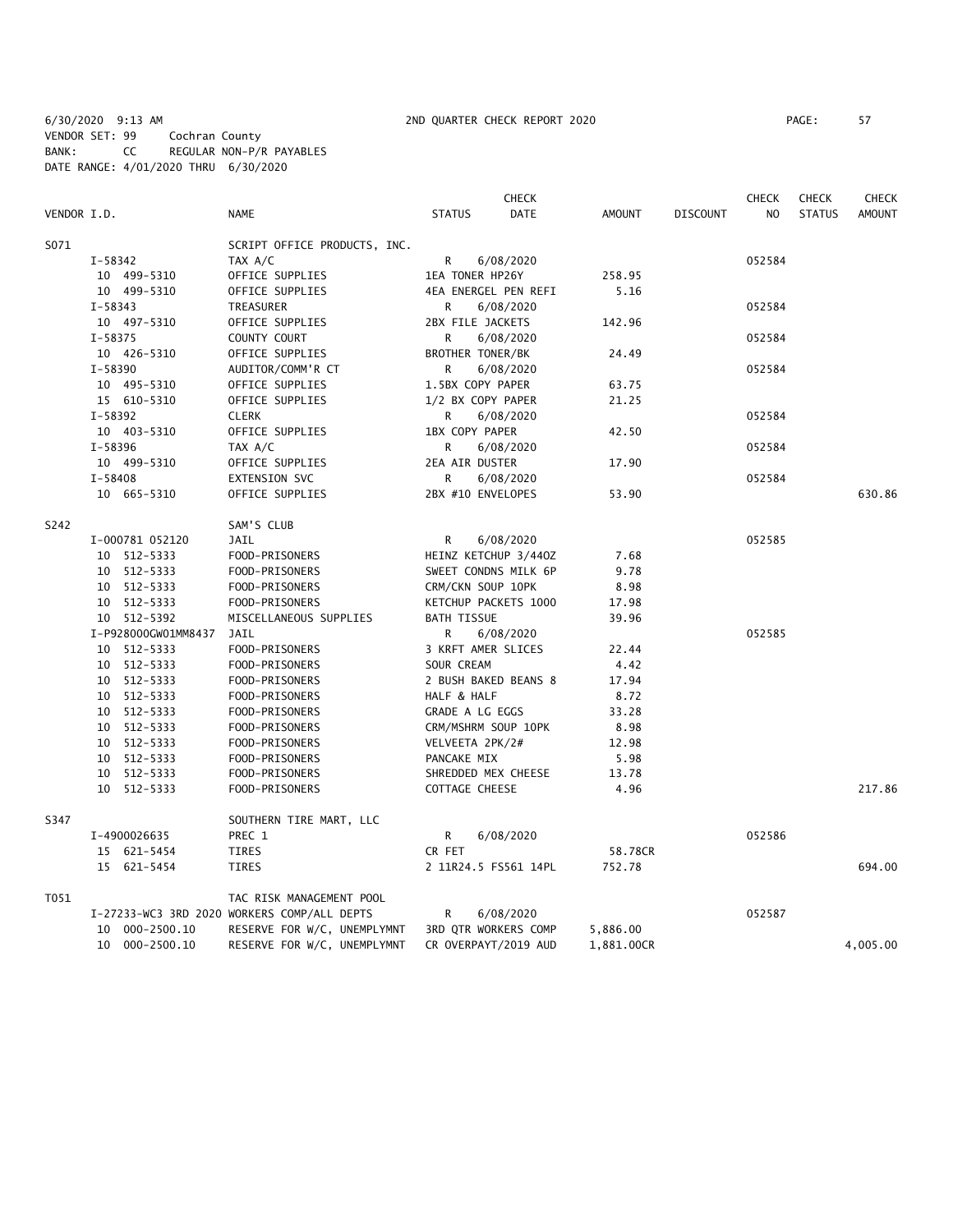6/30/2020 9:13 AM 2ND QUARTER CHECK REPORT 2020
VENDOR SET: 99 Cochran County
BANK: CC REGULAR NON-P/R PAYABLES
DATE RANGE: 4/01/2020 THRU 6/30/2020

| VENDOR I.D. | NAME | STATUS | CHECK DATE | AMOUNT | DISCOUNT | CHECK NO | CHECK STATUS | CHECK AMOUNT |
|---|---|---|---|---|---|---|---|---|
| S071 | SCRIPT OFFICE PRODUCTS, INC. | | | | | | | |
| I-58342 | TAX A/C | R | 6/08/2020 | | | 052584 | | |
| 10 499-5310 | OFFICE SUPPLIES | 1EA TONER HP26Y | | 258.95 | | | | |
| 10 499-5310 | OFFICE SUPPLIES | 4EA ENERGEL PEN REFI | | 5.16 | | | | |
| I-58343 | TREASURER | R | 6/08/2020 | | | 052584 | | |
| 10 497-5310 | OFFICE SUPPLIES | 2BX FILE JACKETS | | 142.96 | | | | |
| I-58375 | COUNTY COURT | R | 6/08/2020 | | | 052584 | | |
| 10 426-5310 | OFFICE SUPPLIES | BROTHER TONER/BK | | 24.49 | | | | |
| I-58390 | AUDITOR/COMM'R CT | R | 6/08/2020 | | | 052584 | | |
| 10 495-5310 | OFFICE SUPPLIES | 1.5BX COPY PAPER | | 63.75 | | | | |
| 15 610-5310 | OFFICE SUPPLIES | 1/2 BX COPY PAPER | | 21.25 | | | | |
| I-58392 | CLERK | R | 6/08/2020 | | | 052584 | | |
| 10 403-5310 | OFFICE SUPPLIES | 1BX COPY PAPER | | 42.50 | | | | |
| I-58396 | TAX A/C | R | 6/08/2020 | | | 052584 | | |
| 10 499-5310 | OFFICE SUPPLIES | 2EA AIR DUSTER | | 17.90 | | | | |
| I-58408 | EXTENSION SVC | R | 6/08/2020 | | | 052584 | | |
| 10 665-5310 | OFFICE SUPPLIES | 2BX #10 ENVELOPES | | 53.90 | | | | 630.86 |
| S242 | SAM'S CLUB | | | | | | | |
| I-000781 052120 | JAIL | R | 6/08/2020 | | | 052585 | | |
| 10 512-5333 | FOOD-PRISONERS | HEINZ KETCHUP 3/44OZ | | 7.68 | | | | |
| 10 512-5333 | FOOD-PRISONERS | SWEET CONDNS MILK 6P | | 9.78 | | | | |
| 10 512-5333 | FOOD-PRISONERS | CRM/CKN SOUP 10PK | | 8.98 | | | | |
| 10 512-5333 | FOOD-PRISONERS | KETCHUP PACKETS 1000 | | 17.98 | | | | |
| 10 512-5392 | MISCELLANEOUS SUPPLIES | BATH TISSUE | | 39.96 | | | | |
| I-P928000GW01MM8437 | JAIL | R | 6/08/2020 | | | 052585 | | |
| 10 512-5333 | FOOD-PRISONERS | 3 KRFT AMER SLICES | | 22.44 | | | | |
| 10 512-5333 | FOOD-PRISONERS | SOUR CREAM | | 4.42 | | | | |
| 10 512-5333 | FOOD-PRISONERS | 2 BUSH BAKED BEANS 8 | | 17.94 | | | | |
| 10 512-5333 | FOOD-PRISONERS | HALF & HALF | | 8.72 | | | | |
| 10 512-5333 | FOOD-PRISONERS | GRADE A LG EGGS | | 33.28 | | | | |
| 10 512-5333 | FOOD-PRISONERS | CRM/MSHRM SOUP 10PK | | 8.98 | | | | |
| 10 512-5333 | FOOD-PRISONERS | VELVEETA 2PK/2# | | 12.98 | | | | |
| 10 512-5333 | FOOD-PRISONERS | PANCAKE MIX | | 5.98 | | | | |
| 10 512-5333 | FOOD-PRISONERS | SHREDDED MEX CHEESE | | 13.78 | | | | |
| 10 512-5333 | FOOD-PRISONERS | COTTAGE CHEESE | | 4.96 | | | | 217.86 |
| S347 | SOUTHERN TIRE MART, LLC | | | | | | | |
| I-4900026635 | PREC 1 | R | 6/08/2020 | | | 052586 | | |
| 15 621-5454 | TIRES | CR FET | | 58.78CR | | | | |
| 15 621-5454 | TIRES | 2 11R24.5 FS561 14PL | | 752.78 | | | | 694.00 |
| T051 | TAC RISK MANAGEMENT POOL | | | | | | | |
| I-27233-WC3 3RD 2020 | WORKERS COMP/ALL DEPTS | R | 6/08/2020 | | | 052587 | | |
| 10 000-2500.10 | RESERVE FOR W/C, UNEMPLYMNT | 3RD QTR WORKERS COMP | | 5,886.00 | | | | |
| 10 000-2500.10 | RESERVE FOR W/C, UNEMPLYMNT | CR OVERPAYT/2019 AUD | | 1,881.00CR | | | | 4,005.00 |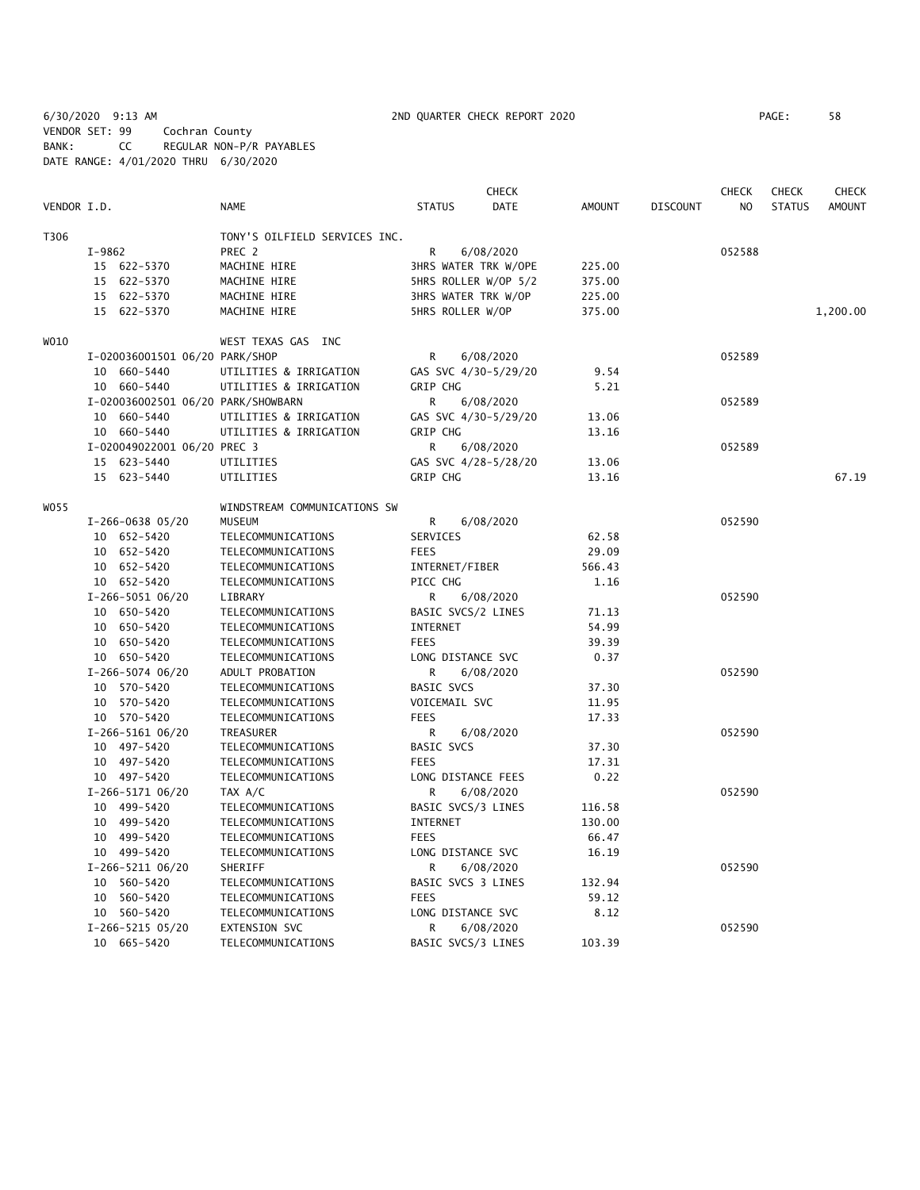6/30/2020 9:13 AM 2ND QUARTER CHECK REPORT 2020 PAGE: 58
VENDOR SET: 99 Cochran County
BANK: CC REGULAR NON-P/R PAYABLES
DATE RANGE: 4/01/2020 THRU 6/30/2020

| VENDOR I.D. | NAME | STATUS | CHECK DATE | AMOUNT | DISCOUNT | CHECK NO | CHECK STATUS | CHECK AMOUNT |
|---|---|---|---|---|---|---|---|---|
| T306 | TONY'S OILFIELD SERVICES INC. | | | | | | | |
| I-9862 | PREC 2 | R | 6/08/2020 | | | 052588 | | |
| 15 622-5370 | MACHINE HIRE | 3HRS WATER TRK W/OPE | | 225.00 | | | | |
| 15 622-5370 | MACHINE HIRE | 5HRS ROLLER W/OP 5/2 | | 375.00 | | | | |
| 15 622-5370 | MACHINE HIRE | 3HRS WATER TRK W/OP | | 225.00 | | | | |
| 15 622-5370 | MACHINE HIRE | 5HRS ROLLER W/OP | | 375.00 | | | | 1,200.00 |
| W010 | WEST TEXAS GAS INC | | | | | | | |
| I-020036001501 06/20 | PARK/SHOP | R | 6/08/2020 | | | 052589 | | |
| 10 660-5440 | UTILITIES & IRRIGATION | GAS SVC 4/30-5/29/20 | | 9.54 | | | | |
| 10 660-5440 | UTILITIES & IRRIGATION | GRIP CHG | | 5.21 | | | | |
| I-020036002501 06/20 | PARK/SHOWBARN | R | 6/08/2020 | | | 052589 | | |
| 10 660-5440 | UTILITIES & IRRIGATION | GAS SVC 4/30-5/29/20 | | 13.06 | | | | |
| 10 660-5440 | UTILITIES & IRRIGATION | GRIP CHG | | 13.16 | | | | |
| I-020049022001 06/20 | PREC 3 | R | 6/08/2020 | | | 052589 | | |
| 15 623-5440 | UTILITIES | GAS SVC 4/28-5/28/20 | | 13.06 | | | | |
| 15 623-5440 | UTILITIES | GRIP CHG | | 13.16 | | | | 67.19 |
| W055 | WINDSTREAM COMMUNICATIONS SW | | | | | | | |
| I-266-0638 05/20 | MUSEUM | R | 6/08/2020 | | | 052590 | | |
| 10 652-5420 | TELECOMMUNICATIONS | SERVICES | | 62.58 | | | | |
| 10 652-5420 | TELECOMMUNICATIONS | FEES | | 29.09 | | | | |
| 10 652-5420 | TELECOMMUNICATIONS | INTERNET/FIBER | | 566.43 | | | | |
| 10 652-5420 | TELECOMMUNICATIONS | PICC CHG | | 1.16 | | | | |
| I-266-5051 06/20 | LIBRARY | R | 6/08/2020 | | | 052590 | | |
| 10 650-5420 | TELECOMMUNICATIONS | BASIC SVCS/2 LINES | | 71.13 | | | | |
| 10 650-5420 | TELECOMMUNICATIONS | INTERNET | | 54.99 | | | | |
| 10 650-5420 | TELECOMMUNICATIONS | FEES | | 39.39 | | | | |
| 10 650-5420 | TELECOMMUNICATIONS | LONG DISTANCE SVC | | 0.37 | | | | |
| I-266-5074 06/20 | ADULT PROBATION | R | 6/08/2020 | | | 052590 | | |
| 10 570-5420 | TELECOMMUNICATIONS | BASIC SVCS | | 37.30 | | | | |
| 10 570-5420 | TELECOMMUNICATIONS | VOICEMAIL SVC | | 11.95 | | | | |
| 10 570-5420 | TELECOMMUNICATIONS | FEES | | 17.33 | | | | |
| I-266-5161 06/20 | TREASURER | R | 6/08/2020 | | | 052590 | | |
| 10 497-5420 | TELECOMMUNICATIONS | BASIC SVCS | | 37.30 | | | | |
| 10 497-5420 | TELECOMMUNICATIONS | FEES | | 17.31 | | | | |
| 10 497-5420 | TELECOMMUNICATIONS | LONG DISTANCE FEES | | 0.22 | | | | |
| I-266-5171 06/20 | TAX A/C | R | 6/08/2020 | | | 052590 | | |
| 10 499-5420 | TELECOMMUNICATIONS | BASIC SVCS/3 LINES | | 116.58 | | | | |
| 10 499-5420 | TELECOMMUNICATIONS | INTERNET | | 130.00 | | | | |
| 10 499-5420 | TELECOMMUNICATIONS | FEES | | 66.47 | | | | |
| 10 499-5420 | TELECOMMUNICATIONS | LONG DISTANCE SVC | | 16.19 | | | | |
| I-266-5211 06/20 | SHERIFF | R | 6/08/2020 | | | 052590 | | |
| 10 560-5420 | TELECOMMUNICATIONS | BASIC SVCS 3 LINES | | 132.94 | | | | |
| 10 560-5420 | TELECOMMUNICATIONS | FEES | | 59.12 | | | | |
| 10 560-5420 | TELECOMMUNICATIONS | LONG DISTANCE SVC | | 8.12 | | | | |
| I-266-5215 05/20 | EXTENSION SVC | R | 6/08/2020 | | | 052590 | | |
| 10 665-5420 | TELECOMMUNICATIONS | BASIC SVCS/3 LINES | | 103.39 | | | | |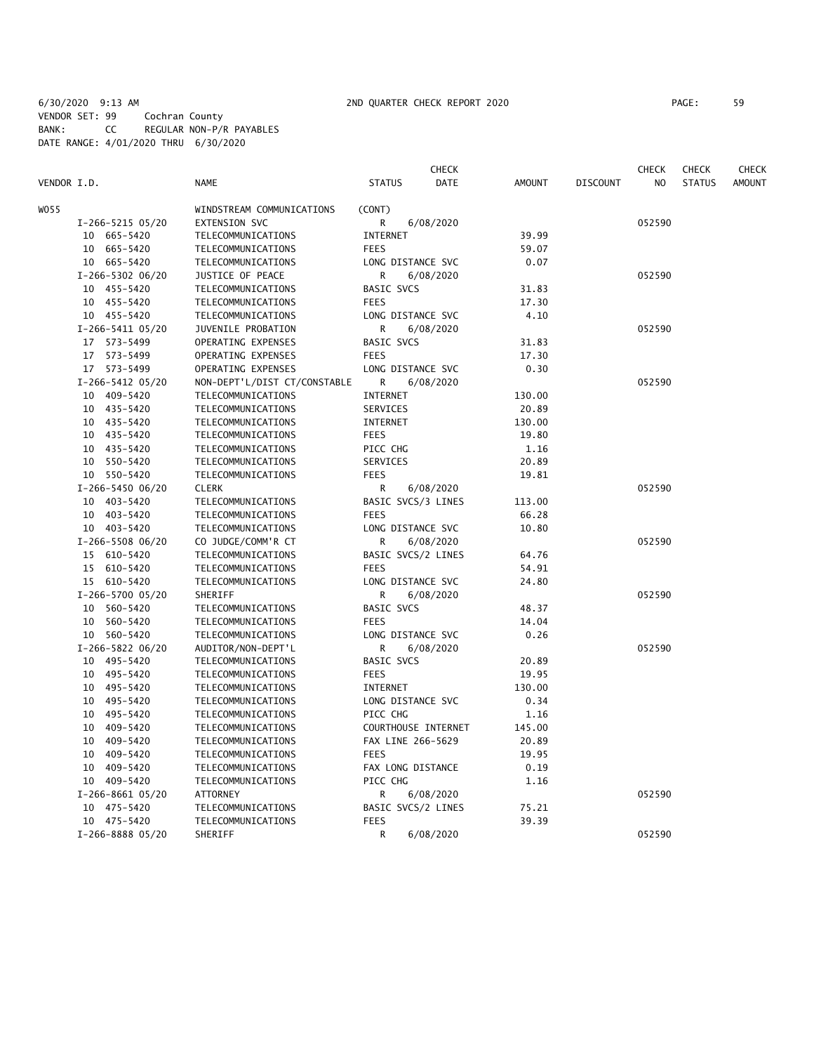6/30/2020 9:13 AM 2ND QUARTER CHECK REPORT 2020
VENDOR SET: 99 Cochran County
BANK: CC REGULAR NON-P/R PAYABLES
DATE RANGE: 4/01/2020 THRU 6/30/2020

| VENDOR I.D. | NAME | STATUS | CHECK DATE | AMOUNT | DISCOUNT | CHECK NO | CHECK STATUS | CHECK AMOUNT |
|---|---|---|---|---|---|---|---|---|
| W055 | WINDSTREAM COMMUNICATIONS | (CONT) | | | | | | |
| I-266-5215 05/20 | EXTENSION SVC | R | 6/08/2020 | | | 052590 | | |
| 10 665-5420 | TELECOMMUNICATIONS | INTERNET | | 39.99 | | | | |
| 10 665-5420 | TELECOMMUNICATIONS | FEES | | 59.07 | | | | |
| 10 665-5420 | TELECOMMUNICATIONS | LONG DISTANCE SVC | | 0.07 | | | | |
| I-266-5302 06/20 | JUSTICE OF PEACE | R | 6/08/2020 | | | 052590 | | |
| 10 455-5420 | TELECOMMUNICATIONS | BASIC SVCS | | 31.83 | | | | |
| 10 455-5420 | TELECOMMUNICATIONS | FEES | | 17.30 | | | | |
| 10 455-5420 | TELECOMMUNICATIONS | LONG DISTANCE SVC | | 4.10 | | | | |
| I-266-5411 05/20 | JUVENILE PROBATION | R | 6/08/2020 | | | 052590 | | |
| 17 573-5499 | OPERATING EXPENSES | BASIC SVCS | | 31.83 | | | | |
| 17 573-5499 | OPERATING EXPENSES | FEES | | 17.30 | | | | |
| 17 573-5499 | OPERATING EXPENSES | LONG DISTANCE SVC | | 0.30 | | | | |
| I-266-5412 05/20 | NON-DEPT'L/DIST CT/CONSTABLE | R | 6/08/2020 | | | 052590 | | |
| 10 409-5420 | TELECOMMUNICATIONS | INTERNET | | 130.00 | | | | |
| 10 435-5420 | TELECOMMUNICATIONS | SERVICES | | 20.89 | | | | |
| 10 435-5420 | TELECOMMUNICATIONS | INTERNET | | 130.00 | | | | |
| 10 435-5420 | TELECOMMUNICATIONS | FEES | | 19.80 | | | | |
| 10 435-5420 | TELECOMMUNICATIONS | PICC CHG | | 1.16 | | | | |
| 10 550-5420 | TELECOMMUNICATIONS | SERVICES | | 20.89 | | | | |
| 10 550-5420 | TELECOMMUNICATIONS | FEES | | 19.81 | | | | |
| I-266-5450 06/20 | CLERK | R | 6/08/2020 | | | 052590 | | |
| 10 403-5420 | TELECOMMUNICATIONS | BASIC SVCS/3 LINES | | 113.00 | | | | |
| 10 403-5420 | TELECOMMUNICATIONS | FEES | | 66.28 | | | | |
| 10 403-5420 | TELECOMMUNICATIONS | LONG DISTANCE SVC | | 10.80 | | | | |
| I-266-5508 06/20 | CO JUDGE/COMM'R CT | R | 6/08/2020 | | | 052590 | | |
| 15 610-5420 | TELECOMMUNICATIONS | BASIC SVCS/2 LINES | | 64.76 | | | | |
| 15 610-5420 | TELECOMMUNICATIONS | FEES | | 54.91 | | | | |
| 15 610-5420 | TELECOMMUNICATIONS | LONG DISTANCE SVC | | 24.80 | | | | |
| I-266-5700 05/20 | SHERIFF | R | 6/08/2020 | | | 052590 | | |
| 10 560-5420 | TELECOMMUNICATIONS | BASIC SVCS | | 48.37 | | | | |
| 10 560-5420 | TELECOMMUNICATIONS | FEES | | 14.04 | | | | |
| 10 560-5420 | TELECOMMUNICATIONS | LONG DISTANCE SVC | | 0.26 | | | | |
| I-266-5822 06/20 | AUDITOR/NON-DEPT'L | R | 6/08/2020 | | | 052590 | | |
| 10 495-5420 | TELECOMMUNICATIONS | BASIC SVCS | | 20.89 | | | | |
| 10 495-5420 | TELECOMMUNICATIONS | FEES | | 19.95 | | | | |
| 10 495-5420 | TELECOMMUNICATIONS | INTERNET | | 130.00 | | | | |
| 10 495-5420 | TELECOMMUNICATIONS | LONG DISTANCE SVC | | 0.34 | | | | |
| 10 495-5420 | TELECOMMUNICATIONS | PICC CHG | | 1.16 | | | | |
| 10 409-5420 | TELECOMMUNICATIONS | COURTHOUSE INTERNET | | 145.00 | | | | |
| 10 409-5420 | TELECOMMUNICATIONS | FAX LINE 266-5629 | | 20.89 | | | | |
| 10 409-5420 | TELECOMMUNICATIONS | FEES | | 19.95 | | | | |
| 10 409-5420 | TELECOMMUNICATIONS | FAX LONG DISTANCE | | 0.19 | | | | |
| 10 409-5420 | TELECOMMUNICATIONS | PICC CHG | | 1.16 | | | | |
| I-266-8661 05/20 | ATTORNEY | R | 6/08/2020 | | | 052590 | | |
| 10 475-5420 | TELECOMMUNICATIONS | BASIC SVCS/2 LINES | | 75.21 | | | | |
| 10 475-5420 | TELECOMMUNICATIONS | FEES | | 39.39 | | | | |
| I-266-8888 05/20 | SHERIFF | R | 6/08/2020 | | | 052590 | | |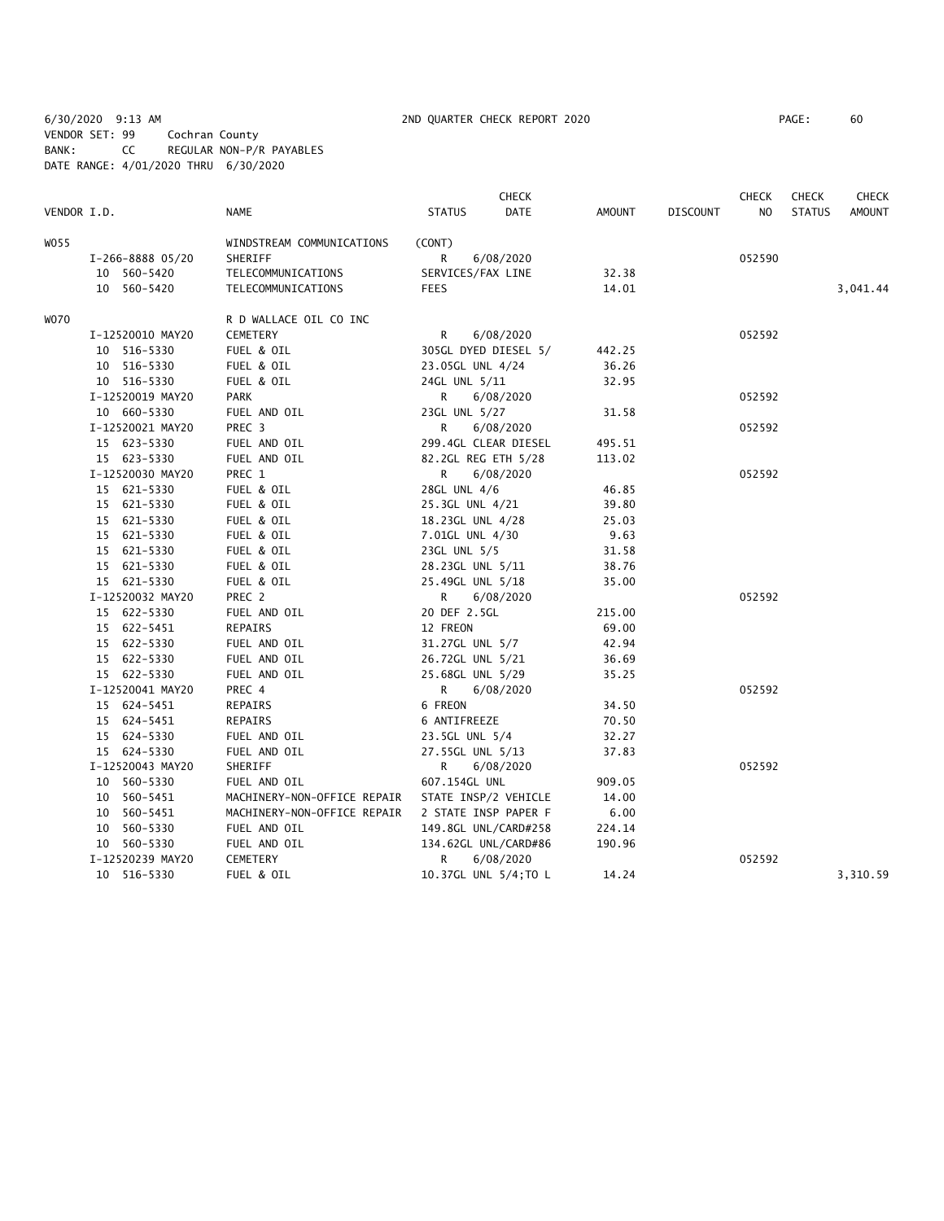6/30/2020 9:13 AM 2ND QUARTER CHECK REPORT 2020
VENDOR SET: 99 Cochran County
BANK: CC REGULAR NON-P/R PAYABLES
DATE RANGE: 4/01/2020 THRU 6/30/2020

| VENDOR I.D. | NAME | STATUS | CHECK DATE | AMOUNT | DISCOUNT | CHECK NO | CHECK STATUS | CHECK AMOUNT |
|---|---|---|---|---|---|---|---|---|
| W055 | WINDSTREAM COMMUNICATIONS | (CONT) | | | | | | |
| I-266-8888 05/20 | SHERIFF | R | 6/08/2020 | | | 052590 | | |
| 10 560-5420 | TELECOMMUNICATIONS | SERVICES/FAX LINE | | 32.38 | | | | |
| 10 560-5420 | TELECOMMUNICATIONS | FEES | | 14.01 | | | | 3,041.44 |
| W070 | R D WALLACE OIL CO INC | | | | | | | |
| I-12520010 MAY20 | CEMETERY | R | 6/08/2020 | | | 052592 | | |
| 10 516-5330 | FUEL & OIL | 305GL DYED DIESEL 5/ | | 442.25 | | | | |
| 10 516-5330 | FUEL & OIL | 23.05GL UNL 4/24 | | 36.26 | | | | |
| 10 516-5330 | FUEL & OIL | 24GL UNL 5/11 | | 32.95 | | | | |
| I-12520019 MAY20 | PARK | R | 6/08/2020 | | | 052592 | | |
| 10 660-5330 | FUEL AND OIL | 23GL UNL 5/27 | | 31.58 | | | | |
| I-12520021 MAY20 | PREC 3 | R | 6/08/2020 | | | 052592 | | |
| 15 623-5330 | FUEL AND OIL | 299.4GL CLEAR DIESEL | | 495.51 | | | | |
| 15 623-5330 | FUEL AND OIL | 82.2GL REG ETH 5/28 | | 113.02 | | | | |
| I-12520030 MAY20 | PREC 1 | R | 6/08/2020 | | | 052592 | | |
| 15 621-5330 | FUEL & OIL | 28GL UNL 4/6 | | 46.85 | | | | |
| 15 621-5330 | FUEL & OIL | 25.3GL UNL 4/21 | | 39.80 | | | | |
| 15 621-5330 | FUEL & OIL | 18.23GL UNL 4/28 | | 25.03 | | | | |
| 15 621-5330 | FUEL & OIL | 7.01GL UNL 4/30 | | 9.63 | | | | |
| 15 621-5330 | FUEL & OIL | 23GL UNL 5/5 | | 31.58 | | | | |
| 15 621-5330 | FUEL & OIL | 28.23GL UNL 5/11 | | 38.76 | | | | |
| 15 621-5330 | FUEL & OIL | 25.49GL UNL 5/18 | | 35.00 | | | | |
| I-12520032 MAY20 | PREC 2 | R | 6/08/2020 | | | 052592 | | |
| 15 622-5330 | FUEL AND OIL | 20 DEF 2.5GL | | 215.00 | | | | |
| 15 622-5451 | REPAIRS | 12 FREON | | 69.00 | | | | |
| 15 622-5330 | FUEL AND OIL | 31.27GL UNL 5/7 | | 42.94 | | | | |
| 15 622-5330 | FUEL AND OIL | 26.72GL UNL 5/21 | | 36.69 | | | | |
| 15 622-5330 | FUEL AND OIL | 25.68GL UNL 5/29 | | 35.25 | | | | |
| I-12520041 MAY20 | PREC 4 | R | 6/08/2020 | | | 052592 | | |
| 15 624-5451 | REPAIRS | 6 FREON | | 34.50 | | | | |
| 15 624-5451 | REPAIRS | 6 ANTIFREEZE | | 70.50 | | | | |
| 15 624-5330 | FUEL AND OIL | 23.5GL UNL 5/4 | | 32.27 | | | | |
| 15 624-5330 | FUEL AND OIL | 27.55GL UNL 5/13 | | 37.83 | | | | |
| I-12520043 MAY20 | SHERIFF | R | 6/08/2020 | | | 052592 | | |
| 10 560-5330 | FUEL AND OIL | 607.154GL UNL | | 909.05 | | | | |
| 10 560-5451 | MACHINERY-NON-OFFICE REPAIR | STATE INSP/2 VEHICLE | | 14.00 | | | | |
| 10 560-5451 | MACHINERY-NON-OFFICE REPAIR | 2 STATE INSP PAPER F | | 6.00 | | | | |
| 10 560-5330 | FUEL AND OIL | 149.8GL UNL/CARD#258 | | 224.14 | | | | |
| 10 560-5330 | FUEL AND OIL | 134.62GL UNL/CARD#86 | | 190.96 | | | | |
| I-12520239 MAY20 | CEMETERY | R | 6/08/2020 | | | 052592 | | |
| 10 516-5330 | FUEL & OIL | 10.37GL UNL 5/4;TO L | | 14.24 | | | | 3,310.59 |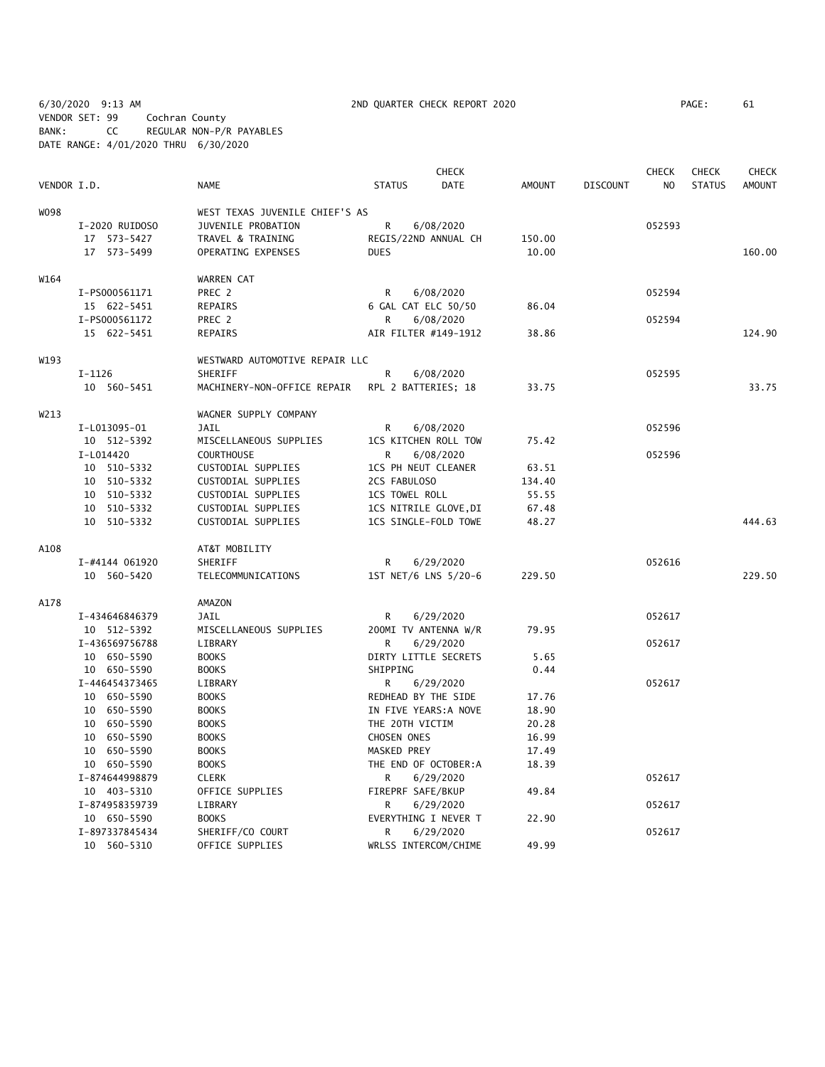6/30/2020 9:13 AM 2ND QUARTER CHECK REPORT 2020

VENDOR SET: 99 Cochran County
BANK: CC REGULAR NON-P/R PAYABLES
DATE RANGE: 4/01/2020 THRU 6/30/2020

| VENDOR I.D. | NAME | STATUS | CHECK DATE | AMOUNT | DISCOUNT | CHECK NO | CHECK STATUS | CHECK AMOUNT |
|---|---|---|---|---|---|---|---|---|
| W098 | WEST TEXAS JUVENILE CHIEF'S AS | | | | | | | |
| I-2020 RUIDOSO | JUVENILE PROBATION | R | 6/08/2020 | | | 052593 | | |
| 17 573-5427 | TRAVEL & TRAINING | REGIS/22ND ANNUAL CH | | 150.00 | | | | |
| 17 573-5499 | OPERATING EXPENSES | DUES | | 10.00 | | | | 160.00 |
| W164 | WARREN CAT | | | | | | | |
| I-PS000561171 | PREC 2 | R | 6/08/2020 | | | 052594 | | |
| 15 622-5451 | REPAIRS | 6 GAL CAT ELC 50/50 | | 86.04 | | | | |
| I-PS000561172 | PREC 2 | R | 6/08/2020 | | | 052594 | | |
| 15 622-5451 | REPAIRS | AIR FILTER #149-1912 | | 38.86 | | | | 124.90 |
| W193 | WESTWARD AUTOMOTIVE REPAIR LLC | | | | | | | |
| I-1126 | SHERIFF | R | 6/08/2020 | | | 052595 | | |
| 10 560-5451 | MACHINERY-NON-OFFICE REPAIR | RPL 2 BATTERIES; 18 | | 33.75 | | | | 33.75 |
| W213 | WAGNER SUPPLY COMPANY | | | | | | | |
| I-L013095-01 | JAIL | R | 6/08/2020 | | | 052596 | | |
| 10 512-5392 | MISCELLANEOUS SUPPLIES | 1CS KITCHEN ROLL TOW | | 75.42 | | | | |
| I-L014420 | COURTHOUSE | R | 6/08/2020 | | | 052596 | | |
| 10 510-5332 | CUSTODIAL SUPPLIES | 1CS PH NEUT CLEANER | | 63.51 | | | | |
| 10 510-5332 | CUSTODIAL SUPPLIES | 2CS FABULOSO | | 134.40 | | | | |
| 10 510-5332 | CUSTODIAL SUPPLIES | 1CS TOWEL ROLL | | 55.55 | | | | |
| 10 510-5332 | CUSTODIAL SUPPLIES | 1CS NITRILE GLOVE,DI | | 67.48 | | | | |
| 10 510-5332 | CUSTODIAL SUPPLIES | 1CS SINGLE-FOLD TOWE | | 48.27 | | | | 444.63 |
| A108 | AT&T MOBILITY | | | | | | | |
| I-#4144 061920 | SHERIFF | R | 6/29/2020 | | | 052616 | | |
| 10 560-5420 | TELECOMMUNICATIONS | 1ST NET/6 LNS 5/20-6 | | 229.50 | | | | 229.50 |
| A178 | AMAZON | | | | | | | |
| I-434646846379 | JAIL | R | 6/29/2020 | | | 052617 | | |
| 10 512-5392 | MISCELLANEOUS SUPPLIES | 200MI TV ANTENNA W/R | | 79.95 | | | | |
| I-436569756788 | LIBRARY | R | 6/29/2020 | | | 052617 | | |
| 10 650-5590 | BOOKS | DIRTY LITTLE SECRETS | | 5.65 | | | | |
| 10 650-5590 | BOOKS | SHIPPING | | 0.44 | | | | |
| I-446454373465 | LIBRARY | R | 6/29/2020 | | | 052617 | | |
| 10 650-5590 | BOOKS | REDHEAD BY THE SIDE | | 17.76 | | | | |
| 10 650-5590 | BOOKS | IN FIVE YEARS:A NOVE | | 18.90 | | | | |
| 10 650-5590 | BOOKS | THE 20TH VICTIM | | 20.28 | | | | |
| 10 650-5590 | BOOKS | CHOSEN ONES | | 16.99 | | | | |
| 10 650-5590 | BOOKS | MASKED PREY | | 17.49 | | | | |
| 10 650-5590 | BOOKS | THE END OF OCTOBER:A | | 18.39 | | | | |
| I-874644998879 | CLERK | R | 6/29/2020 | | | 052617 | | |
| 10 403-5310 | OFFICE SUPPLIES | FIREPRF SAFE/BKUP | | 49.84 | | | | |
| I-874958359739 | LIBRARY | R | 6/29/2020 | | | 052617 | | |
| 10 650-5590 | BOOKS | EVERYTHING I NEVER T | | 22.90 | | | | |
| I-897337845434 | SHERIFF/CO COURT | R | 6/29/2020 | | | 052617 | | |
| 10 560-5310 | OFFICE SUPPLIES | WRLSS INTERCOM/CHIME | | 49.99 | | | | |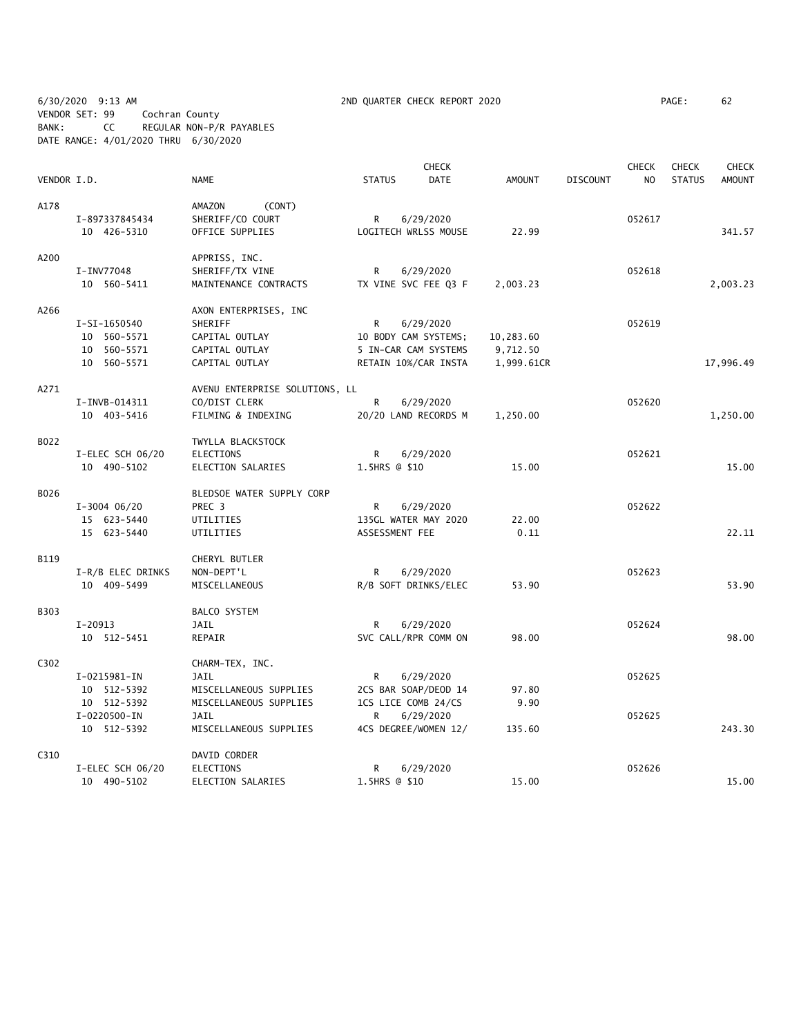6/30/2020 9:13 AM 2ND QUARTER CHECK REPORT 2020 PAGE: 62
VENDOR SET: 99 Cochran County
BANK: CC REGULAR NON-P/R PAYABLES
DATE RANGE: 4/01/2020 THRU 6/30/2020

| VENDOR I.D. | | NAME | STATUS | CHECK DATE | AMOUNT | DISCOUNT | CHECK NO | CHECK STATUS | CHECK AMOUNT |
|---|---|---|---|---|---|---|---|---|---|
| A178 | | AMAZON (CONT) | | | | | | | |
| | I-897337845434 | SHERIFF/CO COURT | R | 6/29/2020 | | | 052617 | | |
| | 10 426-5310 | OFFICE SUPPLIES | LOGITECH WRLSS MOUSE | | 22.99 | | | | 341.57 |
| A200 | | APPRISS, INC. | | | | | | | |
| | I-INV77048 | SHERIFF/TX VINE | R | 6/29/2020 | | | 052618 | | |
| | 10 560-5411 | MAINTENANCE CONTRACTS | TX VINE SVC FEE Q3 F | | 2,003.23 | | | | 2,003.23 |
| A266 | | AXON ENTERPRISES, INC | | | | | | | |
| | I-SI-1650540 | SHERIFF | R | 6/29/2020 | | | 052619 | | |
| | 10 560-5571 | CAPITAL OUTLAY | 10 BODY CAM SYSTEMS; | | 10,283.60 | | | | |
| | 10 560-5571 | CAPITAL OUTLAY | 5 IN-CAR CAM SYSTEMS | | 9,712.50 | | | | |
| | 10 560-5571 | CAPITAL OUTLAY | RETAIN 10%/CAR INSTA | | 1,999.61CR | | | | 17,996.49 |
| A271 | | AVENU ENTERPRISE SOLUTIONS, LL | | | | | | | |
| | I-INVB-014311 | CO/DIST CLERK | R | 6/29/2020 | | | 052620 | | |
| | 10 403-5416 | FILMING & INDEXING | 20/20 LAND RECORDS M | | 1,250.00 | | | | 1,250.00 |
| B022 | | TWYLLA BLACKSTOCK | | | | | | | |
| | I-ELEC SCH 06/20 | ELECTIONS | R | 6/29/2020 | | | 052621 | | |
| | 10 490-5102 | ELECTION SALARIES | 1.5HRS @ $10 | | 15.00 | | | | 15.00 |
| B026 | | BLEDSOE WATER SUPPLY CORP | | | | | | | |
| | I-3004 06/20 | PREC 3 | R | 6/29/2020 | | | 052622 | | |
| | 15 623-5440 | UTILITIES | 135GL WATER MAY 2020 | | 22.00 | | | | |
| | 15 623-5440 | UTILITIES | ASSESSMENT FEE | | 0.11 | | | | 22.11 |
| B119 | | CHERYL BUTLER | | | | | | | |
| | I-R/B ELEC DRINKS | NON-DEPT'L | R | 6/29/2020 | | | 052623 | | |
| | 10 409-5499 | MISCELLANEOUS | R/B SOFT DRINKS/ELEC | | 53.90 | | | | 53.90 |
| B303 | | BALCO SYSTEM | | | | | | | |
| | I-20913 | JAIL | R | 6/29/2020 | | | 052624 | | |
| | 10 512-5451 | REPAIR | SVC CALL/RPR COMM ON | | 98.00 | | | | 98.00 |
| C302 | | CHARM-TEX, INC. | | | | | | | |
| | I-0215981-IN | JAIL | R | 6/29/2020 | | | 052625 | | |
| | 10 512-5392 | MISCELLANEOUS SUPPLIES | 2CS BAR SOAP/DEOD 14 | | 97.80 | | | | |
| | 10 512-5392 | MISCELLANEOUS SUPPLIES | 1CS LICE COMB 24/CS | | 9.90 | | | | |
| | I-0220500-IN | JAIL | R | 6/29/2020 | | | 052625 | | |
| | 10 512-5392 | MISCELLANEOUS SUPPLIES | 4CS DEGREE/WOMEN 12/ | | 135.60 | | | | 243.30 |
| C310 | | DAVID CORDER | | | | | | | |
| | I-ELEC SCH 06/20 | ELECTIONS | R | 6/29/2020 | | | 052626 | | |
| | 10 490-5102 | ELECTION SALARIES | 1.5HRS @ $10 | | 15.00 | | | | 15.00 |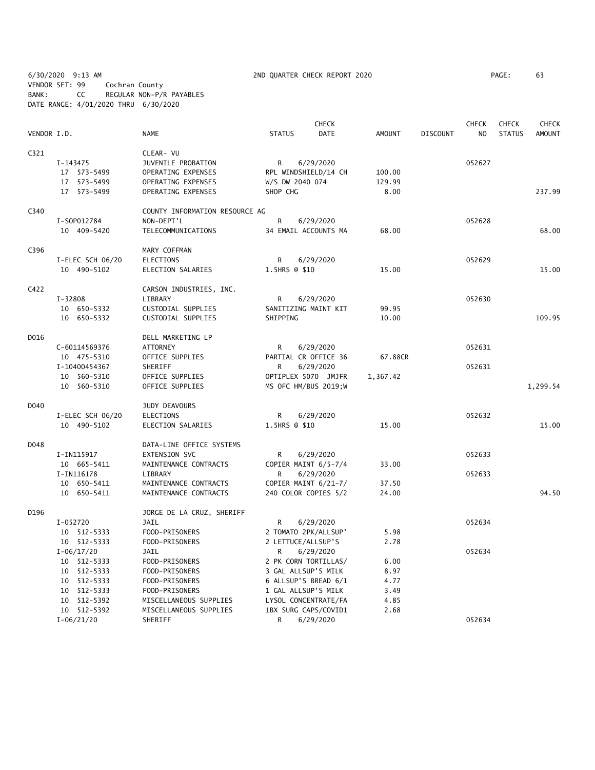6/30/2020 9:13 AM 2ND QUARTER CHECK REPORT 2020 PAGE: 63
VENDOR SET: 99 Cochran County
BANK: CC REGULAR NON-P/R PAYABLES
DATE RANGE: 4/01/2020 THRU 6/30/2020

| VENDOR I.D. | NAME | STATUS | CHECK DATE | AMOUNT | DISCOUNT | CHECK NO | CHECK STATUS | CHECK AMOUNT |
|---|---|---|---|---|---|---|---|---|
| C321 | CLEAR- VU | | | | | | | |
| I-143475 | JUVENILE PROBATION | R | 6/29/2020 | | | 052627 | | |
| 17 573-5499 | OPERATING EXPENSES | RPL WINDSHIELD/14 CH | | 100.00 | | | | |
| 17 573-5499 | OPERATING EXPENSES | W/S DW 2040 074 | | 129.99 | | | | |
| 17 573-5499 | OPERATING EXPENSES | SHOP CHG | | 8.00 | | | | 237.99 |
| C340 | COUNTY INFORMATION RESOURCE AG | | | | | | | |
| I-SOP012784 | NON-DEPT'L | R | 6/29/2020 | | | 052628 | | |
| 10 409-5420 | TELECOMMUNICATIONS | 34 EMAIL ACCOUNTS MA | | 68.00 | | | | 68.00 |
| C396 | MARY COFFMAN | | | | | | | |
| I-ELEC SCH 06/20 | ELECTIONS | R | 6/29/2020 | | | 052629 | | |
| 10 490-5102 | ELECTION SALARIES | 1.5HRS @ $10 | | 15.00 | | | | 15.00 |
| C422 | CARSON INDUSTRIES, INC. | | | | | | | |
| I-32808 | LIBRARY | R | 6/29/2020 | | | 052630 | | |
| 10 650-5332 | CUSTODIAL SUPPLIES | SANITIZING MAINT KIT | | 99.95 | | | | |
| 10 650-5332 | CUSTODIAL SUPPLIES | SHIPPING | | 10.00 | | | | 109.95 |
| D016 | DELL MARKETING LP | | | | | | | |
| C-60114569376 | ATTORNEY | R | 6/29/2020 | | | 052631 | | |
| 10 475-5310 | OFFICE SUPPLIES | PARTIAL CR OFFICE 36 | | 67.88CR | | | | |
| I-10400454367 | SHERIFF | R | 6/29/2020 | | | 052631 | | |
| 10 560-5310 | OFFICE SUPPLIES | OPTIPLEX 5070 JMJFR | | 1,367.42 | | | | |
| 10 560-5310 | OFFICE SUPPLIES | MS OFC HM/BUS 2019;W | | | | | | 1,299.54 |
| D040 | JUDY DEAVOURS | | | | | | | |
| I-ELEC SCH 06/20 | ELECTIONS | R | 6/29/2020 | | | 052632 | | |
| 10 490-5102 | ELECTION SALARIES | 1.5HRS @ $10 | | 15.00 | | | | 15.00 |
| D048 | DATA-LINE OFFICE SYSTEMS | | | | | | | |
| I-IN115917 | EXTENSION SVC | R | 6/29/2020 | | | 052633 | | |
| 10 665-5411 | MAINTENANCE CONTRACTS | COPIER MAINT 6/5-7/4 | | 33.00 | | | | |
| I-IN116178 | LIBRARY | R | 6/29/2020 | | | 052633 | | |
| 10 650-5411 | MAINTENANCE CONTRACTS | COPIER MAINT 6/21-7/ | | 37.50 | | | | |
| 10 650-5411 | MAINTENANCE CONTRACTS | 240 COLOR COPIES 5/2 | | 24.00 | | | | 94.50 |
| D196 | JORGE DE LA CRUZ, SHERIFF | | | | | | | |
| I-052720 | JAIL | R | 6/29/2020 | | | 052634 | | |
| 10 512-5333 | FOOD-PRISONERS | 2 TOMATO 2PK/ALLSUP' | | 5.98 | | | | |
| 10 512-5333 | FOOD-PRISONERS | 2 LETTUCE/ALLSUP'S | | 2.78 | | | | |
| I-06/17/20 | JAIL | R | 6/29/2020 | | | 052634 | | |
| 10 512-5333 | FOOD-PRISONERS | 2 PK CORN TORTILLAS/ | | 6.00 | | | | |
| 10 512-5333 | FOOD-PRISONERS | 3 GAL ALLSUP'S MILK | | 8.97 | | | | |
| 10 512-5333 | FOOD-PRISONERS | 6 ALLSUP'S BREAD 6/1 | | 4.77 | | | | |
| 10 512-5333 | FOOD-PRISONERS | 1 GAL ALLSUP'S MILK | | 3.49 | | | | |
| 10 512-5392 | MISCELLANEOUS SUPPLIES | LYSOL CONCENTRATE/FA | | 4.85 | | | | |
| 10 512-5392 | MISCELLANEOUS SUPPLIES | 1BX SURG CAPS/COVID1 | | 2.68 | | | | |
| I-06/21/20 | SHERIFF | R | 6/29/2020 | | | 052634 | | |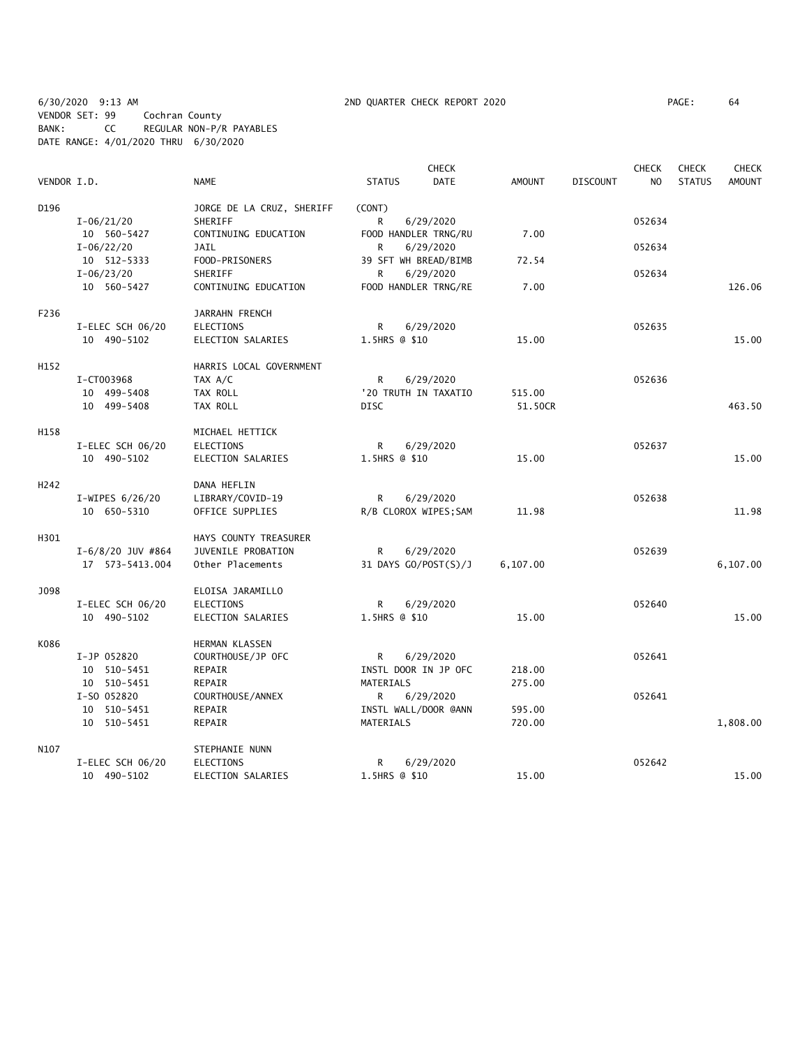6/30/2020 9:13 AM 2ND QUARTER CHECK REPORT 2020 PAGE: 64
VENDOR SET: 99 Cochran County
BANK: CC REGULAR NON-P/R PAYABLES
DATE RANGE: 4/01/2020 THRU 6/30/2020

| VENDOR I.D. | | NAME | STATUS | CHECK DATE | AMOUNT | DISCOUNT | CHECK NO | CHECK STATUS | CHECK AMOUNT |
|---|---|---|---|---|---|---|---|---|---|
| D196 | | JORGE DE LA CRUZ, SHERIFF | (CONT) | | | | | | |
| | I-06/21/20 | SHERIFF | R | 6/29/2020 | | | 052634 | | |
| | 10 560-5427 | CONTINUING EDUCATION | FOOD HANDLER TRNG/RU | | 7.00 | | | | |
| | I-06/22/20 | JAIL | R | 6/29/2020 | | | 052634 | | |
| | 10 512-5333 | FOOD-PRISONERS | 39 SFT WH BREAD/BIMB | | 72.54 | | | | |
| | I-06/23/20 | SHERIFF | R | 6/29/2020 | | | 052634 | | |
| | 10 560-5427 | CONTINUING EDUCATION | FOOD HANDLER TRNG/RE | | 7.00 | | | | 126.06 |
| F236 | | JARRAHN FRENCH | | | | | | | |
| | I-ELEC SCH 06/20 | ELECTIONS | R | 6/29/2020 | | | 052635 | | |
| | 10 490-5102 | ELECTION SALARIES | 1.5HRS @ $10 | | 15.00 | | | | 15.00 |
| H152 | | HARRIS LOCAL GOVERNMENT | | | | | | | |
| | I-CT003968 | TAX A/C | R | 6/29/2020 | | | 052636 | | |
| | 10 499-5408 | TAX ROLL | '20 TRUTH IN TAXATIO | | 515.00 | | | | |
| | 10 499-5408 | TAX ROLL | DISC | | 51.50CR | | | | 463.50 |
| H158 | | MICHAEL HETTICK | | | | | | | |
| | I-ELEC SCH 06/20 | ELECTIONS | R | 6/29/2020 | | | 052637 | | |
| | 10 490-5102 | ELECTION SALARIES | 1.5HRS @ $10 | | 15.00 | | | | 15.00 |
| H242 | | DANA HEFLIN | | | | | | | |
| | I-WIPES 6/26/20 | LIBRARY/COVID-19 | R | 6/29/2020 | | | 052638 | | |
| | 10 650-5310 | OFFICE SUPPLIES | R/B CLOROX WIPES;SAM | | 11.98 | | | | 11.98 |
| H301 | | HAYS COUNTY TREASURER | | | | | | | |
| | I-6/8/20 JUV #864 | JUVENILE PROBATION | R | 6/29/2020 | | | 052639 | | |
| | 17 573-5413.004 | Other Placements | 31 DAYS GO/POST(S)/J | | 6,107.00 | | | | 6,107.00 |
| J098 | | ELOISA JARAMILLO | | | | | | | |
| | I-ELEC SCH 06/20 | ELECTIONS | R | 6/29/2020 | | | 052640 | | |
| | 10 490-5102 | ELECTION SALARIES | 1.5HRS @ $10 | | 15.00 | | | | 15.00 |
| K086 | | HERMAN KLASSEN | | | | | | | |
| | I-JP 052820 | COURTHOUSE/JP OFC | R | 6/29/2020 | | | 052641 | | |
| | 10 510-5451 | REPAIR | INSTL DOOR IN JP OFC | | 218.00 | | | | |
| | 10 510-5451 | REPAIR | MATERIALS | | 275.00 | | | | |
| | I-SO 052820 | COURTHOUSE/ANNEX | R | 6/29/2020 | | | 052641 | | |
| | 10 510-5451 | REPAIR | INSTL WALL/DOOR @ANN | | 595.00 | | | | |
| | 10 510-5451 | REPAIR | MATERIALS | | 720.00 | | | | 1,808.00 |
| N107 | | STEPHANIE NUNN | | | | | | | |
| | I-ELEC SCH 06/20 | ELECTIONS | R | 6/29/2020 | | | 052642 | | |
| | 10 490-5102 | ELECTION SALARIES | 1.5HRS @ $10 | | 15.00 | | | | 15.00 |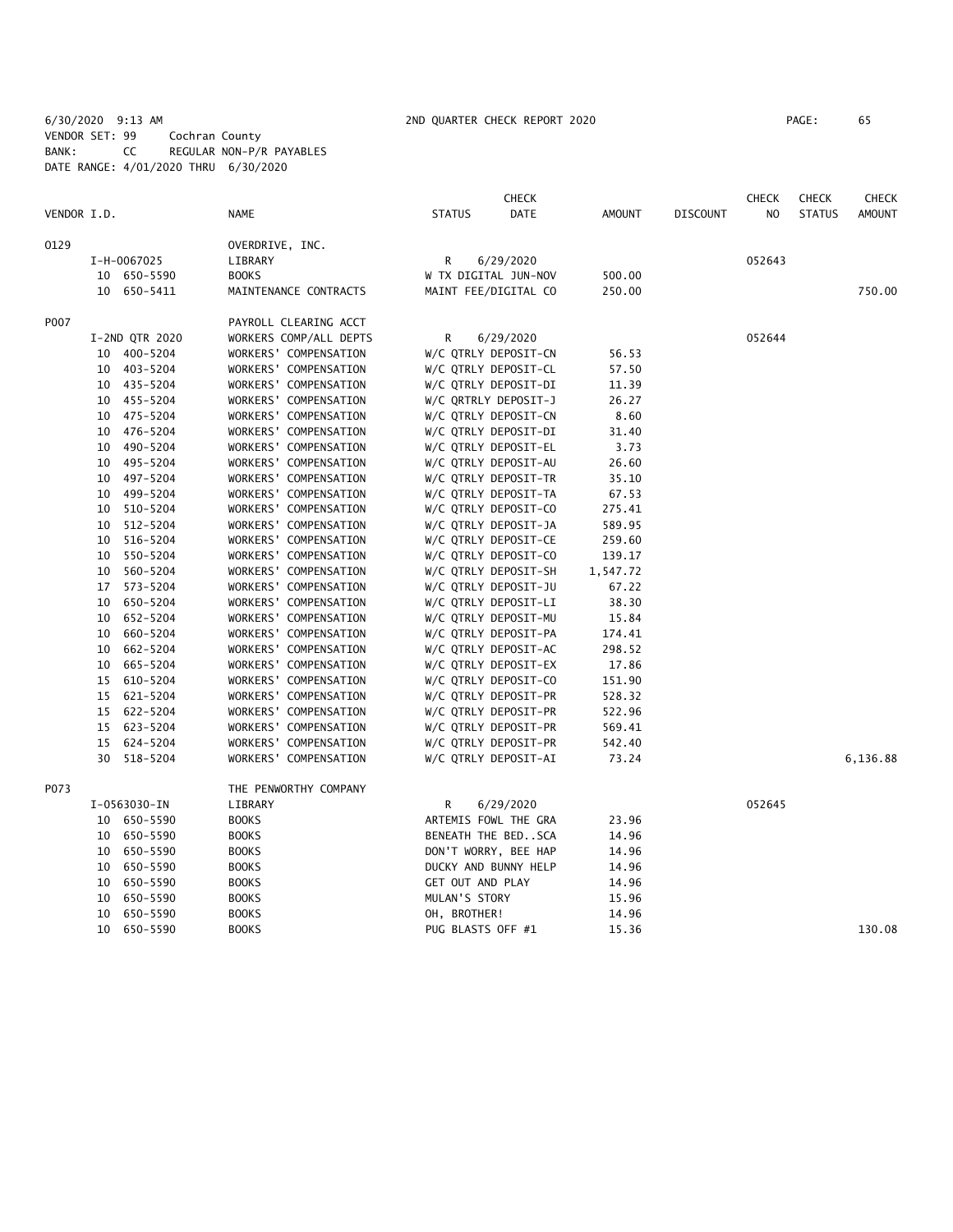6/30/2020 9:13 AM 2ND QUARTER CHECK REPORT 2020
VENDOR SET: 99 Cochran County
BANK: CC REGULAR NON-P/R PAYABLES
DATE RANGE: 4/01/2020 THRU 6/30/2020

| VENDOR I.D. | NAME | STATUS | CHECK DATE | AMOUNT | DISCOUNT | CHECK NO | CHECK STATUS | CHECK AMOUNT |
|---|---|---|---|---|---|---|---|---|
| O129 | OVERDRIVE, INC. | | | | | | | |
| I-H-0067025 | LIBRARY | R | 6/29/2020 | | | 052643 | | |
| 10 650-5590 | BOOKS | W TX DIGITAL JUN-NOV | | 500.00 | | | | |
| 10 650-5411 | MAINTENANCE CONTRACTS | MAINT FEE/DIGITAL CO | | 250.00 | | | | 750.00 |
| P007 | PAYROLL CLEARING ACCT | | | | | | | |
| I-2ND QTR 2020 | WORKERS COMP/ALL DEPTS | R | 6/29/2020 | | | 052644 | | |
| 10 400-5204 | WORKERS' COMPENSATION | W/C QTRLY DEPOSIT-CN | | 56.53 | | | | |
| 10 403-5204 | WORKERS' COMPENSATION | W/C QTRLY DEPOSIT-CL | | 57.50 | | | | |
| 10 435-5204 | WORKERS' COMPENSATION | W/C QTRLY DEPOSIT-DI | | 11.39 | | | | |
| 10 455-5204 | WORKERS' COMPENSATION | W/C QRTRLY DEPOSIT-J | | 26.27 | | | | |
| 10 475-5204 | WORKERS' COMPENSATION | W/C QTRLY DEPOSIT-CN | | 8.60 | | | | |
| 10 476-5204 | WORKERS' COMPENSATION | W/C QTRLY DEPOSIT-DI | | 31.40 | | | | |
| 10 490-5204 | WORKERS' COMPENSATION | W/C QTRLY DEPOSIT-EL | | 3.73 | | | | |
| 10 495-5204 | WORKERS' COMPENSATION | W/C QTRLY DEPOSIT-AU | | 26.60 | | | | |
| 10 497-5204 | WORKERS' COMPENSATION | W/C QTRLY DEPOSIT-TR | | 35.10 | | | | |
| 10 499-5204 | WORKERS' COMPENSATION | W/C QTRLY DEPOSIT-TA | | 67.53 | | | | |
| 10 510-5204 | WORKERS' COMPENSATION | W/C QTRLY DEPOSIT-CO | | 275.41 | | | | |
| 10 512-5204 | WORKERS' COMPENSATION | W/C QTRLY DEPOSIT-JA | | 589.95 | | | | |
| 10 516-5204 | WORKERS' COMPENSATION | W/C QTRLY DEPOSIT-CE | | 259.60 | | | | |
| 10 550-5204 | WORKERS' COMPENSATION | W/C QTRLY DEPOSIT-CO | | 139.17 | | | | |
| 10 560-5204 | WORKERS' COMPENSATION | W/C QTRLY DEPOSIT-SH | | 1,547.72 | | | | |
| 17 573-5204 | WORKERS' COMPENSATION | W/C QTRLY DEPOSIT-JU | | 67.22 | | | | |
| 10 650-5204 | WORKERS' COMPENSATION | W/C QTRLY DEPOSIT-LI | | 38.30 | | | | |
| 10 652-5204 | WORKERS' COMPENSATION | W/C QTRLY DEPOSIT-MU | | 15.84 | | | | |
| 10 660-5204 | WORKERS' COMPENSATION | W/C QTRLY DEPOSIT-PA | | 174.41 | | | | |
| 10 662-5204 | WORKERS' COMPENSATION | W/C QTRLY DEPOSIT-AC | | 298.52 | | | | |
| 10 665-5204 | WORKERS' COMPENSATION | W/C QTRLY DEPOSIT-EX | | 17.86 | | | | |
| 15 610-5204 | WORKERS' COMPENSATION | W/C QTRLY DEPOSIT-CO | | 151.90 | | | | |
| 15 621-5204 | WORKERS' COMPENSATION | W/C QTRLY DEPOSIT-PR | | 528.32 | | | | |
| 15 622-5204 | WORKERS' COMPENSATION | W/C QTRLY DEPOSIT-PR | | 522.96 | | | | |
| 15 623-5204 | WORKERS' COMPENSATION | W/C QTRLY DEPOSIT-PR | | 569.41 | | | | |
| 15 624-5204 | WORKERS' COMPENSATION | W/C QTRLY DEPOSIT-PR | | 542.40 | | | | |
| 30 518-5204 | WORKERS' COMPENSATION | W/C QTRLY DEPOSIT-AI | | 73.24 | | | | 6,136.88 |
| P073 | THE PENWORTHY COMPANY | | | | | | | |
| I-0563030-IN | LIBRARY | R | 6/29/2020 | | | 052645 | | |
| 10 650-5590 | BOOKS | ARTEMIS FOWL THE GRA | | 23.96 | | | | |
| 10 650-5590 | BOOKS | BENEATH THE BED..SCA | | 14.96 | | | | |
| 10 650-5590 | BOOKS | DON'T WORRY, BEE HAP | | 14.96 | | | | |
| 10 650-5590 | BOOKS | DUCKY AND BUNNY HELP | | 14.96 | | | | |
| 10 650-5590 | BOOKS | GET OUT AND PLAY | | 14.96 | | | | |
| 10 650-5590 | BOOKS | MULAN'S STORY | | 15.96 | | | | |
| 10 650-5590 | BOOKS | OH, BROTHER! | | 14.96 | | | | |
| 10 650-5590 | BOOKS | PUG BLASTS OFF #1 | | 15.36 | | | | 130.08 |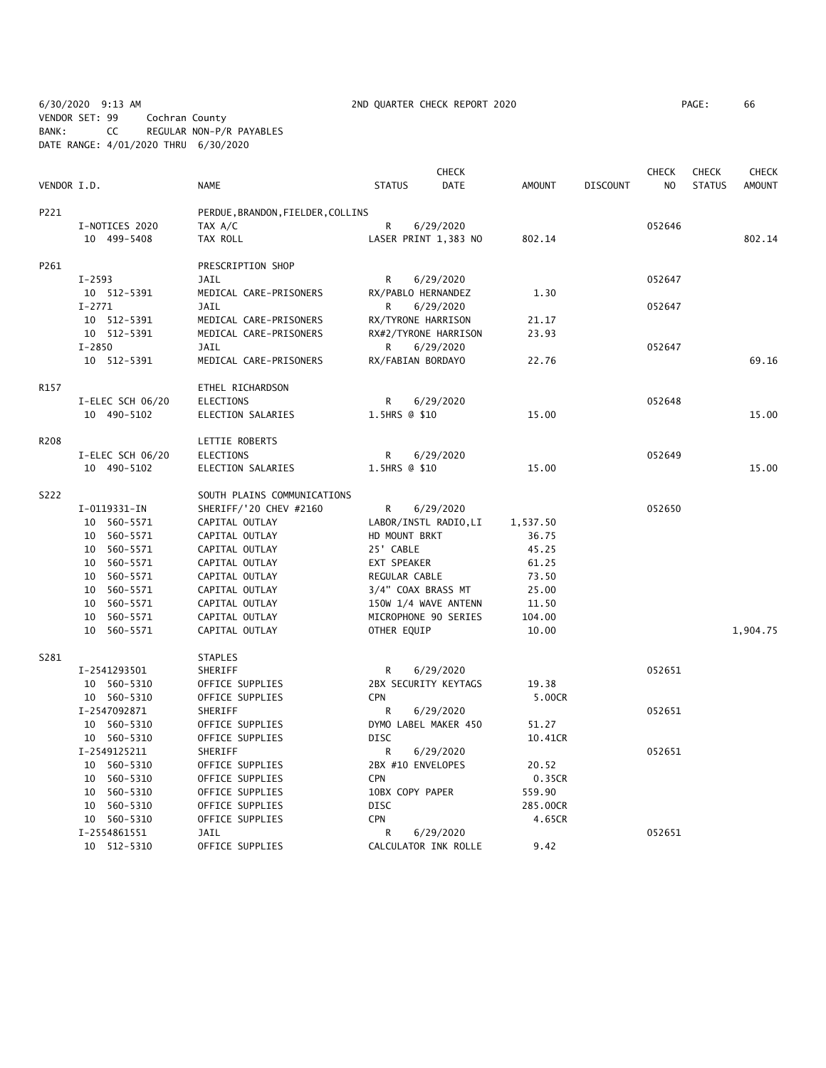6/30/2020 9:13 AM 2ND QUARTER CHECK REPORT 2020 PAGE: 66
VENDOR SET: 99 Cochran County
BANK: CC REGULAR NON-P/R PAYABLES
DATE RANGE: 4/01/2020 THRU 6/30/2020

| VENDOR I.D. | NAME | STATUS | CHECK DATE | AMOUNT | DISCOUNT | CHECK NO | CHECK STATUS | CHECK AMOUNT |
|---|---|---|---|---|---|---|---|---|
| P221 | PERDUE,BRANDON,FIELDER,COLLINS | | | | | | | |
| I-NOTICES 2020 | TAX A/C | R | 6/29/2020 | | | 052646 | | |
| 10 499-5408 | TAX ROLL | LASER PRINT 1,383 NO | | 802.14 | | | | 802.14 |
| P261 | PRESCRIPTION SHOP | | | | | | | |
| I-2593 | JAIL | R | 6/29/2020 | | | 052647 | | |
| 10 512-5391 | MEDICAL CARE-PRISONERS | RX/PABLO HERNANDEZ | | 1.30 | | | | |
| I-2771 | JAIL | R | 6/29/2020 | | | 052647 | | |
| 10 512-5391 | MEDICAL CARE-PRISONERS | RX/TYRONE HARRISON | | 21.17 | | | | |
| 10 512-5391 | MEDICAL CARE-PRISONERS | RX#2/TYRONE HARRISON | | 23.93 | | | | |
| I-2850 | JAIL | R | 6/29/2020 | | | 052647 | | |
| 10 512-5391 | MEDICAL CARE-PRISONERS | RX/FABIAN BORDAYO | | 22.76 | | | | 69.16 |
| R157 | ETHEL RICHARDSON | | | | | | | |
| I-ELEC SCH 06/20 | ELECTIONS | R | 6/29/2020 | | | 052648 | | |
| 10 490-5102 | ELECTION SALARIES | 1.5HRS @ $10 | | 15.00 | | | | 15.00 |
| R208 | LETTIE ROBERTS | | | | | | | |
| I-ELEC SCH 06/20 | ELECTIONS | R | 6/29/2020 | | | 052649 | | |
| 10 490-5102 | ELECTION SALARIES | 1.5HRS @ $10 | | 15.00 | | | | 15.00 |
| S222 | SOUTH PLAINS COMMUNICATIONS | | | | | | | |
| I-0119331-IN | SHERIFF/'20 CHEV #2160 | R | 6/29/2020 | | | 052650 | | |
| 10 560-5571 | CAPITAL OUTLAY | LABOR/INSTL RADIO,LI | | 1,537.50 | | | | |
| 10 560-5571 | CAPITAL OUTLAY | HD MOUNT BRKT | | 36.75 | | | | |
| 10 560-5571 | CAPITAL OUTLAY | 25' CABLE | | 45.25 | | | | |
| 10 560-5571 | CAPITAL OUTLAY | EXT SPEAKER | | 61.25 | | | | |
| 10 560-5571 | CAPITAL OUTLAY | REGULAR CABLE | | 73.50 | | | | |
| 10 560-5571 | CAPITAL OUTLAY | 3/4" COAX BRASS MT | | 25.00 | | | | |
| 10 560-5571 | CAPITAL OUTLAY | 150W 1/4 WAVE ANTENN | | 11.50 | | | | |
| 10 560-5571 | CAPITAL OUTLAY | MICROPHONE 90 SERIES | | 104.00 | | | | |
| 10 560-5571 | CAPITAL OUTLAY | OTHER EQUIP | | 10.00 | | | | 1,904.75 |
| S281 | STAPLES | | | | | | | |
| I-2541293501 | SHERIFF | R | 6/29/2020 | | | 052651 | | |
| 10 560-5310 | OFFICE SUPPLIES | 2BX SECURITY KEYTAGS | | 19.38 | | | | |
| 10 560-5310 | OFFICE SUPPLIES | CPN | | 5.00CR | | | | |
| I-2547092871 | SHERIFF | R | 6/29/2020 | | | 052651 | | |
| 10 560-5310 | OFFICE SUPPLIES | DYMO LABEL MAKER 450 | | 51.27 | | | | |
| 10 560-5310 | OFFICE SUPPLIES | DISC | | 10.41CR | | | | |
| I-2549125211 | SHERIFF | R | 6/29/2020 | | | 052651 | | |
| 10 560-5310 | OFFICE SUPPLIES | 2BX #10 ENVELOPES | | 20.52 | | | | |
| 10 560-5310 | OFFICE SUPPLIES | CPN | | 0.35CR | | | | |
| 10 560-5310 | OFFICE SUPPLIES | 10BX COPY PAPER | | 559.90 | | | | |
| 10 560-5310 | OFFICE SUPPLIES | DISC | | 285.00CR | | | | |
| 10 560-5310 | OFFICE SUPPLIES | CPN | | 4.65CR | | | | |
| I-2554861551 | JAIL | R | 6/29/2020 | | | 052651 | | |
| 10 512-5310 | OFFICE SUPPLIES | CALCULATOR INK ROLLE | | 9.42 | | | | |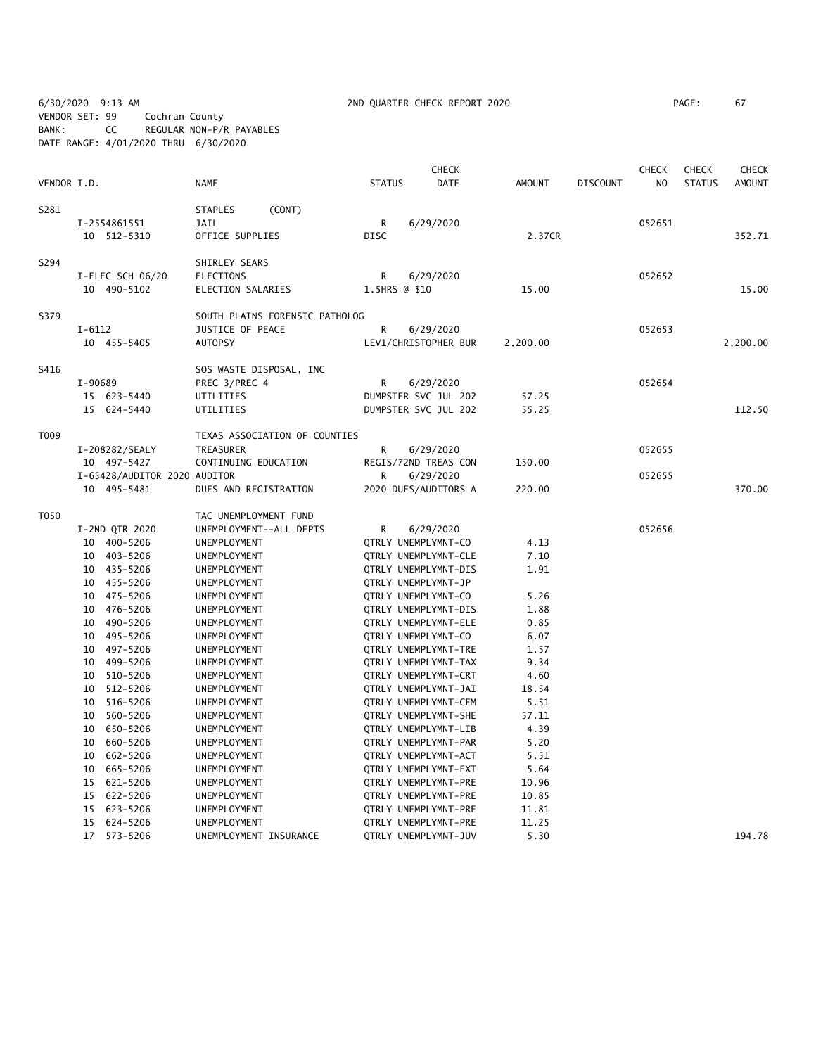6/30/2020 9:13 AM 2ND QUARTER CHECK REPORT 2020 PAGE: 67
VENDOR SET: 99 Cochran County
BANK: CC REGULAR NON-P/R PAYABLES
DATE RANGE: 4/01/2020 THRU 6/30/2020

| VENDOR I.D. | NAME | STATUS | CHECK DATE | AMOUNT | DISCOUNT | CHECK NO | CHECK STATUS | CHECK AMOUNT |
|---|---|---|---|---|---|---|---|---|
| S281 | STAPLES (CONT) | | | | | | | |
| I-2554861551 | JAIL | R | 6/29/2020 | | | 052651 | | |
| 10 512-5310 | OFFICE SUPPLIES | DISC | | 2.37CR | | | | 352.71 |
| S294 | SHIRLEY SEARS | | | | | | | |
| I-ELEC SCH 06/20 | ELECTIONS | R | 6/29/2020 | | | 052652 | | |
| 10 490-5102 | ELECTION SALARIES | 1.5HRS @ $10 | | 15.00 | | | | 15.00 |
| S379 | SOUTH PLAINS FORENSIC PATHOLOG | | | | | | | |
| I-6112 | JUSTICE OF PEACE | R | 6/29/2020 | | | 052653 | | |
| 10 455-5405 | AUTOPSY | LEV1/CHRISTOPHER BUR | | 2,200.00 | | | | 2,200.00 |
| S416 | SOS WASTE DISPOSAL, INC | | | | | | | |
| I-90689 | PREC 3/PREC 4 | R | 6/29/2020 | | | 052654 | | |
| 15 623-5440 | UTILITIES | DUMPSTER SVC JUL 202 | | 57.25 | | | | |
| 15 624-5440 | UTILITIES | DUMPSTER SVC JUL 202 | | 55.25 | | | | 112.50 |
| T009 | TEXAS ASSOCIATION OF COUNTIES | | | | | | | |
| I-208282/SEALY | TREASURER | R | 6/29/2020 | | | 052655 | | |
| 10 497-5427 | CONTINUING EDUCATION | REGIS/72ND TREAS CON | | 150.00 | | | | |
| I-65428/AUDITOR 2020 | AUDITOR | R | 6/29/2020 | | | 052655 | | |
| 10 495-5481 | DUES AND REGISTRATION | 2020 DUES/AUDITORS A | | 220.00 | | | | 370.00 |
| T050 | TAC UNEMPLOYMENT FUND | | | | | | | |
| I-2ND QTR 2020 | UNEMPLOYMENT--ALL DEPTS | R | 6/29/2020 | | | 052656 | | |
| 10 400-5206 | UNEMPLOYMENT | QTRLY UNEMPLYMNT-CO | | 4.13 | | | | |
| 10 403-5206 | UNEMPLOYMENT | QTRLY UNEMPLYMNT-CLE | | 7.10 | | | | |
| 10 435-5206 | UNEMPLOYMENT | QTRLY UNEMPLYMNT-DIS | | 1.91 | | | | |
| 10 455-5206 | UNEMPLOYMENT | QTRLY UNEMPLYMNT-JP | | | | | | |
| 10 475-5206 | UNEMPLOYMENT | QTRLY UNEMPLYMNT-CO | | 5.26 | | | | |
| 10 476-5206 | UNEMPLOYMENT | QTRLY UNEMPLYMNT-DIS | | 1.88 | | | | |
| 10 490-5206 | UNEMPLOYMENT | QTRLY UNEMPLYMNT-ELE | | 0.85 | | | | |
| 10 495-5206 | UNEMPLOYMENT | QTRLY UNEMPLYMNT-CO | | 6.07 | | | | |
| 10 497-5206 | UNEMPLOYMENT | QTRLY UNEMPLYMNT-TRE | | 1.57 | | | | |
| 10 499-5206 | UNEMPLOYMENT | QTRLY UNEMPLYMNT-TAX | | 9.34 | | | | |
| 10 510-5206 | UNEMPLOYMENT | QTRLY UNEMPLYMNT-CRT | | 4.60 | | | | |
| 10 512-5206 | UNEMPLOYMENT | QTRLY UNEMPLYMNT-JAI | | 18.54 | | | | |
| 10 516-5206 | UNEMPLOYMENT | QTRLY UNEMPLYMNT-CEM | | 5.51 | | | | |
| 10 560-5206 | UNEMPLOYMENT | QTRLY UNEMPLYMNT-SHE | | 57.11 | | | | |
| 10 650-5206 | UNEMPLOYMENT | QTRLY UNEMPLYMNT-LIB | | 4.39 | | | | |
| 10 660-5206 | UNEMPLOYMENT | QTRLY UNEMPLYMNT-PAR | | 5.20 | | | | |
| 10 662-5206 | UNEMPLOYMENT | QTRLY UNEMPLYMNT-ACT | | 5.51 | | | | |
| 10 665-5206 | UNEMPLOYMENT | QTRLY UNEMPLYMNT-EXT | | 5.64 | | | | |
| 15 621-5206 | UNEMPLOYMENT | QTRLY UNEMPLYMNT-PRE | | 10.96 | | | | |
| 15 622-5206 | UNEMPLOYMENT | QTRLY UNEMPLYMNT-PRE | | 10.85 | | | | |
| 15 623-5206 | UNEMPLOYMENT | QTRLY UNEMPLYMNT-PRE | | 11.81 | | | | |
| 15 624-5206 | UNEMPLOYMENT | QTRLY UNEMPLYMNT-PRE | | 11.25 | | | | |
| 17 573-5206 | UNEMPLOYMENT INSURANCE | QTRLY UNEMPLYMNT-JUV | | 5.30 | | | | 194.78 |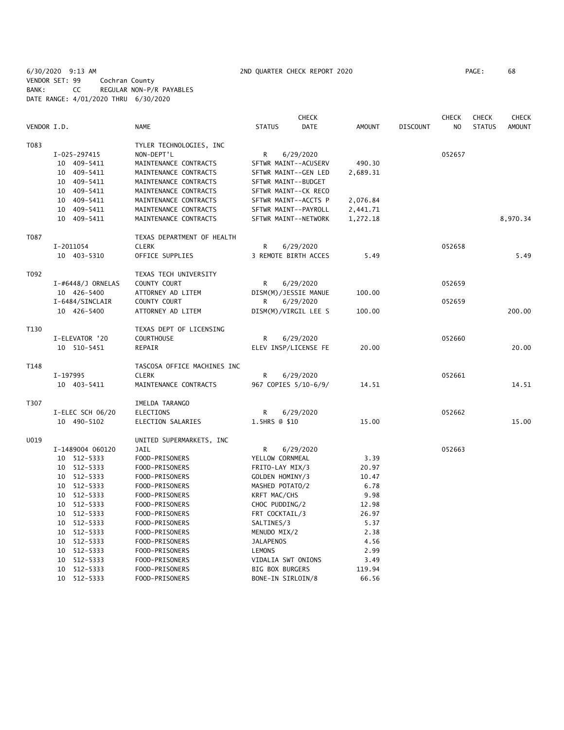6/30/2020 9:13 AM 2ND QUARTER CHECK REPORT 2020
VENDOR SET: 99 Cochran County
BANK: CC REGULAR NON-P/R PAYABLES
DATE RANGE: 4/01/2020 THRU 6/30/2020

| VENDOR I.D. | NAME | STATUS | CHECK DATE | AMOUNT | DISCOUNT | CHECK NO | CHECK STATUS | CHECK AMOUNT |
|---|---|---|---|---|---|---|---|---|
| T083 | TYLER TECHNOLOGIES, INC | | | | | | | |
| I-025-297415 | NON-DEPT'L | R | 6/29/2020 | | | 052657 | | |
| 10 409-5411 | MAINTENANCE CONTRACTS | SFTWR MAINT--ACUSERV | | 490.30 | | | | |
| 10 409-5411 | MAINTENANCE CONTRACTS | SFTWR MAINT--GEN LED | | 2,689.31 | | | | |
| 10 409-5411 | MAINTENANCE CONTRACTS | SFTWR MAINT--BUDGET | | | | | | |
| 10 409-5411 | MAINTENANCE CONTRACTS | SFTWR MAINT--CK RECO | | | | | | |
| 10 409-5411 | MAINTENANCE CONTRACTS | SFTWR MAINT--ACCTS P | | 2,076.84 | | | | |
| 10 409-5411 | MAINTENANCE CONTRACTS | SFTWR MAINT--PAYROLL | | 2,441.71 | | | | |
| 10 409-5411 | MAINTENANCE CONTRACTS | SFTWR MAINT--NETWORK | | 1,272.18 | | | | 8,970.34 |
| T087 | TEXAS DEPARTMENT OF HEALTH | | | | | | | |
| I-2011054 | CLERK | R | 6/29/2020 | | | 052658 | | |
| 10 403-5310 | OFFICE SUPPLIES | 3 REMOTE BIRTH ACCES | | 5.49 | | | | 5.49 |
| T092 | TEXAS TECH UNIVERSITY | | | | | | | |
| I-#6448/J ORNELAS | COUNTY COURT | R | 6/29/2020 | | | 052659 | | |
| 10 426-5400 | ATTORNEY AD LITEM | DISM(M)/JESSIE MANUE | | 100.00 | | | | |
| I-6484/SINCLAIR | COUNTY COURT | R | 6/29/2020 | | | 052659 | | |
| 10 426-5400 | ATTORNEY AD LITEM | DISM(M)/VIRGIL LEE S | | 100.00 | | | | 200.00 |
| T130 | TEXAS DEPT OF LICENSING | | | | | | | |
| I-ELEVATOR '20 | COURTHOUSE | R | 6/29/2020 | | | 052660 | | |
| 10 510-5451 | REPAIR | ELEV INSP/LICENSE FE | | 20.00 | | | | 20.00 |
| T148 | TASCOSA OFFICE MACHINES INC | | | | | | | |
| I-197995 | CLERK | R | 6/29/2020 | | | 052661 | | |
| 10 403-5411 | MAINTENANCE CONTRACTS | 967 COPIES 5/10-6/9/ | | 14.51 | | | | 14.51 |
| T307 | IMELDA TARANGO | | | | | | | |
| I-ELEC SCH 06/20 | ELECTIONS | R | 6/29/2020 | | | 052662 | | |
| 10 490-5102 | ELECTION SALARIES | 1.5HRS @ $10 | | 15.00 | | | | 15.00 |
| U019 | UNITED SUPERMARKETS, INC | | | | | | | |
| I-1489004 060120 | JAIL | R | 6/29/2020 | | | 052663 | | |
| 10 512-5333 | FOOD-PRISONERS | YELLOW CORNMEAL | | 3.39 | | | | |
| 10 512-5333 | FOOD-PRISONERS | FRITO-LAY MIX/3 | | 20.97 | | | | |
| 10 512-5333 | FOOD-PRISONERS | GOLDEN HOMINY/3 | | 10.47 | | | | |
| 10 512-5333 | FOOD-PRISONERS | MASHED POTATO/2 | | 6.78 | | | | |
| 10 512-5333 | FOOD-PRISONERS | KRFT MAC/CHS | | 9.98 | | | | |
| 10 512-5333 | FOOD-PRISONERS | CHOC PUDDING/2 | | 12.98 | | | | |
| 10 512-5333 | FOOD-PRISONERS | FRT COCKTAIL/3 | | 26.97 | | | | |
| 10 512-5333 | FOOD-PRISONERS | SALTINES/3 | | 5.37 | | | | |
| 10 512-5333 | FOOD-PRISONERS | MENUDO MIX/2 | | 2.38 | | | | |
| 10 512-5333 | FOOD-PRISONERS | JALAPENOS | | 4.56 | | | | |
| 10 512-5333 | FOOD-PRISONERS | LEMONS | | 2.99 | | | | |
| 10 512-5333 | FOOD-PRISONERS | VIDALIA SWT ONIONS | | 3.49 | | | | |
| 10 512-5333 | FOOD-PRISONERS | BIG BOX BURGERS | | 119.94 | | | | |
| 10 512-5333 | FOOD-PRISONERS | BONE-IN SIRLOIN/8 | | 66.56 | | | | |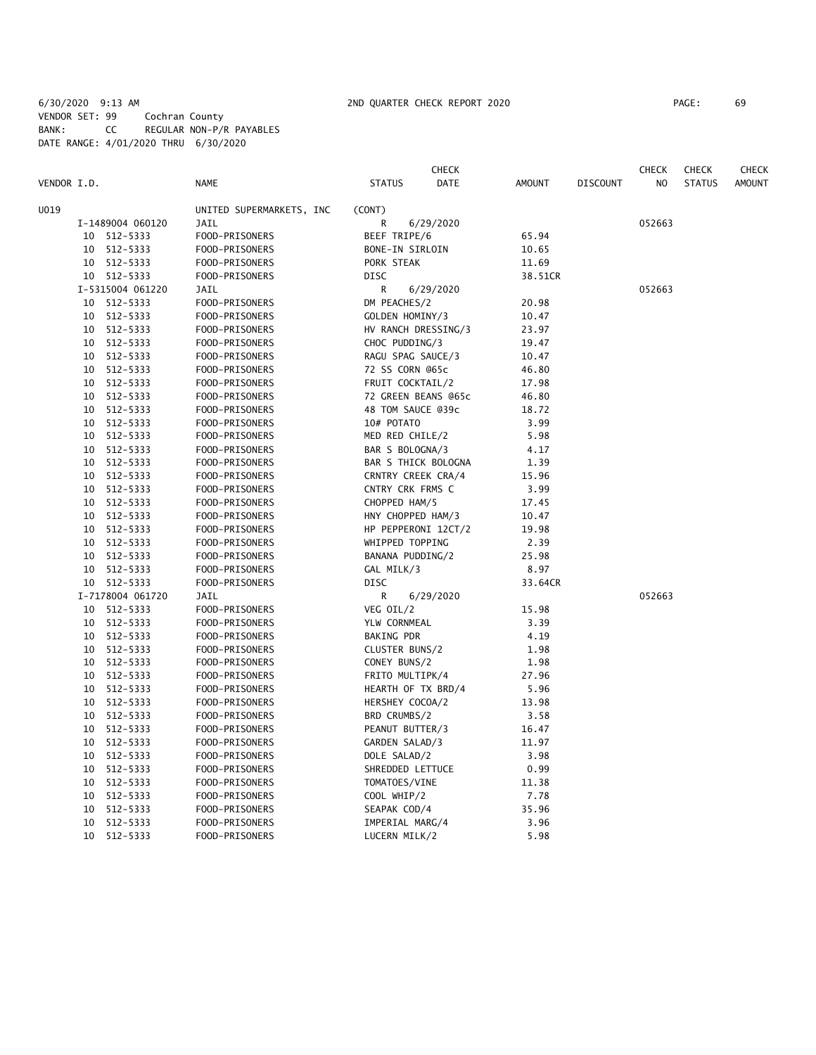6/30/2020 9:13 AM 2ND QUARTER CHECK REPORT 2020

VENDOR SET: 99 Cochran County
BANK: CC REGULAR NON-P/R PAYABLES
DATE RANGE: 4/01/2020 THRU 6/30/2020

| VENDOR I.D. | NAME | STATUS | CHECK DATE | AMOUNT | DISCOUNT | CHECK NO | CHECK STATUS | CHECK AMOUNT |
|---|---|---|---|---|---|---|---|---|
| U019 | UNITED SUPERMARKETS, INC | (CONT) | | | | | | |
| I-1489004 060120 | JAIL | R | 6/29/2020 | | | 052663 | | |
| 10 512-5333 | FOOD-PRISONERS | BEEF TRIPE/6 | | 65.94 | | | | |
| 10 512-5333 | FOOD-PRISONERS | BONE-IN SIRLOIN | | 10.65 | | | | |
| 10 512-5333 | FOOD-PRISONERS | PORK STEAK | | 11.69 | | | | |
| 10 512-5333 | FOOD-PRISONERS | DISC | | 38.51CR | | | | |
| I-5315004 061220 | JAIL | R | 6/29/2020 | | | 052663 | | |
| 10 512-5333 | FOOD-PRISONERS | DM PEACHES/2 | | 20.98 | | | | |
| 10 512-5333 | FOOD-PRISONERS | GOLDEN HOMINY/3 | | 10.47 | | | | |
| 10 512-5333 | FOOD-PRISONERS | HV RANCH DRESSING/3 | | 23.97 | | | | |
| 10 512-5333 | FOOD-PRISONERS | CHOC PUDDING/3 | | 19.47 | | | | |
| 10 512-5333 | FOOD-PRISONERS | RAGU SPAG SAUCE/3 | | 10.47 | | | | |
| 10 512-5333 | FOOD-PRISONERS | 72 SS CORN @65c | | 46.80 | | | | |
| 10 512-5333 | FOOD-PRISONERS | FRUIT COCKTAIL/2 | | 17.98 | | | | |
| 10 512-5333 | FOOD-PRISONERS | 72 GREEN BEANS @65c | | 46.80 | | | | |
| 10 512-5333 | FOOD-PRISONERS | 48 TOM SAUCE @39c | | 18.72 | | | | |
| 10 512-5333 | FOOD-PRISONERS | 10# POTATO | | 3.99 | | | | |
| 10 512-5333 | FOOD-PRISONERS | MED RED CHILE/2 | | 5.98 | | | | |
| 10 512-5333 | FOOD-PRISONERS | BAR S BOLOGNA/3 | | 4.17 | | | | |
| 10 512-5333 | FOOD-PRISONERS | BAR S THICK BOLOGNA | | 1.39 | | | | |
| 10 512-5333 | FOOD-PRISONERS | CRNTRY CREEK CRA/4 | | 15.96 | | | | |
| 10 512-5333 | FOOD-PRISONERS | CNTRY CRK FRMS C | | 3.99 | | | | |
| 10 512-5333 | FOOD-PRISONERS | CHOPPED HAM/5 | | 17.45 | | | | |
| 10 512-5333 | FOOD-PRISONERS | HNY CHOPPED HAM/3 | | 10.47 | | | | |
| 10 512-5333 | FOOD-PRISONERS | HP PEPPERONI 12CT/2 | | 19.98 | | | | |
| 10 512-5333 | FOOD-PRISONERS | WHIPPED TOPPING | | 2.39 | | | | |
| 10 512-5333 | FOOD-PRISONERS | BANANA PUDDING/2 | | 25.98 | | | | |
| 10 512-5333 | FOOD-PRISONERS | GAL MILK/3 | | 8.97 | | | | |
| 10 512-5333 | FOOD-PRISONERS | DISC | | 33.64CR | | | | |
| I-7178004 061720 | JAIL | R | 6/29/2020 | | | 052663 | | |
| 10 512-5333 | FOOD-PRISONERS | VEG OIL/2 | | 15.98 | | | | |
| 10 512-5333 | FOOD-PRISONERS | YLW CORNMEAL | | 3.39 | | | | |
| 10 512-5333 | FOOD-PRISONERS | BAKING PDR | | 4.19 | | | | |
| 10 512-5333 | FOOD-PRISONERS | CLUSTER BUNS/2 | | 1.98 | | | | |
| 10 512-5333 | FOOD-PRISONERS | CONEY BUNS/2 | | 1.98 | | | | |
| 10 512-5333 | FOOD-PRISONERS | FRITO MULTIPK/4 | | 27.96 | | | | |
| 10 512-5333 | FOOD-PRISONERS | HEARTH OF TX BRD/4 | | 5.96 | | | | |
| 10 512-5333 | FOOD-PRISONERS | HERSHEY COCOA/2 | | 13.98 | | | | |
| 10 512-5333 | FOOD-PRISONERS | BRD CRUMBS/2 | | 3.58 | | | | |
| 10 512-5333 | FOOD-PRISONERS | PEANUT BUTTER/3 | | 16.47 | | | | |
| 10 512-5333 | FOOD-PRISONERS | GARDEN SALAD/3 | | 11.97 | | | | |
| 10 512-5333 | FOOD-PRISONERS | DOLE SALAD/2 | | 3.98 | | | | |
| 10 512-5333 | FOOD-PRISONERS | SHREDDED LETTUCE | | 0.99 | | | | |
| 10 512-5333 | FOOD-PRISONERS | TOMATOES/VINE | | 11.38 | | | | |
| 10 512-5333 | FOOD-PRISONERS | COOL WHIP/2 | | 7.78 | | | | |
| 10 512-5333 | FOOD-PRISONERS | SEAPAK COD/4 | | 35.96 | | | | |
| 10 512-5333 | FOOD-PRISONERS | IMPERIAL MARG/4 | | 3.96 | | | | |
| 10 512-5333 | FOOD-PRISONERS | LUCERN MILK/2 | | 5.98 | | | | |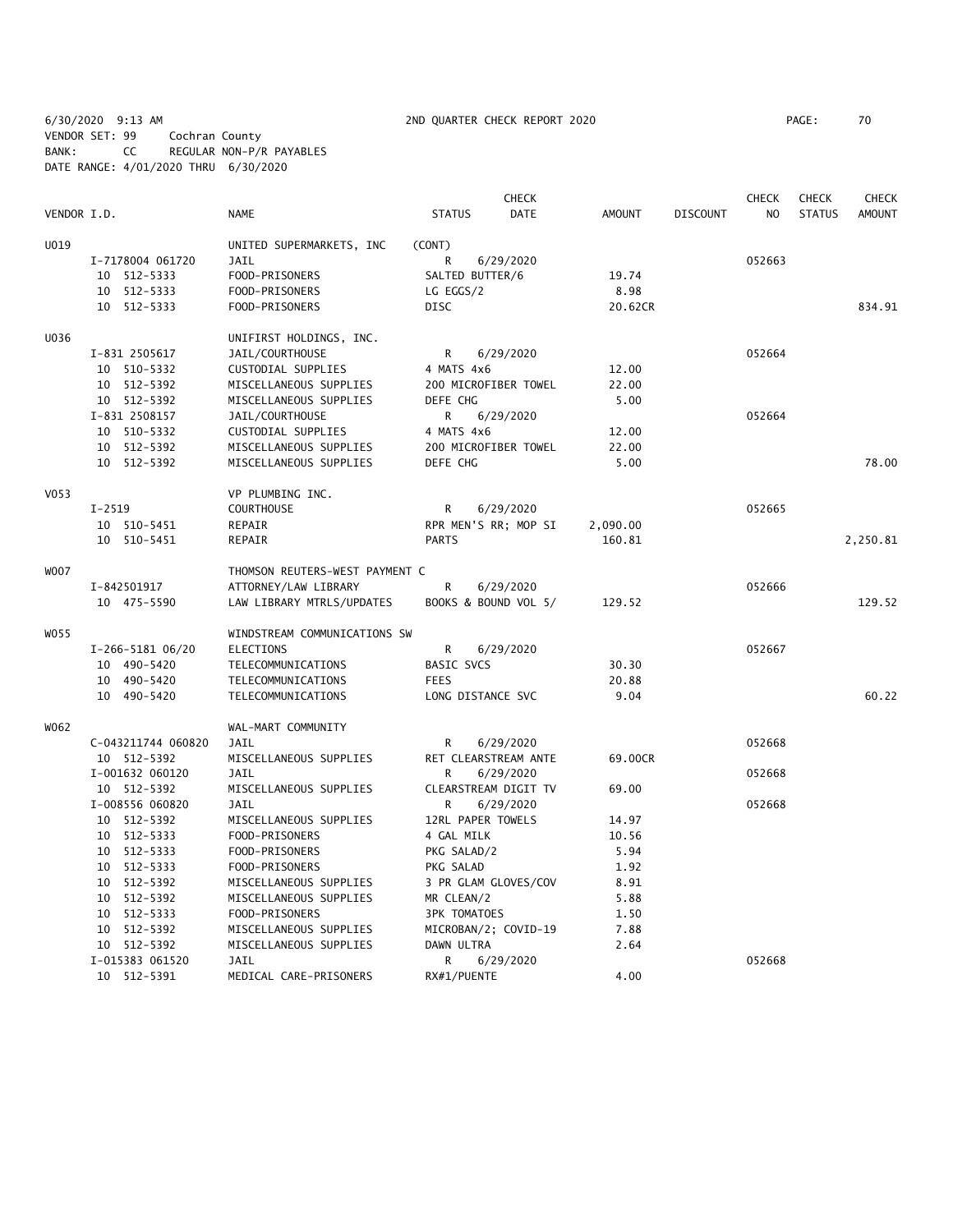6/30/2020 9:13 AM 2ND QUARTER CHECK REPORT 2020

VENDOR SET: 99 Cochran County
BANK: CC REGULAR NON-P/R PAYABLES
DATE RANGE: 4/01/2020 THRU 6/30/2020

| VENDOR I.D. | NAME | STATUS | CHECK DATE | AMOUNT | DISCOUNT | CHECK NO | CHECK STATUS | CHECK AMOUNT |
|---|---|---|---|---|---|---|---|---|
| U019 | UNITED SUPERMARKETS, INC | (CONT) | | | | | | |
| I-7178004 061720 | JAIL | R | 6/29/2020 | | | 052663 | | |
| 10 512-5333 | FOOD-PRISONERS | SALTED BUTTER/6 | | 19.74 | | | | |
| 10 512-5333 | FOOD-PRISONERS | LG EGGS/2 | | 8.98 | | | | |
| 10 512-5333 | FOOD-PRISONERS | DISC | | 20.62CR | | | | 834.91 |
| U036 | UNIFIRST HOLDINGS, INC. | | | | | | | |
| I-831 2505617 | JAIL/COURTHOUSE | R | 6/29/2020 | | | 052664 | | |
| 10 510-5332 | CUSTODIAL SUPPLIES | 4 MATS 4x6 | | 12.00 | | | | |
| 10 512-5392 | MISCELLANEOUS SUPPLIES | 200 MICROFIBER TOWEL | | 22.00 | | | | |
| 10 512-5392 | MISCELLANEOUS SUPPLIES | DEFE CHG | | 5.00 | | | | |
| I-831 2508157 | JAIL/COURTHOUSE | R | 6/29/2020 | | | 052664 | | |
| 10 510-5332 | CUSTODIAL SUPPLIES | 4 MATS 4x6 | | 12.00 | | | | |
| 10 512-5392 | MISCELLANEOUS SUPPLIES | 200 MICROFIBER TOWEL | | 22.00 | | | | |
| 10 512-5392 | MISCELLANEOUS SUPPLIES | DEFE CHG | | 5.00 | | | | 78.00 |
| V053 | VP PLUMBING INC. | | | | | | | |
| I-2519 | COURTHOUSE | R | 6/29/2020 | | | 052665 | | |
| 10 510-5451 | REPAIR | RPR MEN'S RR; MOP SI | | 2,090.00 | | | | |
| 10 510-5451 | REPAIR | PARTS | | 160.81 | | | | 2,250.81 |
| W007 | THOMSON REUTERS-WEST PAYMENT C | | | | | | | |
| I-842501917 | ATTORNEY/LAW LIBRARY | R | 6/29/2020 | | | 052666 | | |
| 10 475-5590 | LAW LIBRARY MTRLS/UPDATES | BOOKS & BOUND VOL 5/ | | 129.52 | | | | 129.52 |
| W055 | WINDSTREAM COMMUNICATIONS SW | | | | | | | |
| I-266-5181 06/20 | ELECTIONS | R | 6/29/2020 | | | 052667 | | |
| 10 490-5420 | TELECOMMUNICATIONS | BASIC SVCS | | 30.30 | | | | |
| 10 490-5420 | TELECOMMUNICATIONS | FEES | | 20.88 | | | | |
| 10 490-5420 | TELECOMMUNICATIONS | LONG DISTANCE SVC | | 9.04 | | | | 60.22 |
| W062 | WAL-MART COMMUNITY | | | | | | | |
| C-043211744 060820 | JAIL | R | 6/29/2020 | | | 052668 | | |
| 10 512-5392 | MISCELLANEOUS SUPPLIES | RET CLEARSTREAM ANTE | | 69.00CR | | | | |
| I-001632 060120 | JAIL | R | 6/29/2020 | | | 052668 | | |
| 10 512-5392 | MISCELLANEOUS SUPPLIES | CLEARSTREAM DIGIT TV | | 69.00 | | | | |
| I-008556 060820 | JAIL | R | 6/29/2020 | | | 052668 | | |
| 10 512-5392 | MISCELLANEOUS SUPPLIES | 12RL PAPER TOWELS | | 14.97 | | | | |
| 10 512-5333 | FOOD-PRISONERS | 4 GAL MILK | | 10.56 | | | | |
| 10 512-5333 | FOOD-PRISONERS | PKG SALAD/2 | | 5.94 | | | | |
| 10 512-5333 | FOOD-PRISONERS | PKG SALAD | | 1.92 | | | | |
| 10 512-5392 | MISCELLANEOUS SUPPLIES | 3 PR GLAM GLOVES/COV | | 8.91 | | | | |
| 10 512-5392 | MISCELLANEOUS SUPPLIES | MR CLEAN/2 | | 5.88 | | | | |
| 10 512-5333 | FOOD-PRISONERS | 3PK TOMATOES | | 1.50 | | | | |
| 10 512-5392 | MISCELLANEOUS SUPPLIES | MICROBAN/2; COVID-19 | | 7.88 | | | | |
| 10 512-5392 | MISCELLANEOUS SUPPLIES | DAWN ULTRA | | 2.64 | | | | |
| I-015383 061520 | JAIL | R | 6/29/2020 | | | 052668 | | |
| 10 512-5391 | MEDICAL CARE-PRISONERS | RX#1/PUENTE | | 4.00 | | | | |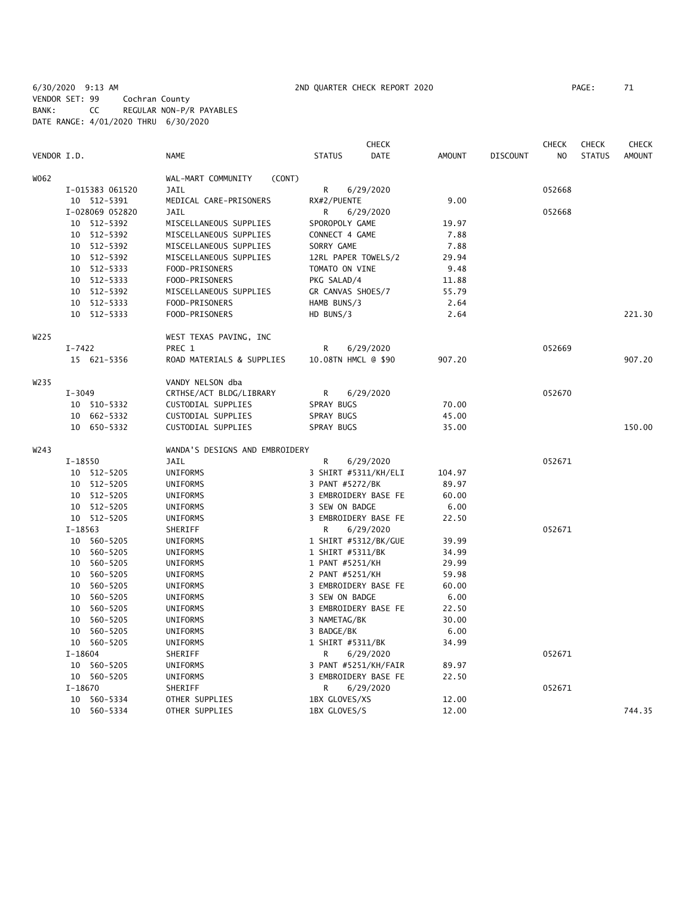6/30/2020 9:13 AM 2ND QUARTER CHECK REPORT 2020 PAGE: 71
VENDOR SET: 99 Cochran County
BANK: CC REGULAR NON-P/R PAYABLES
DATE RANGE: 4/01/2020 THRU 6/30/2020

| VENDOR I.D. | NAME | STATUS | CHECK DATE | AMOUNT | DISCOUNT | CHECK NO | CHECK STATUS | CHECK AMOUNT |
|---|---|---|---|---|---|---|---|---|
| W062 | WAL-MART COMMUNITY (CONT) | | | | | | | |
| I-015383 061520 | JAIL | R | 6/29/2020 | | | 052668 | | |
| 10 512-5391 | MEDICAL CARE-PRISONERS | RX#2/PUENTE | | 9.00 | | | | |
| I-028069 052820 | JAIL | R | 6/29/2020 | | | 052668 | | |
| 10 512-5392 | MISCELLANEOUS SUPPLIES | SPOROPOLY GAME | | 19.97 | | | | |
| 10 512-5392 | MISCELLANEOUS SUPPLIES | CONNECT 4 GAME | | 7.88 | | | | |
| 10 512-5392 | MISCELLANEOUS SUPPLIES | SORRY GAME | | 7.88 | | | | |
| 10 512-5392 | MISCELLANEOUS SUPPLIES | 12RL PAPER TOWELS/2 | | 29.94 | | | | |
| 10 512-5333 | FOOD-PRISONERS | TOMATO ON VINE | | 9.48 | | | | |
| 10 512-5333 | FOOD-PRISONERS | PKG SALAD/4 | | 11.88 | | | | |
| 10 512-5392 | MISCELLANEOUS SUPPLIES | GR CANVAS SHOES/7 | | 55.79 | | | | |
| 10 512-5333 | FOOD-PRISONERS | HAMB BUNS/3 | | 2.64 | | | | |
| 10 512-5333 | FOOD-PRISONERS | HD BUNS/3 | | 2.64 | | | | 221.30 |
| W225 | WEST TEXAS PAVING, INC | | | | | | | |
| I-7422 | PREC 1 | R | 6/29/2020 | | | 052669 | | |
| 15 621-5356 | ROAD MATERIALS & SUPPLIES | 10.08TN HMCL @ $90 | | 907.20 | | | | 907.20 |
| W235 | VANDY NELSON dba | | | | | | | |
| I-3049 | CRTHSE/ACT BLDG/LIBRARY | R | 6/29/2020 | | | 052670 | | |
| 10 510-5332 | CUSTODIAL SUPPLIES | SPRAY BUGS | | 70.00 | | | | |
| 10 662-5332 | CUSTODIAL SUPPLIES | SPRAY BUGS | | 45.00 | | | | |
| 10 650-5332 | CUSTODIAL SUPPLIES | SPRAY BUGS | | 35.00 | | | | 150.00 |
| W243 | WANDA'S DESIGNS AND EMBROIDERY | | | | | | | |
| I-18550 | JAIL | R | 6/29/2020 | | | 052671 | | |
| 10 512-5205 | UNIFORMS | 3 SHIRT #5311/KH/ELI | | 104.97 | | | | |
| 10 512-5205 | UNIFORMS | 3 PANT #5272/BK | | 89.97 | | | | |
| 10 512-5205 | UNIFORMS | 3 EMBROIDERY BASE FE | | 60.00 | | | | |
| 10 512-5205 | UNIFORMS | 3 SEW ON BADGE | | 6.00 | | | | |
| 10 512-5205 | UNIFORMS | 3 EMBROIDERY BASE FE | | 22.50 | | | | |
| I-18563 | SHERIFF | R | 6/29/2020 | | | 052671 | | |
| 10 560-5205 | UNIFORMS | 1 SHIRT #5312/BK/GUE | | 39.99 | | | | |
| 10 560-5205 | UNIFORMS | 1 SHIRT #5311/BK | | 34.99 | | | | |
| 10 560-5205 | UNIFORMS | 1 PANT #5251/KH | | 29.99 | | | | |
| 10 560-5205 | UNIFORMS | 2 PANT #5251/KH | | 59.98 | | | | |
| 10 560-5205 | UNIFORMS | 3 EMBROIDERY BASE FE | | 60.00 | | | | |
| 10 560-5205 | UNIFORMS | 3 SEW ON BADGE | | 6.00 | | | | |
| 10 560-5205 | UNIFORMS | 3 EMBROIDERY BASE FE | | 22.50 | | | | |
| 10 560-5205 | UNIFORMS | 3 NAMETAG/BK | | 30.00 | | | | |
| 10 560-5205 | UNIFORMS | 3 BADGE/BK | | 6.00 | | | | |
| 10 560-5205 | UNIFORMS | 1 SHIRT #5311/BK | | 34.99 | | | | |
| I-18604 | SHERIFF | R | 6/29/2020 | | | 052671 | | |
| 10 560-5205 | UNIFORMS | 3 PANT #5251/KH/FAIR | | 89.97 | | | | |
| 10 560-5205 | UNIFORMS | 3 EMBROIDERY BASE FE | | 22.50 | | | | |
| I-18670 | SHERIFF | R | 6/29/2020 | | | 052671 | | |
| 10 560-5334 | OTHER SUPPLIES | 1BX GLOVES/XS | | 12.00 | | | | |
| 10 560-5334 | OTHER SUPPLIES | 1BX GLOVES/S | | 12.00 | | | | 744.35 |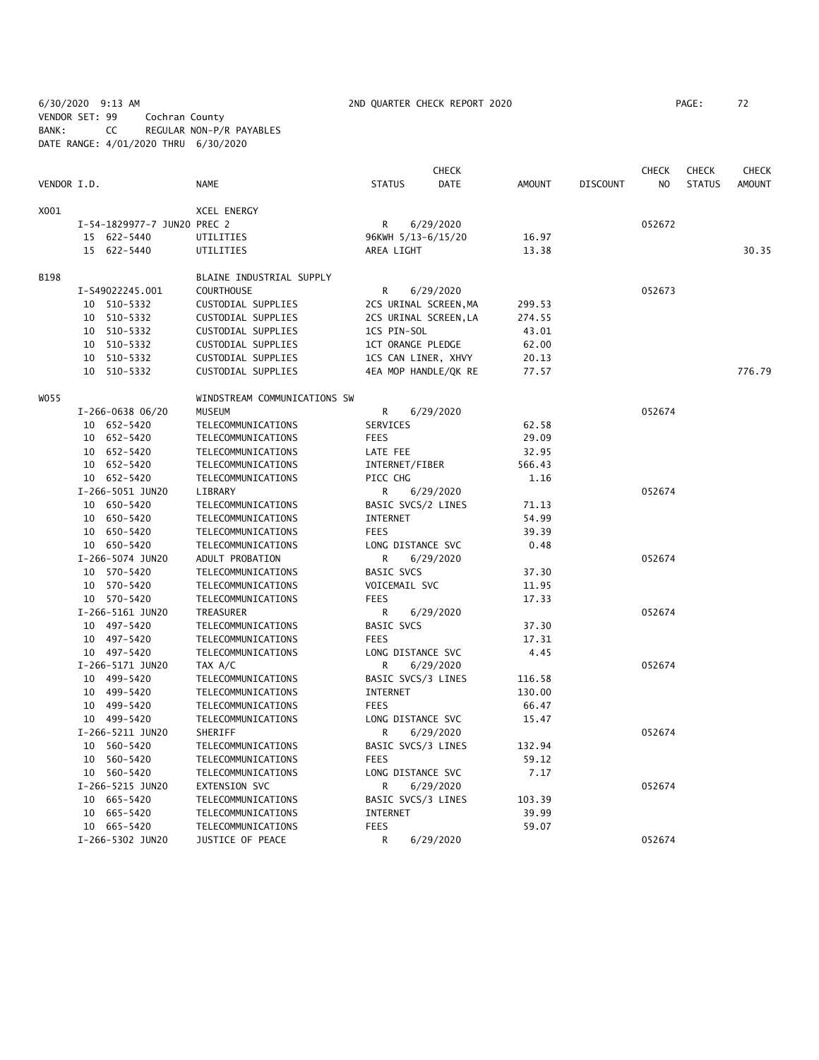6/30/2020 9:13 AM 2ND QUARTER CHECK REPORT 2020 PAGE: 72
VENDOR SET: 99 Cochran County
BANK: CC REGULAR NON-P/R PAYABLES
DATE RANGE: 4/01/2020 THRU 6/30/2020

| VENDOR I.D. | NAME | STATUS | CHECK DATE | AMOUNT | DISCOUNT | CHECK NO | CHECK STATUS | CHECK AMOUNT |
|---|---|---|---|---|---|---|---|---|
| X001 | XCEL ENERGY | | | | | | | |
| I-54-1829977-7 JUN20 PREC 2 | | R | 6/29/2020 | | | 052672 | | |
| 15 622-5440 | UTILITIES | 96KWH 5/13-6/15/20 | | 16.97 | | | | |
| 15 622-5440 | UTILITIES | AREA LIGHT | | 13.38 | | | | 30.35 |
| B198 | BLAINE INDUSTRIAL SUPPLY | | | | | | | |
| I-S49022245.001 | COURTHOUSE | R | 6/29/2020 | | | 052673 | | |
| 10 510-5332 | CUSTODIAL SUPPLIES | 2CS URINAL SCREEN,MA | | 299.53 | | | | |
| 10 510-5332 | CUSTODIAL SUPPLIES | 2CS URINAL SCREEN,LA | | 274.55 | | | | |
| 10 510-5332 | CUSTODIAL SUPPLIES | 1CS PIN-SOL | | 43.01 | | | | |
| 10 510-5332 | CUSTODIAL SUPPLIES | 1CT ORANGE PLEDGE | | 62.00 | | | | |
| 10 510-5332 | CUSTODIAL SUPPLIES | 1CS CAN LINER, XHVY | | 20.13 | | | | |
| 10 510-5332 | CUSTODIAL SUPPLIES | 4EA MOP HANDLE/QK RE | | 77.57 | | | | 776.79 |
| W055 | WINDSTREAM COMMUNICATIONS SW | | | | | | | |
| I-266-0638 06/20 | MUSEUM | R | 6/29/2020 | | | 052674 | | |
| 10 652-5420 | TELECOMMUNICATIONS | SERVICES | | 62.58 | | | | |
| 10 652-5420 | TELECOMMUNICATIONS | FEES | | 29.09 | | | | |
| 10 652-5420 | TELECOMMUNICATIONS | LATE FEE | | 32.95 | | | | |
| 10 652-5420 | TELECOMMUNICATIONS | INTERNET/FIBER | | 566.43 | | | | |
| 10 652-5420 | TELECOMMUNICATIONS | PICC CHG | | 1.16 | | | | |
| I-266-5051 JUN20 | LIBRARY | R | 6/29/2020 | | | 052674 | | |
| 10 650-5420 | TELECOMMUNICATIONS | BASIC SVCS/2 LINES | | 71.13 | | | | |
| 10 650-5420 | TELECOMMUNICATIONS | INTERNET | | 54.99 | | | | |
| 10 650-5420 | TELECOMMUNICATIONS | FEES | | 39.39 | | | | |
| 10 650-5420 | TELECOMMUNICATIONS | LONG DISTANCE SVC | | 0.48 | | | | |
| I-266-5074 JUN20 | ADULT PROBATION | R | 6/29/2020 | | | 052674 | | |
| 10 570-5420 | TELECOMMUNICATIONS | BASIC SVCS | | 37.30 | | | | |
| 10 570-5420 | TELECOMMUNICATIONS | VOICEMAIL SVC | | 11.95 | | | | |
| 10 570-5420 | TELECOMMUNICATIONS | FEES | | 17.33 | | | | |
| I-266-5161 JUN20 | TREASURER | R | 6/29/2020 | | | 052674 | | |
| 10 497-5420 | TELECOMMUNICATIONS | BASIC SVCS | | 37.30 | | | | |
| 10 497-5420 | TELECOMMUNICATIONS | FEES | | 17.31 | | | | |
| 10 497-5420 | TELECOMMUNICATIONS | LONG DISTANCE SVC | | 4.45 | | | | |
| I-266-5171 JUN20 | TAX A/C | R | 6/29/2020 | | | 052674 | | |
| 10 499-5420 | TELECOMMUNICATIONS | BASIC SVCS/3 LINES | | 116.58 | | | | |
| 10 499-5420 | TELECOMMUNICATIONS | INTERNET | | 130.00 | | | | |
| 10 499-5420 | TELECOMMUNICATIONS | FEES | | 66.47 | | | | |
| 10 499-5420 | TELECOMMUNICATIONS | LONG DISTANCE SVC | | 15.47 | | | | |
| I-266-5211 JUN20 | SHERIFF | R | 6/29/2020 | | | 052674 | | |
| 10 560-5420 | TELECOMMUNICATIONS | BASIC SVCS/3 LINES | | 132.94 | | | | |
| 10 560-5420 | TELECOMMUNICATIONS | FEES | | 59.12 | | | | |
| 10 560-5420 | TELECOMMUNICATIONS | LONG DISTANCE SVC | | 7.17 | | | | |
| I-266-5215 JUN20 | EXTENSION SVC | R | 6/29/2020 | | | 052674 | | |
| 10 665-5420 | TELECOMMUNICATIONS | BASIC SVCS/3 LINES | | 103.39 | | | | |
| 10 665-5420 | TELECOMMUNICATIONS | INTERNET | | 39.99 | | | | |
| 10 665-5420 | TELECOMMUNICATIONS | FEES | | 59.07 | | | | |
| I-266-5302 JUN20 | JUSTICE OF PEACE | R | 6/29/2020 | | | 052674 | | |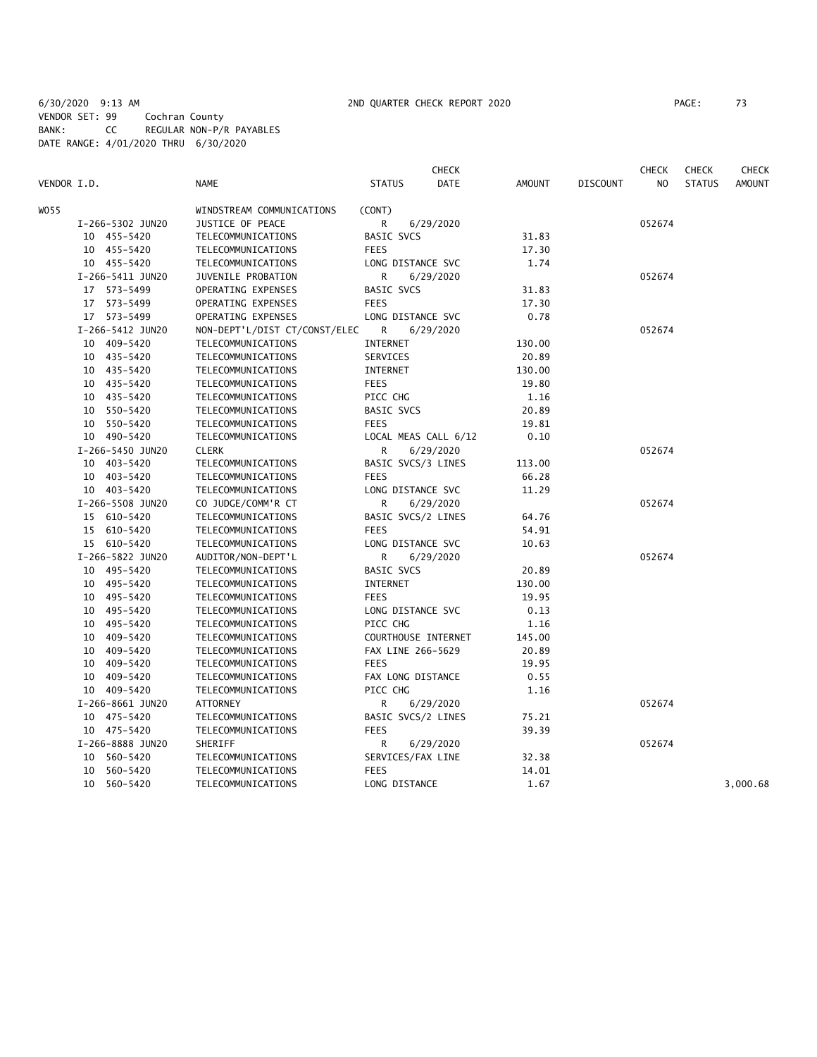6/30/2020 9:13 AM 2ND QUARTER CHECK REPORT 2020

VENDOR SET: 99 Cochran County
BANK: CC REGULAR NON-P/R PAYABLES
DATE RANGE: 4/01/2020 THRU 6/30/2020

| VENDOR I.D. | NAME | STATUS | CHECK DATE | AMOUNT | DISCOUNT | CHECK NO | CHECK STATUS | CHECK AMOUNT |
|---|---|---|---|---|---|---|---|---|
| W055 | WINDSTREAM COMMUNICATIONS | (CONT) | | | | | | |
| I-266-5302 JUN20 | JUSTICE OF PEACE | R | 6/29/2020 | | | 052674 | | |
| 10 455-5420 | TELECOMMUNICATIONS | BASIC SVCS | | 31.83 | | | | |
| 10 455-5420 | TELECOMMUNICATIONS | FEES | | 17.30 | | | | |
| 10 455-5420 | TELECOMMUNICATIONS | LONG DISTANCE SVC | | 1.74 | | | | |
| I-266-5411 JUN20 | JUVENILE PROBATION | R | 6/29/2020 | | | 052674 | | |
| 17 573-5499 | OPERATING EXPENSES | BASIC SVCS | | 31.83 | | | | |
| 17 573-5499 | OPERATING EXPENSES | FEES | | 17.30 | | | | |
| 17 573-5499 | OPERATING EXPENSES | LONG DISTANCE SVC | | 0.78 | | | | |
| I-266-5412 JUN20 | NON-DEPT'L/DIST CT/CONST/ELEC | R | 6/29/2020 | | | 052674 | | |
| 10 409-5420 | TELECOMMUNICATIONS | INTERNET | | 130.00 | | | | |
| 10 435-5420 | TELECOMMUNICATIONS | SERVICES | | 20.89 | | | | |
| 10 435-5420 | TELECOMMUNICATIONS | INTERNET | | 130.00 | | | | |
| 10 435-5420 | TELECOMMUNICATIONS | FEES | | 19.80 | | | | |
| 10 435-5420 | TELECOMMUNICATIONS | PICC CHG | | 1.16 | | | | |
| 10 550-5420 | TELECOMMUNICATIONS | BASIC SVCS | | 20.89 | | | | |
| 10 550-5420 | TELECOMMUNICATIONS | FEES | | 19.81 | | | | |
| 10 490-5420 | TELECOMMUNICATIONS | LOCAL MEAS CALL 6/12 | | 0.10 | | | | |
| I-266-5450 JUN20 | CLERK | R | 6/29/2020 | | | 052674 | | |
| 10 403-5420 | TELECOMMUNICATIONS | BASIC SVCS/3 LINES | | 113.00 | | | | |
| 10 403-5420 | TELECOMMUNICATIONS | FEES | | 66.28 | | | | |
| 10 403-5420 | TELECOMMUNICATIONS | LONG DISTANCE SVC | | 11.29 | | | | |
| I-266-5508 JUN20 | CO JUDGE/COMM'R CT | R | 6/29/2020 | | | 052674 | | |
| 15 610-5420 | TELECOMMUNICATIONS | BASIC SVCS/2 LINES | | 64.76 | | | | |
| 15 610-5420 | TELECOMMUNICATIONS | FEES | | 54.91 | | | | |
| 15 610-5420 | TELECOMMUNICATIONS | LONG DISTANCE SVC | | 10.63 | | | | |
| I-266-5822 JUN20 | AUDITOR/NON-DEPT'L | R | 6/29/2020 | | | 052674 | | |
| 10 495-5420 | TELECOMMUNICATIONS | BASIC SVCS | | 20.89 | | | | |
| 10 495-5420 | TELECOMMUNICATIONS | INTERNET | | 130.00 | | | | |
| 10 495-5420 | TELECOMMUNICATIONS | FEES | | 19.95 | | | | |
| 10 495-5420 | TELECOMMUNICATIONS | LONG DISTANCE SVC | | 0.13 | | | | |
| 10 495-5420 | TELECOMMUNICATIONS | PICC CHG | | 1.16 | | | | |
| 10 409-5420 | TELECOMMUNICATIONS | COURTHOUSE INTERNET | | 145.00 | | | | |
| 10 409-5420 | TELECOMMUNICATIONS | FAX LINE 266-5629 | | 20.89 | | | | |
| 10 409-5420 | TELECOMMUNICATIONS | FEES | | 19.95 | | | | |
| 10 409-5420 | TELECOMMUNICATIONS | FAX LONG DISTANCE | | 0.55 | | | | |
| 10 409-5420 | TELECOMMUNICATIONS | PICC CHG | | 1.16 | | | | |
| I-266-8661 JUN20 | ATTORNEY | R | 6/29/2020 | | | 052674 | | |
| 10 475-5420 | TELECOMMUNICATIONS | BASIC SVCS/2 LINES | | 75.21 | | | | |
| 10 475-5420 | TELECOMMUNICATIONS | FEES | | 39.39 | | | | |
| I-266-8888 JUN20 | SHERIFF | R | 6/29/2020 | | | 052674 | | |
| 10 560-5420 | TELECOMMUNICATIONS | SERVICES/FAX LINE | | 32.38 | | | | |
| 10 560-5420 | TELECOMMUNICATIONS | FEES | | 14.01 | | | | |
| 10 560-5420 | TELECOMMUNICATIONS | LONG DISTANCE | | 1.67 | | | | 3,000.68 |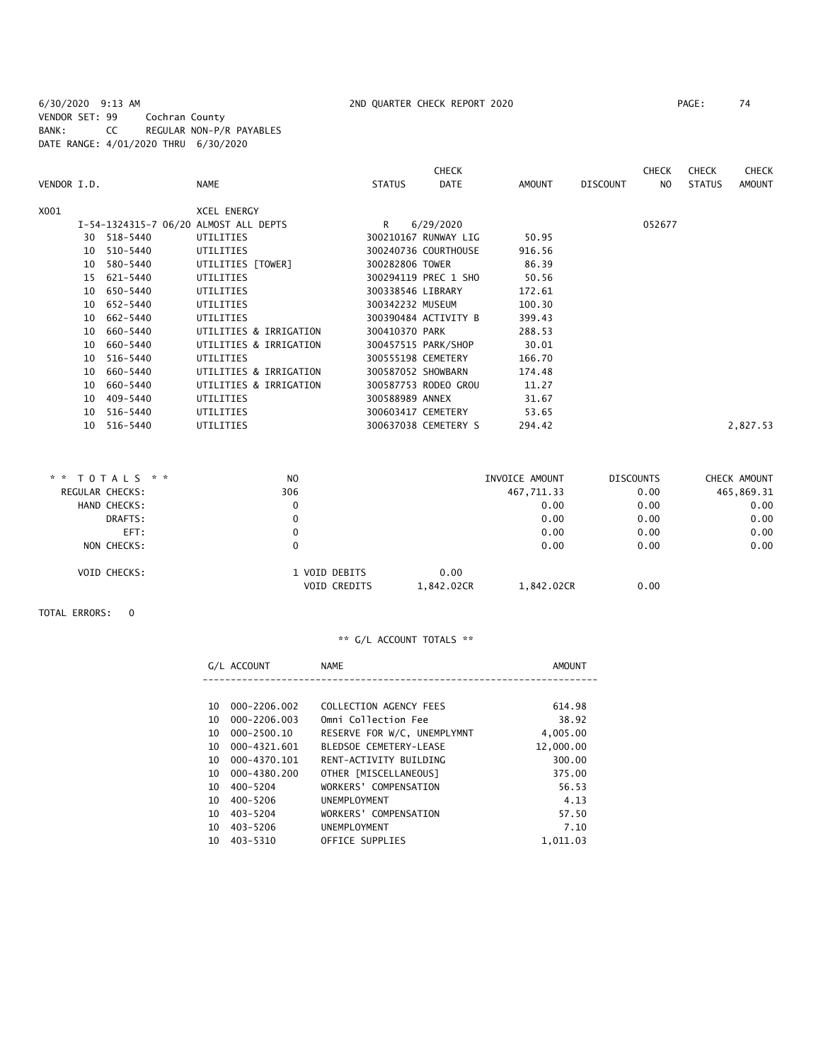6/30/2020 9:13 AM 2ND QUARTER CHECK REPORT 2020

VENDOR SET: 99 Cochran County
BANK: CC REGULAR NON-P/R PAYABLES
DATE RANGE: 4/01/2020 THRU 6/30/2020

| VENDOR I.D. | NAME | STATUS | CHECK DATE | AMOUNT | DISCOUNT | CHECK NO | CHECK STATUS | CHECK AMOUNT |
|---|---|---|---|---|---|---|---|---|
| X001 | XCEL ENERGY | | | | | | | |
| I-54-1324315-7 06/20 | ALMOST ALL DEPTS | R | 6/29/2020 | | | 052677 | | |
| 30 518-5440 | UTILITIES | 300210167 RUNWAY LIG | | 50.95 | | | | |
| 10 510-5440 | UTILITIES | 300240736 COURTHOUSE | | 916.56 | | | | |
| 10 580-5440 | UTILITIES [TOWER] | 300282806 TOWER | | 86.39 | | | | |
| 15 621-5440 | UTILITIES | 300294119 PREC 1 SHO | | 50.56 | | | | |
| 10 650-5440 | UTILITIES | 300338546 LIBRARY | | 172.61 | | | | |
| 10 652-5440 | UTILITIES | 300342232 MUSEUM | | 100.30 | | | | |
| 10 662-5440 | UTILITIES | 300390484 ACTIVITY B | | 399.43 | | | | |
| 10 660-5440 | UTILITIES & IRRIGATION | 300410370 PARK | | 288.53 | | | | |
| 10 660-5440 | UTILITIES & IRRIGATION | 300457515 PARK/SHOP | | 30.01 | | | | |
| 10 516-5440 | UTILITIES | 300555198 CEMETERY | | 166.70 | | | | |
| 10 660-5440 | UTILITIES & IRRIGATION | 300587052 SHOWBARN | | 174.48 | | | | |
| 10 660-5440 | UTILITIES & IRRIGATION | 300587753 RODEO GROU | | 11.27 | | | | |
| 10 409-5440 | UTILITIES | 300588989 ANNEX | | 31.67 | | | | |
| 10 516-5440 | UTILITIES | 300603417 CEMETERY | | 53.65 | | | | |
| 10 516-5440 | UTILITIES | 300637038 CEMETERY S | | 294.42 | | | | 2,827.53 |

| * * TOTALS * * | NO | | INVOICE AMOUNT | DISCOUNTS | CHECK AMOUNT |
|---|---|---|---|---|---|
| REGULAR CHECKS: | 306 | | 467,711.33 | 0.00 | 465,869.31 |
| HAND CHECKS: | 0 | | 0.00 | 0.00 | 0.00 |
| DRAFTS: | 0 | | 0.00 | 0.00 | 0.00 |
| EFT: | 0 | | 0.00 | 0.00 | 0.00 |
| NON CHECKS: | 0 | | 0.00 | 0.00 | 0.00 |
| VOID CHECKS: | 1 VOID DEBITS | 0.00 | | | |
| | VOID CREDITS | 1,842.02CR | 1,842.02CR | 0.00 | |

TOTAL ERRORS: 0

** G/L ACCOUNT TOTALS **

| G/L ACCOUNT | NAME | AMOUNT |
|---|---|---|
| 10 000-2206.002 | COLLECTION AGENCY FEES | 614.98 |
| 10 000-2206.003 | Omni Collection Fee | 38.92 |
| 10 000-2500.10 | RESERVE FOR W/C, UNEMPLYMNT | 4,005.00 |
| 10 000-4321.601 | BLEDSOE CEMETERY-LEASE | 12,000.00 |
| 10 000-4370.101 | RENT-ACTIVITY BUILDING | 300.00 |
| 10 000-4380.200 | OTHER [MISCELLANEOUS] | 375.00 |
| 10 400-5204 | WORKERS' COMPENSATION | 56.53 |
| 10 400-5206 | UNEMPLOYMENT | 4.13 |
| 10 403-5204 | WORKERS' COMPENSATION | 57.50 |
| 10 403-5206 | UNEMPLOYMENT | 7.10 |
| 10 403-5310 | OFFICE SUPPLIES | 1,011.03 |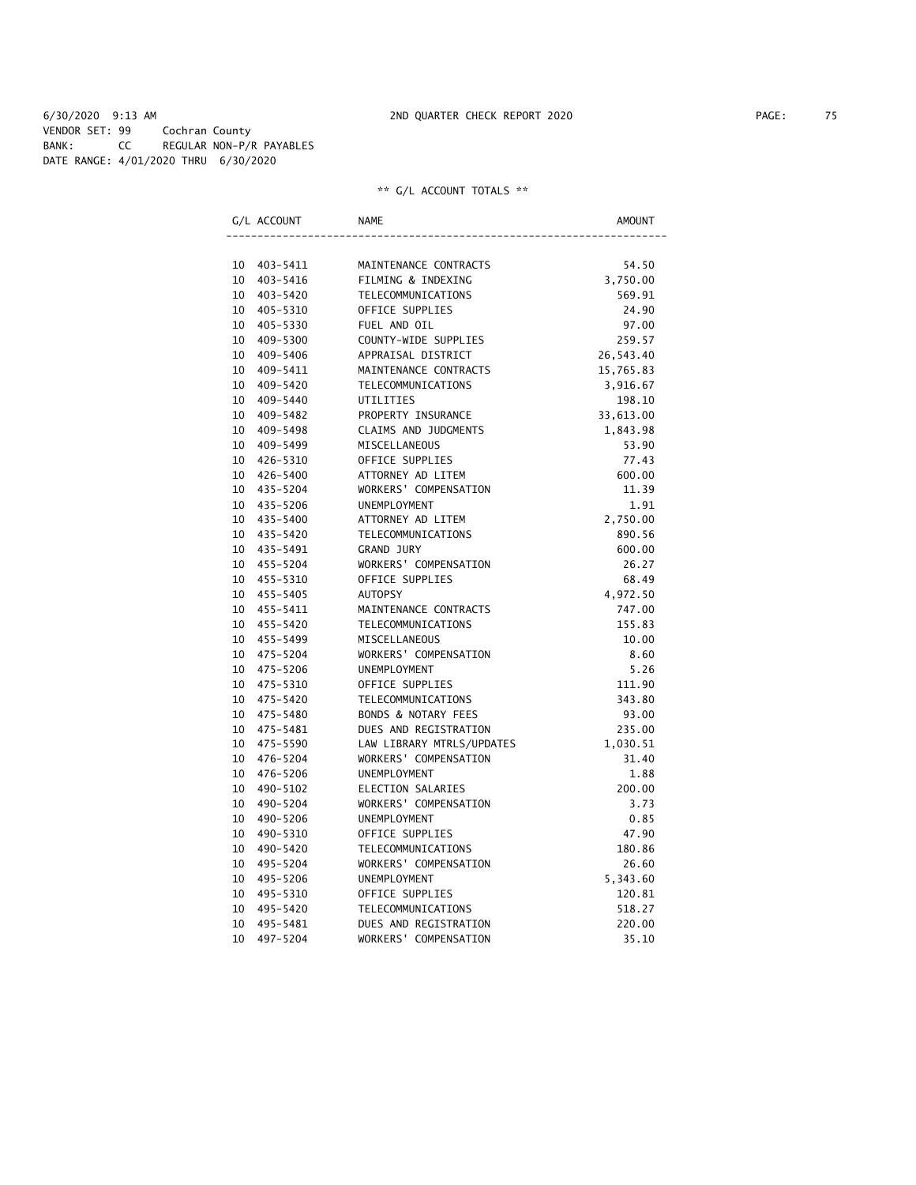6/30/2020 9:13 AM 2ND QUARTER CHECK REPORT 2020

VENDOR SET: 99 Cochran County
BANK: CC REGULAR NON-P/R PAYABLES
DATE RANGE: 4/01/2020 THRU 6/30/2020

** G/L ACCOUNT TOTALS **

| G/L ACCOUNT | NAME | AMOUNT |
|---|---|---|
| 10 403-5411 | MAINTENANCE CONTRACTS | 54.50 |
| 10 403-5416 | FILMING & INDEXING | 3,750.00 |
| 10 403-5420 | TELECOMMUNICATIONS | 569.91 |
| 10 405-5310 | OFFICE SUPPLIES | 24.90 |
| 10 405-5330 | FUEL AND OIL | 97.00 |
| 10 409-5300 | COUNTY-WIDE SUPPLIES | 259.57 |
| 10 409-5406 | APPRAISAL DISTRICT | 26,543.40 |
| 10 409-5411 | MAINTENANCE CONTRACTS | 15,765.83 |
| 10 409-5420 | TELECOMMUNICATIONS | 3,916.67 |
| 10 409-5440 | UTILITIES | 198.10 |
| 10 409-5482 | PROPERTY INSURANCE | 33,613.00 |
| 10 409-5498 | CLAIMS AND JUDGMENTS | 1,843.98 |
| 10 409-5499 | MISCELLANEOUS | 53.90 |
| 10 426-5310 | OFFICE SUPPLIES | 77.43 |
| 10 426-5400 | ATTORNEY AD LITEM | 600.00 |
| 10 435-5204 | WORKERS' COMPENSATION | 11.39 |
| 10 435-5206 | UNEMPLOYMENT | 1.91 |
| 10 435-5400 | ATTORNEY AD LITEM | 2,750.00 |
| 10 435-5420 | TELECOMMUNICATIONS | 890.56 |
| 10 435-5491 | GRAND JURY | 600.00 |
| 10 455-5204 | WORKERS' COMPENSATION | 26.27 |
| 10 455-5310 | OFFICE SUPPLIES | 68.49 |
| 10 455-5405 | AUTOPSY | 4,972.50 |
| 10 455-5411 | MAINTENANCE CONTRACTS | 747.00 |
| 10 455-5420 | TELECOMMUNICATIONS | 155.83 |
| 10 455-5499 | MISCELLANEOUS | 10.00 |
| 10 475-5204 | WORKERS' COMPENSATION | 8.60 |
| 10 475-5206 | UNEMPLOYMENT | 5.26 |
| 10 475-5310 | OFFICE SUPPLIES | 111.90 |
| 10 475-5420 | TELECOMMUNICATIONS | 343.80 |
| 10 475-5480 | BONDS & NOTARY FEES | 93.00 |
| 10 475-5481 | DUES AND REGISTRATION | 235.00 |
| 10 475-5590 | LAW LIBRARY MTRLS/UPDATES | 1,030.51 |
| 10 476-5204 | WORKERS' COMPENSATION | 31.40 |
| 10 476-5206 | UNEMPLOYMENT | 1.88 |
| 10 490-5102 | ELECTION SALARIES | 200.00 |
| 10 490-5204 | WORKERS' COMPENSATION | 3.73 |
| 10 490-5206 | UNEMPLOYMENT | 0.85 |
| 10 490-5310 | OFFICE SUPPLIES | 47.90 |
| 10 490-5420 | TELECOMMUNICATIONS | 180.86 |
| 10 495-5204 | WORKERS' COMPENSATION | 26.60 |
| 10 495-5206 | UNEMPLOYMENT | 5,343.60 |
| 10 495-5310 | OFFICE SUPPLIES | 120.81 |
| 10 495-5420 | TELECOMMUNICATIONS | 518.27 |
| 10 495-5481 | DUES AND REGISTRATION | 220.00 |
| 10 497-5204 | WORKERS' COMPENSATION | 35.10 |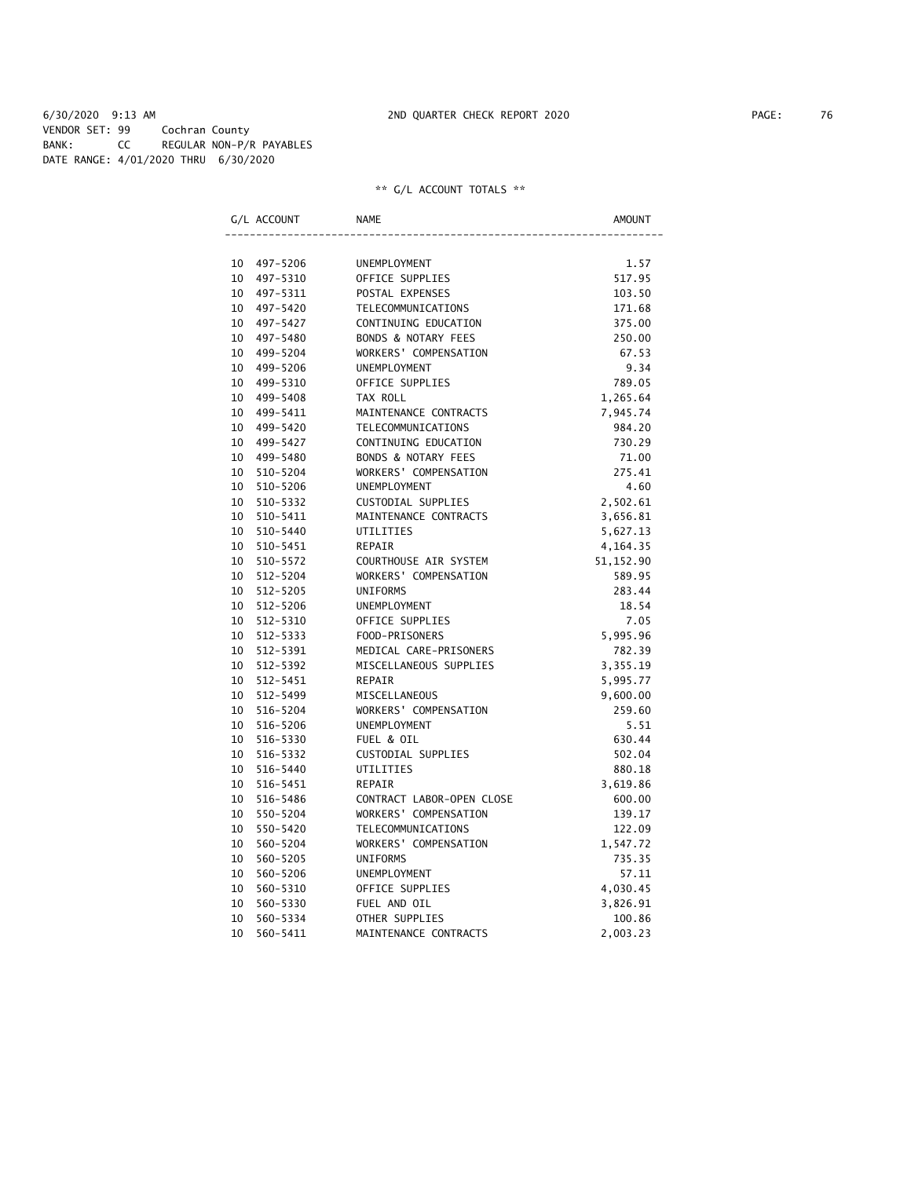6/30/2020 9:13 AM 2ND QUARTER CHECK REPORT 2020

VENDOR SET: 99 Cochran County
BANK: CC REGULAR NON-P/R PAYABLES
DATE RANGE: 4/01/2020 THRU 6/30/2020

** G/L ACCOUNT TOTALS **

| G/L ACCOUNT | NAME | AMOUNT |
|---|---|---|
| 10 497-5206 | UNEMPLOYMENT | 1.57 |
| 10 497-5310 | OFFICE SUPPLIES | 517.95 |
| 10 497-5311 | POSTAL EXPENSES | 103.50 |
| 10 497-5420 | TELECOMMUNICATIONS | 171.68 |
| 10 497-5427 | CONTINUING EDUCATION | 375.00 |
| 10 497-5480 | BONDS & NOTARY FEES | 250.00 |
| 10 499-5204 | WORKERS' COMPENSATION | 67.53 |
| 10 499-5206 | UNEMPLOYMENT | 9.34 |
| 10 499-5310 | OFFICE SUPPLIES | 789.05 |
| 10 499-5408 | TAX ROLL | 1,265.64 |
| 10 499-5411 | MAINTENANCE CONTRACTS | 7,945.74 |
| 10 499-5420 | TELECOMMUNICATIONS | 984.20 |
| 10 499-5427 | CONTINUING EDUCATION | 730.29 |
| 10 499-5480 | BONDS & NOTARY FEES | 71.00 |
| 10 510-5204 | WORKERS' COMPENSATION | 275.41 |
| 10 510-5206 | UNEMPLOYMENT | 4.60 |
| 10 510-5332 | CUSTODIAL SUPPLIES | 2,502.61 |
| 10 510-5411 | MAINTENANCE CONTRACTS | 3,656.81 |
| 10 510-5440 | UTILITIES | 5,627.13 |
| 10 510-5451 | REPAIR | 4,164.35 |
| 10 510-5572 | COURTHOUSE AIR SYSTEM | 51,152.90 |
| 10 512-5204 | WORKERS' COMPENSATION | 589.95 |
| 10 512-5205 | UNIFORMS | 283.44 |
| 10 512-5206 | UNEMPLOYMENT | 18.54 |
| 10 512-5310 | OFFICE SUPPLIES | 7.05 |
| 10 512-5333 | FOOD-PRISONERS | 5,995.96 |
| 10 512-5391 | MEDICAL CARE-PRISONERS | 782.39 |
| 10 512-5392 | MISCELLANEOUS SUPPLIES | 3,355.19 |
| 10 512-5451 | REPAIR | 5,995.77 |
| 10 512-5499 | MISCELLANEOUS | 9,600.00 |
| 10 516-5204 | WORKERS' COMPENSATION | 259.60 |
| 10 516-5206 | UNEMPLOYMENT | 5.51 |
| 10 516-5330 | FUEL & OIL | 630.44 |
| 10 516-5332 | CUSTODIAL SUPPLIES | 502.04 |
| 10 516-5440 | UTILITIES | 880.18 |
| 10 516-5451 | REPAIR | 3,619.86 |
| 10 516-5486 | CONTRACT LABOR-OPEN CLOSE | 600.00 |
| 10 550-5204 | WORKERS' COMPENSATION | 139.17 |
| 10 550-5420 | TELECOMMUNICATIONS | 122.09 |
| 10 560-5204 | WORKERS' COMPENSATION | 1,547.72 |
| 10 560-5205 | UNIFORMS | 735.35 |
| 10 560-5206 | UNEMPLOYMENT | 57.11 |
| 10 560-5310 | OFFICE SUPPLIES | 4,030.45 |
| 10 560-5330 | FUEL AND OIL | 3,826.91 |
| 10 560-5334 | OTHER SUPPLIES | 100.86 |
| 10 560-5411 | MAINTENANCE CONTRACTS | 2,003.23 |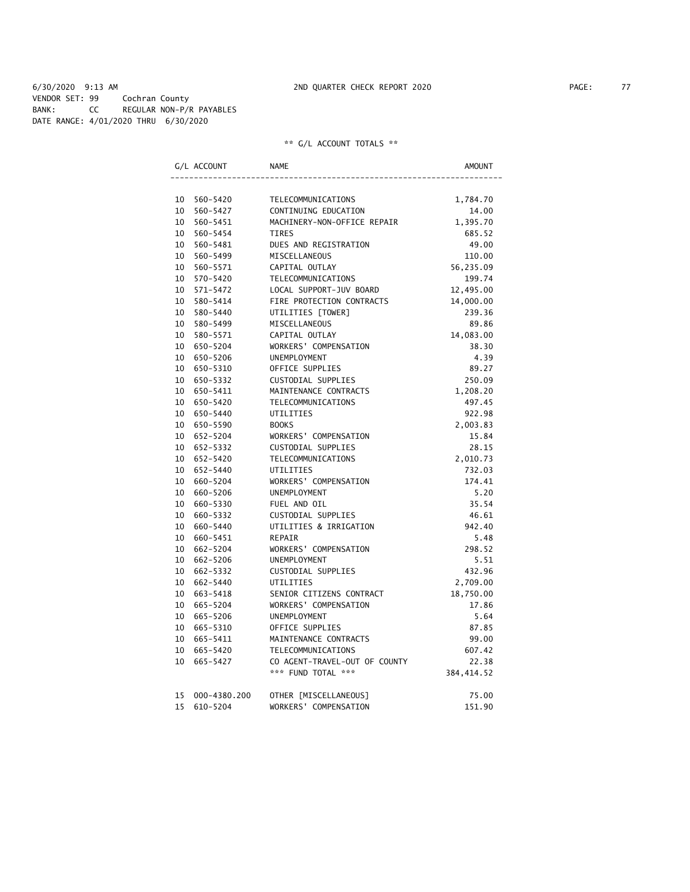6/30/2020 9:13 AM 2ND QUARTER CHECK REPORT 2020

VENDOR SET: 99 Cochran County
BANK: CC REGULAR NON-P/R PAYABLES
DATE RANGE: 4/01/2020 THRU 6/30/2020

** G/L ACCOUNT TOTALS **

| G/L ACCOUNT | | NAME | AMOUNT |
|---|---|---|---|
| 10 | 560-5420 | TELECOMMUNICATIONS | 1,784.70 |
| 10 | 560-5427 | CONTINUING EDUCATION | 14.00 |
| 10 | 560-5451 | MACHINERY-NON-OFFICE REPAIR | 1,395.70 |
| 10 | 560-5454 | TIRES | 685.52 |
| 10 | 560-5481 | DUES AND REGISTRATION | 49.00 |
| 10 | 560-5499 | MISCELLANEOUS | 110.00 |
| 10 | 560-5571 | CAPITAL OUTLAY | 56,235.09 |
| 10 | 570-5420 | TELECOMMUNICATIONS | 199.74 |
| 10 | 571-5472 | LOCAL SUPPORT-JUV BOARD | 12,495.00 |
| 10 | 580-5414 | FIRE PROTECTION CONTRACTS | 14,000.00 |
| 10 | 580-5440 | UTILITIES [TOWER] | 239.36 |
| 10 | 580-5499 | MISCELLANEOUS | 89.86 |
| 10 | 580-5571 | CAPITAL OUTLAY | 14,083.00 |
| 10 | 650-5204 | WORKERS' COMPENSATION | 38.30 |
| 10 | 650-5206 | UNEMPLOYMENT | 4.39 |
| 10 | 650-5310 | OFFICE SUPPLIES | 89.27 |
| 10 | 650-5332 | CUSTODIAL SUPPLIES | 250.09 |
| 10 | 650-5411 | MAINTENANCE CONTRACTS | 1,208.20 |
| 10 | 650-5420 | TELECOMMUNICATIONS | 497.45 |
| 10 | 650-5440 | UTILITIES | 922.98 |
| 10 | 650-5590 | BOOKS | 2,003.83 |
| 10 | 652-5204 | WORKERS' COMPENSATION | 15.84 |
| 10 | 652-5332 | CUSTODIAL SUPPLIES | 28.15 |
| 10 | 652-5420 | TELECOMMUNICATIONS | 2,010.73 |
| 10 | 652-5440 | UTILITIES | 732.03 |
| 10 | 660-5204 | WORKERS' COMPENSATION | 174.41 |
| 10 | 660-5206 | UNEMPLOYMENT | 5.20 |
| 10 | 660-5330 | FUEL AND OIL | 35.54 |
| 10 | 660-5332 | CUSTODIAL SUPPLIES | 46.61 |
| 10 | 660-5440 | UTILITIES & IRRIGATION | 942.40 |
| 10 | 660-5451 | REPAIR | 5.48 |
| 10 | 662-5204 | WORKERS' COMPENSATION | 298.52 |
| 10 | 662-5206 | UNEMPLOYMENT | 5.51 |
| 10 | 662-5332 | CUSTODIAL SUPPLIES | 432.96 |
| 10 | 662-5440 | UTILITIES | 2,709.00 |
| 10 | 663-5418 | SENIOR CITIZENS CONTRACT | 18,750.00 |
| 10 | 665-5204 | WORKERS' COMPENSATION | 17.86 |
| 10 | 665-5206 | UNEMPLOYMENT | 5.64 |
| 10 | 665-5310 | OFFICE SUPPLIES | 87.85 |
| 10 | 665-5411 | MAINTENANCE CONTRACTS | 99.00 |
| 10 | 665-5420 | TELECOMMUNICATIONS | 607.42 |
| 10 | 665-5427 | CO AGENT-TRAVEL-OUT OF COUNTY | 22.38 |
| | | *** FUND TOTAL *** | 384,414.52 |
| 15 | 000-4380.200 | OTHER [MISCELLANEOUS] | 75.00 |
| 15 | 610-5204 | WORKERS' COMPENSATION | 151.90 |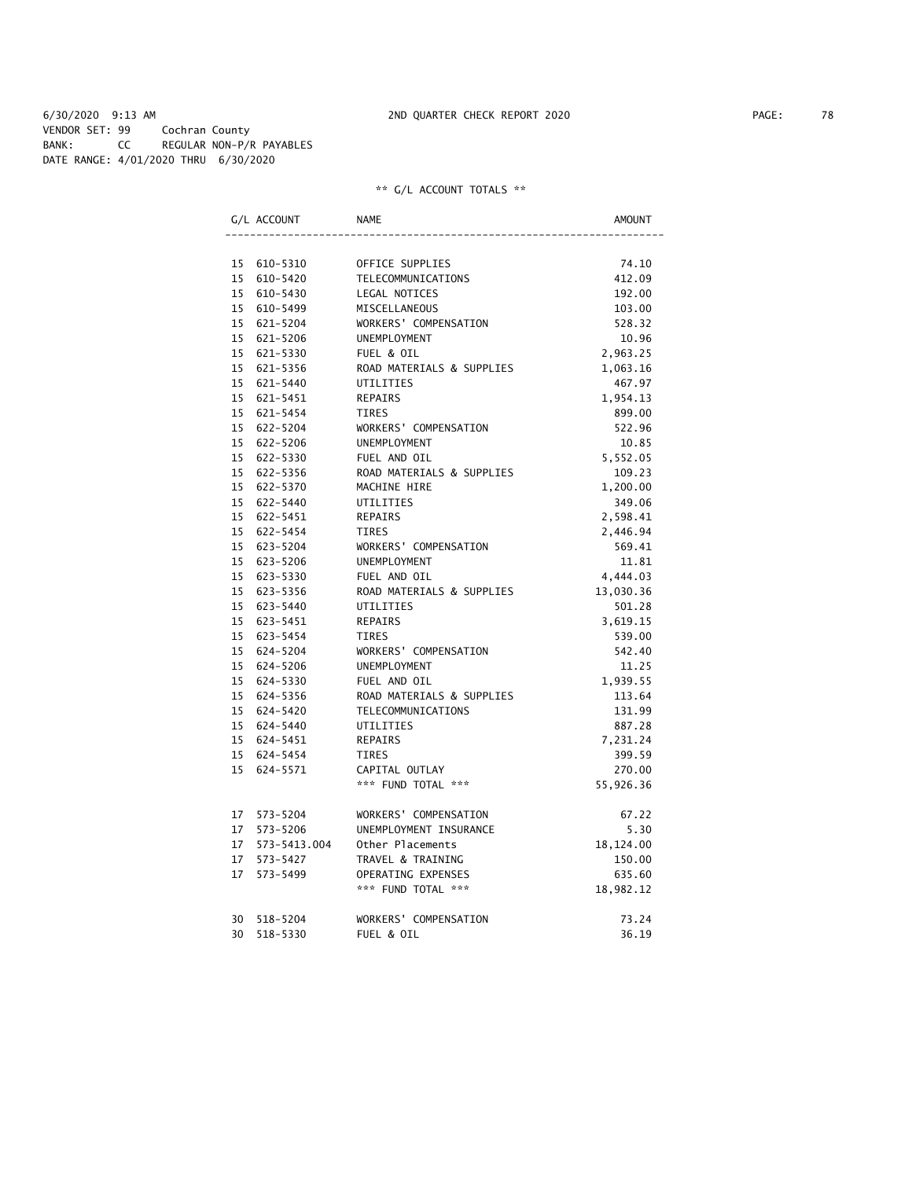6/30/2020 9:13 AM 2ND QUARTER CHECK REPORT 2020

VENDOR SET: 99 Cochran County
BANK: CC REGULAR NON-P/R PAYABLES
DATE RANGE: 4/01/2020 THRU 6/30/2020

** G/L ACCOUNT TOTALS **

| G/L ACCOUNT | NAME | AMOUNT |
|---|---|---|
| 15 610-5310 | OFFICE SUPPLIES | 74.10 |
| 15 610-5420 | TELECOMMUNICATIONS | 412.09 |
| 15 610-5430 | LEGAL NOTICES | 192.00 |
| 15 610-5499 | MISCELLANEOUS | 103.00 |
| 15 621-5204 | WORKERS' COMPENSATION | 528.32 |
| 15 621-5206 | UNEMPLOYMENT | 10.96 |
| 15 621-5330 | FUEL & OIL | 2,963.25 |
| 15 621-5356 | ROAD MATERIALS & SUPPLIES | 1,063.16 |
| 15 621-5440 | UTILITIES | 467.97 |
| 15 621-5451 | REPAIRS | 1,954.13 |
| 15 621-5454 | TIRES | 899.00 |
| 15 622-5204 | WORKERS' COMPENSATION | 522.96 |
| 15 622-5206 | UNEMPLOYMENT | 10.85 |
| 15 622-5330 | FUEL AND OIL | 5,552.05 |
| 15 622-5356 | ROAD MATERIALS & SUPPLIES | 109.23 |
| 15 622-5370 | MACHINE HIRE | 1,200.00 |
| 15 622-5440 | UTILITIES | 349.06 |
| 15 622-5451 | REPAIRS | 2,598.41 |
| 15 622-5454 | TIRES | 2,446.94 |
| 15 623-5204 | WORKERS' COMPENSATION | 569.41 |
| 15 623-5206 | UNEMPLOYMENT | 11.81 |
| 15 623-5330 | FUEL AND OIL | 4,444.03 |
| 15 623-5356 | ROAD MATERIALS & SUPPLIES | 13,030.36 |
| 15 623-5440 | UTILITIES | 501.28 |
| 15 623-5451 | REPAIRS | 3,619.15 |
| 15 623-5454 | TIRES | 539.00 |
| 15 624-5204 | WORKERS' COMPENSATION | 542.40 |
| 15 624-5206 | UNEMPLOYMENT | 11.25 |
| 15 624-5330 | FUEL AND OIL | 1,939.55 |
| 15 624-5356 | ROAD MATERIALS & SUPPLIES | 113.64 |
| 15 624-5420 | TELECOMMUNICATIONS | 131.99 |
| 15 624-5440 | UTILITIES | 887.28 |
| 15 624-5451 | REPAIRS | 7,231.24 |
| 15 624-5454 | TIRES | 399.59 |
| 15 624-5571 | CAPITAL OUTLAY | 270.00 |
| | *** FUND TOTAL *** | 55,926.36 |
| 17 573-5204 | WORKERS' COMPENSATION | 67.22 |
| 17 573-5206 | UNEMPLOYMENT INSURANCE | 5.30 |
| 17 573-5413.004 | Other Placements | 18,124.00 |
| 17 573-5427 | TRAVEL & TRAINING | 150.00 |
| 17 573-5499 | OPERATING EXPENSES | 635.60 |
| | *** FUND TOTAL *** | 18,982.12 |
| 30 518-5204 | WORKERS' COMPENSATION | 73.24 |
| 30 518-5330 | FUEL & OIL | 36.19 |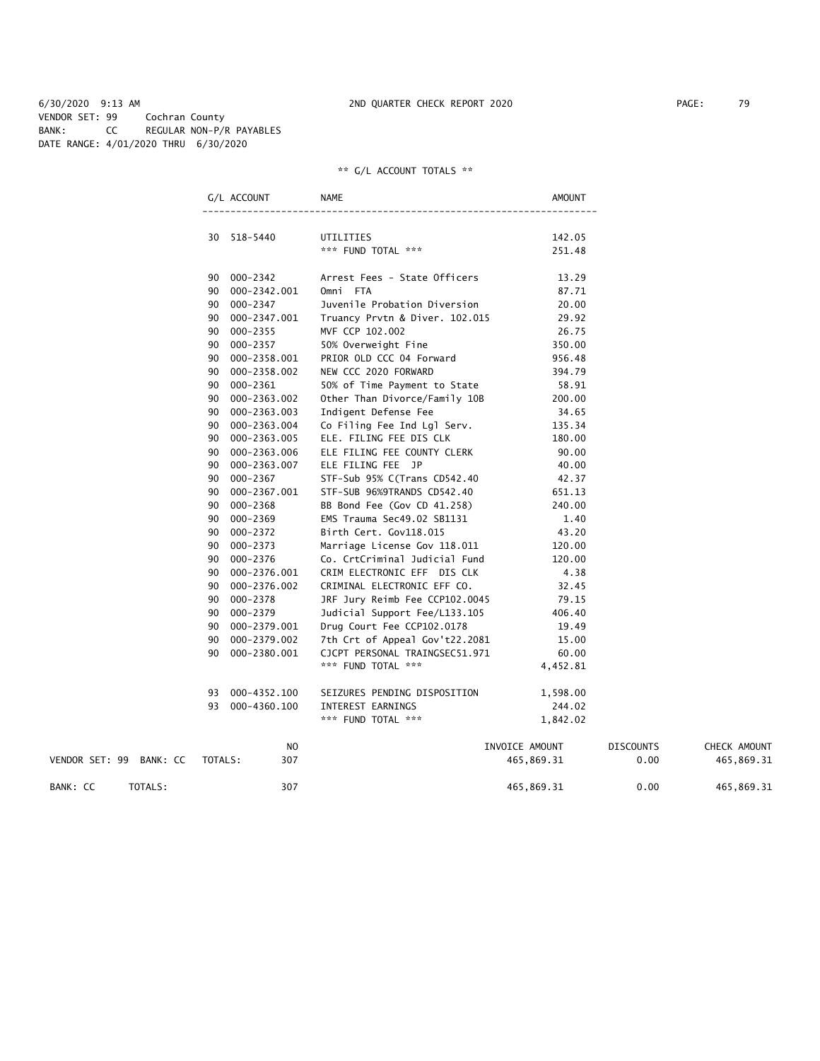6/30/2020 9:13 AM  2ND QUARTER CHECK REPORT 2020

VENDOR SET: 99  Cochran County
BANK: CC  REGULAR NON-P/R PAYABLES
DATE RANGE: 4/01/2020 THRU 6/30/2020

** G/L ACCOUNT TOTALS **

| G/L ACCOUNT | NAME | AMOUNT |
|---|---|---|
| 30 518-5440 | UTILITIES | 142.05 |
| | *** FUND TOTAL *** | 251.48 |
| 90 000-2342 | Arrest Fees - State Officers | 13.29 |
| 90 000-2342.001 | Omni FTA | 87.71 |
| 90 000-2347 | Juvenile Probation Diversion | 20.00 |
| 90 000-2347.001 | Truancy Prvtn & Diver. 102.015 | 29.92 |
| 90 000-2355 | MVF CCP 102.002 | 26.75 |
| 90 000-2357 | 50% Overweight Fine | 350.00 |
| 90 000-2358.001 | PRIOR OLD CCC 04 Forward | 956.48 |
| 90 000-2358.002 | NEW CCC 2020 FORWARD | 394.79 |
| 90 000-2361 | 50% of Time Payment to State | 58.91 |
| 90 000-2363.002 | Other Than Divorce/Family 10B | 200.00 |
| 90 000-2363.003 | Indigent Defense Fee | 34.65 |
| 90 000-2363.004 | Co Filing Fee Ind Lgl Serv. | 135.34 |
| 90 000-2363.005 | ELE. FILING FEE DIS CLK | 180.00 |
| 90 000-2363.006 | ELE FILING FEE COUNTY CLERK | 90.00 |
| 90 000-2363.007 | ELE FILING FEE JP | 40.00 |
| 90 000-2367 | STF-Sub 95% C(Trans CD542.40 | 42.37 |
| 90 000-2367.001 | STF-SUB 96%9TRANDS CD542.40 | 651.13 |
| 90 000-2368 | BB Bond Fee (Gov CD 41.258) | 240.00 |
| 90 000-2369 | EMS Trauma Sec49.02 SB1131 | 1.40 |
| 90 000-2372 | Birth Cert. Gov118.015 | 43.20 |
| 90 000-2373 | Marriage License Gov 118.011 | 120.00 |
| 90 000-2376 | Co. CrtCriminal Judicial Fund | 120.00 |
| 90 000-2376.001 | CRIM ELECTRONIC EFF DIS CLK | 4.38 |
| 90 000-2376.002 | CRIMINAL ELECTRONIC EFF CO. | 32.45 |
| 90 000-2378 | JRF Jury Reimb Fee CCP102.0045 | 79.15 |
| 90 000-2379 | Judicial Support Fee/L133.105 | 406.40 |
| 90 000-2379.001 | Drug Court Fee CCP102.0178 | 19.49 |
| 90 000-2379.002 | 7th Crt of Appeal Gov't22.2081 | 15.00 |
| 90 000-2380.001 | CJCPT PERSONAL TRAINGSEC51.971 | 60.00 |
| | *** FUND TOTAL *** | 4,452.81 |
| 93 000-4352.100 | SEIZURES PENDING DISPOSITION | 1,598.00 |
| 93 000-4360.100 | INTEREST EARNINGS | 244.02 |
| | *** FUND TOTAL *** | 1,842.02 |

| | | NO | INVOICE AMOUNT | DISCOUNTS | CHECK AMOUNT |
|---|---|---|---|---|---|
| VENDOR SET: 99 BANK: CC | TOTALS: | 307 | 465,869.31 | 0.00 | 465,869.31 |
| BANK: CC | TOTALS: | 307 | 465,869.31 | 0.00 | 465,869.31 |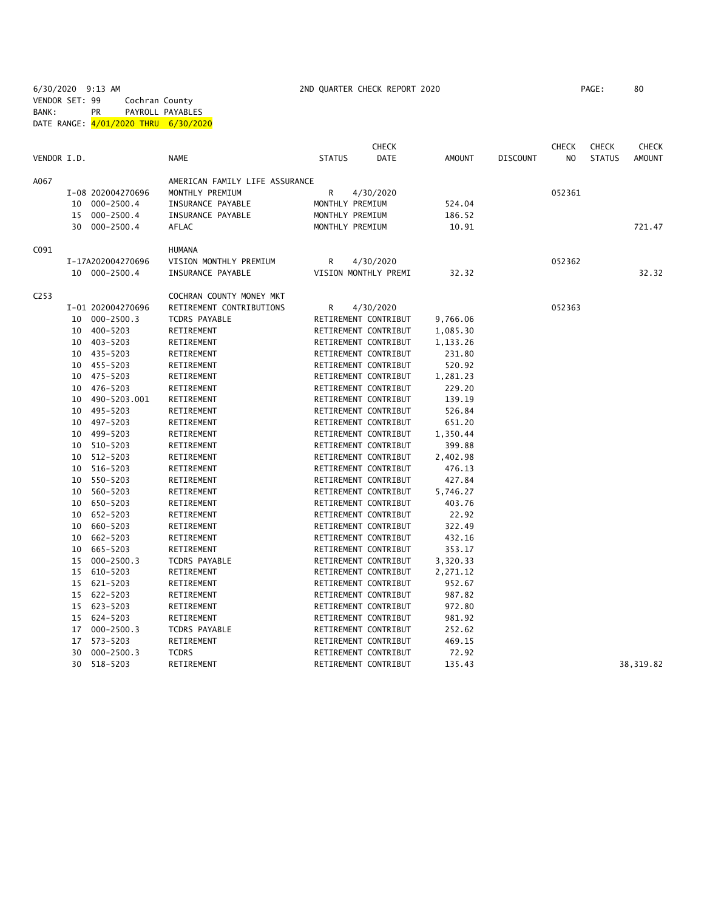6/30/2020 9:13 AM 2ND QUARTER CHECK REPORT 2020 PAGE: 80
VENDOR SET: 99 Cochran County
BANK: PR PAYROLL PAYABLES
DATE RANGE: 4/01/2020 THRU 6/30/2020

| VENDOR I.D. | | NAME | STATUS | CHECK DATE | AMOUNT | DISCOUNT | CHECK NO | CHECK STATUS | CHECK AMOUNT |
|---|---|---|---|---|---|---|---|---|---|
| A067 | | AMERICAN FAMILY LIFE ASSURANCE | | | | | | | |
| | I-08 202004270696 | MONTHLY PREMIUM | R | 4/30/2020 | | | 052361 | | |
| | 10 000-2500.4 | INSURANCE PAYABLE | MONTHLY PREMIUM | | 524.04 | | | | |
| | 15 000-2500.4 | INSURANCE PAYABLE | MONTHLY PREMIUM | | 186.52 | | | | |
| | 30 000-2500.4 | AFLAC | MONTHLY PREMIUM | | 10.91 | | | | 721.47 |
| C091 | | HUMANA | | | | | | | |
| | I-17A202004270696 | VISION MONTHLY PREMIUM | R | 4/30/2020 | | | 052362 | | |
| | 10 000-2500.4 | INSURANCE PAYABLE | VISION MONTHLY PREMI | | 32.32 | | | | 32.32 |
| C253 | | COCHRAN COUNTY MONEY MKT | | | | | | | |
| | I-01 202004270696 | RETIREMENT CONTRIBUTIONS | R | 4/30/2020 | | | 052363 | | |
| | 10 000-2500.3 | TCDRS PAYABLE | RETIREMENT CONTRIBUT | | 9,766.06 | | | | |
| | 10 400-5203 | RETIREMENT | RETIREMENT CONTRIBUT | | 1,085.30 | | | | |
| | 10 403-5203 | RETIREMENT | RETIREMENT CONTRIBUT | | 1,133.26 | | | | |
| | 10 435-5203 | RETIREMENT | RETIREMENT CONTRIBUT | | 231.80 | | | | |
| | 10 455-5203 | RETIREMENT | RETIREMENT CONTRIBUT | | 520.92 | | | | |
| | 10 475-5203 | RETIREMENT | RETIREMENT CONTRIBUT | | 1,281.23 | | | | |
| | 10 476-5203 | RETIREMENT | RETIREMENT CONTRIBUT | | 229.20 | | | | |
| | 10 490-5203.001 | RETIREMENT | RETIREMENT CONTRIBUT | | 139.19 | | | | |
| | 10 495-5203 | RETIREMENT | RETIREMENT CONTRIBUT | | 526.84 | | | | |
| | 10 497-5203 | RETIREMENT | RETIREMENT CONTRIBUT | | 651.20 | | | | |
| | 10 499-5203 | RETIREMENT | RETIREMENT CONTRIBUT | | 1,350.44 | | | | |
| | 10 510-5203 | RETIREMENT | RETIREMENT CONTRIBUT | | 399.88 | | | | |
| | 10 512-5203 | RETIREMENT | RETIREMENT CONTRIBUT | | 2,402.98 | | | | |
| | 10 516-5203 | RETIREMENT | RETIREMENT CONTRIBUT | | 476.13 | | | | |
| | 10 550-5203 | RETIREMENT | RETIREMENT CONTRIBUT | | 427.84 | | | | |
| | 10 560-5203 | RETIREMENT | RETIREMENT CONTRIBUT | | 5,746.27 | | | | |
| | 10 650-5203 | RETIREMENT | RETIREMENT CONTRIBUT | | 403.76 | | | | |
| | 10 652-5203 | RETIREMENT | RETIREMENT CONTRIBUT | | 22.92 | | | | |
| | 10 660-5203 | RETIREMENT | RETIREMENT CONTRIBUT | | 322.49 | | | | |
| | 10 662-5203 | RETIREMENT | RETIREMENT CONTRIBUT | | 432.16 | | | | |
| | 10 665-5203 | RETIREMENT | RETIREMENT CONTRIBUT | | 353.17 | | | | |
| | 15 000-2500.3 | TCDRS PAYABLE | RETIREMENT CONTRIBUT | | 3,320.33 | | | | |
| | 15 610-5203 | RETIREMENT | RETIREMENT CONTRIBUT | | 2,271.12 | | | | |
| | 15 621-5203 | RETIREMENT | RETIREMENT CONTRIBUT | | 952.67 | | | | |
| | 15 622-5203 | RETIREMENT | RETIREMENT CONTRIBUT | | 987.82 | | | | |
| | 15 623-5203 | RETIREMENT | RETIREMENT CONTRIBUT | | 972.80 | | | | |
| | 15 624-5203 | RETIREMENT | RETIREMENT CONTRIBUT | | 981.92 | | | | |
| | 17 000-2500.3 | TCDRS PAYABLE | RETIREMENT CONTRIBUT | | 252.62 | | | | |
| | 17 573-5203 | RETIREMENT | RETIREMENT CONTRIBUT | | 469.15 | | | | |
| | 30 000-2500.3 | TCDRS | RETIREMENT CONTRIBUT | | 72.92 | | | | |
| | 30 518-5203 | RETIREMENT | RETIREMENT CONTRIBUT | | 135.43 | | | | 38,319.82 |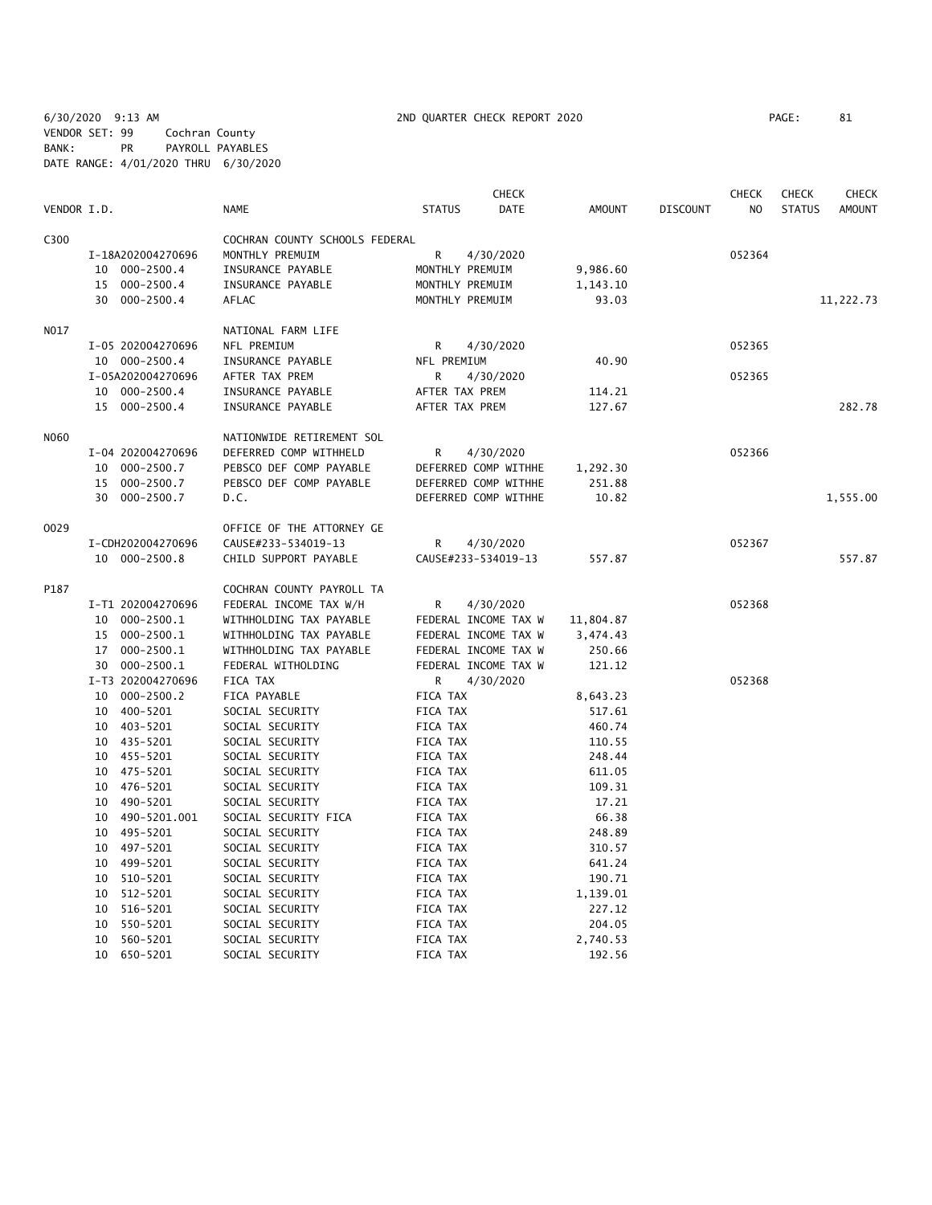6/30/2020 9:13 AM 2ND QUARTER CHECK REPORT 2020 PAGE: 81

VENDOR SET: 99 Cochran County
BANK: PR PAYROLL PAYABLES
DATE RANGE: 4/01/2020 THRU 6/30/2020

| VENDOR I.D. | NAME | STATUS | CHECK DATE | AMOUNT | DISCOUNT | CHECK NO | CHECK STATUS | CHECK AMOUNT |
|---|---|---|---|---|---|---|---|---|
| C300 | COCHRAN COUNTY SCHOOLS FEDERAL | | | | | | | |
| I-18A202004270696 | MONTHLY PREMUIM | R | 4/30/2020 | | | 052364 | | |
| 10 000-2500.4 | INSURANCE PAYABLE | MONTHLY PREMUIM | | 9,986.60 | | | | |
| 15 000-2500.4 | INSURANCE PAYABLE | MONTHLY PREMUIM | | 1,143.10 | | | | |
| 30 000-2500.4 | AFLAC | MONTHLY PREMUIM | | 93.03 | | | | 11,222.73 |
| N017 | NATIONAL FARM LIFE | | | | | | | |
| I-05 202004270696 | NFL PREMIUM | R | 4/30/2020 | | | 052365 | | |
| 10 000-2500.4 | INSURANCE PAYABLE | NFL PREMIUM | | 40.90 | | | | |
| I-05A202004270696 | AFTER TAX PREM | R | 4/30/2020 | | | 052365 | | |
| 10 000-2500.4 | INSURANCE PAYABLE | AFTER TAX PREM | | 114.21 | | | | |
| 15 000-2500.4 | INSURANCE PAYABLE | AFTER TAX PREM | | 127.67 | | | | 282.78 |
| N060 | NATIONWIDE RETIREMENT SOL | | | | | | | |
| I-04 202004270696 | DEFERRED COMP WITHHELD | R | 4/30/2020 | | | 052366 | | |
| 10 000-2500.7 | PEBSCO DEF COMP PAYABLE | DEFERRED COMP WITHHE | | 1,292.30 | | | | |
| 15 000-2500.7 | PEBSCO DEF COMP PAYABLE | DEFERRED COMP WITHHE | | 251.88 | | | | |
| 30 000-2500.7 | D.C. | DEFERRED COMP WITHHE | | 10.82 | | | | 1,555.00 |
| O029 | OFFICE OF THE ATTORNEY GE | | | | | | | |
| I-CDH202004270696 | CAUSE#233-534019-13 | R | 4/30/2020 | | | 052367 | | |
| 10 000-2500.8 | CHILD SUPPORT PAYABLE | CAUSE#233-534019-13 | | 557.87 | | | | 557.87 |
| P187 | COCHRAN COUNTY PAYROLL TA | | | | | | | |
| I-T1 202004270696 | FEDERAL INCOME TAX W/H | R | 4/30/2020 | | | 052368 | | |
| 10 000-2500.1 | WITHHOLDING TAX PAYABLE | FEDERAL INCOME TAX W | | 11,804.87 | | | | |
| 15 000-2500.1 | WITHHOLDING TAX PAYABLE | FEDERAL INCOME TAX W | | 3,474.43 | | | | |
| 17 000-2500.1 | WITHHOLDING TAX PAYABLE | FEDERAL INCOME TAX W | | 250.66 | | | | |
| 30 000-2500.1 | FEDERAL WITHOLDING | FEDERAL INCOME TAX W | | 121.12 | | | | |
| I-T3 202004270696 | FICA TAX | R | 4/30/2020 | | | 052368 | | |
| 10 000-2500.2 | FICA PAYABLE | FICA TAX | | 8,643.23 | | | | |
| 10 400-5201 | SOCIAL SECURITY | FICA TAX | | 517.61 | | | | |
| 10 403-5201 | SOCIAL SECURITY | FICA TAX | | 460.74 | | | | |
| 10 435-5201 | SOCIAL SECURITY | FICA TAX | | 110.55 | | | | |
| 10 455-5201 | SOCIAL SECURITY | FICA TAX | | 248.44 | | | | |
| 10 475-5201 | SOCIAL SECURITY | FICA TAX | | 611.05 | | | | |
| 10 476-5201 | SOCIAL SECURITY | FICA TAX | | 109.31 | | | | |
| 10 490-5201 | SOCIAL SECURITY | FICA TAX | | 17.21 | | | | |
| 10 490-5201.001 | SOCIAL SECURITY FICA | FICA TAX | | 66.38 | | | | |
| 10 495-5201 | SOCIAL SECURITY | FICA TAX | | 248.89 | | | | |
| 10 497-5201 | SOCIAL SECURITY | FICA TAX | | 310.57 | | | | |
| 10 499-5201 | SOCIAL SECURITY | FICA TAX | | 641.24 | | | | |
| 10 510-5201 | SOCIAL SECURITY | FICA TAX | | 190.71 | | | | |
| 10 512-5201 | SOCIAL SECURITY | FICA TAX | | 1,139.01 | | | | |
| 10 516-5201 | SOCIAL SECURITY | FICA TAX | | 227.12 | | | | |
| 10 550-5201 | SOCIAL SECURITY | FICA TAX | | 204.05 | | | | |
| 10 560-5201 | SOCIAL SECURITY | FICA TAX | | 2,740.53 | | | | |
| 10 650-5201 | SOCIAL SECURITY | FICA TAX | | 192.56 | | | | |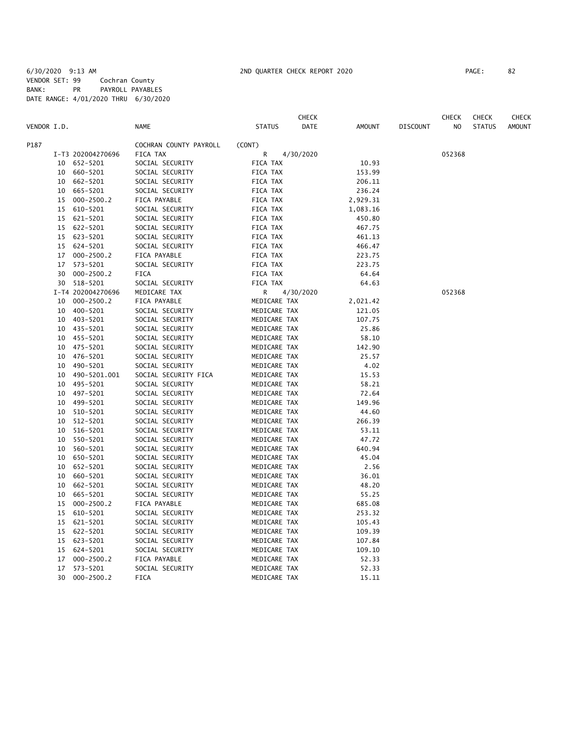6/30/2020 9:13 AM 2ND QUARTER CHECK REPORT 2020

VENDOR SET: 99 Cochran County
BANK: PR PAYROLL PAYABLES
DATE RANGE: 4/01/2020 THRU 6/30/2020

| VENDOR I.D. | NAME | STATUS | CHECK DATE | AMOUNT | DISCOUNT | CHECK NO | CHECK STATUS | CHECK AMOUNT |
|---|---|---|---|---|---|---|---|---|
| P187 | COCHRAN COUNTY PAYROLL | (CONT) | | | | | | |
| I-T3 202004270696 | FICA TAX | R | 4/30/2020 | | | 052368 | | |
| 10 652-5201 | SOCIAL SECURITY | FICA TAX | | 10.93 | | | | |
| 10 660-5201 | SOCIAL SECURITY | FICA TAX | | 153.99 | | | | |
| 10 662-5201 | SOCIAL SECURITY | FICA TAX | | 206.11 | | | | |
| 10 665-5201 | SOCIAL SECURITY | FICA TAX | | 236.24 | | | | |
| 15 000-2500.2 | FICA PAYABLE | FICA TAX | | 2,929.31 | | | | |
| 15 610-5201 | SOCIAL SECURITY | FICA TAX | | 1,083.16 | | | | |
| 15 621-5201 | SOCIAL SECURITY | FICA TAX | | 450.80 | | | | |
| 15 622-5201 | SOCIAL SECURITY | FICA TAX | | 467.75 | | | | |
| 15 623-5201 | SOCIAL SECURITY | FICA TAX | | 461.13 | | | | |
| 15 624-5201 | SOCIAL SECURITY | FICA TAX | | 466.47 | | | | |
| 17 000-2500.2 | FICA PAYABLE | FICA TAX | | 223.75 | | | | |
| 17 573-5201 | SOCIAL SECURITY | FICA TAX | | 223.75 | | | | |
| 30 000-2500.2 | FICA | FICA TAX | | 64.64 | | | | |
| 30 518-5201 | SOCIAL SECURITY | FICA TAX | | 64.63 | | | | |
| I-T4 202004270696 | MEDICARE TAX | R | 4/30/2020 | | | 052368 | | |
| 10 000-2500.2 | FICA PAYABLE | MEDICARE TAX | | 2,021.42 | | | | |
| 10 400-5201 | SOCIAL SECURITY | MEDICARE TAX | | 121.05 | | | | |
| 10 403-5201 | SOCIAL SECURITY | MEDICARE TAX | | 107.75 | | | | |
| 10 435-5201 | SOCIAL SECURITY | MEDICARE TAX | | 25.86 | | | | |
| 10 455-5201 | SOCIAL SECURITY | MEDICARE TAX | | 58.10 | | | | |
| 10 475-5201 | SOCIAL SECURITY | MEDICARE TAX | | 142.90 | | | | |
| 10 476-5201 | SOCIAL SECURITY | MEDICARE TAX | | 25.57 | | | | |
| 10 490-5201 | SOCIAL SECURITY | MEDICARE TAX | | 4.02 | | | | |
| 10 490-5201.001 | SOCIAL SECURITY FICA | MEDICARE TAX | | 15.53 | | | | |
| 10 495-5201 | SOCIAL SECURITY | MEDICARE TAX | | 58.21 | | | | |
| 10 497-5201 | SOCIAL SECURITY | MEDICARE TAX | | 72.64 | | | | |
| 10 499-5201 | SOCIAL SECURITY | MEDICARE TAX | | 149.96 | | | | |
| 10 510-5201 | SOCIAL SECURITY | MEDICARE TAX | | 44.60 | | | | |
| 10 512-5201 | SOCIAL SECURITY | MEDICARE TAX | | 266.39 | | | | |
| 10 516-5201 | SOCIAL SECURITY | MEDICARE TAX | | 53.11 | | | | |
| 10 550-5201 | SOCIAL SECURITY | MEDICARE TAX | | 47.72 | | | | |
| 10 560-5201 | SOCIAL SECURITY | MEDICARE TAX | | 640.94 | | | | |
| 10 650-5201 | SOCIAL SECURITY | MEDICARE TAX | | 45.04 | | | | |
| 10 652-5201 | SOCIAL SECURITY | MEDICARE TAX | | 2.56 | | | | |
| 10 660-5201 | SOCIAL SECURITY | MEDICARE TAX | | 36.01 | | | | |
| 10 662-5201 | SOCIAL SECURITY | MEDICARE TAX | | 48.20 | | | | |
| 10 665-5201 | SOCIAL SECURITY | MEDICARE TAX | | 55.25 | | | | |
| 15 000-2500.2 | FICA PAYABLE | MEDICARE TAX | | 685.08 | | | | |
| 15 610-5201 | SOCIAL SECURITY | MEDICARE TAX | | 253.32 | | | | |
| 15 621-5201 | SOCIAL SECURITY | MEDICARE TAX | | 105.43 | | | | |
| 15 622-5201 | SOCIAL SECURITY | MEDICARE TAX | | 109.39 | | | | |
| 15 623-5201 | SOCIAL SECURITY | MEDICARE TAX | | 107.84 | | | | |
| 15 624-5201 | SOCIAL SECURITY | MEDICARE TAX | | 109.10 | | | | |
| 17 000-2500.2 | FICA PAYABLE | MEDICARE TAX | | 52.33 | | | | |
| 17 573-5201 | SOCIAL SECURITY | MEDICARE TAX | | 52.33 | | | | |
| 30 000-2500.2 | FICA | MEDICARE TAX | | 15.11 | | | | |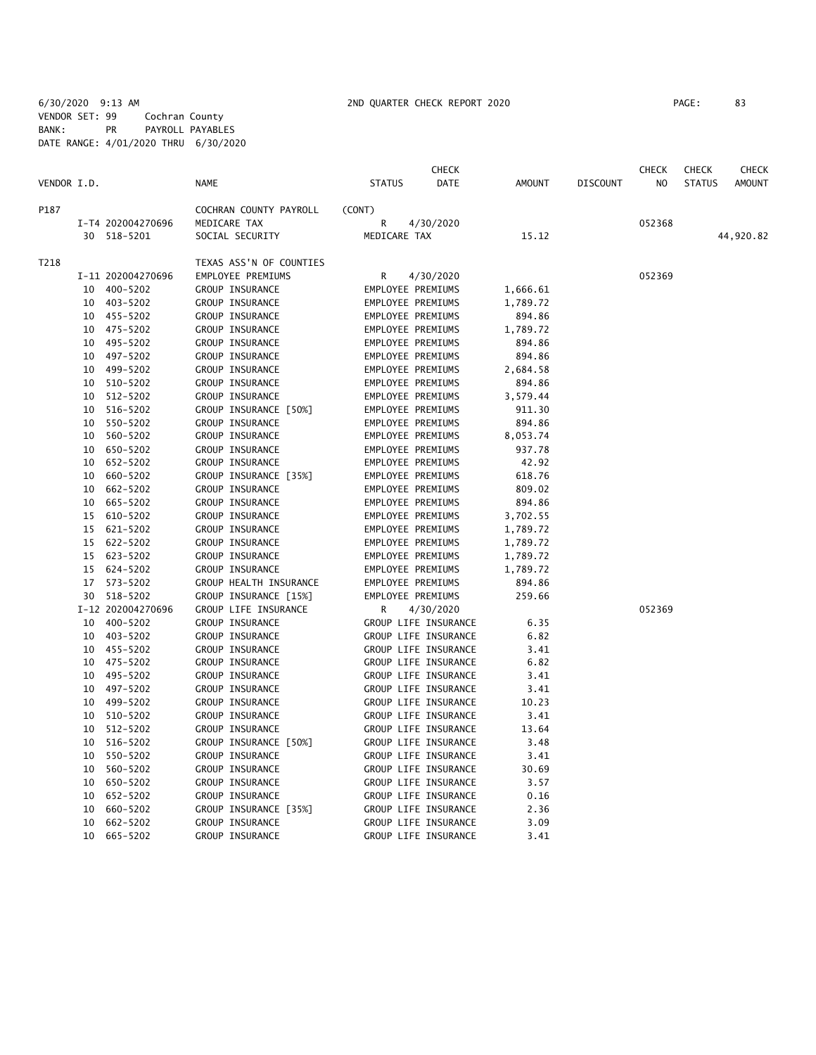6/30/2020 9:13 AM 2ND QUARTER CHECK REPORT 2020
VENDOR SET: 99 Cochran County
BANK: PR PAYROLL PAYABLES
DATE RANGE: 4/01/2020 THRU 6/30/2020

| VENDOR I.D. | | NAME | STATUS | CHECK DATE | AMOUNT | DISCOUNT | CHECK NO | CHECK STATUS | CHECK AMOUNT |
|---|---|---|---|---|---|---|---|---|---|
| P187 | | COCHRAN COUNTY PAYROLL | (CONT) | | | | | | |
| | I-T4 202004270696 | MEDICARE TAX | R | 4/30/2020 | | | 052368 | | |
| | 30 518-5201 | SOCIAL SECURITY | MEDICARE TAX | | 15.12 | | | | 44,920.82 |
| T218 | | TEXAS ASS'N OF COUNTIES | | | | | | | |
| | I-11 202004270696 | EMPLOYEE PREMIUMS | R | 4/30/2020 | | | 052369 | | |
| | 10 400-5202 | GROUP INSURANCE | EMPLOYEE PREMIUMS | | 1,666.61 | | | | |
| | 10 403-5202 | GROUP INSURANCE | EMPLOYEE PREMIUMS | | 1,789.72 | | | | |
| | 10 455-5202 | GROUP INSURANCE | EMPLOYEE PREMIUMS | | 894.86 | | | | |
| | 10 475-5202 | GROUP INSURANCE | EMPLOYEE PREMIUMS | | 1,789.72 | | | | |
| | 10 495-5202 | GROUP INSURANCE | EMPLOYEE PREMIUMS | | 894.86 | | | | |
| | 10 497-5202 | GROUP INSURANCE | EMPLOYEE PREMIUMS | | 894.86 | | | | |
| | 10 499-5202 | GROUP INSURANCE | EMPLOYEE PREMIUMS | | 2,684.58 | | | | |
| | 10 510-5202 | GROUP INSURANCE | EMPLOYEE PREMIUMS | | 894.86 | | | | |
| | 10 512-5202 | GROUP INSURANCE | EMPLOYEE PREMIUMS | | 3,579.44 | | | | |
| | 10 516-5202 | GROUP INSURANCE [50%] | EMPLOYEE PREMIUMS | | 911.30 | | | | |
| | 10 550-5202 | GROUP INSURANCE | EMPLOYEE PREMIUMS | | 894.86 | | | | |
| | 10 560-5202 | GROUP INSURANCE | EMPLOYEE PREMIUMS | | 8,053.74 | | | | |
| | 10 650-5202 | GROUP INSURANCE | EMPLOYEE PREMIUMS | | 937.78 | | | | |
| | 10 652-5202 | GROUP INSURANCE | EMPLOYEE PREMIUMS | | 42.92 | | | | |
| | 10 660-5202 | GROUP INSURANCE [35%] | EMPLOYEE PREMIUMS | | 618.76 | | | | |
| | 10 662-5202 | GROUP INSURANCE | EMPLOYEE PREMIUMS | | 809.02 | | | | |
| | 10 665-5202 | GROUP INSURANCE | EMPLOYEE PREMIUMS | | 894.86 | | | | |
| | 15 610-5202 | GROUP INSURANCE | EMPLOYEE PREMIUMS | | 3,702.55 | | | | |
| | 15 621-5202 | GROUP INSURANCE | EMPLOYEE PREMIUMS | | 1,789.72 | | | | |
| | 15 622-5202 | GROUP INSURANCE | EMPLOYEE PREMIUMS | | 1,789.72 | | | | |
| | 15 623-5202 | GROUP INSURANCE | EMPLOYEE PREMIUMS | | 1,789.72 | | | | |
| | 15 624-5202 | GROUP INSURANCE | EMPLOYEE PREMIUMS | | 1,789.72 | | | | |
| | 17 573-5202 | GROUP HEALTH INSURANCE | EMPLOYEE PREMIUMS | | 894.86 | | | | |
| | 30 518-5202 | GROUP INSURANCE [15%] | EMPLOYEE PREMIUMS | | 259.66 | | | | |
| | I-12 202004270696 | GROUP LIFE INSURANCE | R | 4/30/2020 | | | 052369 | | |
| | 10 400-5202 | GROUP INSURANCE | GROUP LIFE INSURANCE | | 6.35 | | | | |
| | 10 403-5202 | GROUP INSURANCE | GROUP LIFE INSURANCE | | 6.82 | | | | |
| | 10 455-5202 | GROUP INSURANCE | GROUP LIFE INSURANCE | | 3.41 | | | | |
| | 10 475-5202 | GROUP INSURANCE | GROUP LIFE INSURANCE | | 6.82 | | | | |
| | 10 495-5202 | GROUP INSURANCE | GROUP LIFE INSURANCE | | 3.41 | | | | |
| | 10 497-5202 | GROUP INSURANCE | GROUP LIFE INSURANCE | | 3.41 | | | | |
| | 10 499-5202 | GROUP INSURANCE | GROUP LIFE INSURANCE | | 10.23 | | | | |
| | 10 510-5202 | GROUP INSURANCE | GROUP LIFE INSURANCE | | 3.41 | | | | |
| | 10 512-5202 | GROUP INSURANCE | GROUP LIFE INSURANCE | | 13.64 | | | | |
| | 10 516-5202 | GROUP INSURANCE [50%] | GROUP LIFE INSURANCE | | 3.48 | | | | |
| | 10 550-5202 | GROUP INSURANCE | GROUP LIFE INSURANCE | | 3.41 | | | | |
| | 10 560-5202 | GROUP INSURANCE | GROUP LIFE INSURANCE | | 30.69 | | | | |
| | 10 650-5202 | GROUP INSURANCE | GROUP LIFE INSURANCE | | 3.57 | | | | |
| | 10 652-5202 | GROUP INSURANCE | GROUP LIFE INSURANCE | | 0.16 | | | | |
| | 10 660-5202 | GROUP INSURANCE [35%] | GROUP LIFE INSURANCE | | 2.36 | | | | |
| | 10 662-5202 | GROUP INSURANCE | GROUP LIFE INSURANCE | | 3.09 | | | | |
| | 10 665-5202 | GROUP INSURANCE | GROUP LIFE INSURANCE | | 3.41 | | | | |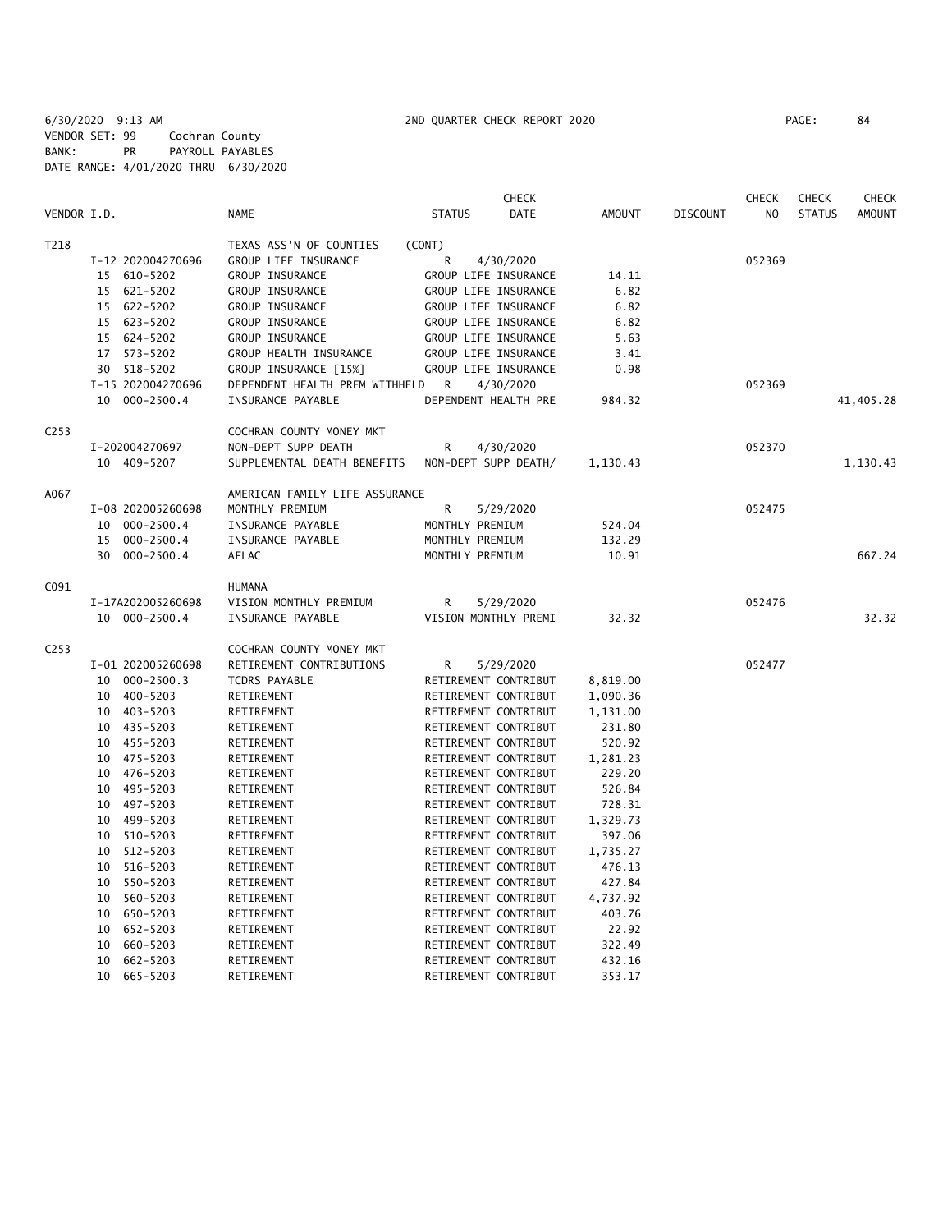6/30/2020 9:13 AM　　　　　　　　　　2ND QUARTER CHECK REPORT 2020

VENDOR SET: 99　　Cochran County
BANK:　　PR　　PAYROLL PAYABLES
DATE RANGE: 4/01/2020 THRU 6/30/2020

| VENDOR I.D. | | NAME | STATUS | CHECK DATE | AMOUNT | DISCOUNT | CHECK NO | CHECK STATUS | CHECK AMOUNT |
|---|---|---|---|---|---|---|---|---|---|
| T218 | | TEXAS ASS'N OF COUNTIES | (CONT) | | | | | | |
| | I-12 202004270696 | GROUP LIFE INSURANCE | R | 4/30/2020 | | | 052369 | | |
| | 15 610-5202 | GROUP INSURANCE | GROUP LIFE INSURANCE | | 14.11 | | | | |
| | 15 621-5202 | GROUP INSURANCE | GROUP LIFE INSURANCE | | 6.82 | | | | |
| | 15 622-5202 | GROUP INSURANCE | GROUP LIFE INSURANCE | | 6.82 | | | | |
| | 15 623-5202 | GROUP INSURANCE | GROUP LIFE INSURANCE | | 6.82 | | | | |
| | 15 624-5202 | GROUP INSURANCE | GROUP LIFE INSURANCE | | 5.63 | | | | |
| | 17 573-5202 | GROUP HEALTH INSURANCE | GROUP LIFE INSURANCE | | 3.41 | | | | |
| | 30 518-5202 | GROUP INSURANCE [15%] | GROUP LIFE INSURANCE | | 0.98 | | | | |
| | I-15 202004270696 | DEPENDENT HEALTH PREM WITHHELD | R | 4/30/2020 | | | 052369 | | |
| | 10 000-2500.4 | INSURANCE PAYABLE | DEPENDENT HEALTH PRE | | 984.32 | | | | 41,405.28 |
| C253 | | COCHRAN COUNTY MONEY MKT | | | | | | | |
| | I-202004270697 | NON-DEPT SUPP DEATH | R | 4/30/2020 | | | 052370 | | |
| | 10 409-5207 | SUPPLEMENTAL DEATH BENEFITS | NON-DEPT SUPP DEATH/ | | 1,130.43 | | | | 1,130.43 |
| A067 | | AMERICAN FAMILY LIFE ASSURANCE | | | | | | | |
| | I-08 202005260698 | MONTHLY PREMIUM | R | 5/29/2020 | | | 052475 | | |
| | 10 000-2500.4 | INSURANCE PAYABLE | MONTHLY PREMIUM | | 524.04 | | | | |
| | 15 000-2500.4 | INSURANCE PAYABLE | MONTHLY PREMIUM | | 132.29 | | | | |
| | 30 000-2500.4 | AFLAC | MONTHLY PREMIUM | | 10.91 | | | | 667.24 |
| C091 | | HUMANA | | | | | | | |
| | I-17A202005260698 | VISION MONTHLY PREMIUM | R | 5/29/2020 | | | 052476 | | |
| | 10 000-2500.4 | INSURANCE PAYABLE | VISION MONTHLY PREMI | | 32.32 | | | | 32.32 |
| C253 | | COCHRAN COUNTY MONEY MKT | | | | | | | |
| | I-01 202005260698 | RETIREMENT CONTRIBUTIONS | R | 5/29/2020 | | | 052477 | | |
| | 10 000-2500.3 | TCDRS PAYABLE | RETIREMENT CONTRIBUT | | 8,819.00 | | | | |
| | 10 400-5203 | RETIREMENT | RETIREMENT CONTRIBUT | | 1,090.36 | | | | |
| | 10 403-5203 | RETIREMENT | RETIREMENT CONTRIBUT | | 1,131.00 | | | | |
| | 10 435-5203 | RETIREMENT | RETIREMENT CONTRIBUT | | 231.80 | | | | |
| | 10 455-5203 | RETIREMENT | RETIREMENT CONTRIBUT | | 520.92 | | | | |
| | 10 475-5203 | RETIREMENT | RETIREMENT CONTRIBUT | | 1,281.23 | | | | |
| | 10 476-5203 | RETIREMENT | RETIREMENT CONTRIBUT | | 229.20 | | | | |
| | 10 495-5203 | RETIREMENT | RETIREMENT CONTRIBUT | | 526.84 | | | | |
| | 10 497-5203 | RETIREMENT | RETIREMENT CONTRIBUT | | 728.31 | | | | |
| | 10 499-5203 | RETIREMENT | RETIREMENT CONTRIBUT | | 1,329.73 | | | | |
| | 10 510-5203 | RETIREMENT | RETIREMENT CONTRIBUT | | 397.06 | | | | |
| | 10 512-5203 | RETIREMENT | RETIREMENT CONTRIBUT | | 1,735.27 | | | | |
| | 10 516-5203 | RETIREMENT | RETIREMENT CONTRIBUT | | 476.13 | | | | |
| | 10 550-5203 | RETIREMENT | RETIREMENT CONTRIBUT | | 427.84 | | | | |
| | 10 560-5203 | RETIREMENT | RETIREMENT CONTRIBUT | | 4,737.92 | | | | |
| | 10 650-5203 | RETIREMENT | RETIREMENT CONTRIBUT | | 403.76 | | | | |
| | 10 652-5203 | RETIREMENT | RETIREMENT CONTRIBUT | | 22.92 | | | | |
| | 10 660-5203 | RETIREMENT | RETIREMENT CONTRIBUT | | 322.49 | | | | |
| | 10 662-5203 | RETIREMENT | RETIREMENT CONTRIBUT | | 432.16 | | | | |
| | 10 665-5203 | RETIREMENT | RETIREMENT CONTRIBUT | | 353.17 | | | | |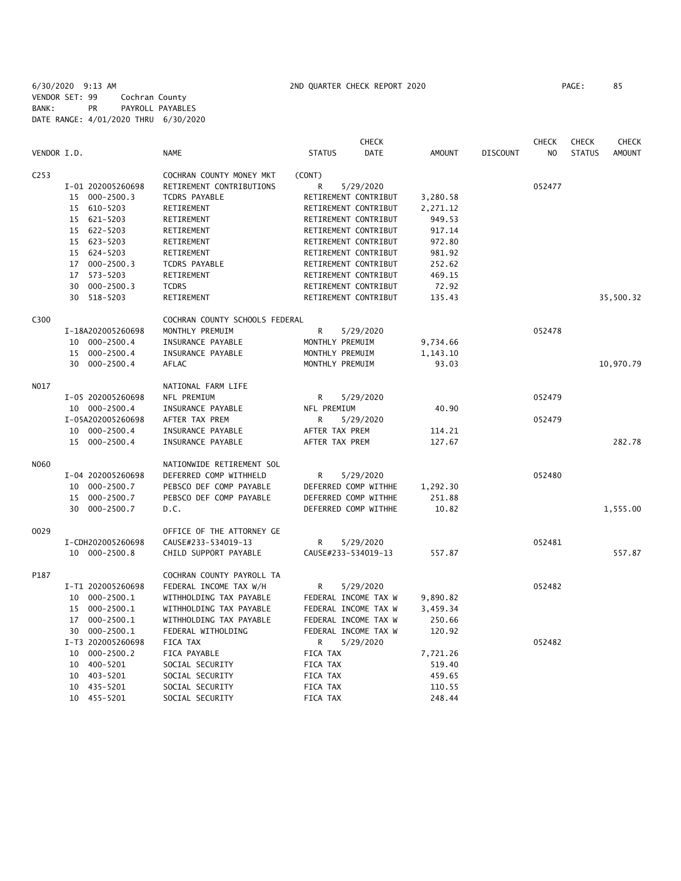6/30/2020 9:13 AM 2ND QUARTER CHECK REPORT 2020
VENDOR SET: 99 Cochran County
BANK: PR PAYROLL PAYABLES
DATE RANGE: 4/01/2020 THRU 6/30/2020

| VENDOR I.D. | NAME | STATUS | CHECK DATE | AMOUNT | DISCOUNT | CHECK NO | CHECK STATUS | CHECK AMOUNT |
|---|---|---|---|---|---|---|---|---|
| C253 | COCHRAN COUNTY MONEY MKT | (CONT) | | | | | | |
| I-01 202005260698 | RETIREMENT CONTRIBUTIONS | R | 5/29/2020 | | | 052477 | | |
| 15 000-2500.3 | TCDRS PAYABLE | RETIREMENT CONTRIBUT | | 3,280.58 | | | | |
| 15 610-5203 | RETIREMENT | RETIREMENT CONTRIBUT | | 2,271.12 | | | | |
| 15 621-5203 | RETIREMENT | RETIREMENT CONTRIBUT | | 949.53 | | | | |
| 15 622-5203 | RETIREMENT | RETIREMENT CONTRIBUT | | 917.14 | | | | |
| 15 623-5203 | RETIREMENT | RETIREMENT CONTRIBUT | | 972.80 | | | | |
| 15 624-5203 | RETIREMENT | RETIREMENT CONTRIBUT | | 981.92 | | | | |
| 17 000-2500.3 | TCDRS PAYABLE | RETIREMENT CONTRIBUT | | 252.62 | | | | |
| 17 573-5203 | RETIREMENT | RETIREMENT CONTRIBUT | | 469.15 | | | | |
| 30 000-2500.3 | TCDRS | RETIREMENT CONTRIBUT | | 72.92 | | | | |
| 30 518-5203 | RETIREMENT | RETIREMENT CONTRIBUT | | 135.43 | | | | 35,500.32 |
| C300 | COCHRAN COUNTY SCHOOLS FEDERAL | | | | | | | |
| I-18A202005260698 | MONTHLY PREMUIM | R | 5/29/2020 | | | 052478 | | |
| 10 000-2500.4 | INSURANCE PAYABLE | MONTHLY PREMUIM | | 9,734.66 | | | | |
| 15 000-2500.4 | INSURANCE PAYABLE | MONTHLY PREMUIM | | 1,143.10 | | | | |
| 30 000-2500.4 | AFLAC | MONTHLY PREMUIM | | 93.03 | | | | 10,970.79 |
| N017 | NATIONAL FARM LIFE | | | | | | | |
| I-05 202005260698 | NFL PREMIUM | R | 5/29/2020 | | | 052479 | | |
| 10 000-2500.4 | INSURANCE PAYABLE | NFL PREMIUM | | 40.90 | | | | |
| I-05A202005260698 | AFTER TAX PREM | R | 5/29/2020 | | | 052479 | | |
| 10 000-2500.4 | INSURANCE PAYABLE | AFTER TAX PREM | | 114.21 | | | | |
| 15 000-2500.4 | INSURANCE PAYABLE | AFTER TAX PREM | | 127.67 | | | | 282.78 |
| N060 | NATIONWIDE RETIREMENT SOL | | | | | | | |
| I-04 202005260698 | DEFERRED COMP WITHHELD | R | 5/29/2020 | | | 052480 | | |
| 10 000-2500.7 | PEBSCO DEF COMP PAYABLE | DEFERRED COMP WITHHE | | 1,292.30 | | | | |
| 15 000-2500.7 | PEBSCO DEF COMP PAYABLE | DEFERRED COMP WITHHE | | 251.88 | | | | |
| 30 000-2500.7 | D.C. | DEFERRED COMP WITHHE | | 10.82 | | | | 1,555.00 |
| O029 | OFFICE OF THE ATTORNEY GE | | | | | | | |
| I-CDH202005260698 | CAUSE#233-534019-13 | R | 5/29/2020 | | | 052481 | | |
| 10 000-2500.8 | CHILD SUPPORT PAYABLE | CAUSE#233-534019-13 | | 557.87 | | | | 557.87 |
| P187 | COCHRAN COUNTY PAYROLL TA | | | | | | | |
| I-T1 202005260698 | FEDERAL INCOME TAX W/H | R | 5/29/2020 | | | 052482 | | |
| 10 000-2500.1 | WITHHOLDING TAX PAYABLE | FEDERAL INCOME TAX W | | 9,890.82 | | | | |
| 15 000-2500.1 | WITHHOLDING TAX PAYABLE | FEDERAL INCOME TAX W | | 3,459.34 | | | | |
| 17 000-2500.1 | WITHHOLDING TAX PAYABLE | FEDERAL INCOME TAX W | | 250.66 | | | | |
| 30 000-2500.1 | FEDERAL WITHOLDING | FEDERAL INCOME TAX W | | 120.92 | | | | |
| I-T3 202005260698 | FICA TAX | R | 5/29/2020 | | | 052482 | | |
| 10 000-2500.2 | FICA PAYABLE | FICA TAX | | 7,721.26 | | | | |
| 10 400-5201 | SOCIAL SECURITY | FICA TAX | | 519.40 | | | | |
| 10 403-5201 | SOCIAL SECURITY | FICA TAX | | 459.65 | | | | |
| 10 435-5201 | SOCIAL SECURITY | FICA TAX | | 110.55 | | | | |
| 10 455-5201 | SOCIAL SECURITY | FICA TAX | | 248.44 | | | | |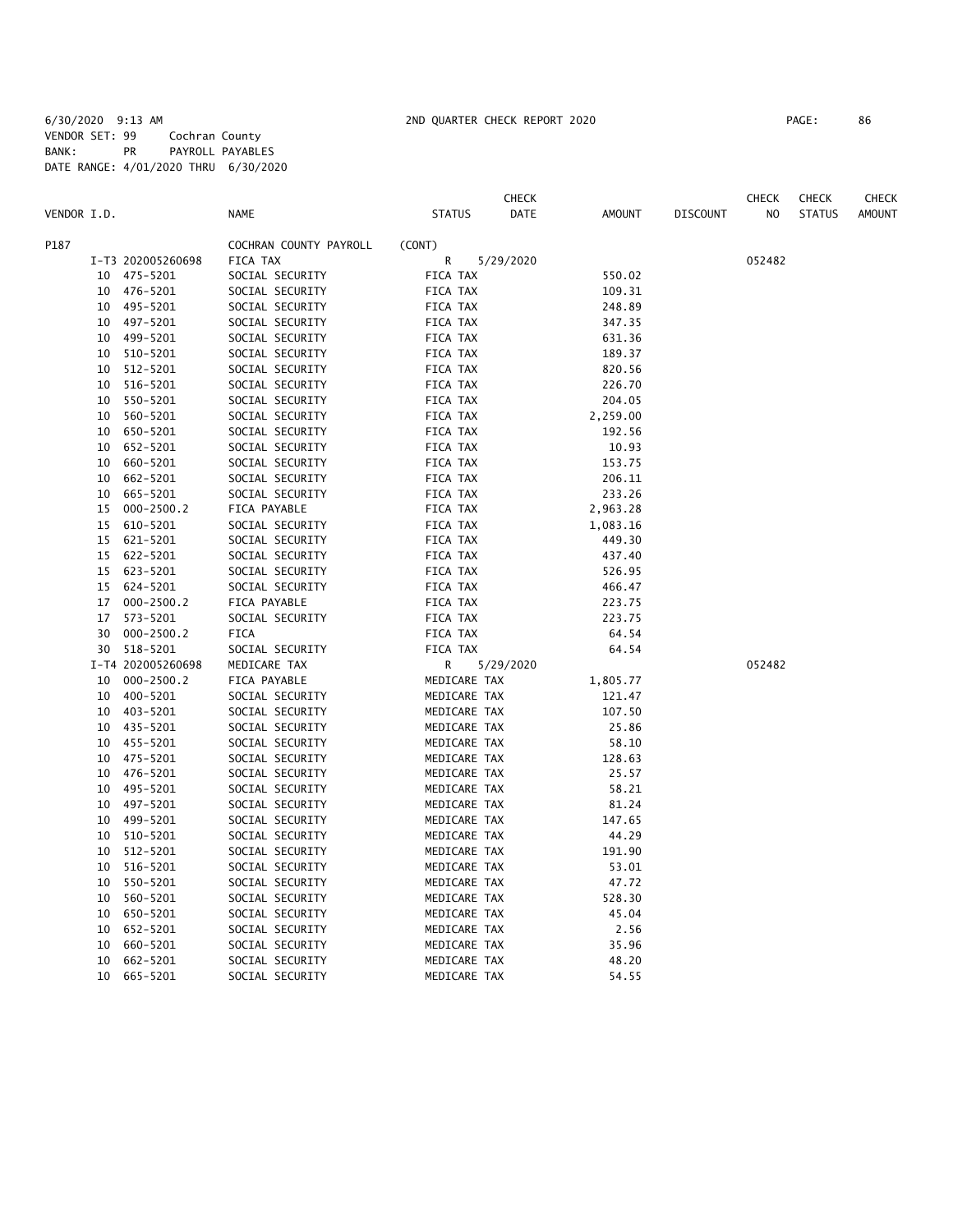6/30/2020 9:13 AM 2ND QUARTER CHECK REPORT 2020

VENDOR SET: 99 Cochran County
BANK: PR PAYROLL PAYABLES
DATE RANGE: 4/01/2020 THRU 6/30/2020

| VENDOR I.D. | | NAME | STATUS | CHECK DATE | AMOUNT | DISCOUNT | CHECK NO | CHECK STATUS | CHECK AMOUNT |
|---|---|---|---|---|---|---|---|---|---|
| P187 | | COCHRAN COUNTY PAYROLL | (CONT) | | | | | | |
| | I-T3 202005260698 | FICA TAX | R | 5/29/2020 | | | 052482 | | |
| 10 | 475-5201 | SOCIAL SECURITY | FICA TAX | | 550.02 | | | | |
| 10 | 476-5201 | SOCIAL SECURITY | FICA TAX | | 109.31 | | | | |
| 10 | 495-5201 | SOCIAL SECURITY | FICA TAX | | 248.89 | | | | |
| 10 | 497-5201 | SOCIAL SECURITY | FICA TAX | | 347.35 | | | | |
| 10 | 499-5201 | SOCIAL SECURITY | FICA TAX | | 631.36 | | | | |
| 10 | 510-5201 | SOCIAL SECURITY | FICA TAX | | 189.37 | | | | |
| 10 | 512-5201 | SOCIAL SECURITY | FICA TAX | | 820.56 | | | | |
| 10 | 516-5201 | SOCIAL SECURITY | FICA TAX | | 226.70 | | | | |
| 10 | 550-5201 | SOCIAL SECURITY | FICA TAX | | 204.05 | | | | |
| 10 | 560-5201 | SOCIAL SECURITY | FICA TAX | | 2,259.00 | | | | |
| 10 | 650-5201 | SOCIAL SECURITY | FICA TAX | | 192.56 | | | | |
| 10 | 652-5201 | SOCIAL SECURITY | FICA TAX | | 10.93 | | | | |
| 10 | 660-5201 | SOCIAL SECURITY | FICA TAX | | 153.75 | | | | |
| 10 | 662-5201 | SOCIAL SECURITY | FICA TAX | | 206.11 | | | | |
| 10 | 665-5201 | SOCIAL SECURITY | FICA TAX | | 233.26 | | | | |
| 15 | 000-2500.2 | FICA PAYABLE | FICA TAX | | 2,963.28 | | | | |
| 15 | 610-5201 | SOCIAL SECURITY | FICA TAX | | 1,083.16 | | | | |
| 15 | 621-5201 | SOCIAL SECURITY | FICA TAX | | 449.30 | | | | |
| 15 | 622-5201 | SOCIAL SECURITY | FICA TAX | | 437.40 | | | | |
| 15 | 623-5201 | SOCIAL SECURITY | FICA TAX | | 526.95 | | | | |
| 15 | 624-5201 | SOCIAL SECURITY | FICA TAX | | 466.47 | | | | |
| 17 | 000-2500.2 | FICA PAYABLE | FICA TAX | | 223.75 | | | | |
| 17 | 573-5201 | SOCIAL SECURITY | FICA TAX | | 223.75 | | | | |
| 30 | 000-2500.2 | FICA | FICA TAX | | 64.54 | | | | |
| 30 | 518-5201 | SOCIAL SECURITY | FICA TAX | | 64.54 | | | | |
| | I-T4 202005260698 | MEDICARE TAX | R | 5/29/2020 | | | 052482 | | |
| 10 | 000-2500.2 | FICA PAYABLE | MEDICARE TAX | | 1,805.77 | | | | |
| 10 | 400-5201 | SOCIAL SECURITY | MEDICARE TAX | | 121.47 | | | | |
| 10 | 403-5201 | SOCIAL SECURITY | MEDICARE TAX | | 107.50 | | | | |
| 10 | 435-5201 | SOCIAL SECURITY | MEDICARE TAX | | 25.86 | | | | |
| 10 | 455-5201 | SOCIAL SECURITY | MEDICARE TAX | | 58.10 | | | | |
| 10 | 475-5201 | SOCIAL SECURITY | MEDICARE TAX | | 128.63 | | | | |
| 10 | 476-5201 | SOCIAL SECURITY | MEDICARE TAX | | 25.57 | | | | |
| 10 | 495-5201 | SOCIAL SECURITY | MEDICARE TAX | | 58.21 | | | | |
| 10 | 497-5201 | SOCIAL SECURITY | MEDICARE TAX | | 81.24 | | | | |
| 10 | 499-5201 | SOCIAL SECURITY | MEDICARE TAX | | 147.65 | | | | |
| 10 | 510-5201 | SOCIAL SECURITY | MEDICARE TAX | | 44.29 | | | | |
| 10 | 512-5201 | SOCIAL SECURITY | MEDICARE TAX | | 191.90 | | | | |
| 10 | 516-5201 | SOCIAL SECURITY | MEDICARE TAX | | 53.01 | | | | |
| 10 | 550-5201 | SOCIAL SECURITY | MEDICARE TAX | | 47.72 | | | | |
| 10 | 560-5201 | SOCIAL SECURITY | MEDICARE TAX | | 528.30 | | | | |
| 10 | 650-5201 | SOCIAL SECURITY | MEDICARE TAX | | 45.04 | | | | |
| 10 | 652-5201 | SOCIAL SECURITY | MEDICARE TAX | | 2.56 | | | | |
| 10 | 660-5201 | SOCIAL SECURITY | MEDICARE TAX | | 35.96 | | | | |
| 10 | 662-5201 | SOCIAL SECURITY | MEDICARE TAX | | 48.20 | | | | |
| 10 | 665-5201 | SOCIAL SECURITY | MEDICARE TAX | | 54.55 | | | | |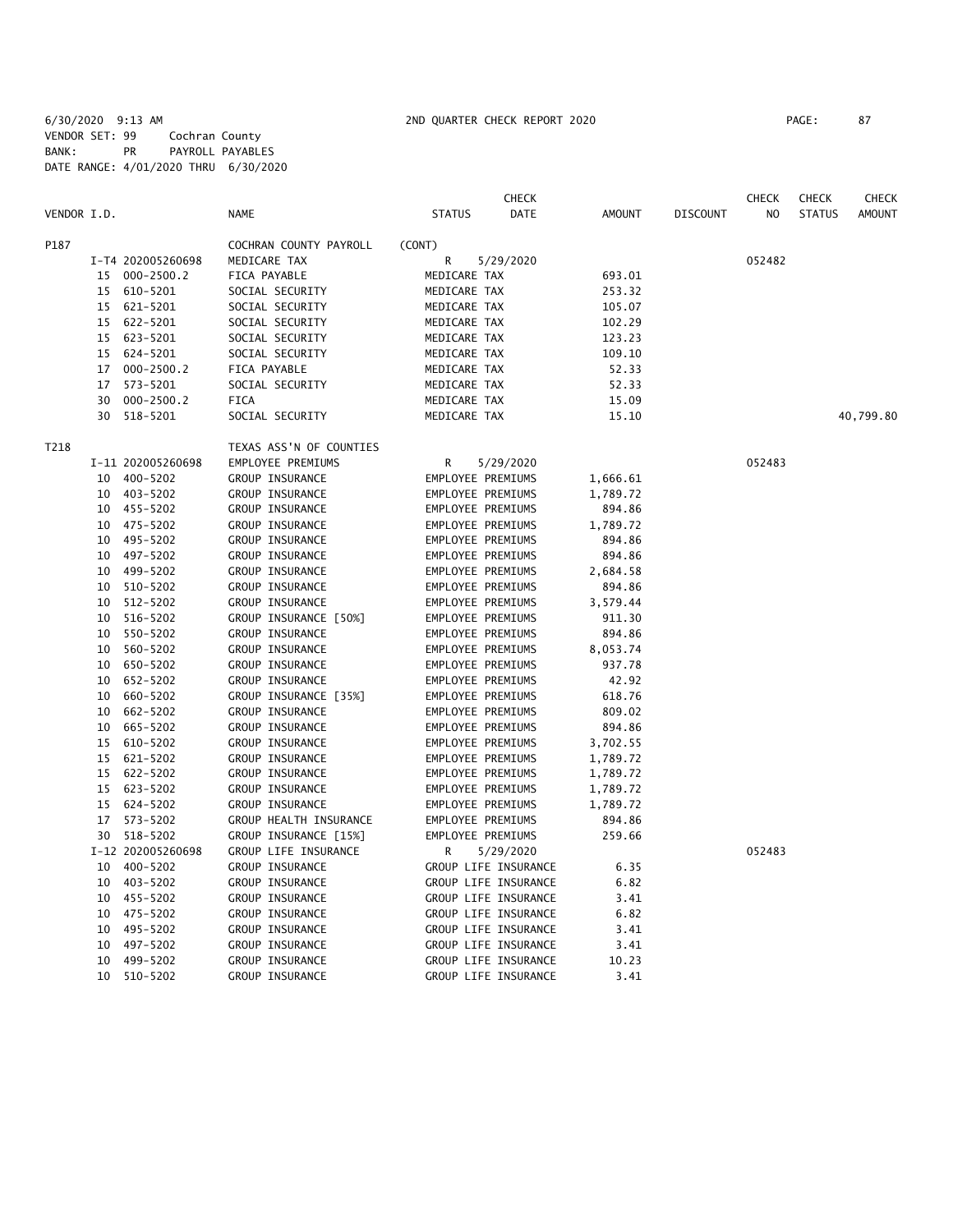6/30/2020 9:13 AM 2ND QUARTER CHECK REPORT 2020
VENDOR SET: 99 Cochran County
BANK: PR PAYROLL PAYABLES
DATE RANGE: 4/01/2020 THRU 6/30/2020

| VENDOR I.D. | | NAME | STATUS | CHECK DATE | AMOUNT | DISCOUNT | CHECK NO | CHECK STATUS | CHECK AMOUNT |
|---|---|---|---|---|---|---|---|---|---|
| P187 | | COCHRAN COUNTY PAYROLL | (CONT) | | | | | | |
| | I-T4 202005260698 | MEDICARE TAX | R | 5/29/2020 | | | 052482 | | |
| | 15 000-2500.2 | FICA PAYABLE | MEDICARE TAX | | 693.01 | | | | |
| | 15 610-5201 | SOCIAL SECURITY | MEDICARE TAX | | 253.32 | | | | |
| | 15 621-5201 | SOCIAL SECURITY | MEDICARE TAX | | 105.07 | | | | |
| | 15 622-5201 | SOCIAL SECURITY | MEDICARE TAX | | 102.29 | | | | |
| | 15 623-5201 | SOCIAL SECURITY | MEDICARE TAX | | 123.23 | | | | |
| | 15 624-5201 | SOCIAL SECURITY | MEDICARE TAX | | 109.10 | | | | |
| | 17 000-2500.2 | FICA PAYABLE | MEDICARE TAX | | 52.33 | | | | |
| | 17 573-5201 | SOCIAL SECURITY | MEDICARE TAX | | 52.33 | | | | |
| | 30 000-2500.2 | FICA | MEDICARE TAX | | 15.09 | | | | |
| | 30 518-5201 | SOCIAL SECURITY | MEDICARE TAX | | 15.10 | | | | 40,799.80 |
| T218 | | TEXAS ASS'N OF COUNTIES | | | | | | | |
| | I-11 202005260698 | EMPLOYEE PREMIUMS | R | 5/29/2020 | | | 052483 | | |
| | 10 400-5202 | GROUP INSURANCE | EMPLOYEE PREMIUMS | | 1,666.61 | | | | |
| | 10 403-5202 | GROUP INSURANCE | EMPLOYEE PREMIUMS | | 1,789.72 | | | | |
| | 10 455-5202 | GROUP INSURANCE | EMPLOYEE PREMIUMS | | 894.86 | | | | |
| | 10 475-5202 | GROUP INSURANCE | EMPLOYEE PREMIUMS | | 1,789.72 | | | | |
| | 10 495-5202 | GROUP INSURANCE | EMPLOYEE PREMIUMS | | 894.86 | | | | |
| | 10 497-5202 | GROUP INSURANCE | EMPLOYEE PREMIUMS | | 894.86 | | | | |
| | 10 499-5202 | GROUP INSURANCE | EMPLOYEE PREMIUMS | | 2,684.58 | | | | |
| | 10 510-5202 | GROUP INSURANCE | EMPLOYEE PREMIUMS | | 894.86 | | | | |
| | 10 512-5202 | GROUP INSURANCE | EMPLOYEE PREMIUMS | | 3,579.44 | | | | |
| | 10 516-5202 | GROUP INSURANCE [50%] | EMPLOYEE PREMIUMS | | 911.30 | | | | |
| | 10 550-5202 | GROUP INSURANCE | EMPLOYEE PREMIUMS | | 894.86 | | | | |
| | 10 560-5202 | GROUP INSURANCE | EMPLOYEE PREMIUMS | | 8,053.74 | | | | |
| | 10 650-5202 | GROUP INSURANCE | EMPLOYEE PREMIUMS | | 937.78 | | | | |
| | 10 652-5202 | GROUP INSURANCE | EMPLOYEE PREMIUMS | | 42.92 | | | | |
| | 10 660-5202 | GROUP INSURANCE [35%] | EMPLOYEE PREMIUMS | | 618.76 | | | | |
| | 10 662-5202 | GROUP INSURANCE | EMPLOYEE PREMIUMS | | 809.02 | | | | |
| | 10 665-5202 | GROUP INSURANCE | EMPLOYEE PREMIUMS | | 894.86 | | | | |
| | 15 610-5202 | GROUP INSURANCE | EMPLOYEE PREMIUMS | | 3,702.55 | | | | |
| | 15 621-5202 | GROUP INSURANCE | EMPLOYEE PREMIUMS | | 1,789.72 | | | | |
| | 15 622-5202 | GROUP INSURANCE | EMPLOYEE PREMIUMS | | 1,789.72 | | | | |
| | 15 623-5202 | GROUP INSURANCE | EMPLOYEE PREMIUMS | | 1,789.72 | | | | |
| | 15 624-5202 | GROUP INSURANCE | EMPLOYEE PREMIUMS | | 1,789.72 | | | | |
| | 17 573-5202 | GROUP HEALTH INSURANCE | EMPLOYEE PREMIUMS | | 894.86 | | | | |
| | 30 518-5202 | GROUP INSURANCE [15%] | EMPLOYEE PREMIUMS | | 259.66 | | | | |
| | I-12 202005260698 | GROUP LIFE INSURANCE | R | 5/29/2020 | | | 052483 | | |
| | 10 400-5202 | GROUP INSURANCE | GROUP LIFE INSURANCE | | 6.35 | | | | |
| | 10 403-5202 | GROUP INSURANCE | GROUP LIFE INSURANCE | | 6.82 | | | | |
| | 10 455-5202 | GROUP INSURANCE | GROUP LIFE INSURANCE | | 3.41 | | | | |
| | 10 475-5202 | GROUP INSURANCE | GROUP LIFE INSURANCE | | 6.82 | | | | |
| | 10 495-5202 | GROUP INSURANCE | GROUP LIFE INSURANCE | | 3.41 | | | | |
| | 10 497-5202 | GROUP INSURANCE | GROUP LIFE INSURANCE | | 3.41 | | | | |
| | 10 499-5202 | GROUP INSURANCE | GROUP LIFE INSURANCE | | 10.23 | | | | |
| | 10 510-5202 | GROUP INSURANCE | GROUP LIFE INSURANCE | | 3.41 | | | | |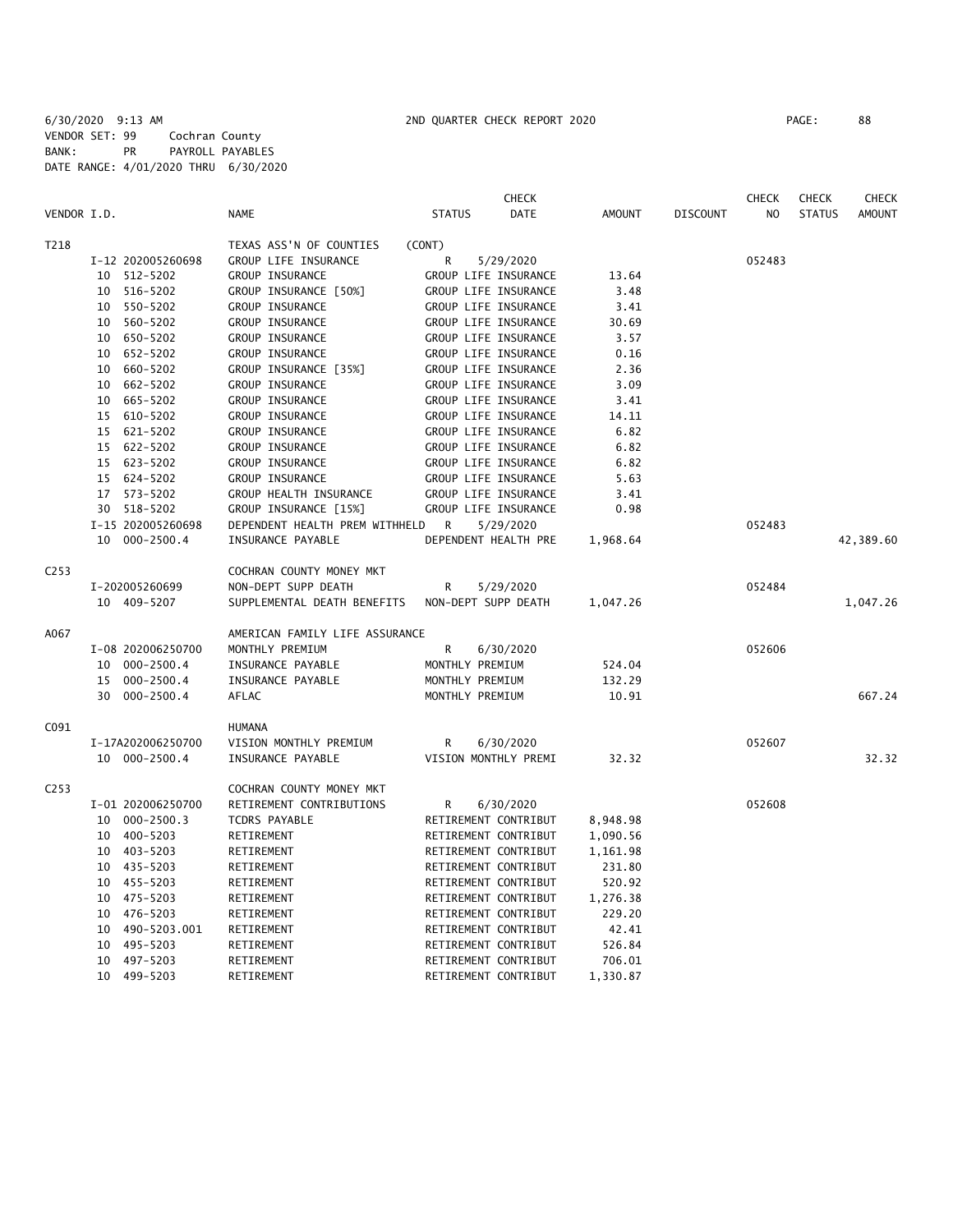6/30/2020 9:13 AM 2ND QUARTER CHECK REPORT 2020

VENDOR SET: 99 Cochran County
BANK: PR PAYROLL PAYABLES
DATE RANGE: 4/01/2020 THRU 6/30/2020

| VENDOR I.D. | NAME | STATUS | CHECK DATE | AMOUNT | DISCOUNT | CHECK NO | CHECK STATUS | CHECK AMOUNT |
|---|---|---|---|---|---|---|---|---|
| T218 | TEXAS ASS'N OF COUNTIES | (CONT) | | | | | | |
| I-12 202005260698 | GROUP LIFE INSURANCE | R | 5/29/2020 | | | 052483 | | |
| 10 512-5202 | GROUP INSURANCE | GROUP LIFE INSURANCE | | 13.64 | | | | |
| 10 516-5202 | GROUP INSURANCE [50%] | GROUP LIFE INSURANCE | | 3.48 | | | | |
| 10 550-5202 | GROUP INSURANCE | GROUP LIFE INSURANCE | | 3.41 | | | | |
| 10 560-5202 | GROUP INSURANCE | GROUP LIFE INSURANCE | | 30.69 | | | | |
| 10 650-5202 | GROUP INSURANCE | GROUP LIFE INSURANCE | | 3.57 | | | | |
| 10 652-5202 | GROUP INSURANCE | GROUP LIFE INSURANCE | | 0.16 | | | | |
| 10 660-5202 | GROUP INSURANCE [35%] | GROUP LIFE INSURANCE | | 2.36 | | | | |
| 10 662-5202 | GROUP INSURANCE | GROUP LIFE INSURANCE | | 3.09 | | | | |
| 10 665-5202 | GROUP INSURANCE | GROUP LIFE INSURANCE | | 3.41 | | | | |
| 15 610-5202 | GROUP INSURANCE | GROUP LIFE INSURANCE | | 14.11 | | | | |
| 15 621-5202 | GROUP INSURANCE | GROUP LIFE INSURANCE | | 6.82 | | | | |
| 15 622-5202 | GROUP INSURANCE | GROUP LIFE INSURANCE | | 6.82 | | | | |
| 15 623-5202 | GROUP INSURANCE | GROUP LIFE INSURANCE | | 6.82 | | | | |
| 15 624-5202 | GROUP INSURANCE | GROUP LIFE INSURANCE | | 5.63 | | | | |
| 17 573-5202 | GROUP HEALTH INSURANCE | GROUP LIFE INSURANCE | | 3.41 | | | | |
| 30 518-5202 | GROUP INSURANCE [15%] | GROUP LIFE INSURANCE | | 0.98 | | | | |
| I-15 202005260698 | DEPENDENT HEALTH PREM WITHHELD | R | 5/29/2020 | | | 052483 | | |
| 10 000-2500.4 | INSURANCE PAYABLE | DEPENDENT HEALTH PRE | | 1,968.64 | | | | 42,389.60 |
| C253 | COCHRAN COUNTY MONEY MKT | | | | | | | |
| I-202005260699 | NON-DEPT SUPP DEATH | R | 5/29/2020 | | | 052484 | | |
| 10 409-5207 | SUPPLEMENTAL DEATH BENEFITS | NON-DEPT SUPP DEATH | | 1,047.26 | | | | 1,047.26 |
| A067 | AMERICAN FAMILY LIFE ASSURANCE | | | | | | | |
| I-08 202006250700 | MONTHLY PREMIUM | R | 6/30/2020 | | | 052606 | | |
| 10 000-2500.4 | INSURANCE PAYABLE | MONTHLY PREMIUM | | 524.04 | | | | |
| 15 000-2500.4 | INSURANCE PAYABLE | MONTHLY PREMIUM | | 132.29 | | | | |
| 30 000-2500.4 | AFLAC | MONTHLY PREMIUM | | 10.91 | | | | 667.24 |
| C091 | HUMANA | | | | | | | |
| I-17A202006250700 | VISION MONTHLY PREMIUM | R | 6/30/2020 | | | 052607 | | |
| 10 000-2500.4 | INSURANCE PAYABLE | VISION MONTHLY PREMI | | 32.32 | | | | 32.32 |
| C253 | COCHRAN COUNTY MONEY MKT | | | | | | | |
| I-01 202006250700 | RETIREMENT CONTRIBUTIONS | R | 6/30/2020 | | | 052608 | | |
| 10 000-2500.3 | TCDRS PAYABLE | RETIREMENT CONTRIBUT | | 8,948.98 | | | | |
| 10 400-5203 | RETIREMENT | RETIREMENT CONTRIBUT | | 1,090.56 | | | | |
| 10 403-5203 | RETIREMENT | RETIREMENT CONTRIBUT | | 1,161.98 | | | | |
| 10 435-5203 | RETIREMENT | RETIREMENT CONTRIBUT | | 231.80 | | | | |
| 10 455-5203 | RETIREMENT | RETIREMENT CONTRIBUT | | 520.92 | | | | |
| 10 475-5203 | RETIREMENT | RETIREMENT CONTRIBUT | | 1,276.38 | | | | |
| 10 476-5203 | RETIREMENT | RETIREMENT CONTRIBUT | | 229.20 | | | | |
| 10 490-5203.001 | RETIREMENT | RETIREMENT CONTRIBUT | | 42.41 | | | | |
| 10 495-5203 | RETIREMENT | RETIREMENT CONTRIBUT | | 526.84 | | | | |
| 10 497-5203 | RETIREMENT | RETIREMENT CONTRIBUT | | 706.01 | | | | |
| 10 499-5203 | RETIREMENT | RETIREMENT CONTRIBUT | | 1,330.87 | | | | |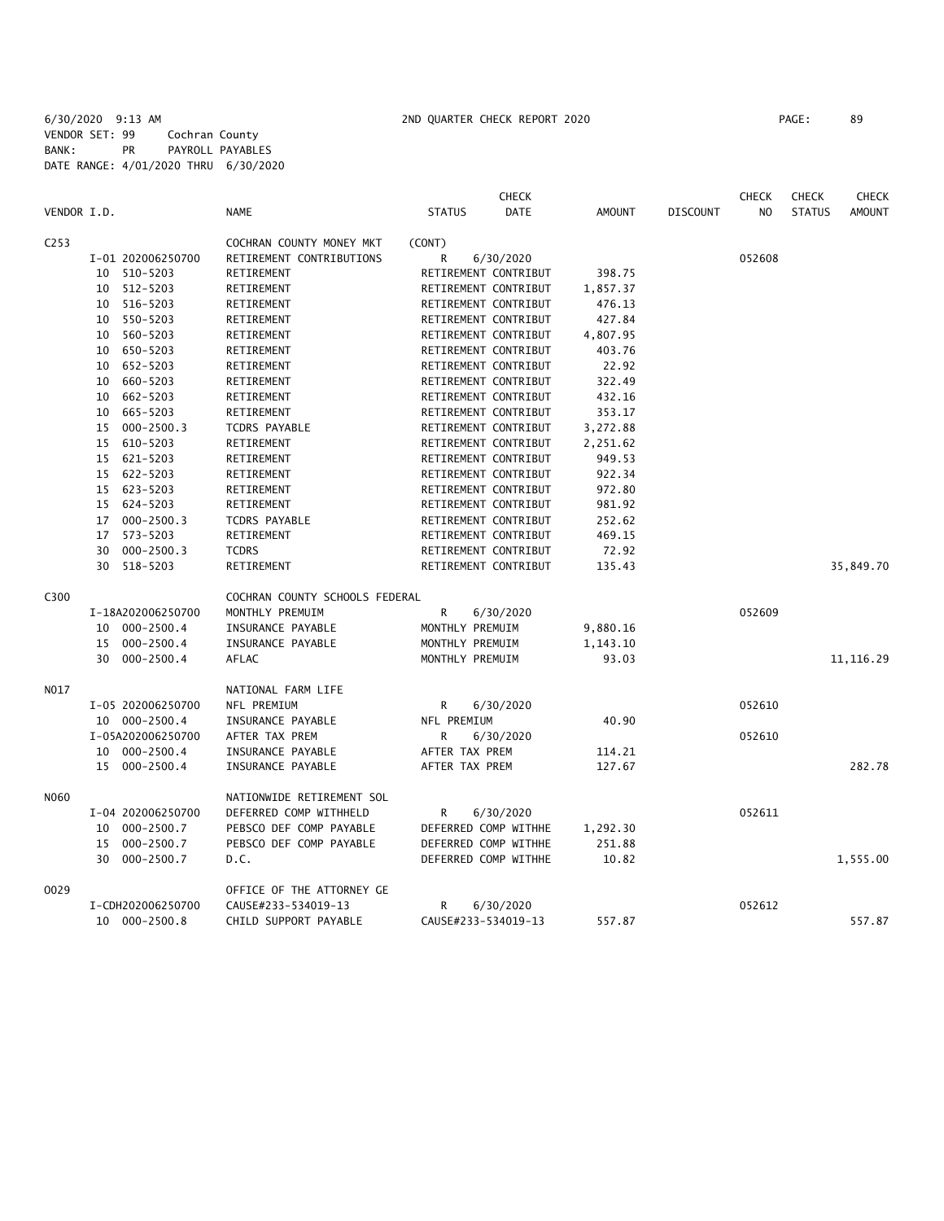6/30/2020 9:13 AM 2ND QUARTER CHECK REPORT 2020
VENDOR SET: 99 Cochran County
BANK: PR PAYROLL PAYABLES
DATE RANGE: 4/01/2020 THRU 6/30/2020

| VENDOR I.D. | | NAME | STATUS | CHECK DATE | AMOUNT | DISCOUNT | CHECK NO | CHECK STATUS | CHECK AMOUNT |
|---|---|---|---|---|---|---|---|---|---|
| C253 | | COCHRAN COUNTY MONEY MKT | (CONT) | | | | | | |
| | I-01 202006250700 | RETIREMENT CONTRIBUTIONS | R | 6/30/2020 | | | 052608 | | |
| | 10 510-5203 | RETIREMENT | RETIREMENT CONTRIBUT | | 398.75 | | | | |
| | 10 512-5203 | RETIREMENT | RETIREMENT CONTRIBUT | | 1,857.37 | | | | |
| | 10 516-5203 | RETIREMENT | RETIREMENT CONTRIBUT | | 476.13 | | | | |
| | 10 550-5203 | RETIREMENT | RETIREMENT CONTRIBUT | | 427.84 | | | | |
| | 10 560-5203 | RETIREMENT | RETIREMENT CONTRIBUT | | 4,807.95 | | | | |
| | 10 650-5203 | RETIREMENT | RETIREMENT CONTRIBUT | | 403.76 | | | | |
| | 10 652-5203 | RETIREMENT | RETIREMENT CONTRIBUT | | 22.92 | | | | |
| | 10 660-5203 | RETIREMENT | RETIREMENT CONTRIBUT | | 322.49 | | | | |
| | 10 662-5203 | RETIREMENT | RETIREMENT CONTRIBUT | | 432.16 | | | | |
| | 10 665-5203 | RETIREMENT | RETIREMENT CONTRIBUT | | 353.17 | | | | |
| | 15 000-2500.3 | TCDRS PAYABLE | RETIREMENT CONTRIBUT | | 3,272.88 | | | | |
| | 15 610-5203 | RETIREMENT | RETIREMENT CONTRIBUT | | 2,251.62 | | | | |
| | 15 621-5203 | RETIREMENT | RETIREMENT CONTRIBUT | | 949.53 | | | | |
| | 15 622-5203 | RETIREMENT | RETIREMENT CONTRIBUT | | 922.34 | | | | |
| | 15 623-5203 | RETIREMENT | RETIREMENT CONTRIBUT | | 972.80 | | | | |
| | 15 624-5203 | RETIREMENT | RETIREMENT CONTRIBUT | | 981.92 | | | | |
| | 17 000-2500.3 | TCDRS PAYABLE | RETIREMENT CONTRIBUT | | 252.62 | | | | |
| | 17 573-5203 | RETIREMENT | RETIREMENT CONTRIBUT | | 469.15 | | | | |
| | 30 000-2500.3 | TCDRS | RETIREMENT CONTRIBUT | | 72.92 | | | | |
| | 30 518-5203 | RETIREMENT | RETIREMENT CONTRIBUT | | 135.43 | | | | 35,849.70 |
| C300 | | COCHRAN COUNTY SCHOOLS FEDERAL | | | | | | | |
| | I-18A202006250700 | MONTHLY PREMUIM | R | 6/30/2020 | | | 052609 | | |
| | 10 000-2500.4 | INSURANCE PAYABLE | MONTHLY PREMUIM | | 9,880.16 | | | | |
| | 15 000-2500.4 | INSURANCE PAYABLE | MONTHLY PREMUIM | | 1,143.10 | | | | |
| | 30 000-2500.4 | AFLAC | MONTHLY PREMUIM | | 93.03 | | | | 11,116.29 |
| N017 | | NATIONAL FARM LIFE | | | | | | | |
| | I-05 202006250700 | NFL PREMIUM | R | 6/30/2020 | | | 052610 | | |
| | 10 000-2500.4 | INSURANCE PAYABLE | NFL PREMIUM | | 40.90 | | | | |
| | I-05A202006250700 | AFTER TAX PREM | R | 6/30/2020 | | | 052610 | | |
| | 10 000-2500.4 | INSURANCE PAYABLE | AFTER TAX PREM | | 114.21 | | | | |
| | 15 000-2500.4 | INSURANCE PAYABLE | AFTER TAX PREM | | 127.67 | | | | 282.78 |
| N060 | | NATIONWIDE RETIREMENT SOL | | | | | | | |
| | I-04 202006250700 | DEFERRED COMP WITHHELD | R | 6/30/2020 | | | 052611 | | |
| | 10 000-2500.7 | PEBSCO DEF COMP PAYABLE | DEFERRED COMP WITHHE | | 1,292.30 | | | | |
| | 15 000-2500.7 | PEBSCO DEF COMP PAYABLE | DEFERRED COMP WITHHE | | 251.88 | | | | |
| | 30 000-2500.7 | D.C. | DEFERRED COMP WITHHE | | 10.82 | | | | 1,555.00 |
| O029 | | OFFICE OF THE ATTORNEY GE | | | | | | | |
| | I-CDH202006250700 | CAUSE#233-534019-13 | R | 6/30/2020 | | | 052612 | | |
| | 10 000-2500.8 | CHILD SUPPORT PAYABLE | CAUSE#233-534019-13 | | 557.87 | | | | 557.87 |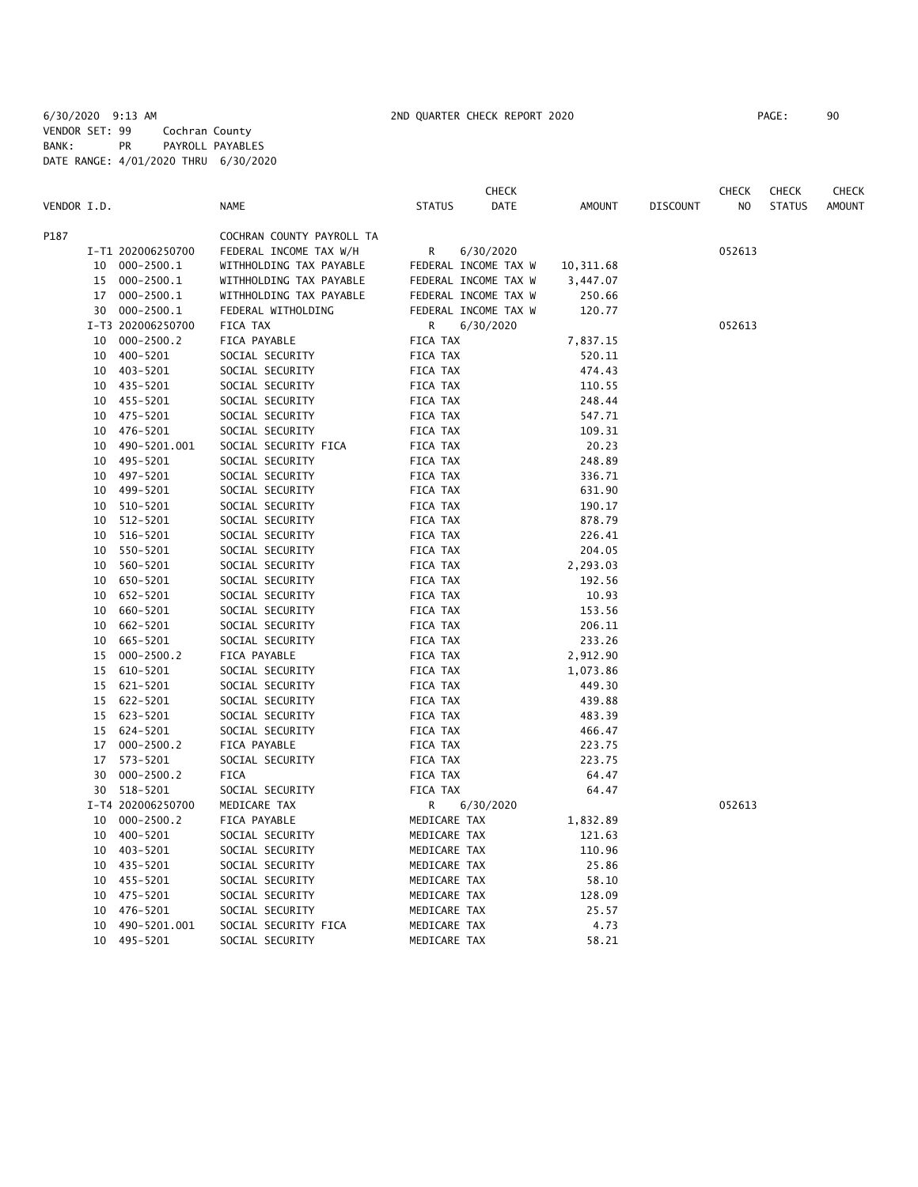6/30/2020 9:13 AM 2ND QUARTER CHECK REPORT 2020

VENDOR SET: 99 Cochran County
BANK: PR PAYROLL PAYABLES
DATE RANGE: 4/01/2020 THRU 6/30/2020

| VENDOR I.D. | | NAME | STATUS | CHECK DATE | AMOUNT | DISCOUNT | CHECK NO | CHECK STATUS | CHECK AMOUNT |
|---|---|---|---|---|---|---|---|---|---|
| P187 | | COCHRAN COUNTY PAYROLL TA | | | | | | | |
| | I-T1 202006250700 | FEDERAL INCOME TAX W/H | R | 6/30/2020 | | | 052613 | | |
| 10 | 000-2500.1 | WITHHOLDING TAX PAYABLE | FEDERAL INCOME TAX W | | 10,311.68 | | | | |
| 15 | 000-2500.1 | WITHHOLDING TAX PAYABLE | FEDERAL INCOME TAX W | | 3,447.07 | | | | |
| 17 | 000-2500.1 | WITHHOLDING TAX PAYABLE | FEDERAL INCOME TAX W | | 250.66 | | | | |
| 30 | 000-2500.1 | FEDERAL WITHOLDING | FEDERAL INCOME TAX W | | 120.77 | | | | |
| | I-T3 202006250700 | FICA TAX | R | 6/30/2020 | | | 052613 | | |
| 10 | 000-2500.2 | FICA PAYABLE | FICA TAX | | 7,837.15 | | | | |
| 10 | 400-5201 | SOCIAL SECURITY | FICA TAX | | 520.11 | | | | |
| 10 | 403-5201 | SOCIAL SECURITY | FICA TAX | | 474.43 | | | | |
| 10 | 435-5201 | SOCIAL SECURITY | FICA TAX | | 110.55 | | | | |
| 10 | 455-5201 | SOCIAL SECURITY | FICA TAX | | 248.44 | | | | |
| 10 | 475-5201 | SOCIAL SECURITY | FICA TAX | | 547.71 | | | | |
| 10 | 476-5201 | SOCIAL SECURITY | FICA TAX | | 109.31 | | | | |
| 10 | 490-5201.001 | SOCIAL SECURITY FICA | FICA TAX | | 20.23 | | | | |
| 10 | 495-5201 | SOCIAL SECURITY | FICA TAX | | 248.89 | | | | |
| 10 | 497-5201 | SOCIAL SECURITY | FICA TAX | | 336.71 | | | | |
| 10 | 499-5201 | SOCIAL SECURITY | FICA TAX | | 631.90 | | | | |
| 10 | 510-5201 | SOCIAL SECURITY | FICA TAX | | 190.17 | | | | |
| 10 | 512-5201 | SOCIAL SECURITY | FICA TAX | | 878.79 | | | | |
| 10 | 516-5201 | SOCIAL SECURITY | FICA TAX | | 226.41 | | | | |
| 10 | 550-5201 | SOCIAL SECURITY | FICA TAX | | 204.05 | | | | |
| 10 | 560-5201 | SOCIAL SECURITY | FICA TAX | | 2,293.03 | | | | |
| 10 | 650-5201 | SOCIAL SECURITY | FICA TAX | | 192.56 | | | | |
| 10 | 652-5201 | SOCIAL SECURITY | FICA TAX | | 10.93 | | | | |
| 10 | 660-5201 | SOCIAL SECURITY | FICA TAX | | 153.56 | | | | |
| 10 | 662-5201 | SOCIAL SECURITY | FICA TAX | | 206.11 | | | | |
| 10 | 665-5201 | SOCIAL SECURITY | FICA TAX | | 233.26 | | | | |
| 15 | 000-2500.2 | FICA PAYABLE | FICA TAX | | 2,912.90 | | | | |
| 15 | 610-5201 | SOCIAL SECURITY | FICA TAX | | 1,073.86 | | | | |
| 15 | 621-5201 | SOCIAL SECURITY | FICA TAX | | 449.30 | | | | |
| 15 | 622-5201 | SOCIAL SECURITY | FICA TAX | | 439.88 | | | | |
| 15 | 623-5201 | SOCIAL SECURITY | FICA TAX | | 483.39 | | | | |
| 15 | 624-5201 | SOCIAL SECURITY | FICA TAX | | 466.47 | | | | |
| 17 | 000-2500.2 | FICA PAYABLE | FICA TAX | | 223.75 | | | | |
| 17 | 573-5201 | SOCIAL SECURITY | FICA TAX | | 223.75 | | | | |
| 30 | 000-2500.2 | FICA | FICA TAX | | 64.47 | | | | |
| 30 | 518-5201 | SOCIAL SECURITY | FICA TAX | | 64.47 | | | | |
| | I-T4 202006250700 | MEDICARE TAX | R | 6/30/2020 | | | 052613 | | |
| 10 | 000-2500.2 | FICA PAYABLE | MEDICARE TAX | | 1,832.89 | | | | |
| 10 | 400-5201 | SOCIAL SECURITY | MEDICARE TAX | | 121.63 | | | | |
| 10 | 403-5201 | SOCIAL SECURITY | MEDICARE TAX | | 110.96 | | | | |
| 10 | 435-5201 | SOCIAL SECURITY | MEDICARE TAX | | 25.86 | | | | |
| 10 | 455-5201 | SOCIAL SECURITY | MEDICARE TAX | | 58.10 | | | | |
| 10 | 475-5201 | SOCIAL SECURITY | MEDICARE TAX | | 128.09 | | | | |
| 10 | 476-5201 | SOCIAL SECURITY | MEDICARE TAX | | 25.57 | | | | |
| 10 | 490-5201.001 | SOCIAL SECURITY FICA | MEDICARE TAX | | 4.73 | | | | |
| 10 | 495-5201 | SOCIAL SECURITY | MEDICARE TAX | | 58.21 | | | | |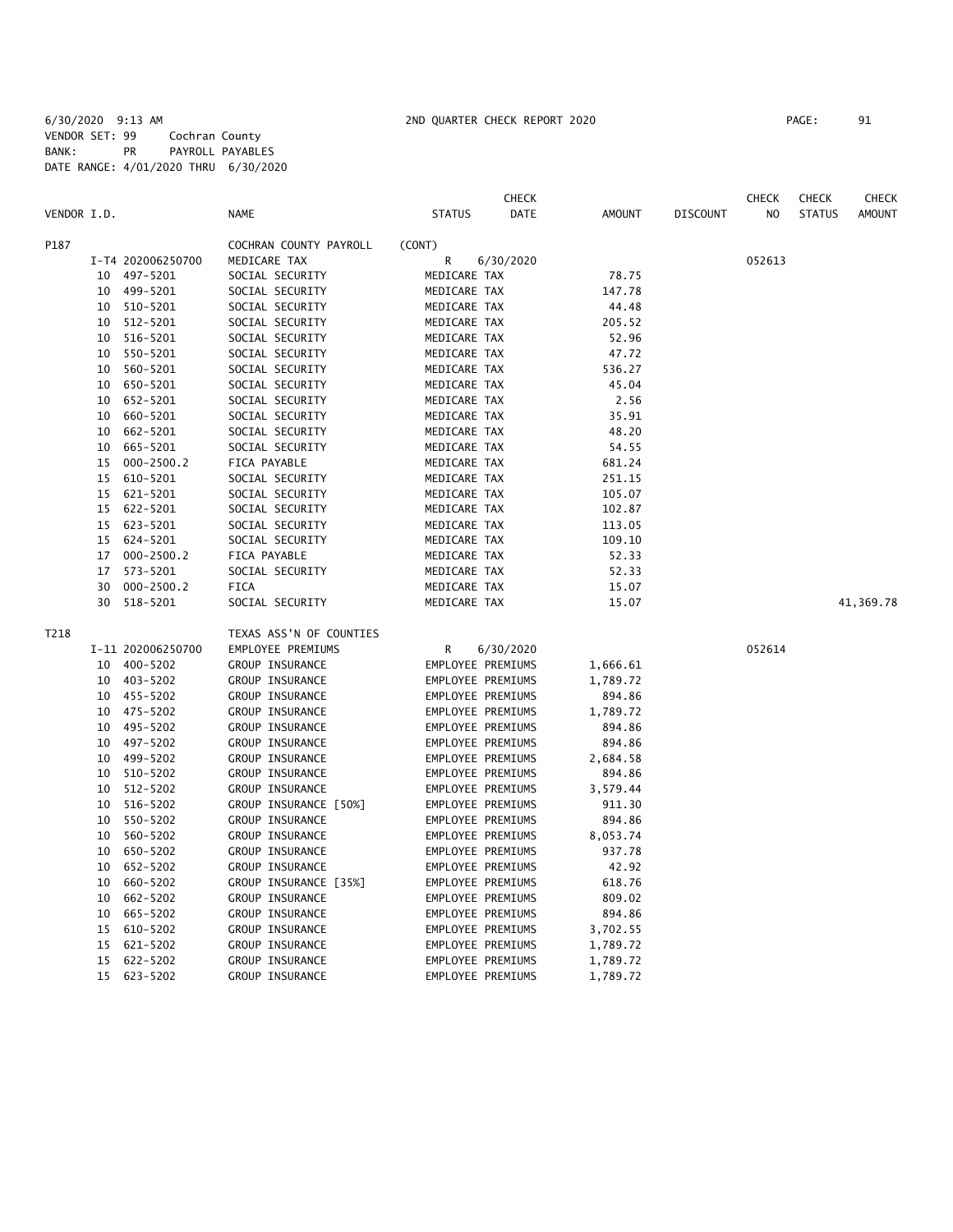6/30/2020 9:13 AM 2ND QUARTER CHECK REPORT 2020 PAGE: 91

VENDOR SET: 99 Cochran County
BANK: PR PAYROLL PAYABLES
DATE RANGE: 4/01/2020 THRU 6/30/2020

| VENDOR I.D. | | NAME | STATUS | CHECK DATE | AMOUNT | DISCOUNT | CHECK NO | CHECK STATUS | CHECK AMOUNT |
|---|---|---|---|---|---|---|---|---|---|
| P187 | | COCHRAN COUNTY PAYROLL | (CONT) | | | | | | |
| | I-T4 202006250700 | MEDICARE TAX | R | 6/30/2020 | | | 052613 | | |
| | 10 497-5201 | SOCIAL SECURITY | MEDICARE TAX | | 78.75 | | | | |
| | 10 499-5201 | SOCIAL SECURITY | MEDICARE TAX | | 147.78 | | | | |
| | 10 510-5201 | SOCIAL SECURITY | MEDICARE TAX | | 44.48 | | | | |
| | 10 512-5201 | SOCIAL SECURITY | MEDICARE TAX | | 205.52 | | | | |
| | 10 516-5201 | SOCIAL SECURITY | MEDICARE TAX | | 52.96 | | | | |
| | 10 550-5201 | SOCIAL SECURITY | MEDICARE TAX | | 47.72 | | | | |
| | 10 560-5201 | SOCIAL SECURITY | MEDICARE TAX | | 536.27 | | | | |
| | 10 650-5201 | SOCIAL SECURITY | MEDICARE TAX | | 45.04 | | | | |
| | 10 652-5201 | SOCIAL SECURITY | MEDICARE TAX | | 2.56 | | | | |
| | 10 660-5201 | SOCIAL SECURITY | MEDICARE TAX | | 35.91 | | | | |
| | 10 662-5201 | SOCIAL SECURITY | MEDICARE TAX | | 48.20 | | | | |
| | 10 665-5201 | SOCIAL SECURITY | MEDICARE TAX | | 54.55 | | | | |
| | 15 000-2500.2 | FICA PAYABLE | MEDICARE TAX | | 681.24 | | | | |
| | 15 610-5201 | SOCIAL SECURITY | MEDICARE TAX | | 251.15 | | | | |
| | 15 621-5201 | SOCIAL SECURITY | MEDICARE TAX | | 105.07 | | | | |
| | 15 622-5201 | SOCIAL SECURITY | MEDICARE TAX | | 102.87 | | | | |
| | 15 623-5201 | SOCIAL SECURITY | MEDICARE TAX | | 113.05 | | | | |
| | 15 624-5201 | SOCIAL SECURITY | MEDICARE TAX | | 109.10 | | | | |
| | 17 000-2500.2 | FICA PAYABLE | MEDICARE TAX | | 52.33 | | | | |
| | 17 573-5201 | SOCIAL SECURITY | MEDICARE TAX | | 52.33 | | | | |
| | 30 000-2500.2 | FICA | MEDICARE TAX | | 15.07 | | | | |
| | 30 518-5201 | SOCIAL SECURITY | MEDICARE TAX | | 15.07 | | | | 41,369.78 |
| T218 | | TEXAS ASS'N OF COUNTIES | | | | | | | |
| | I-11 202006250700 | EMPLOYEE PREMIUMS | R | 6/30/2020 | | | 052614 | | |
| | 10 400-5202 | GROUP INSURANCE | EMPLOYEE PREMIUMS | | 1,666.61 | | | | |
| | 10 403-5202 | GROUP INSURANCE | EMPLOYEE PREMIUMS | | 1,789.72 | | | | |
| | 10 455-5202 | GROUP INSURANCE | EMPLOYEE PREMIUMS | | 894.86 | | | | |
| | 10 475-5202 | GROUP INSURANCE | EMPLOYEE PREMIUMS | | 1,789.72 | | | | |
| | 10 495-5202 | GROUP INSURANCE | EMPLOYEE PREMIUMS | | 894.86 | | | | |
| | 10 497-5202 | GROUP INSURANCE | EMPLOYEE PREMIUMS | | 894.86 | | | | |
| | 10 499-5202 | GROUP INSURANCE | EMPLOYEE PREMIUMS | | 2,684.58 | | | | |
| | 10 510-5202 | GROUP INSURANCE | EMPLOYEE PREMIUMS | | 894.86 | | | | |
| | 10 512-5202 | GROUP INSURANCE | EMPLOYEE PREMIUMS | | 3,579.44 | | | | |
| | 10 516-5202 | GROUP INSURANCE [50%] | EMPLOYEE PREMIUMS | | 911.30 | | | | |
| | 10 550-5202 | GROUP INSURANCE | EMPLOYEE PREMIUMS | | 894.86 | | | | |
| | 10 560-5202 | GROUP INSURANCE | EMPLOYEE PREMIUMS | | 8,053.74 | | | | |
| | 10 650-5202 | GROUP INSURANCE | EMPLOYEE PREMIUMS | | 937.78 | | | | |
| | 10 652-5202 | GROUP INSURANCE | EMPLOYEE PREMIUMS | | 42.92 | | | | |
| | 10 660-5202 | GROUP INSURANCE [35%] | EMPLOYEE PREMIUMS | | 618.76 | | | | |
| | 10 662-5202 | GROUP INSURANCE | EMPLOYEE PREMIUMS | | 809.02 | | | | |
| | 10 665-5202 | GROUP INSURANCE | EMPLOYEE PREMIUMS | | 894.86 | | | | |
| | 15 610-5202 | GROUP INSURANCE | EMPLOYEE PREMIUMS | | 3,702.55 | | | | |
| | 15 621-5202 | GROUP INSURANCE | EMPLOYEE PREMIUMS | | 1,789.72 | | | | |
| | 15 622-5202 | GROUP INSURANCE | EMPLOYEE PREMIUMS | | 1,789.72 | | | | |
| | 15 623-5202 | GROUP INSURANCE | EMPLOYEE PREMIUMS | | 1,789.72 | | | | |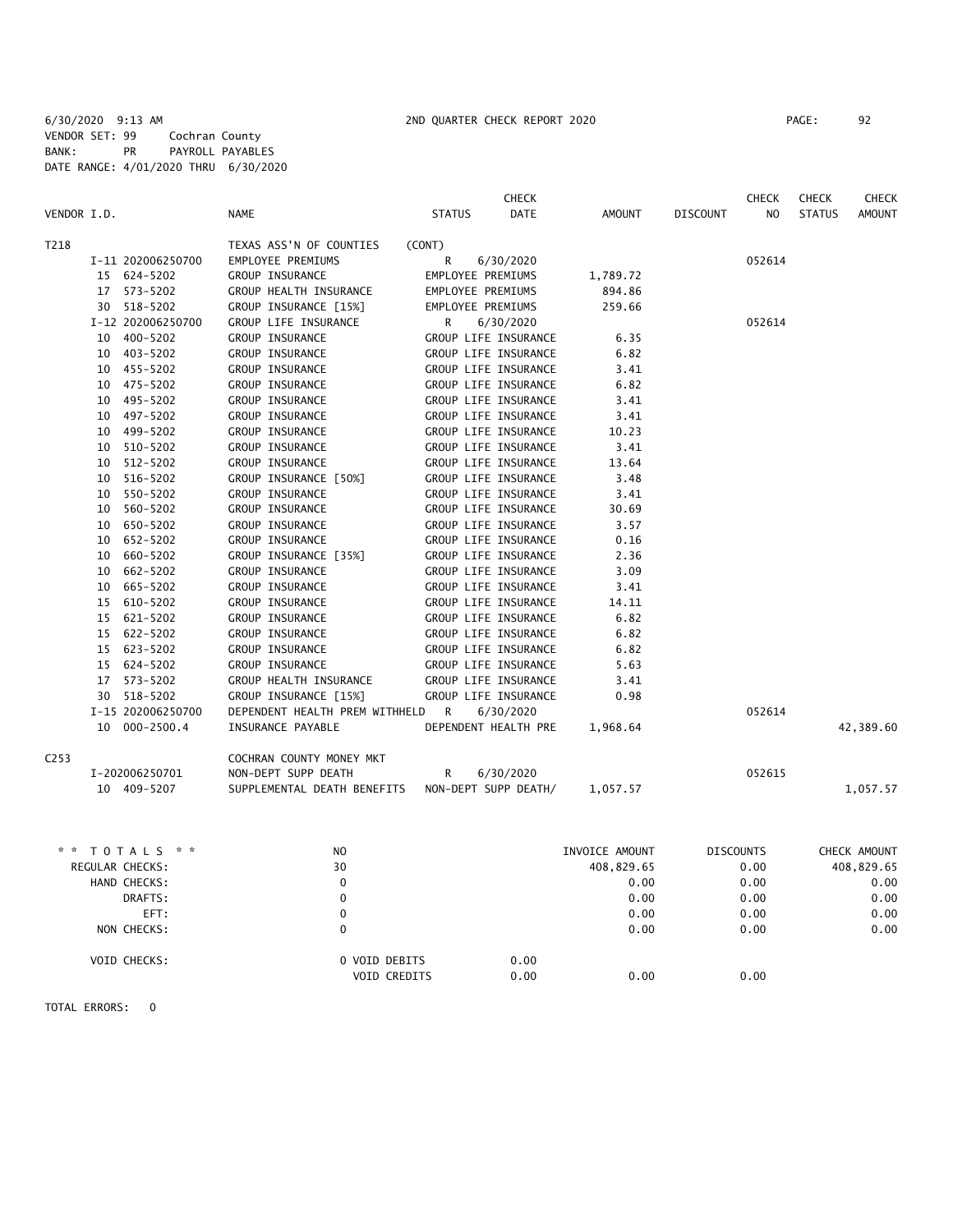6/30/2020 9:13 AM 2ND QUARTER CHECK REPORT 2020 PAGE: 92
VENDOR SET: 99 Cochran County
BANK: PR PAYROLL PAYABLES
DATE RANGE: 4/01/2020 THRU 6/30/2020

| VENDOR I.D. | NAME | STATUS | CHECK DATE | AMOUNT | DISCOUNT | CHECK NO | CHECK STATUS | CHECK AMOUNT |
|---|---|---|---|---|---|---|---|---|
| T218 | TEXAS ASS'N OF COUNTIES | (CONT) | | | | | | |
| I-11 202006250700 | EMPLOYEE PREMIUMS | R | 6/30/2020 | | | 052614 | | |
| 15 624-5202 | GROUP INSURANCE | EMPLOYEE PREMIUMS | | 1,789.72 | | | | |
| 17 573-5202 | GROUP HEALTH INSURANCE | EMPLOYEE PREMIUMS | | 894.86 | | | | |
| 30 518-5202 | GROUP INSURANCE [15%] | EMPLOYEE PREMIUMS | | 259.66 | | | | |
| I-12 202006250700 | GROUP LIFE INSURANCE | R | 6/30/2020 | | | 052614 | | |
| 10 400-5202 | GROUP INSURANCE | GROUP LIFE INSURANCE | | 6.35 | | | | |
| 10 403-5202 | GROUP INSURANCE | GROUP LIFE INSURANCE | | 6.82 | | | | |
| 10 455-5202 | GROUP INSURANCE | GROUP LIFE INSURANCE | | 3.41 | | | | |
| 10 475-5202 | GROUP INSURANCE | GROUP LIFE INSURANCE | | 6.82 | | | | |
| 10 495-5202 | GROUP INSURANCE | GROUP LIFE INSURANCE | | 3.41 | | | | |
| 10 497-5202 | GROUP INSURANCE | GROUP LIFE INSURANCE | | 3.41 | | | | |
| 10 499-5202 | GROUP INSURANCE | GROUP LIFE INSURANCE | | 10.23 | | | | |
| 10 510-5202 | GROUP INSURANCE | GROUP LIFE INSURANCE | | 3.41 | | | | |
| 10 512-5202 | GROUP INSURANCE | GROUP LIFE INSURANCE | | 13.64 | | | | |
| 10 516-5202 | GROUP INSURANCE [50%] | GROUP LIFE INSURANCE | | 3.48 | | | | |
| 10 550-5202 | GROUP INSURANCE | GROUP LIFE INSURANCE | | 3.41 | | | | |
| 10 560-5202 | GROUP INSURANCE | GROUP LIFE INSURANCE | | 30.69 | | | | |
| 10 650-5202 | GROUP INSURANCE | GROUP LIFE INSURANCE | | 3.57 | | | | |
| 10 652-5202 | GROUP INSURANCE | GROUP LIFE INSURANCE | | 0.16 | | | | |
| 10 660-5202 | GROUP INSURANCE [35%] | GROUP LIFE INSURANCE | | 2.36 | | | | |
| 10 662-5202 | GROUP INSURANCE | GROUP LIFE INSURANCE | | 3.09 | | | | |
| 10 665-5202 | GROUP INSURANCE | GROUP LIFE INSURANCE | | 3.41 | | | | |
| 15 610-5202 | GROUP INSURANCE | GROUP LIFE INSURANCE | | 14.11 | | | | |
| 15 621-5202 | GROUP INSURANCE | GROUP LIFE INSURANCE | | 6.82 | | | | |
| 15 622-5202 | GROUP INSURANCE | GROUP LIFE INSURANCE | | 6.82 | | | | |
| 15 623-5202 | GROUP INSURANCE | GROUP LIFE INSURANCE | | 6.82 | | | | |
| 15 624-5202 | GROUP INSURANCE | GROUP LIFE INSURANCE | | 5.63 | | | | |
| 17 573-5202 | GROUP HEALTH INSURANCE | GROUP LIFE INSURANCE | | 3.41 | | | | |
| 30 518-5202 | GROUP INSURANCE [15%] | GROUP LIFE INSURANCE | | 0.98 | | | | |
| I-15 202006250700 | DEPENDENT HEALTH PREM WITHHELD | R | 6/30/2020 | | | 052614 | | |
| 10 000-2500.4 | INSURANCE PAYABLE | DEPENDENT HEALTH PRE | | 1,968.64 | | | | 42,389.60 |
| C253 | COCHRAN COUNTY MONEY MKT | | | | | | | |
| I-202006250701 | NON-DEPT SUPP DEATH | R | 6/30/2020 | | | 052615 | | |
| 10 409-5207 | SUPPLEMENTAL DEATH BENEFITS | NON-DEPT SUPP DEATH/ | | 1,057.57 | | | | 1,057.57 |

| * * TOTALS * * | NO | | INVOICE AMOUNT | DISCOUNTS | CHECK AMOUNT |
|---|---|---|---|---|---|
| REGULAR CHECKS: | 30 | | 408,829.65 | 0.00 | 408,829.65 |
| HAND CHECKS: | 0 | | 0.00 | 0.00 | 0.00 |
| DRAFTS: | 0 | | 0.00 | 0.00 | 0.00 |
| EFT: | 0 | | 0.00 | 0.00 | 0.00 |
| NON CHECKS: | 0 | | 0.00 | 0.00 | 0.00 |
| VOID CHECKS: | 0 VOID DEBITS | 0.00 | | | |
| | VOID CREDITS | 0.00 | 0.00 | 0.00 | |

TOTAL ERRORS: 0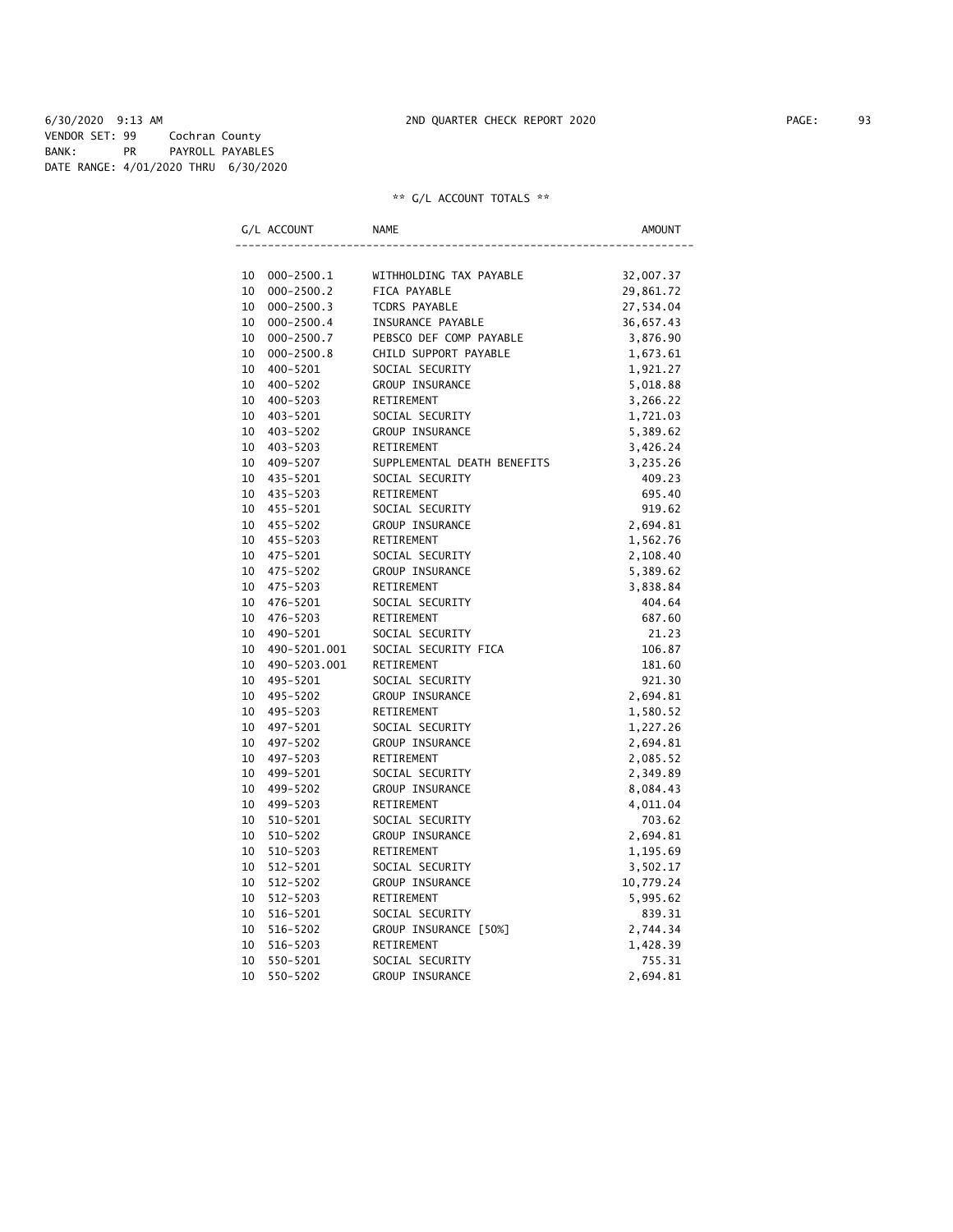6/30/2020 9:13 AM 2ND QUARTER CHECK REPORT 2020

VENDOR SET: 99 Cochran County
BANK: PR PAYROLL PAYABLES
DATE RANGE: 4/01/2020 THRU 6/30/2020

** G/L ACCOUNT TOTALS **

| | G/L ACCOUNT | NAME | AMOUNT |
|---|---|---|---|
| 10 | 000-2500.1 | WITHHOLDING TAX PAYABLE | 32,007.37 |
| 10 | 000-2500.2 | FICA PAYABLE | 29,861.72 |
| 10 | 000-2500.3 | TCDRS PAYABLE | 27,534.04 |
| 10 | 000-2500.4 | INSURANCE PAYABLE | 36,657.43 |
| 10 | 000-2500.7 | PEBSCO DEF COMP PAYABLE | 3,876.90 |
| 10 | 000-2500.8 | CHILD SUPPORT PAYABLE | 1,673.61 |
| 10 | 400-5201 | SOCIAL SECURITY | 1,921.27 |
| 10 | 400-5202 | GROUP INSURANCE | 5,018.88 |
| 10 | 400-5203 | RETIREMENT | 3,266.22 |
| 10 | 403-5201 | SOCIAL SECURITY | 1,721.03 |
| 10 | 403-5202 | GROUP INSURANCE | 5,389.62 |
| 10 | 403-5203 | RETIREMENT | 3,426.24 |
| 10 | 409-5207 | SUPPLEMENTAL DEATH BENEFITS | 3,235.26 |
| 10 | 435-5201 | SOCIAL SECURITY | 409.23 |
| 10 | 435-5203 | RETIREMENT | 695.40 |
| 10 | 455-5201 | SOCIAL SECURITY | 919.62 |
| 10 | 455-5202 | GROUP INSURANCE | 2,694.81 |
| 10 | 455-5203 | RETIREMENT | 1,562.76 |
| 10 | 475-5201 | SOCIAL SECURITY | 2,108.40 |
| 10 | 475-5202 | GROUP INSURANCE | 5,389.62 |
| 10 | 475-5203 | RETIREMENT | 3,838.84 |
| 10 | 476-5201 | SOCIAL SECURITY | 404.64 |
| 10 | 476-5203 | RETIREMENT | 687.60 |
| 10 | 490-5201 | SOCIAL SECURITY | 21.23 |
| 10 | 490-5201.001 | SOCIAL SECURITY FICA | 106.87 |
| 10 | 490-5203.001 | RETIREMENT | 181.60 |
| 10 | 495-5201 | SOCIAL SECURITY | 921.30 |
| 10 | 495-5202 | GROUP INSURANCE | 2,694.81 |
| 10 | 495-5203 | RETIREMENT | 1,580.52 |
| 10 | 497-5201 | SOCIAL SECURITY | 1,227.26 |
| 10 | 497-5202 | GROUP INSURANCE | 2,694.81 |
| 10 | 497-5203 | RETIREMENT | 2,085.52 |
| 10 | 499-5201 | SOCIAL SECURITY | 2,349.89 |
| 10 | 499-5202 | GROUP INSURANCE | 8,084.43 |
| 10 | 499-5203 | RETIREMENT | 4,011.04 |
| 10 | 510-5201 | SOCIAL SECURITY | 703.62 |
| 10 | 510-5202 | GROUP INSURANCE | 2,694.81 |
| 10 | 510-5203 | RETIREMENT | 1,195.69 |
| 10 | 512-5201 | SOCIAL SECURITY | 3,502.17 |
| 10 | 512-5202 | GROUP INSURANCE | 10,779.24 |
| 10 | 512-5203 | RETIREMENT | 5,995.62 |
| 10 | 516-5201 | SOCIAL SECURITY | 839.31 |
| 10 | 516-5202 | GROUP INSURANCE [50%] | 2,744.34 |
| 10 | 516-5203 | RETIREMENT | 1,428.39 |
| 10 | 550-5201 | SOCIAL SECURITY | 755.31 |
| 10 | 550-5202 | GROUP INSURANCE | 2,694.81 |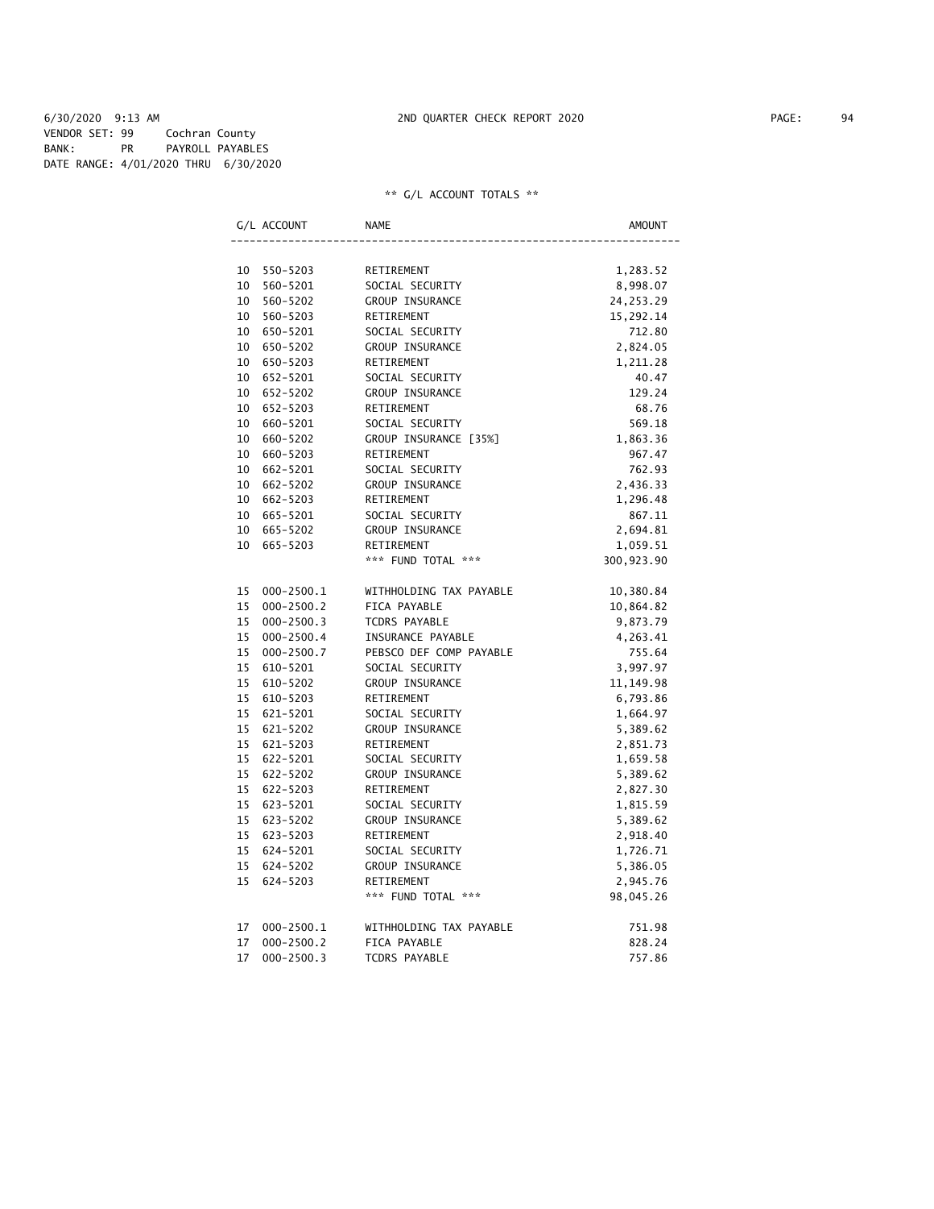6/30/2020 9:13 AM 2ND QUARTER CHECK REPORT 2020

VENDOR SET: 99 Cochran County
BANK: PR PAYROLL PAYABLES
DATE RANGE: 4/01/2020 THRU 6/30/2020

** G/L ACCOUNT TOTALS **

| G/L ACCOUNT | | NAME | AMOUNT |
|---|---|---|---|
| 10 | 550-5203 | RETIREMENT | 1,283.52 |
| 10 | 560-5201 | SOCIAL SECURITY | 8,998.07 |
| 10 | 560-5202 | GROUP INSURANCE | 24,253.29 |
| 10 | 560-5203 | RETIREMENT | 15,292.14 |
| 10 | 650-5201 | SOCIAL SECURITY | 712.80 |
| 10 | 650-5202 | GROUP INSURANCE | 2,824.05 |
| 10 | 650-5203 | RETIREMENT | 1,211.28 |
| 10 | 652-5201 | SOCIAL SECURITY | 40.47 |
| 10 | 652-5202 | GROUP INSURANCE | 129.24 |
| 10 | 652-5203 | RETIREMENT | 68.76 |
| 10 | 660-5201 | SOCIAL SECURITY | 569.18 |
| 10 | 660-5202 | GROUP INSURANCE [35%] | 1,863.36 |
| 10 | 660-5203 | RETIREMENT | 967.47 |
| 10 | 662-5201 | SOCIAL SECURITY | 762.93 |
| 10 | 662-5202 | GROUP INSURANCE | 2,436.33 |
| 10 | 662-5203 | RETIREMENT | 1,296.48 |
| 10 | 665-5201 | SOCIAL SECURITY | 867.11 |
| 10 | 665-5202 | GROUP INSURANCE | 2,694.81 |
| 10 | 665-5203 | RETIREMENT | 1,059.51 |
| | | *** FUND TOTAL *** | 300,923.90 |
| 15 | 000-2500.1 | WITHHOLDING TAX PAYABLE | 10,380.84 |
| 15 | 000-2500.2 | FICA PAYABLE | 10,864.82 |
| 15 | 000-2500.3 | TCDRS PAYABLE | 9,873.79 |
| 15 | 000-2500.4 | INSURANCE PAYABLE | 4,263.41 |
| 15 | 000-2500.7 | PEBSCO DEF COMP PAYABLE | 755.64 |
| 15 | 610-5201 | SOCIAL SECURITY | 3,997.97 |
| 15 | 610-5202 | GROUP INSURANCE | 11,149.98 |
| 15 | 610-5203 | RETIREMENT | 6,793.86 |
| 15 | 621-5201 | SOCIAL SECURITY | 1,664.97 |
| 15 | 621-5202 | GROUP INSURANCE | 5,389.62 |
| 15 | 621-5203 | RETIREMENT | 2,851.73 |
| 15 | 622-5201 | SOCIAL SECURITY | 1,659.58 |
| 15 | 622-5202 | GROUP INSURANCE | 5,389.62 |
| 15 | 622-5203 | RETIREMENT | 2,827.30 |
| 15 | 623-5201 | SOCIAL SECURITY | 1,815.59 |
| 15 | 623-5202 | GROUP INSURANCE | 5,389.62 |
| 15 | 623-5203 | RETIREMENT | 2,918.40 |
| 15 | 624-5201 | SOCIAL SECURITY | 1,726.71 |
| 15 | 624-5202 | GROUP INSURANCE | 5,386.05 |
| 15 | 624-5203 | RETIREMENT | 2,945.76 |
| | | *** FUND TOTAL *** | 98,045.26 |
| 17 | 000-2500.1 | WITHHOLDING TAX PAYABLE | 751.98 |
| 17 | 000-2500.2 | FICA PAYABLE | 828.24 |
| 17 | 000-2500.3 | TCDRS PAYABLE | 757.86 |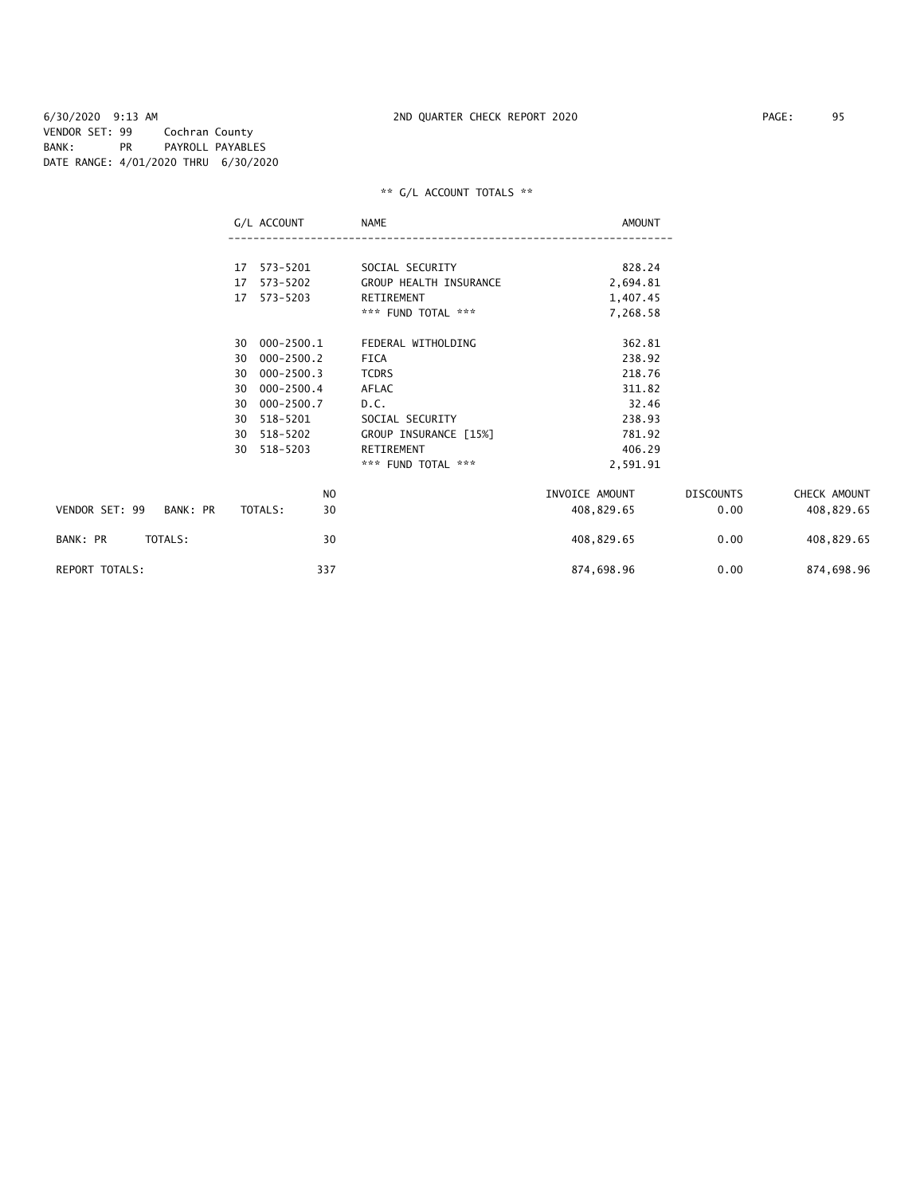6/30/2020 9:13 AM 2ND QUARTER CHECK REPORT 2020

VENDOR SET: 99 Cochran County
BANK: PR PAYROLL PAYABLES
DATE RANGE: 4/01/2020 THRU 6/30/2020

** G/L ACCOUNT TOTALS **

| G/L ACCOUNT | NAME | AMOUNT |
|---|---|---|
| 17 573-5201 | SOCIAL SECURITY | 828.24 |
| 17 573-5202 | GROUP HEALTH INSURANCE | 2,694.81 |
| 17 573-5203 | RETIREMENT | 1,407.45 |
| | *** FUND TOTAL *** | 7,268.58 |
| 30 000-2500.1 | FEDERAL WITHOLDING | 362.81 |
| 30 000-2500.2 | FICA | 238.92 |
| 30 000-2500.3 | TCDRS | 218.76 |
| 30 000-2500.4 | AFLAC | 311.82 |
| 30 000-2500.7 | D.C. | 32.46 |
| 30 518-5201 | SOCIAL SECURITY | 238.93 |
| 30 518-5202 | GROUP INSURANCE [15%] | 781.92 |
| 30 518-5203 | RETIREMENT | 406.29 |
| | *** FUND TOTAL *** | 2,591.91 |

| | NO | INVOICE AMOUNT | DISCOUNTS | CHECK AMOUNT |
|---|---|---|---|---|
| VENDOR SET: 99 BANK: PR TOTALS: | 30 | 408,829.65 | 0.00 | 408,829.65 |
| BANK: PR TOTALS: | 30 | 408,829.65 | 0.00 | 408,829.65 |
| REPORT TOTALS: | 337 | 874,698.96 | 0.00 | 874,698.96 |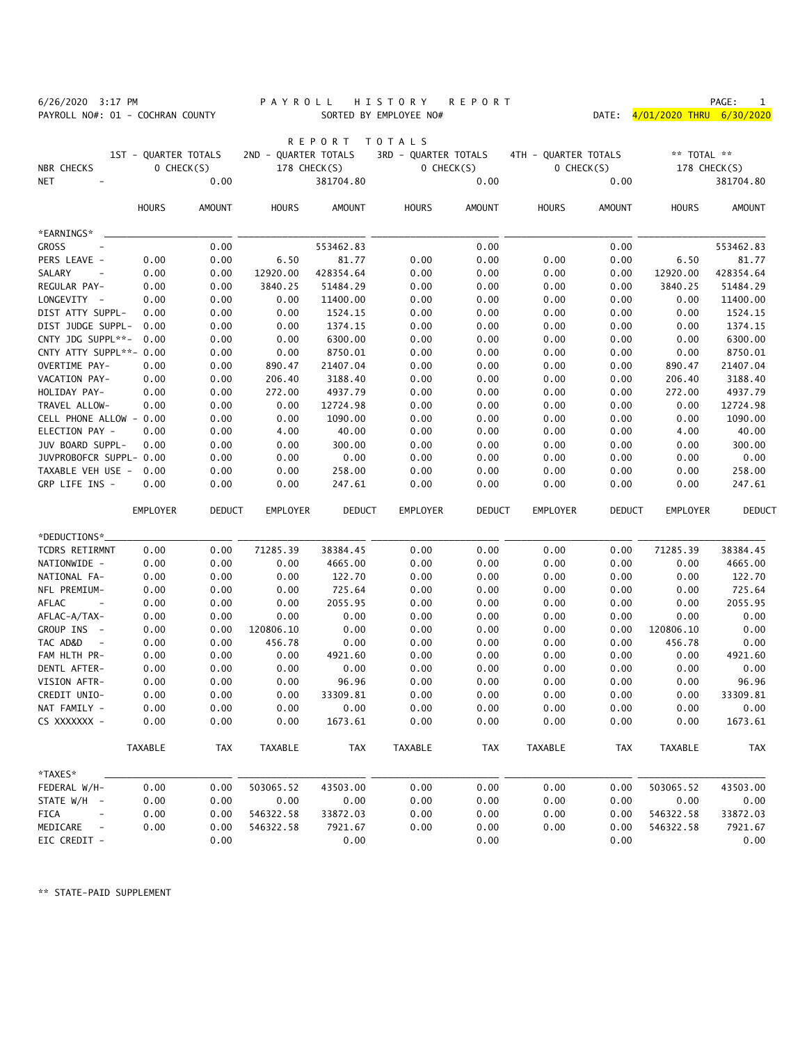6/26/2020 3:17 PM — PAYROLL HISTORY REPORT — PAGE: 1

PAYROLL NO#: 01 - COCHRAN COUNTY — SORTED BY EMPLOYEE NO# — DATE: 4/01/2020 THRU 6/30/2020

# REPORT TOTALS

| | 1ST - QUARTER TOTALS | | 2ND - QUARTER TOTALS | | 3RD - QUARTER TOTALS | | 4TH - QUARTER TOTALS | | ** TOTAL ** | |
|---|---|---|---|---|---|---|---|---|---|---|
| NBR CHECKS | 0 CHECK(S) | | 178 CHECK(S) | | 0 CHECK(S) | | 0 CHECK(S) | | 178 CHECK(S) | |
| NET - | | 0.00 | | 381704.80 | | 0.00 | | 0.00 | | 381704.80 |
| | HOURS | AMOUNT | HOURS | AMOUNT | HOURS | AMOUNT | HOURS | AMOUNT | HOURS | AMOUNT |
| *EARNINGS* | | | | | | | | | | |
| GROSS - | | 0.00 | | 553462.83 | | 0.00 | | 0.00 | | 553462.83 |
| PERS LEAVE - | 0.00 | 0.00 | 6.50 | 81.77 | 0.00 | 0.00 | 0.00 | 0.00 | 6.50 | 81.77 |
| SALARY - | 0.00 | 0.00 | 12920.00 | 428354.64 | 0.00 | 0.00 | 0.00 | 0.00 | 12920.00 | 428354.64 |
| REGULAR PAY- | 0.00 | 0.00 | 3840.25 | 51484.29 | 0.00 | 0.00 | 0.00 | 0.00 | 3840.25 | 51484.29 |
| LONGEVITY - | 0.00 | 0.00 | 0.00 | 11400.00 | 0.00 | 0.00 | 0.00 | 0.00 | 0.00 | 11400.00 |
| DIST ATTY SUPPL- | 0.00 | 0.00 | 0.00 | 1524.15 | 0.00 | 0.00 | 0.00 | 0.00 | 0.00 | 1524.15 |
| DIST JUDGE SUPPL- | 0.00 | 0.00 | 0.00 | 1374.15 | 0.00 | 0.00 | 0.00 | 0.00 | 0.00 | 1374.15 |
| CNTY JDG SUPPL**- | 0.00 | 0.00 | 0.00 | 6300.00 | 0.00 | 0.00 | 0.00 | 0.00 | 0.00 | 6300.00 |
| CNTY ATTY SUPPL**- | 0.00 | 0.00 | 0.00 | 8750.01 | 0.00 | 0.00 | 0.00 | 0.00 | 0.00 | 8750.01 |
| OVERTIME PAY- | 0.00 | 0.00 | 890.47 | 21407.04 | 0.00 | 0.00 | 0.00 | 0.00 | 890.47 | 21407.04 |
| VACATION PAY- | 0.00 | 0.00 | 206.40 | 3188.40 | 0.00 | 0.00 | 0.00 | 0.00 | 206.40 | 3188.40 |
| HOLIDAY PAY- | 0.00 | 0.00 | 272.00 | 4937.79 | 0.00 | 0.00 | 0.00 | 0.00 | 272.00 | 4937.79 |
| TRAVEL ALLOW- | 0.00 | 0.00 | 0.00 | 12724.98 | 0.00 | 0.00 | 0.00 | 0.00 | 0.00 | 12724.98 |
| CELL PHONE ALLOW - | 0.00 | 0.00 | 0.00 | 1090.00 | 0.00 | 0.00 | 0.00 | 0.00 | 0.00 | 1090.00 |
| ELECTION PAY - | 0.00 | 0.00 | 4.00 | 40.00 | 0.00 | 0.00 | 0.00 | 0.00 | 4.00 | 40.00 |
| JUV BOARD SUPPL- | 0.00 | 0.00 | 0.00 | 300.00 | 0.00 | 0.00 | 0.00 | 0.00 | 0.00 | 300.00 |
| JUVPROBOFCR SUPPL- | 0.00 | 0.00 | 0.00 | 0.00 | 0.00 | 0.00 | 0.00 | 0.00 | 0.00 | 0.00 |
| TAXABLE VEH USE - | 0.00 | 0.00 | 0.00 | 258.00 | 0.00 | 0.00 | 0.00 | 0.00 | 0.00 | 258.00 |
| GRP LIFE INS - | 0.00 | 0.00 | 0.00 | 247.61 | 0.00 | 0.00 | 0.00 | 0.00 | 0.00 | 247.61 |
| | EMPLOYER | DEDUCT | EMPLOYER | DEDUCT | EMPLOYER | DEDUCT | EMPLOYER | DEDUCT | EMPLOYER | DEDUCT |
| *DEDUCTIONS* | | | | | | | | | | |
| TCDRS RETIRMNT | 0.00 | 0.00 | 71285.39 | 38384.45 | 0.00 | 0.00 | 0.00 | 0.00 | 71285.39 | 38384.45 |
| NATIONWIDE - | 0.00 | 0.00 | 0.00 | 4665.00 | 0.00 | 0.00 | 0.00 | 0.00 | 0.00 | 4665.00 |
| NATIONAL FA- | 0.00 | 0.00 | 0.00 | 122.70 | 0.00 | 0.00 | 0.00 | 0.00 | 0.00 | 122.70 |
| NFL PREMIUM- | 0.00 | 0.00 | 0.00 | 725.64 | 0.00 | 0.00 | 0.00 | 0.00 | 0.00 | 725.64 |
| AFLAC - | 0.00 | 0.00 | 0.00 | 2055.95 | 0.00 | 0.00 | 0.00 | 0.00 | 0.00 | 2055.95 |
| AFLAC-A/TAX- | 0.00 | 0.00 | 0.00 | 0.00 | 0.00 | 0.00 | 0.00 | 0.00 | 0.00 | 0.00 |
| GROUP INS - | 0.00 | 0.00 | 120806.10 | 0.00 | 0.00 | 0.00 | 0.00 | 0.00 | 120806.10 | 0.00 |
| TAC AD&D - | 0.00 | 0.00 | 456.78 | 0.00 | 0.00 | 0.00 | 0.00 | 0.00 | 456.78 | 0.00 |
| FAM HLTH PR- | 0.00 | 0.00 | 0.00 | 4921.60 | 0.00 | 0.00 | 0.00 | 0.00 | 0.00 | 4921.60 |
| DENTL AFTER- | 0.00 | 0.00 | 0.00 | 0.00 | 0.00 | 0.00 | 0.00 | 0.00 | 0.00 | 0.00 |
| VISION AFTR- | 0.00 | 0.00 | 0.00 | 96.96 | 0.00 | 0.00 | 0.00 | 0.00 | 0.00 | 96.96 |
| CREDIT UNIO- | 0.00 | 0.00 | 0.00 | 33309.81 | 0.00 | 0.00 | 0.00 | 0.00 | 0.00 | 33309.81 |
| NAT FAMILY - | 0.00 | 0.00 | 0.00 | 0.00 | 0.00 | 0.00 | 0.00 | 0.00 | 0.00 | 0.00 |
| CS XXXXXXX - | 0.00 | 0.00 | 0.00 | 1673.61 | 0.00 | 0.00 | 0.00 | 0.00 | 0.00 | 1673.61 |
| | TAXABLE | TAX | TAXABLE | TAX | TAXABLE | TAX | TAXABLE | TAX | TAXABLE | TAX |
| *TAXES* | | | | | | | | | | |
| FEDERAL W/H- | 0.00 | 0.00 | 503065.52 | 43503.00 | 0.00 | 0.00 | 0.00 | 0.00 | 503065.52 | 43503.00 |
| STATE W/H - | 0.00 | 0.00 | 0.00 | 0.00 | 0.00 | 0.00 | 0.00 | 0.00 | 0.00 | 0.00 |
| FICA - | 0.00 | 0.00 | 546322.58 | 33872.03 | 0.00 | 0.00 | 0.00 | 0.00 | 546322.58 | 33872.03 |
| MEDICARE - | 0.00 | 0.00 | 546322.58 | 7921.67 | 0.00 | 0.00 | 0.00 | 0.00 | 546322.58 | 7921.67 |
| EIC CREDIT - | | 0.00 | | 0.00 | | 0.00 | | 0.00 | | 0.00 |

** STATE-PAID SUPPLEMENT